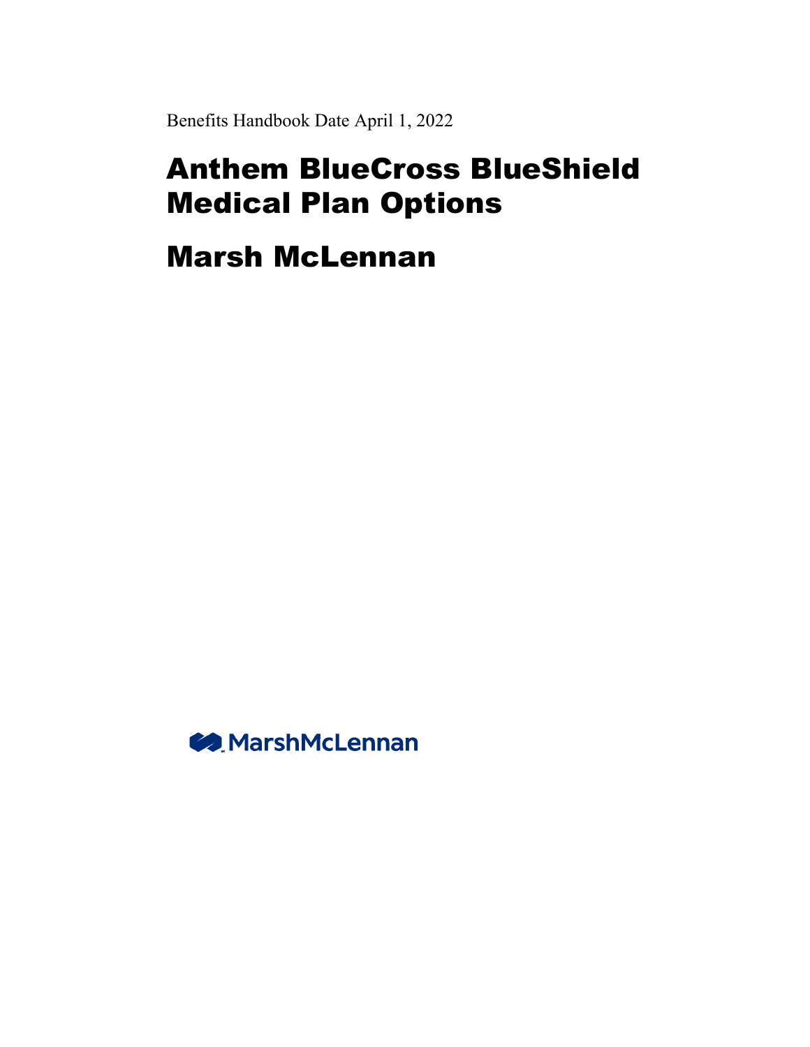Benefits Handbook Date April 1, 2022

# Anthem BlueCross BlueShield Medical Plan Options

# Marsh McLennan

MarshMcLennan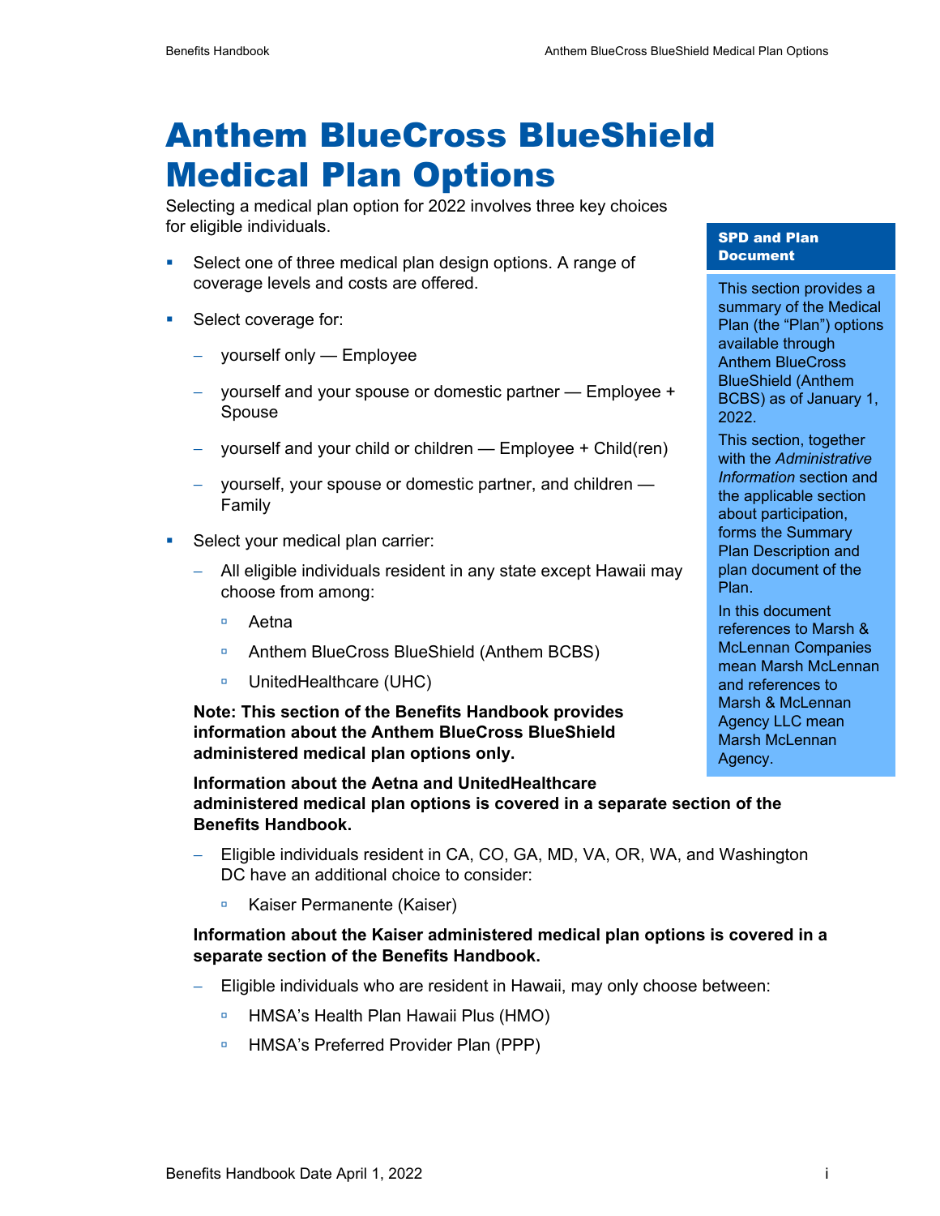# Anthem BlueCross BlueShield Medical Plan Options

Selecting a medical plan option for 2022 involves three key choices for eligible individuals.

- Select one of three medical plan design options. A range of coverage levels and costs are offered.
- Select coverage for:
  - yourself only — Employee
  - yourself and your spouse or domestic partner — Employee + Spouse
  - yourself and your child or children — Employee + Child(ren)
  - yourself, your spouse or domestic partner, and children — Family
- Select your medical plan carrier:
  - All eligible individuals resident in any state except Hawaii may choose from among:
    - Aetna
    - Anthem BlueCross BlueShield (Anthem BCBS)
    - UnitedHealthcare (UHC)

  **Note: This section of the Benefits Handbook provides information about the Anthem BlueCross BlueShield administered medical plan options only.**

  **Information about the Aetna and UnitedHealthcare administered medical plan options is covered in a separate section of the Benefits Handbook.**

  - Eligible individuals resident in CA, CO, GA, MD, VA, OR, WA, and Washington DC have an additional choice to consider:
    - Kaiser Permanente (Kaiser)

  **Information about the Kaiser administered medical plan options is covered in a separate section of the Benefits Handbook.**

  - Eligible individuals who are resident in Hawaii, may only choose between:
    - HMSA's Health Plan Hawaii Plus (HMO)
    - HMSA's Preferred Provider Plan (PPP)

**SPD and Plan Document**

This section provides a summary of the Medical Plan (the "Plan") options available through Anthem BlueCross BlueShield (Anthem BCBS) as of January 1, 2022.

This section, together with the *Administrative Information* section and the applicable section about participation, forms the Summary Plan Description and plan document of the Plan.

In this document references to Marsh & McLennan Companies mean Marsh McLennan and references to Marsh & McLennan Agency LLC mean Marsh McLennan Agency.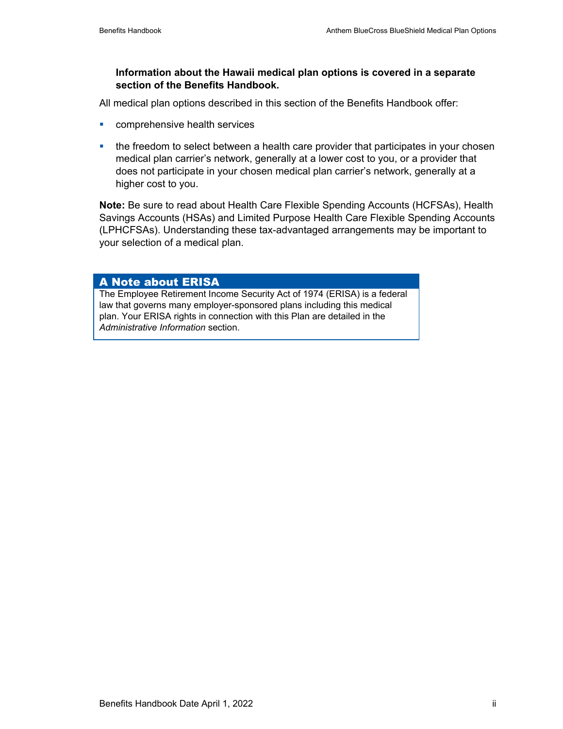**Information about the Hawaii medical plan options is covered in a separate section of the Benefits Handbook.**

All medical plan options described in this section of the Benefits Handbook offer:

- comprehensive health services
- the freedom to select between a health care provider that participates in your chosen medical plan carrier's network, generally at a lower cost to you, or a provider that does not participate in your chosen medical plan carrier's network, generally at a higher cost to you.

**Note:** Be sure to read about Health Care Flexible Spending Accounts (HCFSAs), Health Savings Accounts (HSAs) and Limited Purpose Health Care Flexible Spending Accounts (LPHCFSAs). Understanding these tax-advantaged arrangements may be important to your selection of a medical plan.

## A Note about ERISA

The Employee Retirement Income Security Act of 1974 (ERISA) is a federal law that governs many employer-sponsored plans including this medical plan. Your ERISA rights in connection with this Plan are detailed in the *Administrative Information* section.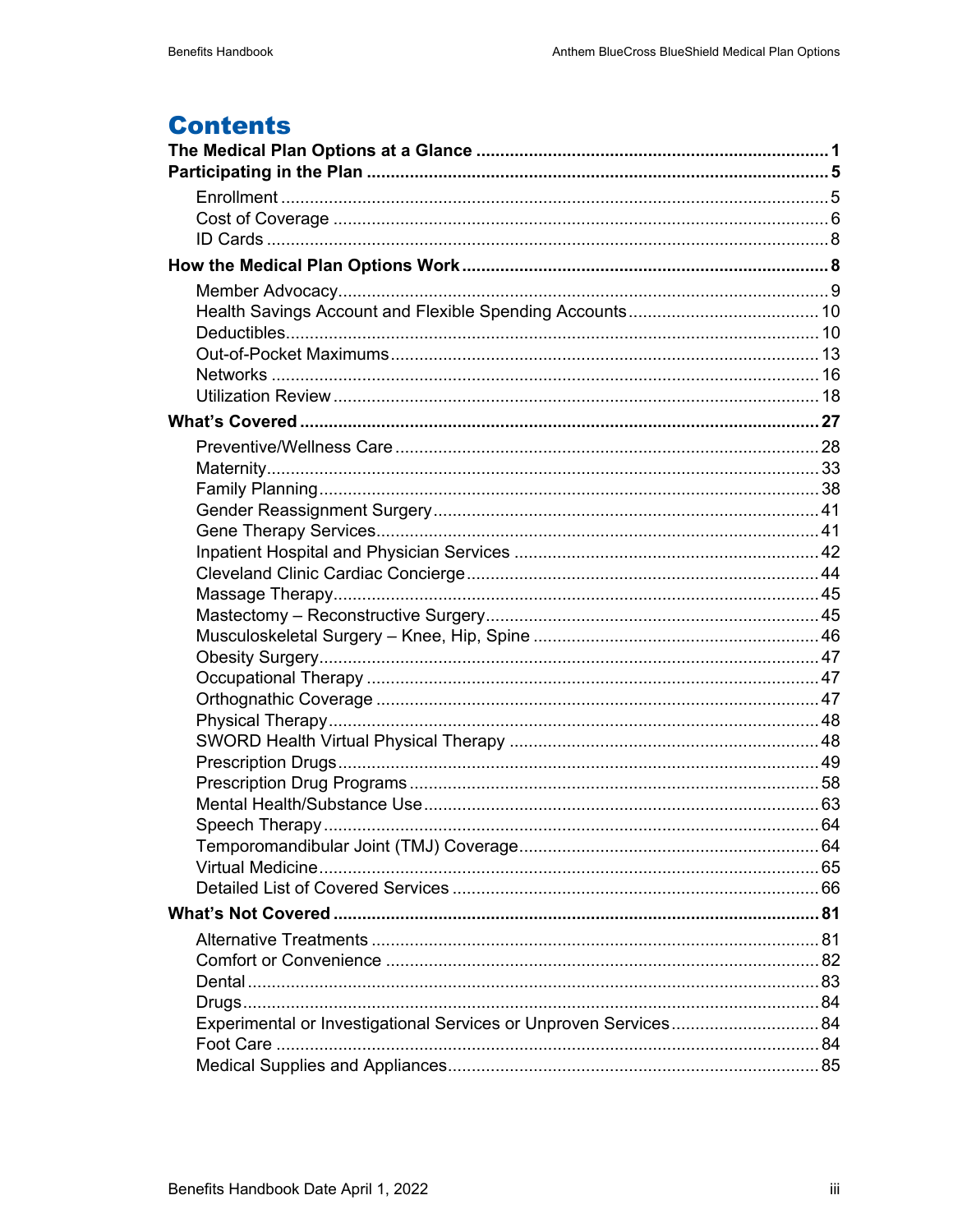# Contents

**The Medical Plan Options at a Glance** ........................................................................ **1**

**Participating in the Plan** ............................................................................................... **5**

- Enrollment ................................................................................................................. 5
- Cost of Coverage ...................................................................................................... 6
- ID Cards .................................................................................................................... 8

**How the Medical Plan Options Work** ........................................................................... **8**

- Member Advocacy..................................................................................................... 9
- Health Savings Account and Flexible Spending Accounts ........................................ 10
- Deductibles.............................................................................................................. 10
- Out-of-Pocket Maximums......................................................................................... 13
- Networks .................................................................................................................. 16
- Utilization Review ..................................................................................................... 18

**What's Covered** ........................................................................................................... **27**

- Preventive/Wellness Care ........................................................................................ 28
- Maternity.................................................................................................................. 33
- Family Planning........................................................................................................ 38
- Gender Reassignment Surgery................................................................................ 41
- Gene Therapy Services............................................................................................ 41
- Inpatient Hospital and Physician Services ............................................................... 42
- Cleveland Clinic Cardiac Concierge......................................................................... 44
- Massage Therapy..................................................................................................... 45
- Mastectomy – Reconstructive Surgery..................................................................... 45
- Musculoskeletal Surgery – Knee, Hip, Spine ........................................................... 46
- Obesity Surgery........................................................................................................ 47
- Occupational Therapy .............................................................................................. 47
- Orthognathic Coverage ............................................................................................ 47
- Physical Therapy...................................................................................................... 48
- SWORD Health Virtual Physical Therapy ................................................................. 48
- Prescription Drugs.................................................................................................... 49
- Prescription Drug Programs..................................................................................... 58
- Mental Health/Substance Use.................................................................................. 63
- Speech Therapy ....................................................................................................... 64
- Temporomandibular Joint (TMJ) Coverage.............................................................. 64
- Virtual Medicine........................................................................................................ 65
- Detailed List of Covered Services ............................................................................ 66

**What's Not Covered** ..................................................................................................... **81**

- Alternative Treatments ............................................................................................. 81
- Comfort or Convenience .......................................................................................... 82
- Dental....................................................................................................................... 83
- Drugs........................................................................................................................ 84
- Experimental or Investigational Services or Unproven Services............................... 84
- Foot Care ................................................................................................................. 84
- Medical Supplies and Appliances............................................................................. 85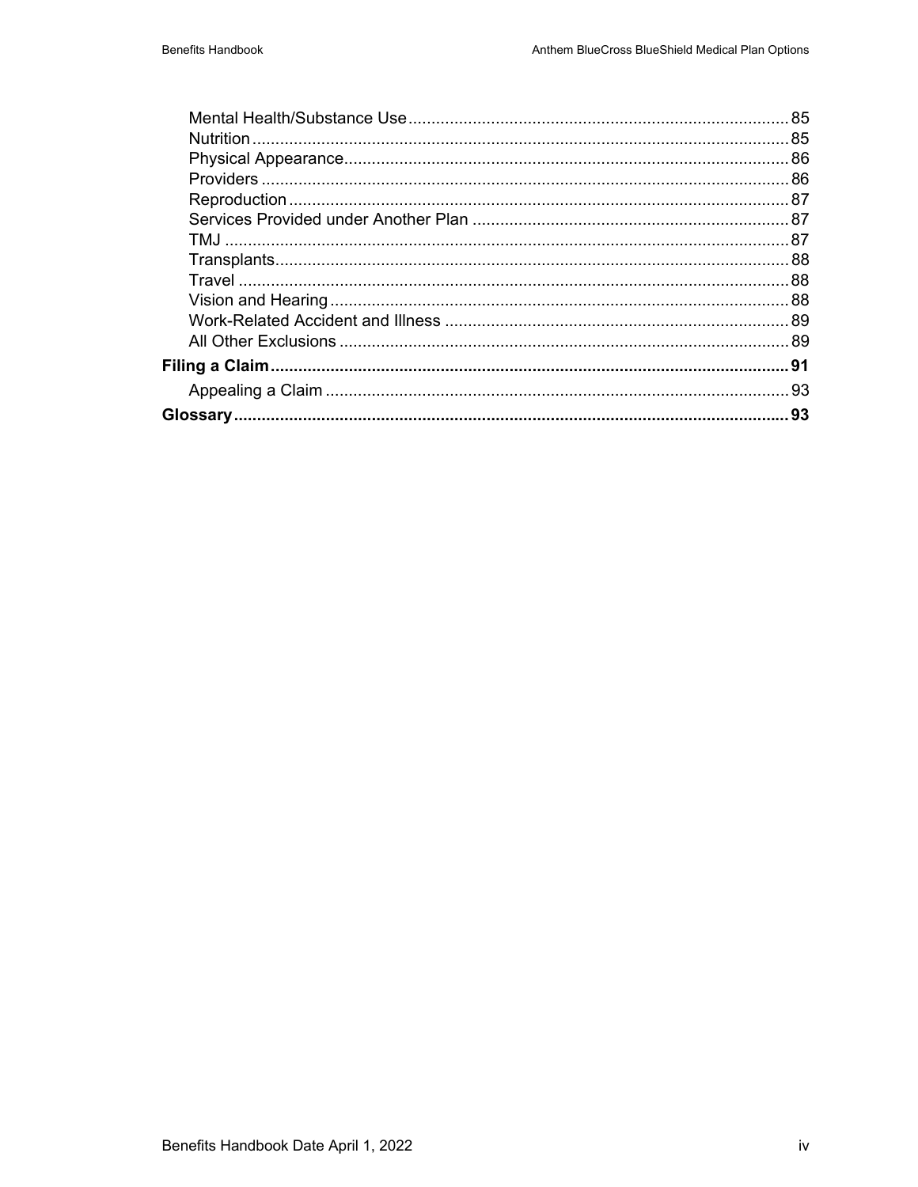Mental Health/Substance Use ..... 85
Nutrition ..... 85
Physical Appearance ..... 86
Providers ..... 86
Reproduction ..... 87
Services Provided under Another Plan ..... 87
TMJ ..... 87
Transplants ..... 88
Travel ..... 88
Vision and Hearing ..... 88
Work-Related Accident and Illness ..... 89
All Other Exclusions ..... 89

**Filing a Claim ..... 91**

Appealing a Claim ..... 93

**Glossary ..... 93**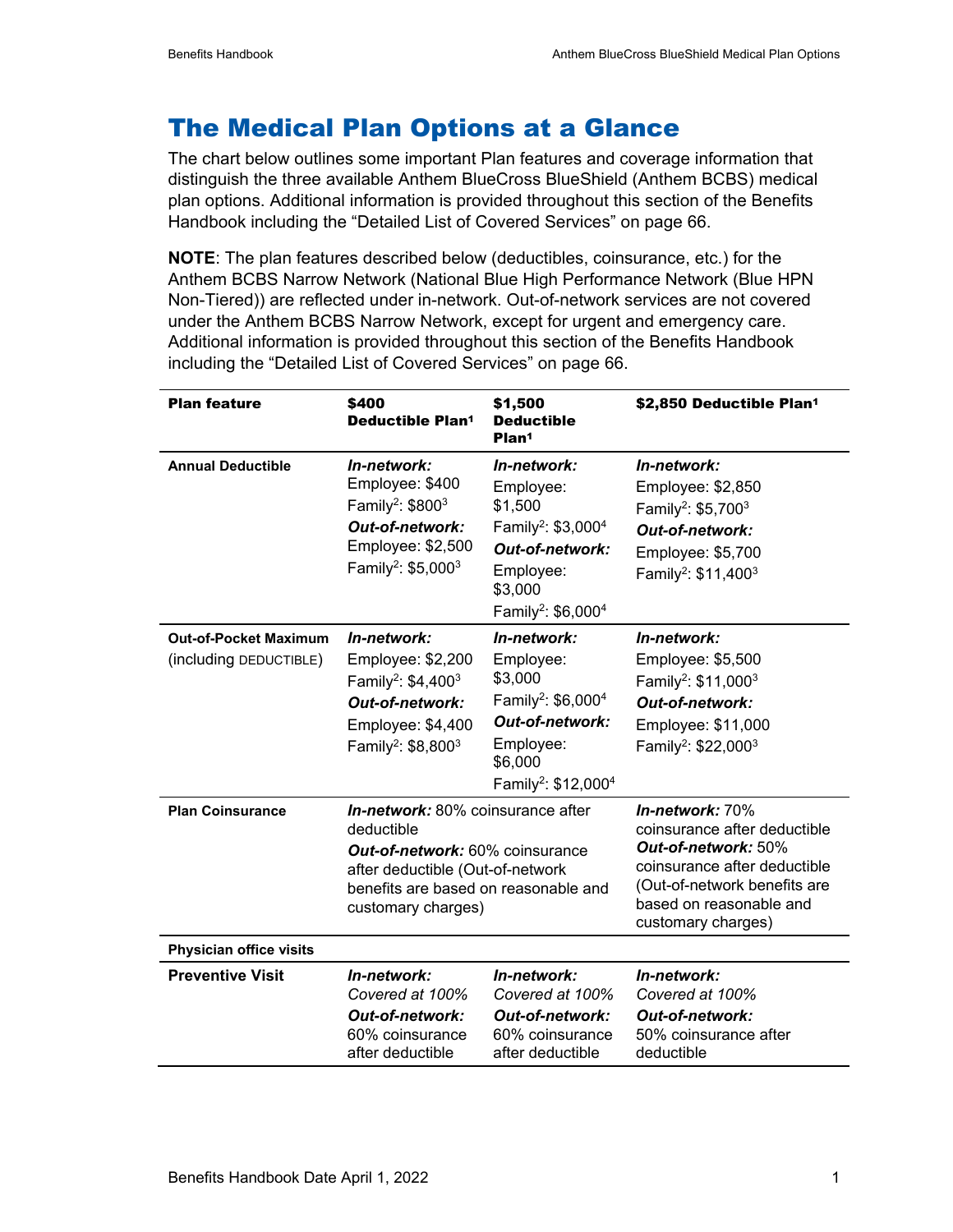# The Medical Plan Options at a Glance

The chart below outlines some important Plan features and coverage information that distinguish the three available Anthem BlueCross BlueShield (Anthem BCBS) medical plan options. Additional information is provided throughout this section of the Benefits Handbook including the "Detailed List of Covered Services" on page 66.

**NOTE**: The plan features described below (deductibles, coinsurance, etc.) for the Anthem BCBS Narrow Network (National Blue High Performance Network (Blue HPN Non-Tiered)) are reflected under in-network. Out-of-network services are not covered under the Anthem BCBS Narrow Network, except for urgent and emergency care. Additional information is provided throughout this section of the Benefits Handbook including the "Detailed List of Covered Services" on page 66.

| Plan feature | $400 Deductible Plan[1] | $1,500 Deductible Plan[1] | $2,850 Deductible Plan[1] |
|---|---|---|---|
| **Annual Deductible** | ***In-network:*** Employee: $400 Family[2]: $800[3] ***Out-of-network:*** Employee: $2,500 Family[2]: $5,000[3] | ***In-network:*** Employee: $1,500 Family[2]: $3,000[4] ***Out-of-network:*** Employee: $3,000 Family[2]: $6,000[4] | ***In-network:*** Employee: $2,850 Family[2]: $5,700[3] ***Out-of-network:*** Employee: $5,700 Family[2]: $11,400[3] |
| **Out-of-Pocket Maximum** (including DEDUCTIBLE) | ***In-network:*** Employee: $2,200 Family[2]: $4,400[3] ***Out-of-network:*** Employee: $4,400 Family[2]: $8,800[3] | ***In-network:*** Employee: $3,000 Family[2]: $6,000[4] ***Out-of-network:*** Employee: $6,000 Family[2]: $12,000[4] | ***In-network:*** Employee: $5,500 Family[2]: $11,000[3] ***Out-of-network:*** Employee: $11,000 Family[2]: $22,000[3] |
| **Plan Coinsurance** | ***In-network:*** 80% coinsurance after deductible ***Out-of-network:*** 60% coinsurance after deductible (Out-of-network benefits are based on reasonable and customary charges) | | ***In-network:*** 70% coinsurance after deductible ***Out-of-network:*** 50% coinsurance after deductible (Out-of-network benefits are based on reasonable and customary charges) |
| **Physician office visits** | | | |
| **Preventive Visit** | ***In-network:*** *Covered at 100%* ***Out-of-network:*** 60% coinsurance after deductible | ***In-network:*** *Covered at 100%* ***Out-of-network:*** 60% coinsurance after deductible | ***In-network:*** *Covered at 100%* ***Out-of-network:*** 50% coinsurance after deductible |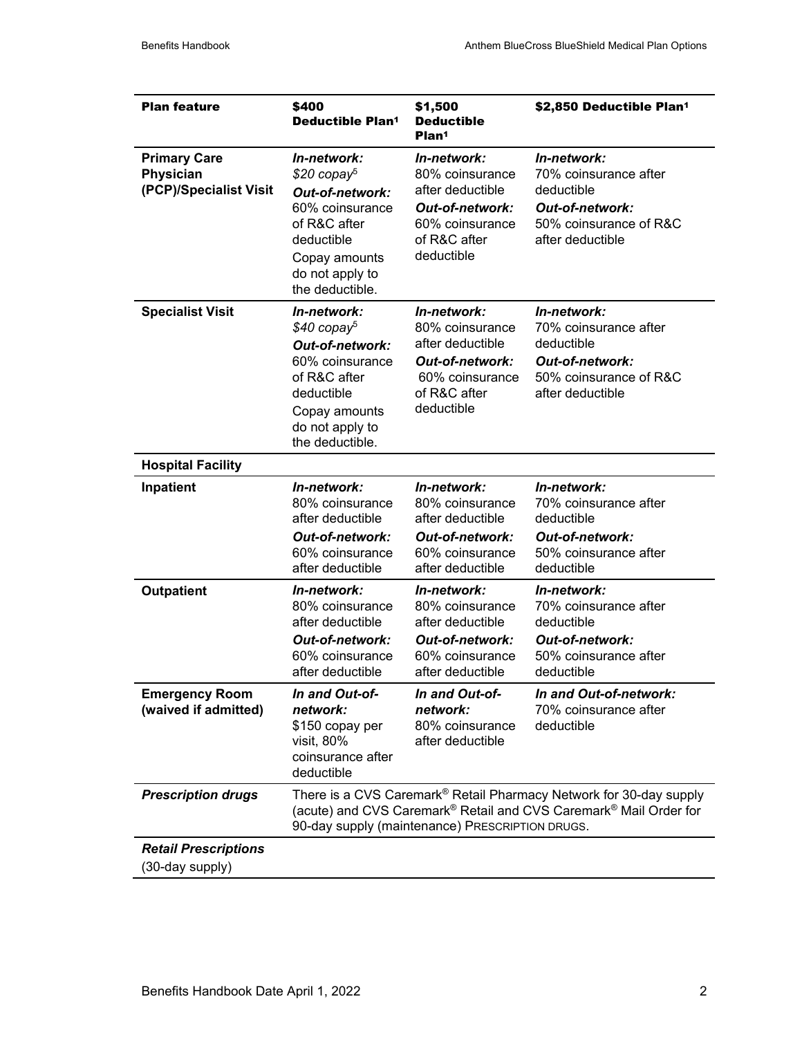| Plan feature | $400 Deductible Plan[1] | $1,500 Deductible Plan[1] | $2,850 Deductible Plan[1] |
|---|---|---|---|
| **Primary Care Physician (PCP)/Specialist Visit** | ***In-network:*** *$20 copay*[5] ***Out-of-network:*** 60% coinsurance of R&C after deductible Copay amounts do not apply to the deductible. | ***In-network:*** 80% coinsurance after deductible ***Out-of-network:*** 60% coinsurance of R&C after deductible | ***In-network:*** 70% coinsurance after deductible ***Out-of-network:*** 50% coinsurance of R&C after deductible |
| **Specialist Visit** | ***In-network:*** *$40 copay*[5] ***Out-of-network:*** 60% coinsurance of R&C after deductible Copay amounts do not apply to the deductible. | ***In-network:*** 80% coinsurance after deductible ***Out-of-network:*** 60% coinsurance of R&C after deductible | ***In-network:*** 70% coinsurance after deductible ***Out-of-network:*** 50% coinsurance of R&C after deductible |
| **Hospital Facility** | | | |
| **Inpatient** | ***In-network:*** 80% coinsurance after deductible ***Out-of-network:*** 60% coinsurance after deductible | ***In-network:*** 80% coinsurance after deductible ***Out-of-network:*** 60% coinsurance after deductible | ***In-network:*** 70% coinsurance after deductible ***Out-of-network:*** 50% coinsurance after deductible |
| **Outpatient** | ***In-network:*** 80% coinsurance after deductible ***Out-of-network:*** 60% coinsurance after deductible | ***In-network:*** 80% coinsurance after deductible ***Out-of-network:*** 60% coinsurance after deductible | ***In-network:*** 70% coinsurance after deductible ***Out-of-network:*** 50% coinsurance after deductible |
| **Emergency Room (waived if admitted)** | ***In and Out-of-network:*** $150 copay per visit, 80% coinsurance after deductible | ***In and Out-of-network:*** 80% coinsurance after deductible | ***In and Out-of-network:*** 70% coinsurance after deductible |
| ***Prescription drugs*** | There is a CVS Caremark® Retail Pharmacy Network for 30-day supply (acute) and CVS Caremark® Retail and CVS Caremark® Mail Order for 90-day supply (maintenance) PRESCRIPTION DRUGS. | | |
| ***Retail Prescriptions*** (30-day supply) | | | |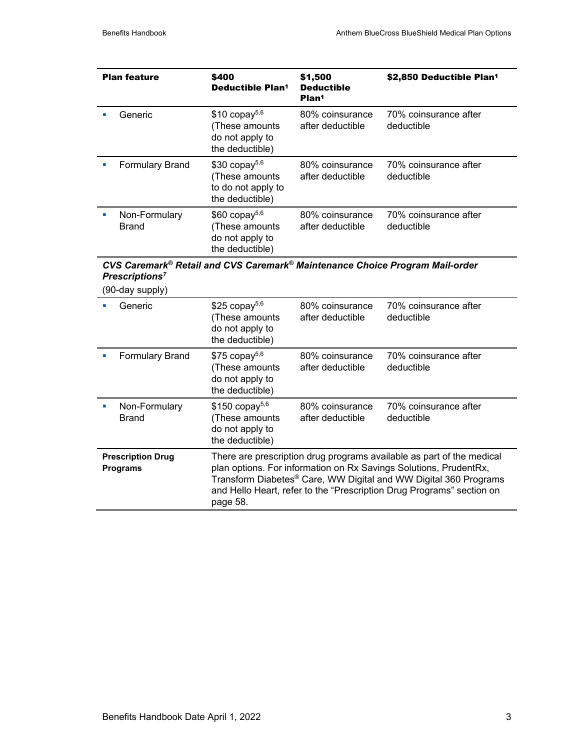| Plan feature | $400 Deductible Plan[1] | $1,500 Deductible Plan[1] | $2,850 Deductible Plan[1] |
|---|---|---|---|
| ▪ Generic | $10 copay[5,6] (These amounts do not apply to the deductible) | 80% coinsurance after deductible | 70% coinsurance after deductible |
| ▪ Formulary Brand | $30 copay[5,6] (These amounts to do not apply to the deductible) | 80% coinsurance after deductible | 70% coinsurance after deductible |
| ▪ Non-Formulary Brand | $60 copay[5,6] (These amounts do not apply to the deductible) | 80% coinsurance after deductible | 70% coinsurance after deductible |
| ***CVS Caremark® Retail and CVS Caremark® Maintenance Choice Program Mail-order Prescriptions[7]*** (90-day supply) | | | |
| ▪ Generic | $25 copay[5,6] (These amounts do not apply to the deductible) | 80% coinsurance after deductible | 70% coinsurance after deductible |
| ▪ Formulary Brand | $75 copay[5,6] (These amounts do not apply to the deductible) | 80% coinsurance after deductible | 70% coinsurance after deductible |
| ▪ Non-Formulary Brand | $150 copay[5,6] (These amounts do not apply to the deductible) | 80% coinsurance after deductible | 70% coinsurance after deductible |
| **Prescription Drug Programs** | There are prescription drug programs available as part of the medical plan options. For information on Rx Savings Solutions, PrudentRx, Transform Diabetes® Care, WW Digital and WW Digital 360 Programs and Hello Heart, refer to the "Prescription Drug Programs" section on page 58. | | |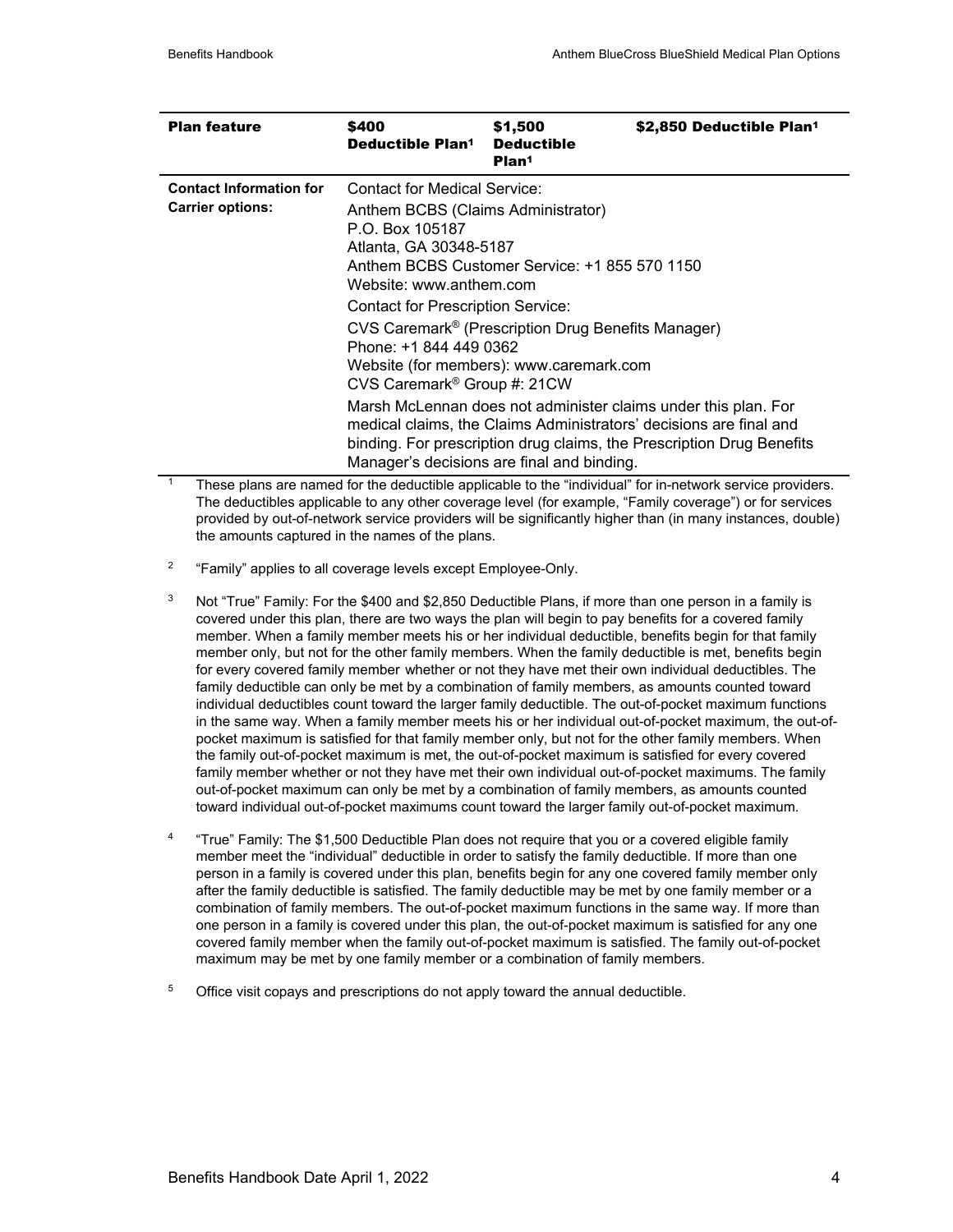| Plan feature | $400 Deductible Plan[1] | $1,500 Deductible Plan[1] | $2,850 Deductible Plan[1] |
|---|---|---|---|
| **Contact Information for Carrier options:** | Contact for Medical Service:<br>Anthem BCBS (Claims Administrator)<br>P.O. Box 105187<br>Atlanta, GA 30348-5187<br>Anthem BCBS Customer Service: +1 855 570 1150<br>Website: www.anthem.com<br>Contact for Prescription Service:<br>CVS Caremark® (Prescription Drug Benefits Manager)<br>Phone: +1 844 449 0362<br>Website (for members): www.caremark.com<br>CVS Caremark® Group #: 21CW<br>Marsh McLennan does not administer claims under this plan. For medical claims, the Claims Administrators' decisions are final and binding. For prescription drug claims, the Prescription Drug Benefits Manager's decisions are final and binding. | | |

[1] These plans are named for the deductible applicable to the "individual" for in-network service providers. The deductibles applicable to any other coverage level (for example, "Family coverage") or for services provided by out-of-network service providers will be significantly higher than (in many instances, double) the amounts captured in the names of the plans.

[2] "Family" applies to all coverage levels except Employee-Only.

[3] Not "True" Family: For the $400 and $2,850 Deductible Plans, if more than one person in a family is covered under this plan, there are two ways the plan will begin to pay benefits for a covered family member. When a family member meets his or her individual deductible, benefits begin for that family member only, but not for the other family members. When the family deductible is met, benefits begin for every covered family member whether or not they have met their own individual deductibles. The family deductible can only be met by a combination of family members, as amounts counted toward individual deductibles count toward the larger family deductible. The out-of-pocket maximum functions in the same way. When a family member meets his or her individual out-of-pocket maximum, the out-of-pocket maximum is satisfied for that family member only, but not for the other family members. When the family out-of-pocket maximum is met, the out-of-pocket maximum is satisfied for every covered family member whether or not they have met their own individual out-of-pocket maximums. The family out-of-pocket maximum can only be met by a combination of family members, as amounts counted toward individual out-of-pocket maximums count toward the larger family out-of-pocket maximum.

[4] "True" Family: The $1,500 Deductible Plan does not require that you or a covered eligible family member meet the "individual" deductible in order to satisfy the family deductible. If more than one person in a family is covered under this plan, benefits begin for any one covered family member only after the family deductible is satisfied. The family deductible may be met by one family member or a combination of family members. The out-of-pocket maximum functions in the same way. If more than one person in a family is covered under this plan, the out-of-pocket maximum is satisfied for any one covered family member when the family out-of-pocket maximum is satisfied. The family out-of-pocket maximum may be met by one family member or a combination of family members.

[5] Office visit copays and prescriptions do not apply toward the annual deductible.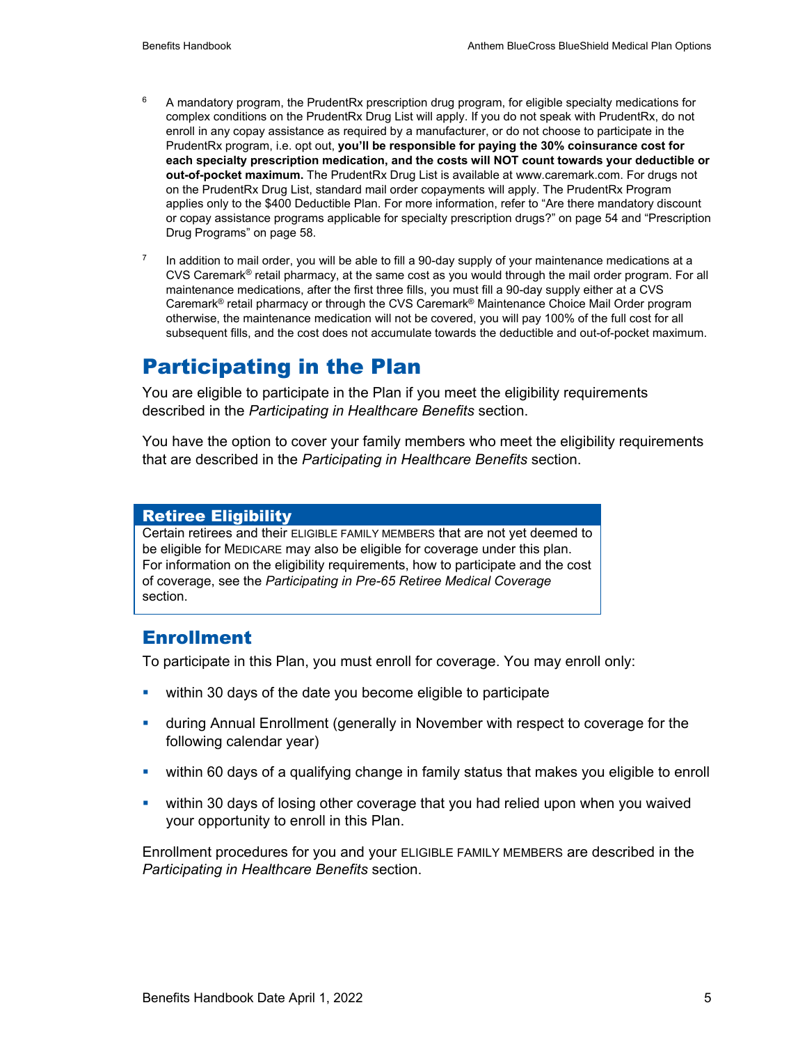[6] A mandatory program, the PrudentRx prescription drug program, for eligible specialty medications for complex conditions on the PrudentRx Drug List will apply. If you do not speak with PrudentRx, do not enroll in any copay assistance as required by a manufacturer, or do not choose to participate in the PrudentRx program, i.e. opt out, **you'll be responsible for paying the 30% coinsurance cost for each specialty prescription medication, and the costs will NOT count towards your deductible or out-of-pocket maximum.** The PrudentRx Drug List is available at www.caremark.com. For drugs not on the PrudentRx Drug List, standard mail order copayments will apply. The PrudentRx Program applies only to the $400 Deductible Plan. For more information, refer to "Are there mandatory discount or copay assistance programs applicable for specialty prescription drugs?" on page 54 and "Prescription Drug Programs" on page 58.

[7] In addition to mail order, you will be able to fill a 90-day supply of your maintenance medications at a CVS Caremark® retail pharmacy, at the same cost as you would through the mail order program. For all maintenance medications, after the first three fills, you must fill a 90-day supply either at a CVS Caremark® retail pharmacy or through the CVS Caremark® Maintenance Choice Mail Order program otherwise, the maintenance medication will not be covered, you will pay 100% of the full cost for all subsequent fills, and the cost does not accumulate towards the deductible and out-of-pocket maximum.

# Participating in the Plan

You are eligible to participate in the Plan if you meet the eligibility requirements described in the *Participating in Healthcare Benefits* section.

You have the option to cover your family members who meet the eligibility requirements that are described in the *Participating in Healthcare Benefits* section.

**Retiree Eligibility**

Certain retirees and their ELIGIBLE FAMILY MEMBERS that are not yet deemed to be eligible for MEDICARE may also be eligible for coverage under this plan. For information on the eligibility requirements, how to participate and the cost of coverage, see the *Participating in Pre-65 Retiree Medical Coverage* section.

## Enrollment

To participate in this Plan, you must enroll for coverage. You may enroll only:

- within 30 days of the date you become eligible to participate
- during Annual Enrollment (generally in November with respect to coverage for the following calendar year)
- within 60 days of a qualifying change in family status that makes you eligible to enroll
- within 30 days of losing other coverage that you had relied upon when you waived your opportunity to enroll in this Plan.

Enrollment procedures for you and your ELIGIBLE FAMILY MEMBERS are described in the *Participating in Healthcare Benefits* section.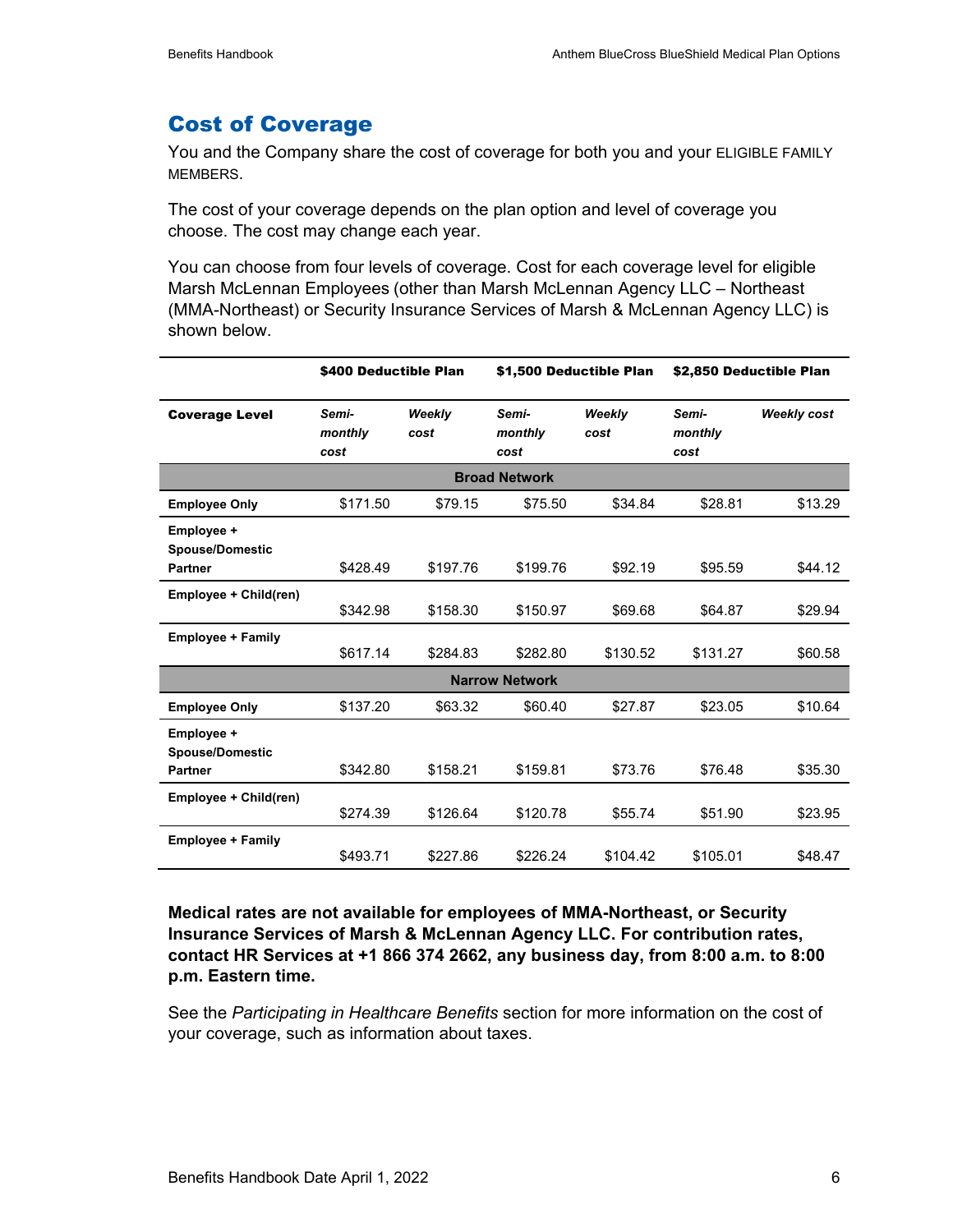## Cost of Coverage

You and the Company share the cost of coverage for both you and your ELIGIBLE FAMILY MEMBERS.

The cost of your coverage depends on the plan option and level of coverage you choose. The cost may change each year.

You can choose from four levels of coverage. Cost for each coverage level for eligible Marsh McLennan Employees (other than Marsh McLennan Agency LLC – Northeast (MMA-Northeast) or Security Insurance Services of Marsh & McLennan Agency LLC) is shown below.

| | **$400 Deductible Plan** | | **$1,500 Deductible Plan** | | **$2,850 Deductible Plan** | |
|---|---|---|---|---|---|---|
| **Coverage Level** | ***Semi-monthly cost*** | ***Weekly cost*** | ***Semi-monthly cost*** | ***Weekly cost*** | ***Semi-monthly cost*** | ***Weekly cost*** |
| **Broad Network** | | | | | | |
| **Employee Only** | $171.50 | $79.15 | $75.50 | $34.84 | $28.81 | $13.29 |
| **Employee + Spouse/Domestic Partner** | $428.49 | $197.76 | $199.76 | $92.19 | $95.59 | $44.12 |
| **Employee + Child(ren)** | $342.98 | $158.30 | $150.97 | $69.68 | $64.87 | $29.94 |
| **Employee + Family** | $617.14 | $284.83 | $282.80 | $130.52 | $131.27 | $60.58 |
| **Narrow Network** | | | | | | |
| **Employee Only** | $137.20 | $63.32 | $60.40 | $27.87 | $23.05 | $10.64 |
| **Employee + Spouse/Domestic Partner** | $342.80 | $158.21 | $159.81 | $73.76 | $76.48 | $35.30 |
| **Employee + Child(ren)** | $274.39 | $126.64 | $120.78 | $55.74 | $51.90 | $23.95 |
| **Employee + Family** | $493.71 | $227.86 | $226.24 | $104.42 | $105.01 | $48.47 |

**Medical rates are not available for employees of MMA-Northeast, or Security Insurance Services of Marsh & McLennan Agency LLC. For contribution rates, contact HR Services at +1 866 374 2662, any business day, from 8:00 a.m. to 8:00 p.m. Eastern time.**

See the *Participating in Healthcare Benefits* section for more information on the cost of your coverage, such as information about taxes.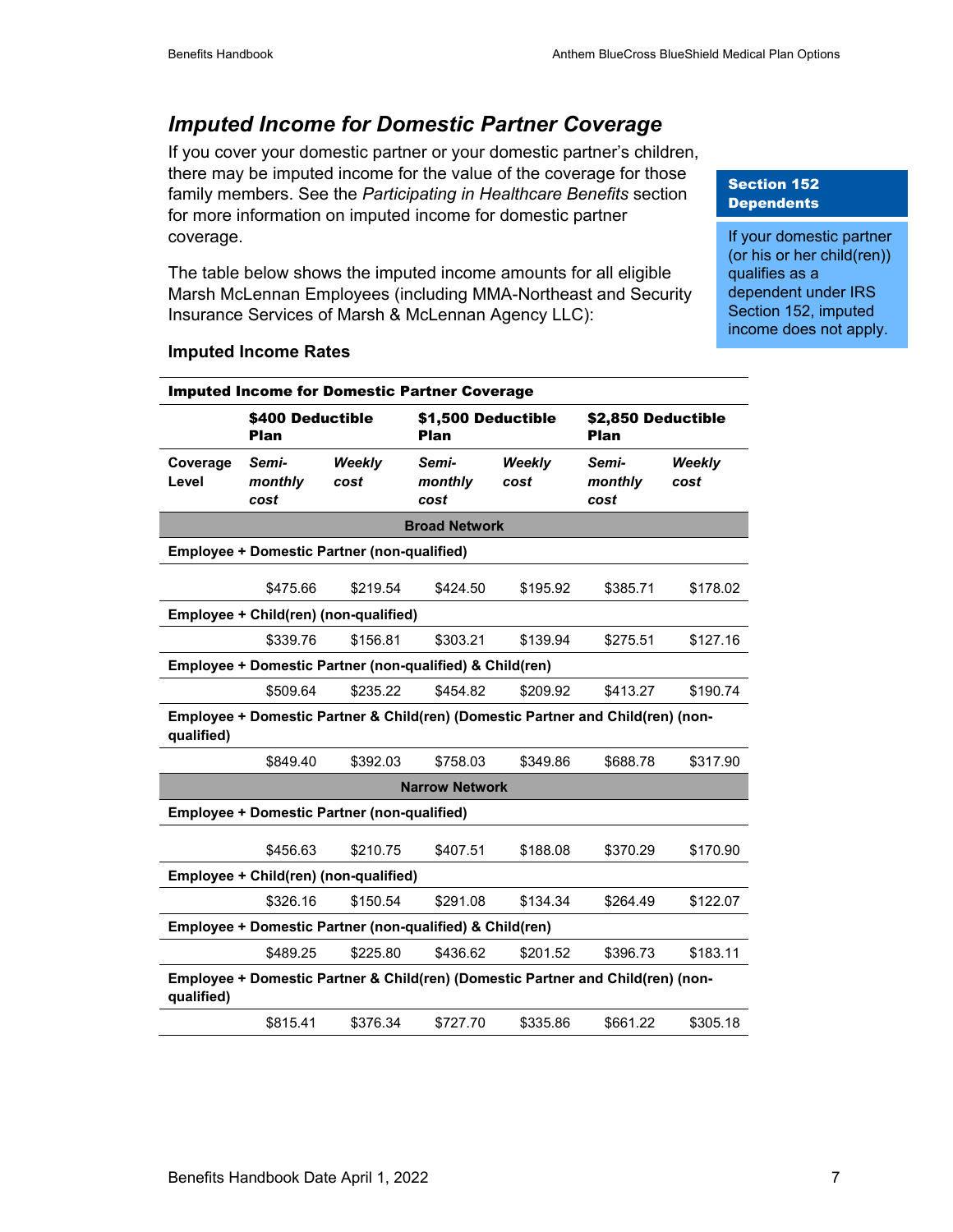## *Imputed Income for Domestic Partner Coverage*

If you cover your domestic partner or your domestic partner's children, there may be imputed income for the value of the coverage for those family members. See the *Participating in Healthcare Benefits* section for more information on imputed income for domestic partner coverage.

The table below shows the imputed income amounts for all eligible Marsh McLennan Employees (including MMA-Northeast and Security Insurance Services of Marsh & McLennan Agency LLC):

> **Section 152 Dependents**
>
> If your domestic partner (or his or her child(ren)) qualifies as a dependent under IRS Section 152, imputed income does not apply.

### Imputed Income Rates

| **Imputed Income for Domestic Partner Coverage** | | | | | | |
|---|---|---|---|---|---|---|
| | **$400 Deductible Plan** | | **$1,500 Deductible Plan** | | **$2,850 Deductible Plan** | |
| **Coverage Level** | ***Semi-monthly cost*** | ***Weekly cost*** | ***Semi-monthly cost*** | ***Weekly cost*** | ***Semi-monthly cost*** | ***Weekly cost*** |
| **Broad Network** | | | | | | |
| **Employee + Domestic Partner (non-qualified)** | | | | | | |
| | $475.66 | $219.54 | $424.50 | $195.92 | $385.71 | $178.02 |
| **Employee + Child(ren) (non-qualified)** | | | | | | |
| | $339.76 | $156.81 | $303.21 | $139.94 | $275.51 | $127.16 |
| **Employee + Domestic Partner (non-qualified) & Child(ren)** | | | | | | |
| | $509.64 | $235.22 | $454.82 | $209.92 | $413.27 | $190.74 |
| **Employee + Domestic Partner & Child(ren) (Domestic Partner and Child(ren) (non-qualified)** | | | | | | |
| | $849.40 | $392.03 | $758.03 | $349.86 | $688.78 | $317.90 |
| **Narrow Network** | | | | | | |
| **Employee + Domestic Partner (non-qualified)** | | | | | | |
| | $456.63 | $210.75 | $407.51 | $188.08 | $370.29 | $170.90 |
| **Employee + Child(ren) (non-qualified)** | | | | | | |
| | $326.16 | $150.54 | $291.08 | $134.34 | $264.49 | $122.07 |
| **Employee + Domestic Partner (non-qualified) & Child(ren)** | | | | | | |
| | $489.25 | $225.80 | $436.62 | $201.52 | $396.73 | $183.11 |
| **Employee + Domestic Partner & Child(ren) (Domestic Partner and Child(ren) (non-qualified)** | | | | | | |
| | $815.41 | $376.34 | $727.70 | $335.86 | $661.22 | $305.18 |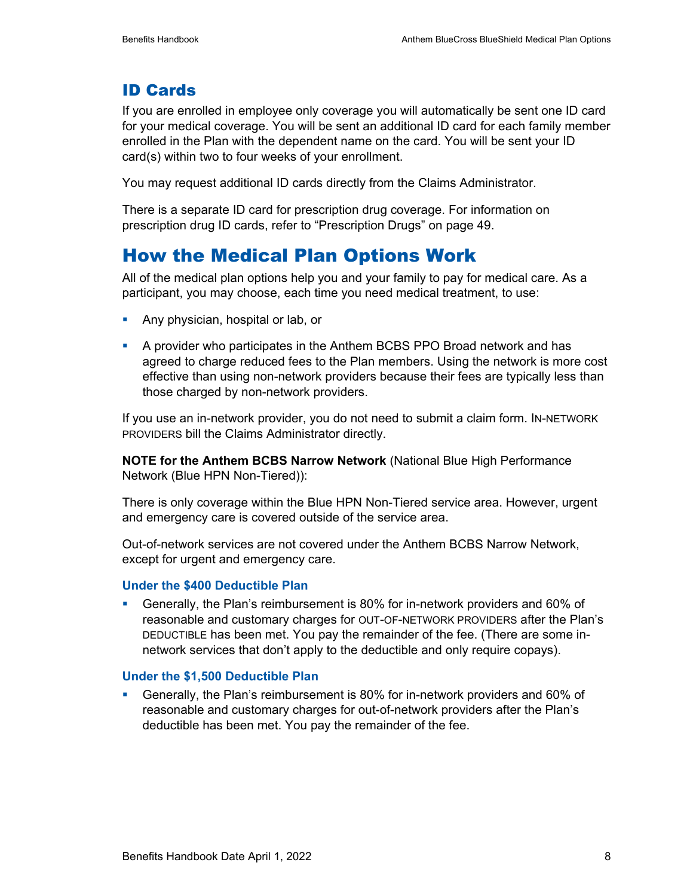## ID Cards

If you are enrolled in employee only coverage you will automatically be sent one ID card for your medical coverage. You will be sent an additional ID card for each family member enrolled in the Plan with the dependent name on the card. You will be sent your ID card(s) within two to four weeks of your enrollment.

You may request additional ID cards directly from the Claims Administrator.

There is a separate ID card for prescription drug coverage. For information on prescription drug ID cards, refer to "Prescription Drugs" on page 49.

# How the Medical Plan Options Work

All of the medical plan options help you and your family to pay for medical care. As a participant, you may choose, each time you need medical treatment, to use:

- Any physician, hospital or lab, or
- A provider who participates in the Anthem BCBS PPO Broad network and has agreed to charge reduced fees to the Plan members. Using the network is more cost effective than using non-network providers because their fees are typically less than those charged by non-network providers.

If you use an in-network provider, you do not need to submit a claim form. IN-NETWORK PROVIDERS bill the Claims Administrator directly.

**NOTE for the Anthem BCBS Narrow Network** (National Blue High Performance Network (Blue HPN Non-Tiered)):

There is only coverage within the Blue HPN Non-Tiered service area. However, urgent and emergency care is covered outside of the service area.

Out-of-network services are not covered under the Anthem BCBS Narrow Network, except for urgent and emergency care.

### Under the $400 Deductible Plan

- Generally, the Plan's reimbursement is 80% for in-network providers and 60% of reasonable and customary charges for OUT-OF-NETWORK PROVIDERS after the Plan's DEDUCTIBLE has been met. You pay the remainder of the fee. (There are some in-network services that don't apply to the deductible and only require copays).

### Under the $1,500 Deductible Plan

- Generally, the Plan's reimbursement is 80% for in-network providers and 60% of reasonable and customary charges for out-of-network providers after the Plan's deductible has been met. You pay the remainder of the fee.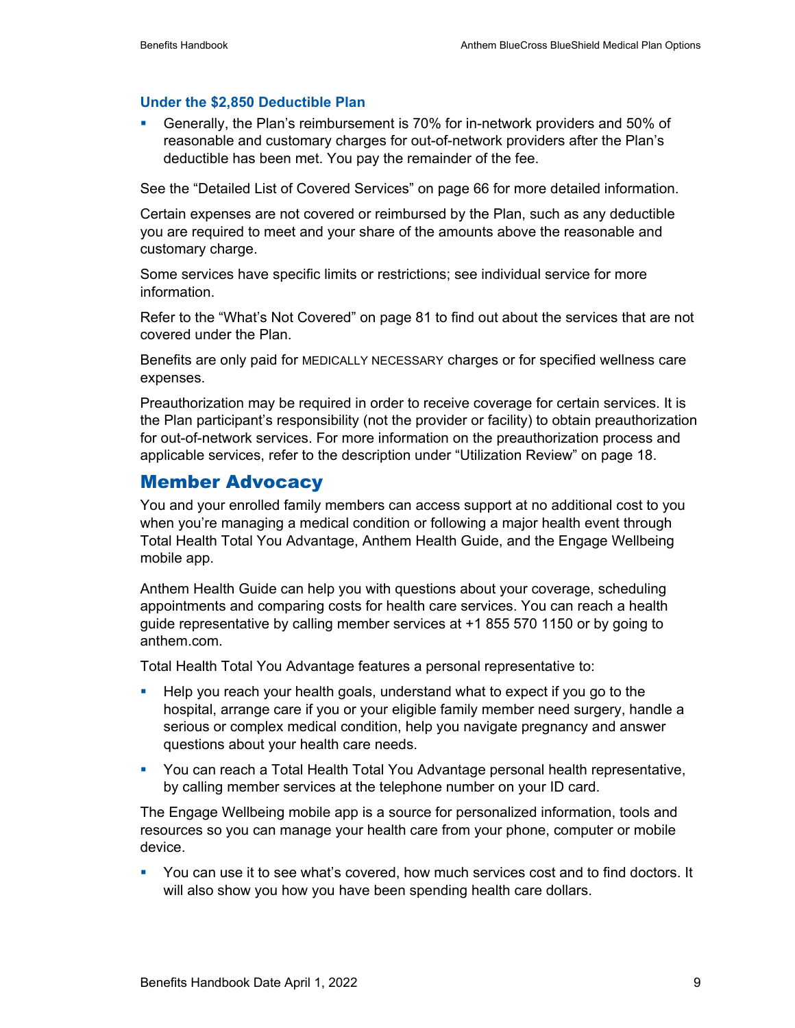### Under the $2,850 Deductible Plan

- Generally, the Plan's reimbursement is 70% for in-network providers and 50% of reasonable and customary charges for out-of-network providers after the Plan's deductible has been met. You pay the remainder of the fee.

See the "Detailed List of Covered Services" on page 66 for more detailed information.

Certain expenses are not covered or reimbursed by the Plan, such as any deductible you are required to meet and your share of the amounts above the reasonable and customary charge.

Some services have specific limits or restrictions; see individual service for more information.

Refer to the "What's Not Covered" on page 81 to find out about the services that are not covered under the Plan.

Benefits are only paid for MEDICALLY NECESSARY charges or for specified wellness care expenses.

Preauthorization may be required in order to receive coverage for certain services. It is the Plan participant's responsibility (not the provider or facility) to obtain preauthorization for out-of-network services. For more information on the preauthorization process and applicable services, refer to the description under "Utilization Review" on page 18.

## Member Advocacy

You and your enrolled family members can access support at no additional cost to you when you're managing a medical condition or following a major health event through Total Health Total You Advantage, Anthem Health Guide, and the Engage Wellbeing mobile app.

Anthem Health Guide can help you with questions about your coverage, scheduling appointments and comparing costs for health care services. You can reach a health guide representative by calling member services at +1 855 570 1150 or by going to anthem.com.

Total Health Total You Advantage features a personal representative to:

- Help you reach your health goals, understand what to expect if you go to the hospital, arrange care if you or your eligible family member need surgery, handle a serious or complex medical condition, help you navigate pregnancy and answer questions about your health care needs.
- You can reach a Total Health Total You Advantage personal health representative, by calling member services at the telephone number on your ID card.

The Engage Wellbeing mobile app is a source for personalized information, tools and resources so you can manage your health care from your phone, computer or mobile device.

- You can use it to see what's covered, how much services cost and to find doctors. It will also show you how you have been spending health care dollars.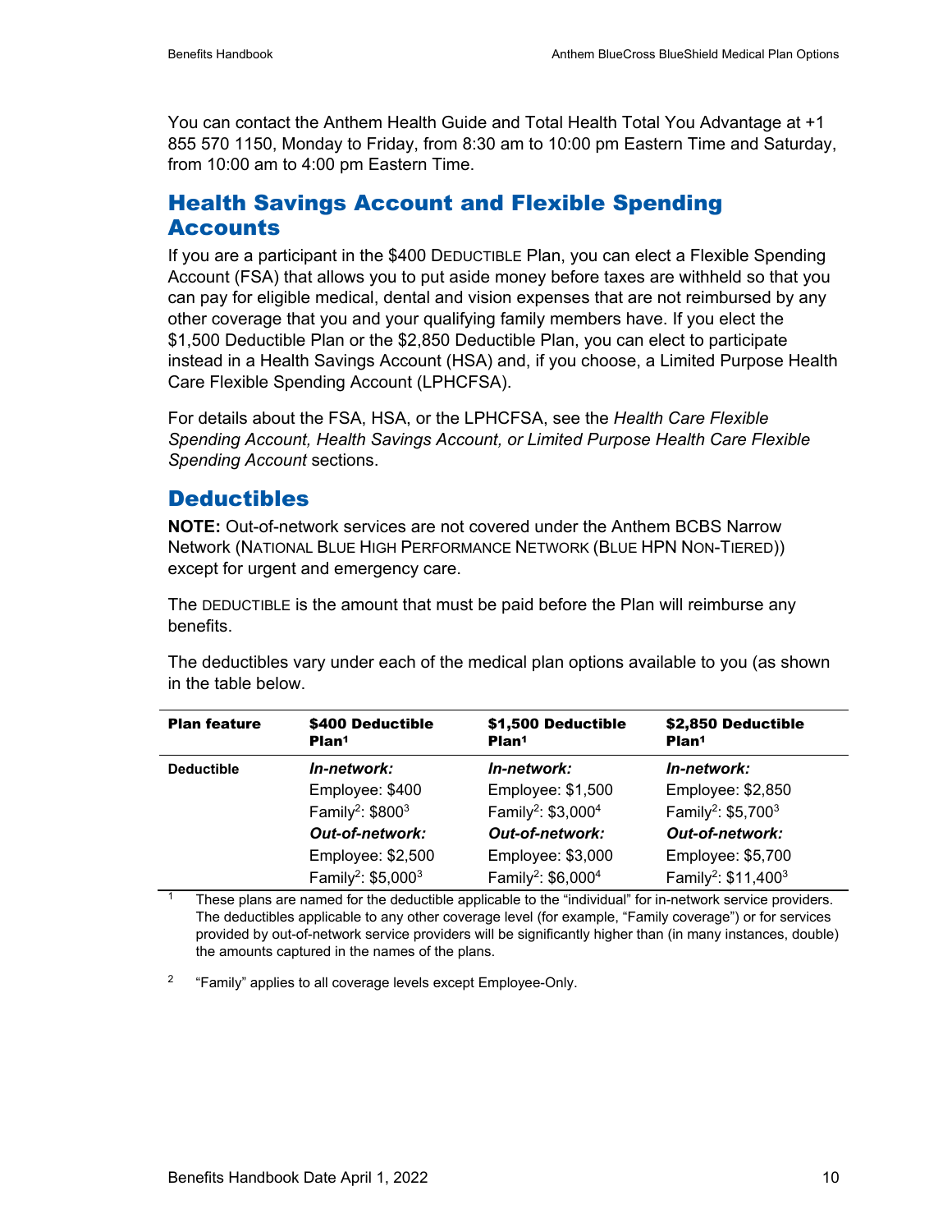You can contact the Anthem Health Guide and Total Health Total You Advantage at +1 855 570 1150, Monday to Friday, from 8:30 am to 10:00 pm Eastern Time and Saturday, from 10:00 am to 4:00 pm Eastern Time.

## Health Savings Account and Flexible Spending Accounts

If you are a participant in the $400 DEDUCTIBLE Plan, you can elect a Flexible Spending Account (FSA) that allows you to put aside money before taxes are withheld so that you can pay for eligible medical, dental and vision expenses that are not reimbursed by any other coverage that you and your qualifying family members have. If you elect the $1,500 Deductible Plan or the $2,850 Deductible Plan, you can elect to participate instead in a Health Savings Account (HSA) and, if you choose, a Limited Purpose Health Care Flexible Spending Account (LPHCFSA).

For details about the FSA, HSA, or the LPHCFSA, see the *Health Care Flexible Spending Account, Health Savings Account, or Limited Purpose Health Care Flexible Spending Account* sections.

## Deductibles

**NOTE:** Out-of-network services are not covered under the Anthem BCBS Narrow Network (NATIONAL BLUE HIGH PERFORMANCE NETWORK (BLUE HPN NON-TIERED)) except for urgent and emergency care.

The DEDUCTIBLE is the amount that must be paid before the Plan will reimburse any benefits.

The deductibles vary under each of the medical plan options available to you (as shown in the table below.

| Plan feature | $400 Deductible Plan[1] | $1,500 Deductible Plan[1] | $2,850 Deductible Plan[1] |
|---|---|---|---|
| Deductible | ***In-network:*** | ***In-network:*** | ***In-network:*** |
| | Employee: $400 | Employee: $1,500 | Employee: $2,850 |
| | Family[2]: $800[3] | Family[2]: $3,000[4] | Family[2]: $5,700[3] |
| | ***Out-of-network:*** | ***Out-of-network:*** | ***Out-of-network:*** |
| | Employee: $2,500 | Employee: $3,000 | Employee: $5,700 |
| | Family[2]: $5,000[3] | Family[2]: $6,000[4] | Family[2]: $11,400[3] |

[1] These plans are named for the deductible applicable to the "individual" for in-network service providers. The deductibles applicable to any other coverage level (for example, "Family coverage") or for services provided by out-of-network service providers will be significantly higher than (in many instances, double) the amounts captured in the names of the plans.

[2] "Family" applies to all coverage levels except Employee-Only.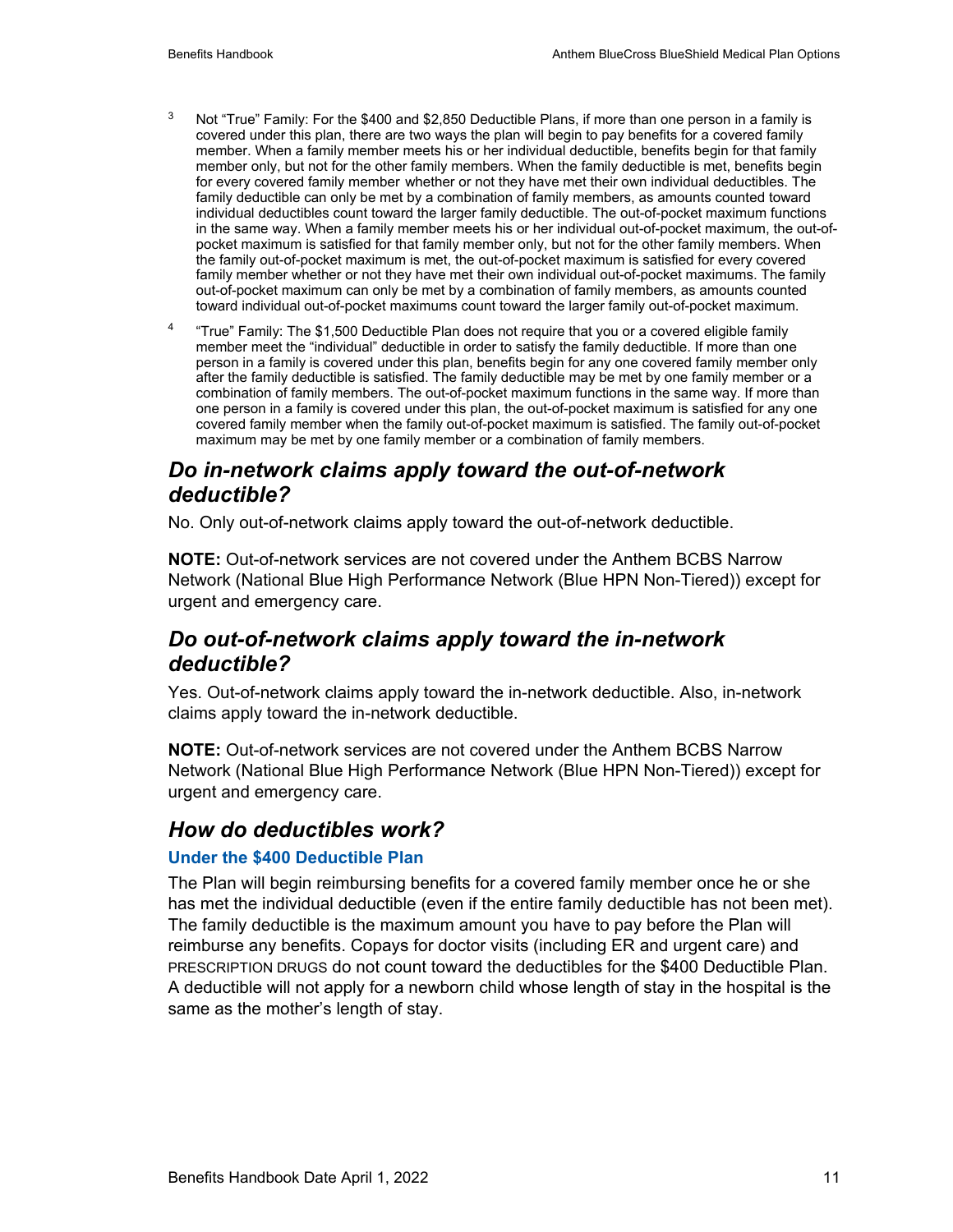[3] Not "True" Family: For the $400 and $2,850 Deductible Plans, if more than one person in a family is covered under this plan, there are two ways the plan will begin to pay benefits for a covered family member. When a family member meets his or her individual deductible, benefits begin for that family member only, but not for the other family members. When the family deductible is met, benefits begin for every covered family member whether or not they have met their own individual deductibles. The family deductible can only be met by a combination of family members, as amounts counted toward individual deductibles count toward the larger family deductible. The out-of-pocket maximum functions in the same way. When a family member meets his or her individual out-of-pocket maximum, the out-of-pocket maximum is satisfied for that family member only, but not for the other family members. When the family out-of-pocket maximum is met, the out-of-pocket maximum is satisfied for every covered family member whether or not they have met their own individual out-of-pocket maximums. The family out-of-pocket maximum can only be met by a combination of family members, as amounts counted toward individual out-of-pocket maximums count toward the larger family out-of-pocket maximum.

[4] "True" Family: The $1,500 Deductible Plan does not require that you or a covered eligible family member meet the "individual" deductible in order to satisfy the family deductible. If more than one person in a family is covered under this plan, benefits begin for any one covered family member only after the family deductible is satisfied. The family deductible may be met by one family member or a combination of family members. The out-of-pocket maximum functions in the same way. If more than one person in a family is covered under this plan, the out-of-pocket maximum is satisfied for any one covered family member when the family out-of-pocket maximum is satisfied. The family out-of-pocket maximum may be met by one family member or a combination of family members.

## *Do in-network claims apply toward the out-of-network deductible?*

No. Only out-of-network claims apply toward the out-of-network deductible.

**NOTE:** Out-of-network services are not covered under the Anthem BCBS Narrow Network (National Blue High Performance Network (Blue HPN Non-Tiered)) except for urgent and emergency care.

## *Do out-of-network claims apply toward the in-network deductible?*

Yes. Out-of-network claims apply toward the in-network deductible. Also, in-network claims apply toward the in-network deductible.

**NOTE:** Out-of-network services are not covered under the Anthem BCBS Narrow Network (National Blue High Performance Network (Blue HPN Non-Tiered)) except for urgent and emergency care.

## *How do deductibles work?*

### Under the $400 Deductible Plan

The Plan will begin reimbursing benefits for a covered family member once he or she has met the individual deductible (even if the entire family deductible has not been met). The family deductible is the maximum amount you have to pay before the Plan will reimburse any benefits. Copays for doctor visits (including ER and urgent care) and PRESCRIPTION DRUGS do not count toward the deductibles for the $400 Deductible Plan. A deductible will not apply for a newborn child whose length of stay in the hospital is the same as the mother's length of stay.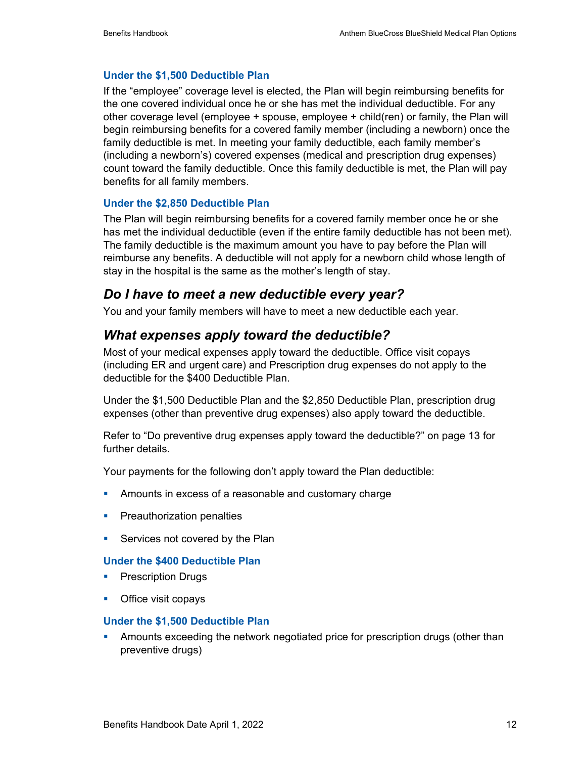### Under the $1,500 Deductible Plan

If the "employee" coverage level is elected, the Plan will begin reimbursing benefits for the one covered individual once he or she has met the individual deductible. For any other coverage level (employee + spouse, employee + child(ren) or family, the Plan will begin reimbursing benefits for a covered family member (including a newborn) once the family deductible is met. In meeting your family deductible, each family member's (including a newborn's) covered expenses (medical and prescription drug expenses) count toward the family deductible. Once this family deductible is met, the Plan will pay benefits for all family members.

### Under the $2,850 Deductible Plan

The Plan will begin reimbursing benefits for a covered family member once he or she has met the individual deductible (even if the entire family deductible has not been met). The family deductible is the maximum amount you have to pay before the Plan will reimburse any benefits. A deductible will not apply for a newborn child whose length of stay in the hospital is the same as the mother's length of stay.

## *Do I have to meet a new deductible every year?*

You and your family members will have to meet a new deductible each year.

## *What expenses apply toward the deductible?*

Most of your medical expenses apply toward the deductible. Office visit copays (including ER and urgent care) and Prescription drug expenses do not apply to the deductible for the $400 Deductible Plan.

Under the $1,500 Deductible Plan and the $2,850 Deductible Plan, prescription drug expenses (other than preventive drug expenses) also apply toward the deductible.

Refer to "Do preventive drug expenses apply toward the deductible?" on page 13 for further details.

Your payments for the following don't apply toward the Plan deductible:

- Amounts in excess of a reasonable and customary charge
- Preauthorization penalties
- Services not covered by the Plan

### Under the $400 Deductible Plan

- Prescription Drugs
- Office visit copays

### Under the $1,500 Deductible Plan

- Amounts exceeding the network negotiated price for prescription drugs (other than preventive drugs)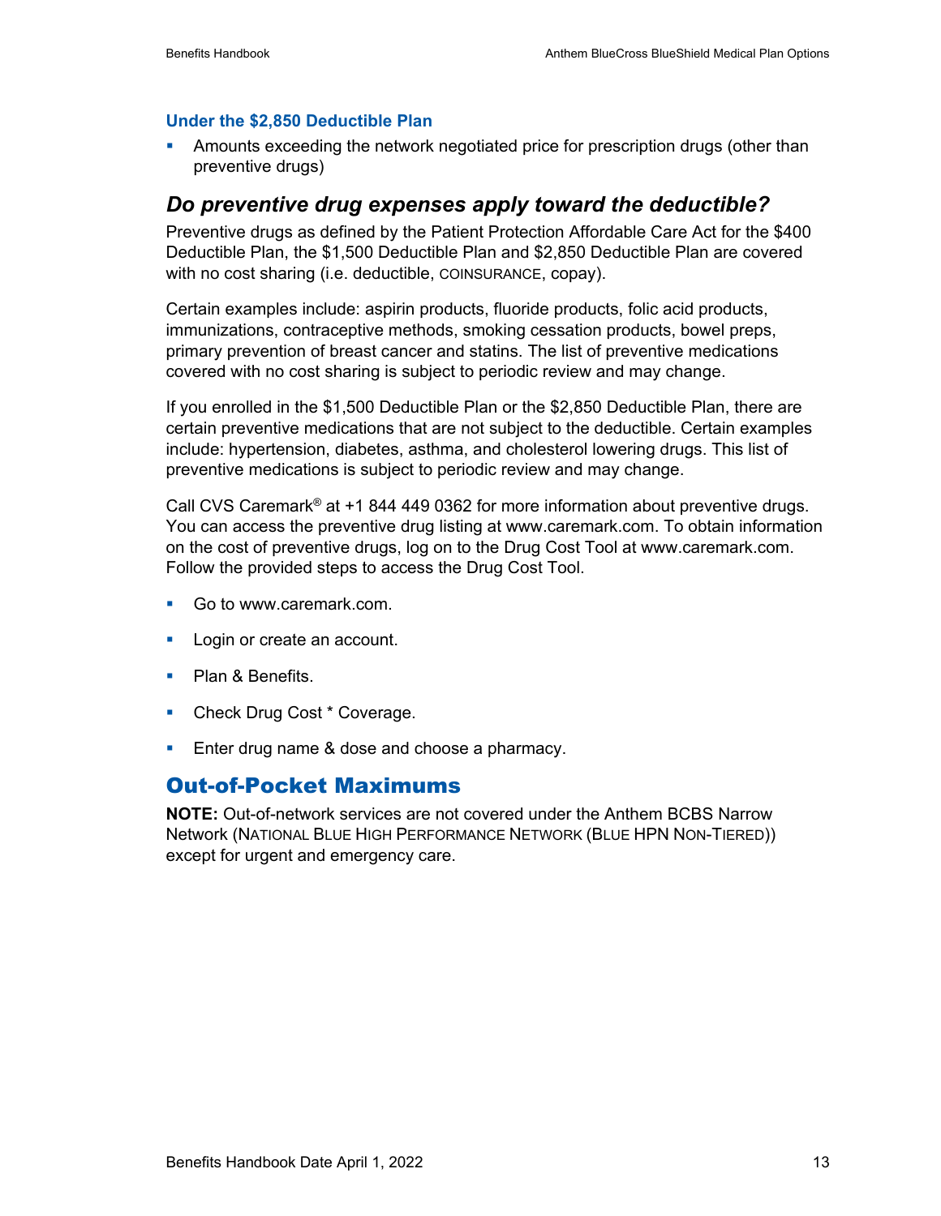### Under the $2,850 Deductible Plan

- Amounts exceeding the network negotiated price for prescription drugs (other than preventive drugs)

## *Do preventive drug expenses apply toward the deductible?*

Preventive drugs as defined by the Patient Protection Affordable Care Act for the $400 Deductible Plan, the $1,500 Deductible Plan and $2,850 Deductible Plan are covered with no cost sharing (i.e. deductible, COINSURANCE, copay).

Certain examples include: aspirin products, fluoride products, folic acid products, immunizations, contraceptive methods, smoking cessation products, bowel preps, primary prevention of breast cancer and statins. The list of preventive medications covered with no cost sharing is subject to periodic review and may change.

If you enrolled in the $1,500 Deductible Plan or the $2,850 Deductible Plan, there are certain preventive medications that are not subject to the deductible. Certain examples include: hypertension, diabetes, asthma, and cholesterol lowering drugs. This list of preventive medications is subject to periodic review and may change.

Call CVS Caremark® at +1 844 449 0362 for more information about preventive drugs. You can access the preventive drug listing at www.caremark.com. To obtain information on the cost of preventive drugs, log on to the Drug Cost Tool at www.caremark.com. Follow the provided steps to access the Drug Cost Tool.

- Go to www.caremark.com.
- Login or create an account.
- Plan & Benefits.
- Check Drug Cost * Coverage.
- Enter drug name & dose and choose a pharmacy.

# Out-of-Pocket Maximums

**NOTE:** Out-of-network services are not covered under the Anthem BCBS Narrow Network (NATIONAL BLUE HIGH PERFORMANCE NETWORK (BLUE HPN NON-TIERED)) except for urgent and emergency care.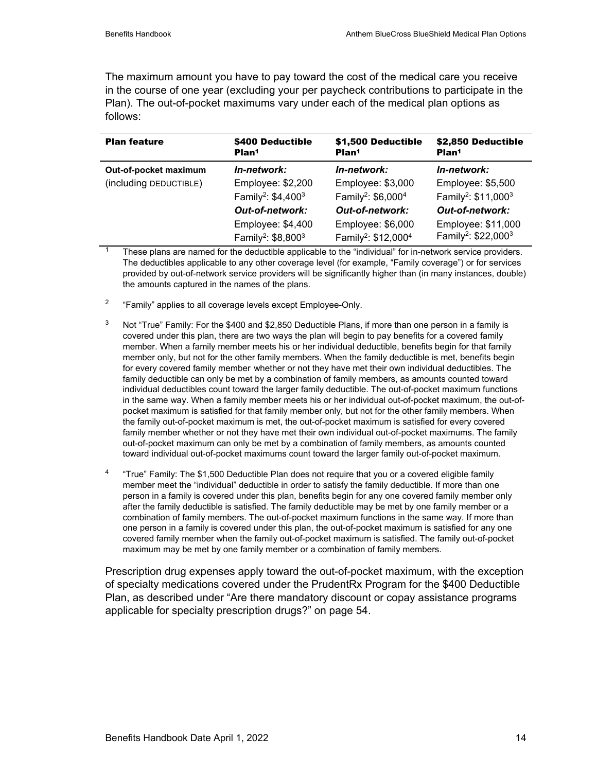The maximum amount you have to pay toward the cost of the medical care you receive in the course of one year (excluding your per paycheck contributions to participate in the Plan). The out-of-pocket maximums vary under each of the medical plan options as follows:

| Plan feature | $400 Deductible Plan[1] | $1,500 Deductible Plan[1] | $2,850 Deductible Plan[1] |
|---|---|---|---|
| **Out-of-pocket maximum** (including DEDUCTIBLE) | ***In-network:*** Employee: $2,200 Family[2]: $4,400[3] ***Out-of-network:*** Employee: $4,400 Family[2]: $8,800[3] | ***In-network:*** Employee: $3,000 Family[2]: $6,000[4] ***Out-of-network:*** Employee: $6,000 Family[2]: $12,000[4] | ***In-network:*** Employee: $5,500 Family[2]: $11,000[3] ***Out-of-network:*** Employee: $11,000 Family[2]: $22,000[3] |

[1] These plans are named for the deductible applicable to the "individual" for in-network service providers. The deductibles applicable to any other coverage level (for example, "Family coverage") or for services provided by out-of-network service providers will be significantly higher than (in many instances, double) the amounts captured in the names of the plans.

[2] "Family" applies to all coverage levels except Employee-Only.

[3] Not "True" Family: For the $400 and $2,850 Deductible Plans, if more than one person in a family is covered under this plan, there are two ways the plan will begin to pay benefits for a covered family member. When a family member meets his or her individual deductible, benefits begin for that family member only, but not for the other family members. When the family deductible is met, benefits begin for every covered family member whether or not they have met their own individual deductibles. The family deductible can only be met by a combination of family members, as amounts counted toward individual deductibles count toward the larger family deductible. The out-of-pocket maximum functions in the same way. When a family member meets his or her individual out-of-pocket maximum, the out-of-pocket maximum is satisfied for that family member only, but not for the other family members. When the family out-of-pocket maximum is met, the out-of-pocket maximum is satisfied for every covered family member whether or not they have met their own individual out-of-pocket maximums. The family out-of-pocket maximum can only be met by a combination of family members, as amounts counted toward individual out-of-pocket maximums count toward the larger family out-of-pocket maximum.

[4] "True" Family: The $1,500 Deductible Plan does not require that you or a covered eligible family member meet the "individual" deductible in order to satisfy the family deductible. If more than one person in a family is covered under this plan, benefits begin for any one covered family member only after the family deductible is satisfied. The family deductible may be met by one family member or a combination of family members. The out-of-pocket maximum functions in the same way. If more than one person in a family is covered under this plan, the out-of-pocket maximum is satisfied for any one covered family member when the family out-of-pocket maximum is satisfied. The family out-of-pocket maximum may be met by one family member or a combination of family members.

Prescription drug expenses apply toward the out-of-pocket maximum, with the exception of specialty medications covered under the PrudentRx Program for the $400 Deductible Plan, as described under "Are there mandatory discount or copay assistance programs applicable for specialty prescription drugs?" on page 54.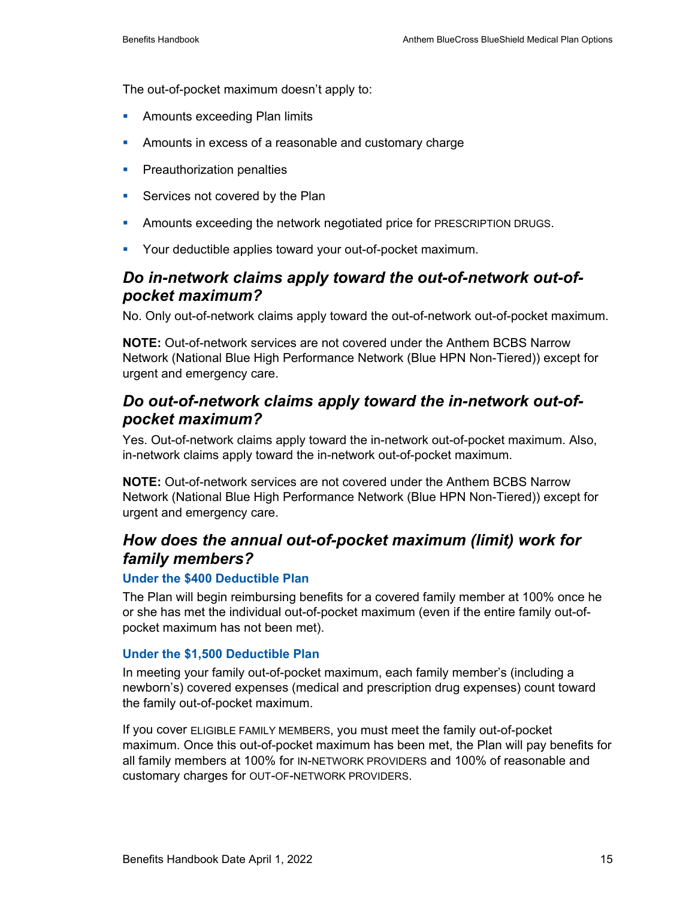The out-of-pocket maximum doesn't apply to:

- Amounts exceeding Plan limits
- Amounts in excess of a reasonable and customary charge
- Preauthorization penalties
- Services not covered by the Plan
- Amounts exceeding the network negotiated price for PRESCRIPTION DRUGS.
- Your deductible applies toward your out-of-pocket maximum.

## *Do in-network claims apply toward the out-of-network out-of-pocket maximum?*

No. Only out-of-network claims apply toward the out-of-network out-of-pocket maximum.

**NOTE:** Out-of-network services are not covered under the Anthem BCBS Narrow Network (National Blue High Performance Network (Blue HPN Non-Tiered)) except for urgent and emergency care.

## *Do out-of-network claims apply toward the in-network out-of-pocket maximum?*

Yes. Out-of-network claims apply toward the in-network out-of-pocket maximum. Also, in-network claims apply toward the in-network out-of-pocket maximum.

**NOTE:** Out-of-network services are not covered under the Anthem BCBS Narrow Network (National Blue High Performance Network (Blue HPN Non-Tiered)) except for urgent and emergency care.

## *How does the annual out-of-pocket maximum (limit) work for family members?*

### Under the $400 Deductible Plan

The Plan will begin reimbursing benefits for a covered family member at 100% once he or she has met the individual out-of-pocket maximum (even if the entire family out-of-pocket maximum has not been met).

### Under the $1,500 Deductible Plan

In meeting your family out-of-pocket maximum, each family member's (including a newborn's) covered expenses (medical and prescription drug expenses) count toward the family out-of-pocket maximum.

If you cover ELIGIBLE FAMILY MEMBERS, you must meet the family out-of-pocket maximum. Once this out-of-pocket maximum has been met, the Plan will pay benefits for all family members at 100% for IN-NETWORK PROVIDERS and 100% of reasonable and customary charges for OUT-OF-NETWORK PROVIDERS.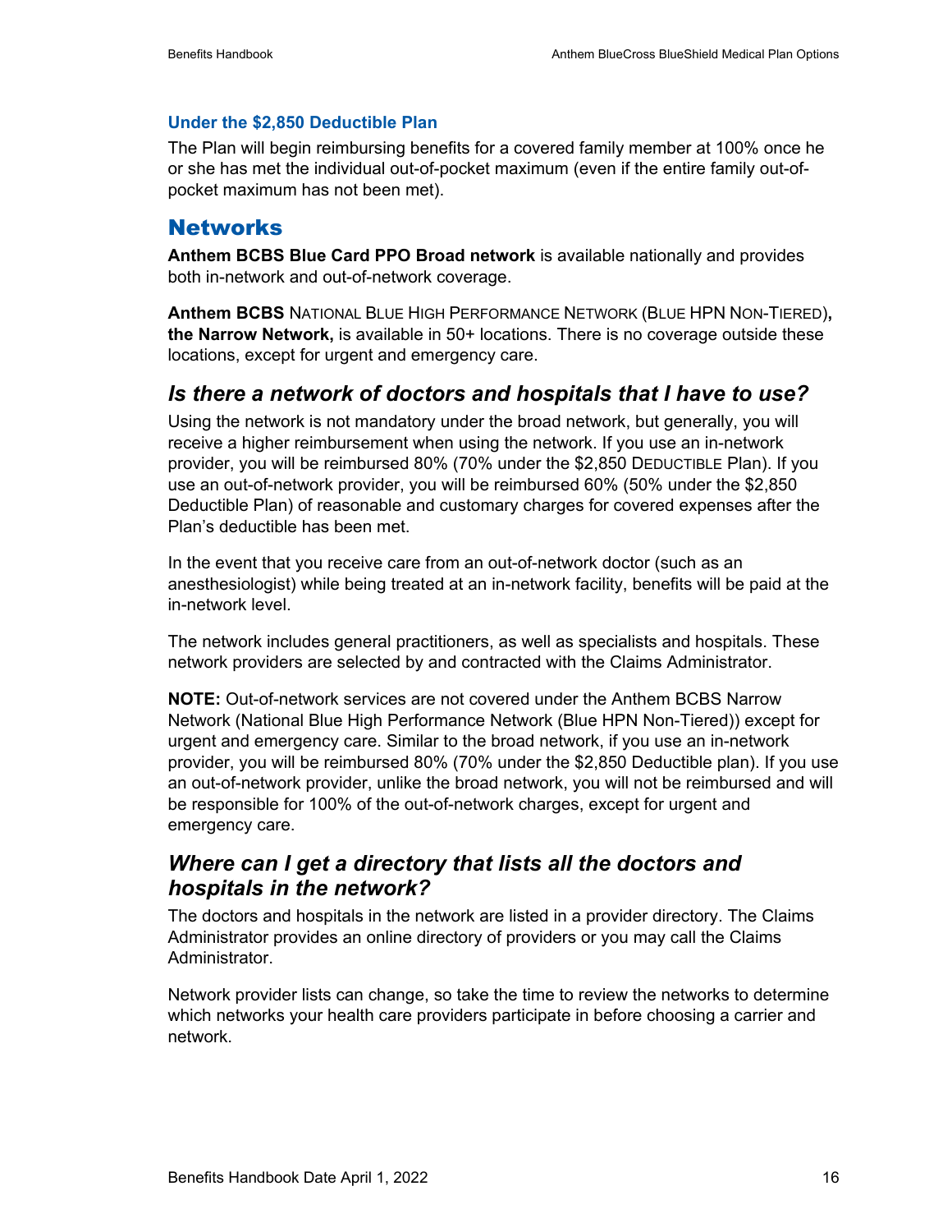### Under the $2,850 Deductible Plan

The Plan will begin reimbursing benefits for a covered family member at 100% once he or she has met the individual out-of-pocket maximum (even if the entire family out-of-pocket maximum has not been met).

## Networks

**Anthem BCBS Blue Card PPO Broad network** is available nationally and provides both in-network and out-of-network coverage.

**Anthem BCBS** NATIONAL BLUE HIGH PERFORMANCE NETWORK (BLUE HPN NON-TIERED)**, the Narrow Network,** is available in 50+ locations. There is no coverage outside these locations, except for urgent and emergency care.

## *Is there a network of doctors and hospitals that I have to use?*

Using the network is not mandatory under the broad network, but generally, you will receive a higher reimbursement when using the network. If you use an in-network provider, you will be reimbursed 80% (70% under the $2,850 DEDUCTIBLE Plan). If you use an out-of-network provider, you will be reimbursed 60% (50% under the $2,850 Deductible Plan) of reasonable and customary charges for covered expenses after the Plan's deductible has been met.

In the event that you receive care from an out-of-network doctor (such as an anesthesiologist) while being treated at an in-network facility, benefits will be paid at the in-network level.

The network includes general practitioners, as well as specialists and hospitals. These network providers are selected by and contracted with the Claims Administrator.

**NOTE:** Out-of-network services are not covered under the Anthem BCBS Narrow Network (National Blue High Performance Network (Blue HPN Non-Tiered)) except for urgent and emergency care. Similar to the broad network, if you use an in-network provider, you will be reimbursed 80% (70% under the $2,850 Deductible plan). If you use an out-of-network provider, unlike the broad network, you will not be reimbursed and will be responsible for 100% of the out-of-network charges, except for urgent and emergency care.

## *Where can I get a directory that lists all the doctors and hospitals in the network?*

The doctors and hospitals in the network are listed in a provider directory. The Claims Administrator provides an online directory of providers or you may call the Claims Administrator.

Network provider lists can change, so take the time to review the networks to determine which networks your health care providers participate in before choosing a carrier and network.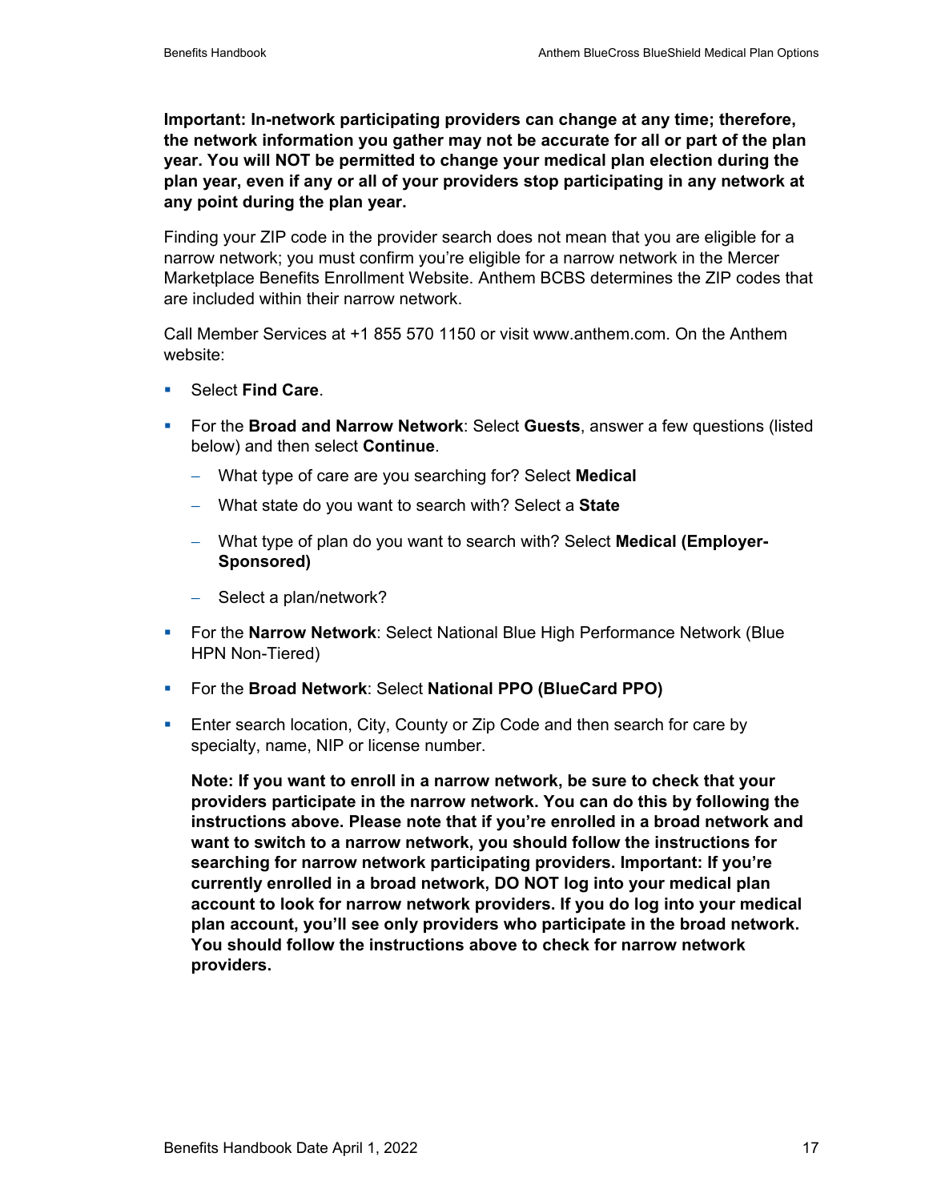**Important: In-network participating providers can change at any time; therefore, the network information you gather may not be accurate for all or part of the plan year. You will NOT be permitted to change your medical plan election during the plan year, even if any or all of your providers stop participating in any network at any point during the plan year.**

Finding your ZIP code in the provider search does not mean that you are eligible for a narrow network; you must confirm you're eligible for a narrow network in the Mercer Marketplace Benefits Enrollment Website. Anthem BCBS determines the ZIP codes that are included within their narrow network.

Call Member Services at +1 855 570 1150 or visit www.anthem.com. On the Anthem website:

- Select **Find Care**.
- For the **Broad and Narrow Network**: Select **Guests**, answer a few questions (listed below) and then select **Continue**.
  - What type of care are you searching for? Select **Medical**
  - What state do you want to search with? Select a **State**
  - What type of plan do you want to search with? Select **Medical (Employer-Sponsored)**
  - Select a plan/network?
- For the **Narrow Network**: Select National Blue High Performance Network (Blue HPN Non-Tiered)
- For the **Broad Network**: Select **National PPO (BlueCard PPO)**
- Enter search location, City, County or Zip Code and then search for care by specialty, name, NIP or license number.

  **Note: If you want to enroll in a narrow network, be sure to check that your providers participate in the narrow network. You can do this by following the instructions above. Please note that if you're enrolled in a broad network and want to switch to a narrow network, you should follow the instructions for searching for narrow network participating providers. Important: If you're currently enrolled in a broad network, DO NOT log into your medical plan account to look for narrow network providers. If you do log into your medical plan account, you'll see only providers who participate in the broad network. You should follow the instructions above to check for narrow network providers.**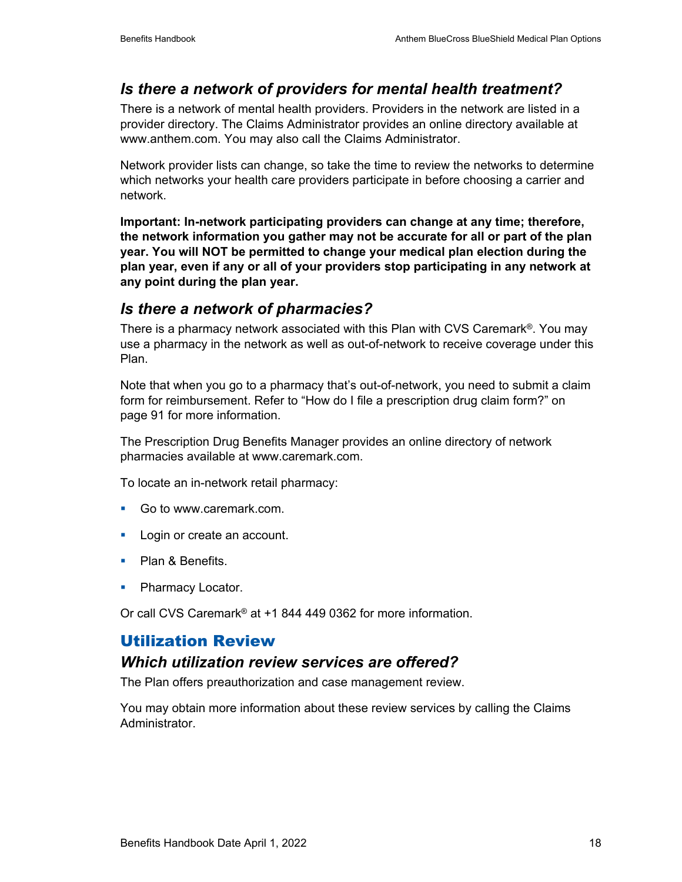### *Is there a network of providers for mental health treatment?*

There is a network of mental health providers. Providers in the network are listed in a provider directory. The Claims Administrator provides an online directory available at www.anthem.com. You may also call the Claims Administrator.

Network provider lists can change, so take the time to review the networks to determine which networks your health care providers participate in before choosing a carrier and network.

**Important: In-network participating providers can change at any time; therefore, the network information you gather may not be accurate for all or part of the plan year. You will NOT be permitted to change your medical plan election during the plan year, even if any or all of your providers stop participating in any network at any point during the plan year.**

### *Is there a network of pharmacies?*

There is a pharmacy network associated with this Plan with CVS Caremark®. You may use a pharmacy in the network as well as out-of-network to receive coverage under this Plan.

Note that when you go to a pharmacy that's out-of-network, you need to submit a claim form for reimbursement. Refer to "How do I file a prescription drug claim form?" on page 91 for more information.

The Prescription Drug Benefits Manager provides an online directory of network pharmacies available at www.caremark.com.

To locate an in-network retail pharmacy:

- Go to www.caremark.com.
- Login or create an account.
- Plan & Benefits.
- Pharmacy Locator.

Or call CVS Caremark® at +1 844 449 0362 for more information.

## Utilization Review

### *Which utilization review services are offered?*

The Plan offers preauthorization and case management review.

You may obtain more information about these review services by calling the Claims Administrator.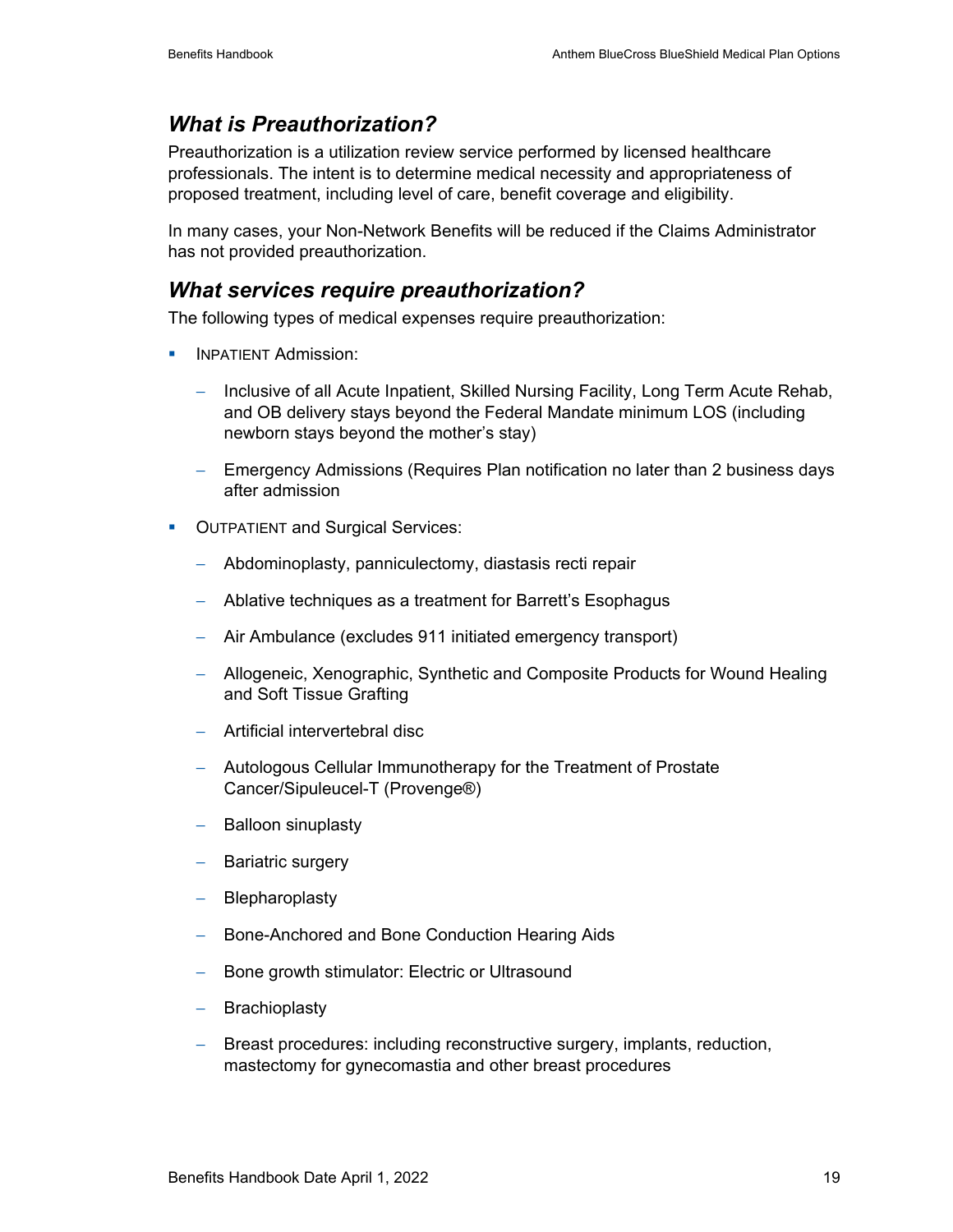## *What is Preauthorization?*

Preauthorization is a utilization review service performed by licensed healthcare professionals. The intent is to determine medical necessity and appropriateness of proposed treatment, including level of care, benefit coverage and eligibility.

In many cases, your Non-Network Benefits will be reduced if the Claims Administrator has not provided preauthorization.

## *What services require preauthorization?*

The following types of medical expenses require preauthorization:

- INPATIENT Admission:
  - Inclusive of all Acute Inpatient, Skilled Nursing Facility, Long Term Acute Rehab, and OB delivery stays beyond the Federal Mandate minimum LOS (including newborn stays beyond the mother's stay)
  - Emergency Admissions (Requires Plan notification no later than 2 business days after admission
- OUTPATIENT and Surgical Services:
  - Abdominoplasty, panniculectomy, diastasis recti repair
  - Ablative techniques as a treatment for Barrett's Esophagus
  - Air Ambulance (excludes 911 initiated emergency transport)
  - Allogeneic, Xenographic, Synthetic and Composite Products for Wound Healing and Soft Tissue Grafting
  - Artificial intervertebral disc
  - Autologous Cellular Immunotherapy for the Treatment of Prostate Cancer/Sipuleucel-T (Provenge®)
  - Balloon sinuplasty
  - Bariatric surgery
  - Blepharoplasty
  - Bone-Anchored and Bone Conduction Hearing Aids
  - Bone growth stimulator: Electric or Ultrasound
  - Brachioplasty
  - Breast procedures: including reconstructive surgery, implants, reduction, mastectomy for gynecomastia and other breast procedures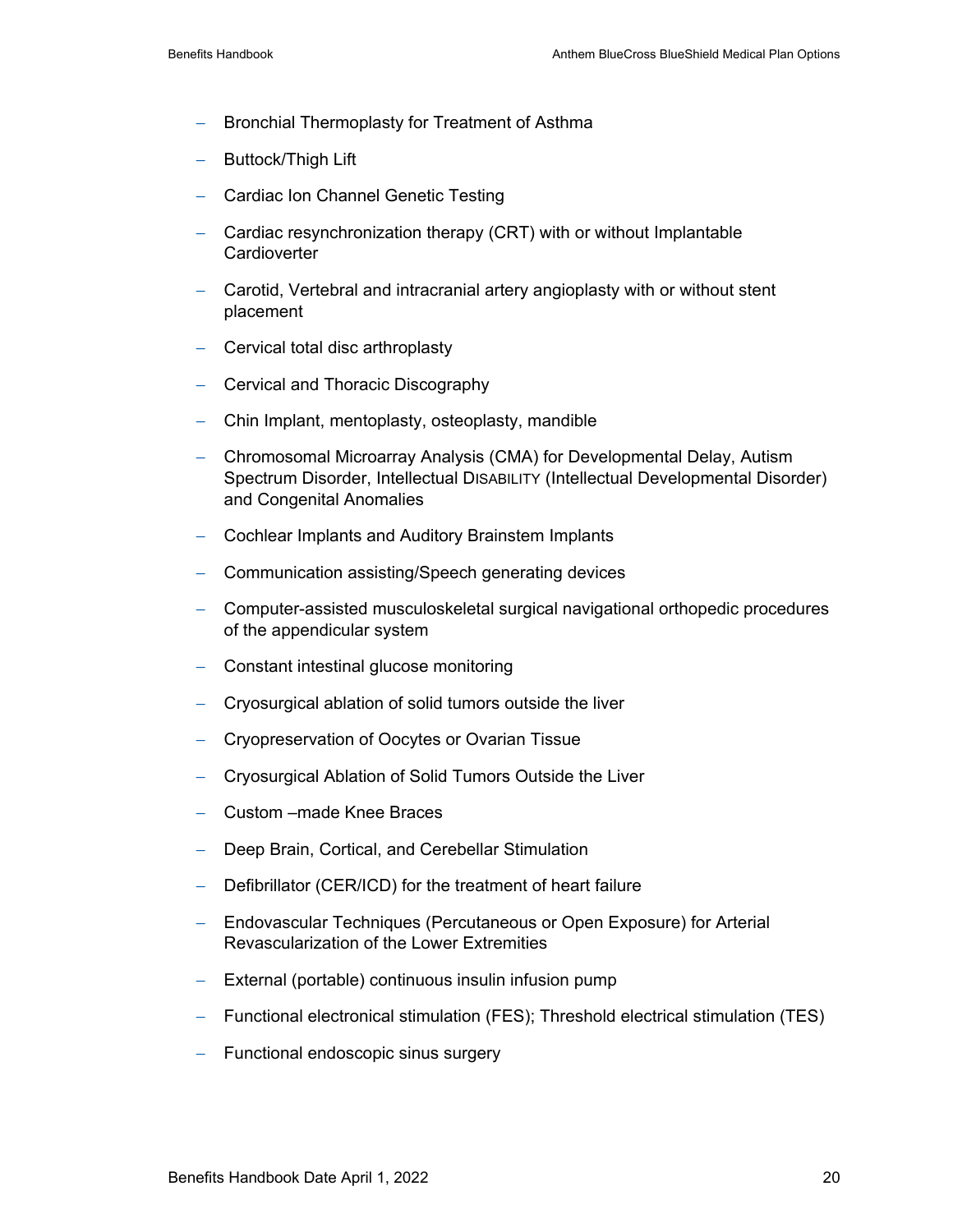- Bronchial Thermoplasty for Treatment of Asthma
- Buttock/Thigh Lift
- Cardiac Ion Channel Genetic Testing
- Cardiac resynchronization therapy (CRT) with or without Implantable Cardioverter
- Carotid, Vertebral and intracranial artery angioplasty with or without stent placement
- Cervical total disc arthroplasty
- Cervical and Thoracic Discography
- Chin Implant, mentoplasty, osteoplasty, mandible
- Chromosomal Microarray Analysis (CMA) for Developmental Delay, Autism Spectrum Disorder, Intellectual DISABILITY (Intellectual Developmental Disorder) and Congenital Anomalies
- Cochlear Implants and Auditory Brainstem Implants
- Communication assisting/Speech generating devices
- Computer-assisted musculoskeletal surgical navigational orthopedic procedures of the appendicular system
- Constant intestinal glucose monitoring
- Cryosurgical ablation of solid tumors outside the liver
- Cryopreservation of Oocytes or Ovarian Tissue
- Cryosurgical Ablation of Solid Tumors Outside the Liver
- Custom –made Knee Braces
- Deep Brain, Cortical, and Cerebellar Stimulation
- Defibrillator (CER/ICD) for the treatment of heart failure
- Endovascular Techniques (Percutaneous or Open Exposure) for Arterial Revascularization of the Lower Extremities
- External (portable) continuous insulin infusion pump
- Functional electronical stimulation (FES); Threshold electrical stimulation (TES)
- Functional endoscopic sinus surgery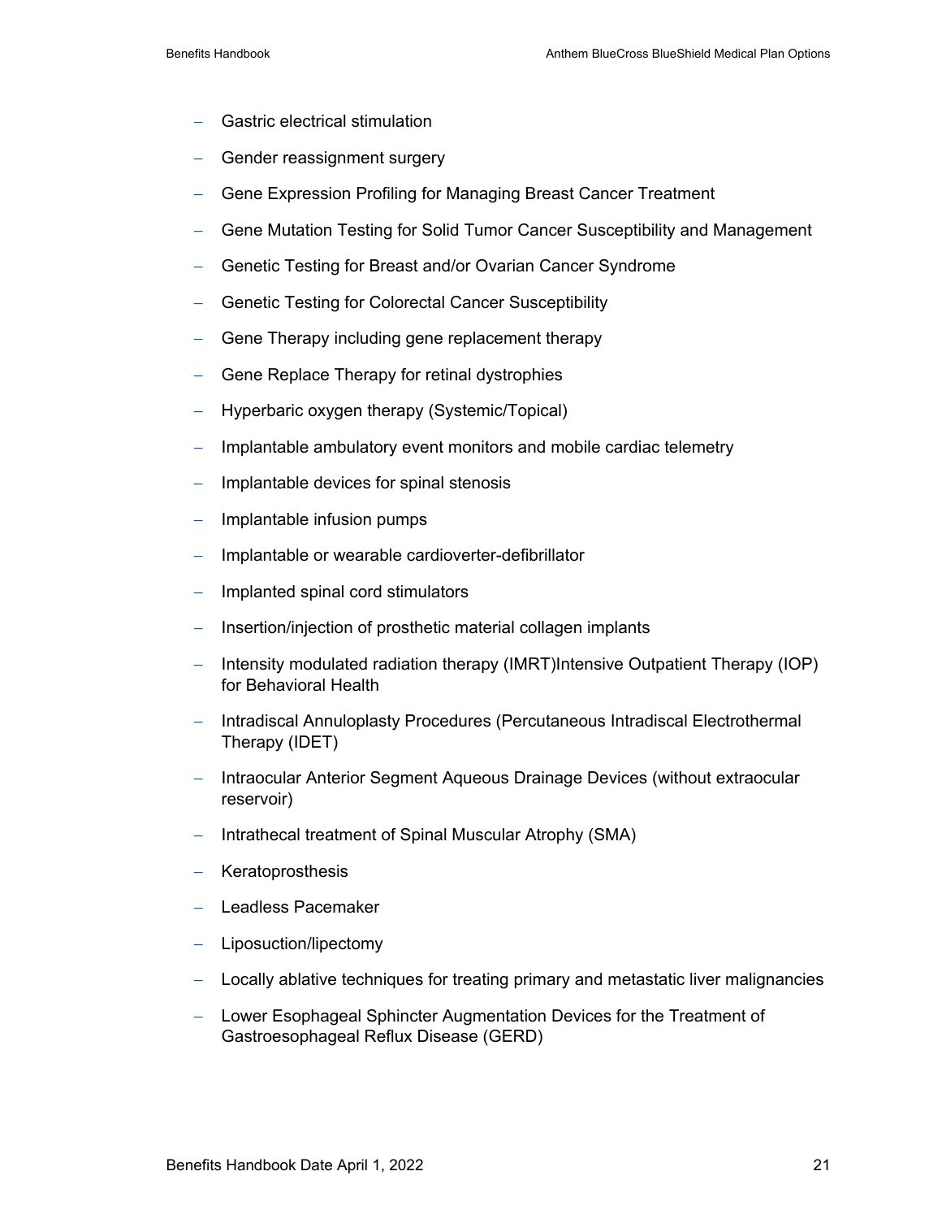- Gastric electrical stimulation
- Gender reassignment surgery
- Gene Expression Profiling for Managing Breast Cancer Treatment
- Gene Mutation Testing for Solid Tumor Cancer Susceptibility and Management
- Genetic Testing for Breast and/or Ovarian Cancer Syndrome
- Genetic Testing for Colorectal Cancer Susceptibility
- Gene Therapy including gene replacement therapy
- Gene Replace Therapy for retinal dystrophies
- Hyperbaric oxygen therapy (Systemic/Topical)
- Implantable ambulatory event monitors and mobile cardiac telemetry
- Implantable devices for spinal stenosis
- Implantable infusion pumps
- Implantable or wearable cardioverter-defibrillator
- Implanted spinal cord stimulators
- Insertion/injection of prosthetic material collagen implants
- Intensity modulated radiation therapy (IMRT)Intensive Outpatient Therapy (IOP) for Behavioral Health
- Intradiscal Annuloplasty Procedures (Percutaneous Intradiscal Electrothermal Therapy (IDET)
- Intraocular Anterior Segment Aqueous Drainage Devices (without extraocular reservoir)
- Intrathecal treatment of Spinal Muscular Atrophy (SMA)
- Keratoprosthesis
- Leadless Pacemaker
- Liposuction/lipectomy
- Locally ablative techniques for treating primary and metastatic liver malignancies
- Lower Esophageal Sphincter Augmentation Devices for the Treatment of Gastroesophageal Reflux Disease (GERD)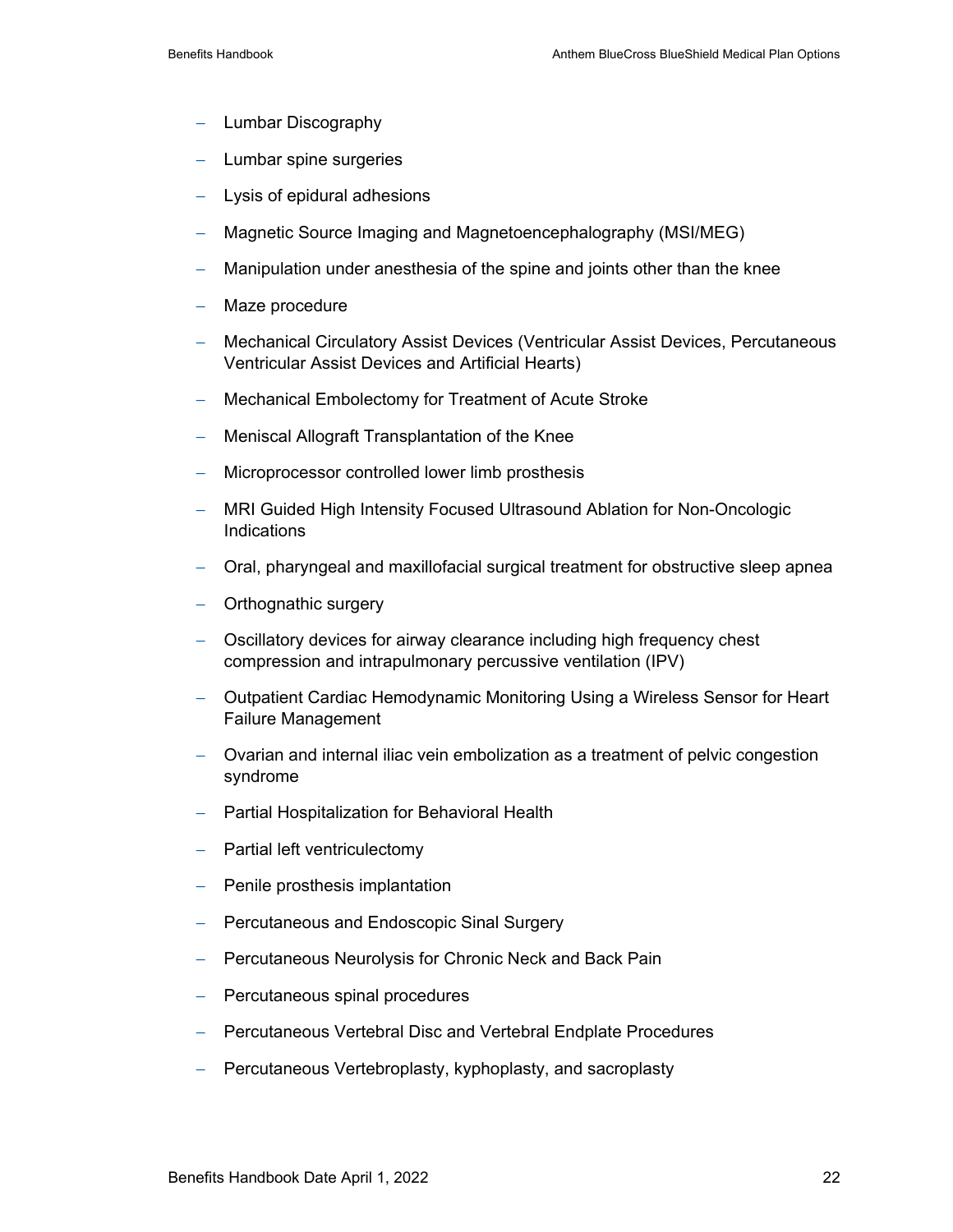- Lumbar Discography
- Lumbar spine surgeries
- Lysis of epidural adhesions
- Magnetic Source Imaging and Magnetoencephalography (MSI/MEG)
- Manipulation under anesthesia of the spine and joints other than the knee
- Maze procedure
- Mechanical Circulatory Assist Devices (Ventricular Assist Devices, Percutaneous Ventricular Assist Devices and Artificial Hearts)
- Mechanical Embolectomy for Treatment of Acute Stroke
- Meniscal Allograft Transplantation of the Knee
- Microprocessor controlled lower limb prosthesis
- MRI Guided High Intensity Focused Ultrasound Ablation for Non-Oncologic Indications
- Oral, pharyngeal and maxillofacial surgical treatment for obstructive sleep apnea
- Orthognathic surgery
- Oscillatory devices for airway clearance including high frequency chest compression and intrapulmonary percussive ventilation (IPV)
- Outpatient Cardiac Hemodynamic Monitoring Using a Wireless Sensor for Heart Failure Management
- Ovarian and internal iliac vein embolization as a treatment of pelvic congestion syndrome
- Partial Hospitalization for Behavioral Health
- Partial left ventriculectomy
- Penile prosthesis implantation
- Percutaneous and Endoscopic Sinal Surgery
- Percutaneous Neurolysis for Chronic Neck and Back Pain
- Percutaneous spinal procedures
- Percutaneous Vertebral Disc and Vertebral Endplate Procedures
- Percutaneous Vertebroplasty, kyphoplasty, and sacroplasty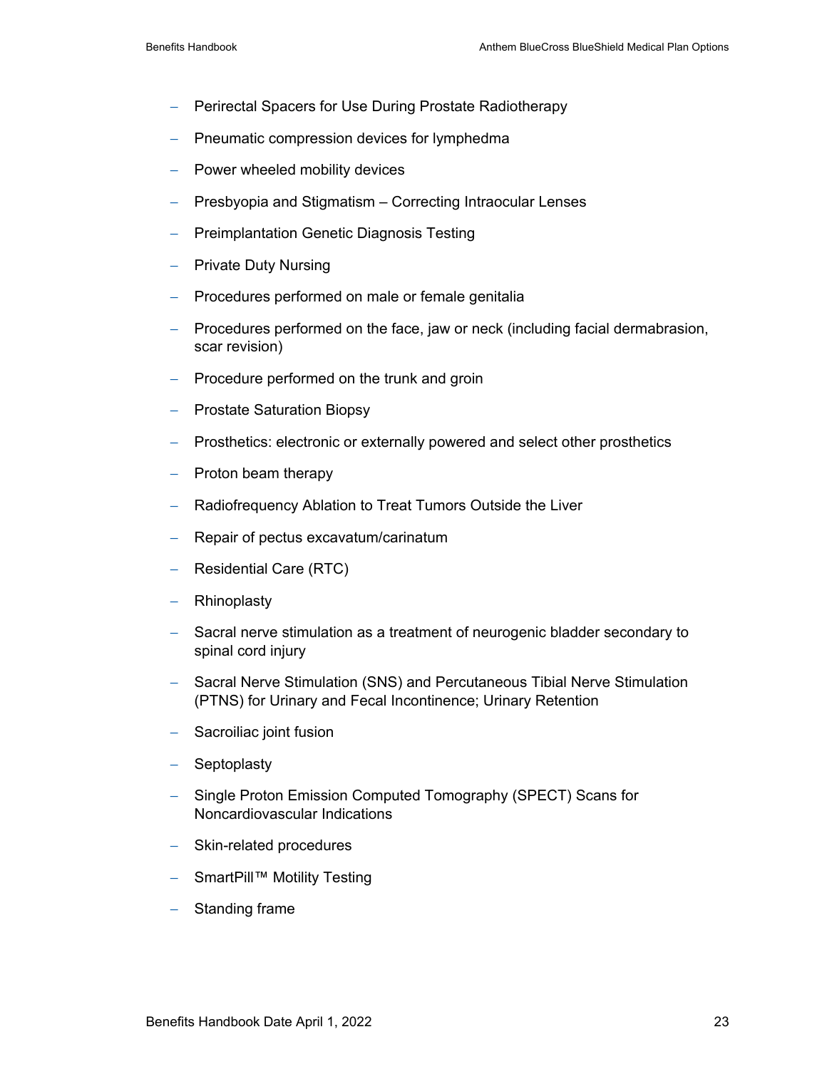- Perirectal Spacers for Use During Prostate Radiotherapy
- Pneumatic compression devices for lymphedma
- Power wheeled mobility devices
- Presbyopia and Stigmatism – Correcting Intraocular Lenses
- Preimplantation Genetic Diagnosis Testing
- Private Duty Nursing
- Procedures performed on male or female genitalia
- Procedures performed on the face, jaw or neck (including facial dermabrasion, scar revision)
- Procedure performed on the trunk and groin
- Prostate Saturation Biopsy
- Prosthetics: electronic or externally powered and select other prosthetics
- Proton beam therapy
- Radiofrequency Ablation to Treat Tumors Outside the Liver
- Repair of pectus excavatum/carinatum
- Residential Care (RTC)
- Rhinoplasty
- Sacral nerve stimulation as a treatment of neurogenic bladder secondary to spinal cord injury
- Sacral Nerve Stimulation (SNS) and Percutaneous Tibial Nerve Stimulation (PTNS) for Urinary and Fecal Incontinence; Urinary Retention
- Sacroiliac joint fusion
- Septoplasty
- Single Proton Emission Computed Tomography (SPECT) Scans for Noncardiovascular Indications
- Skin-related procedures
- SmartPill™ Motility Testing
- Standing frame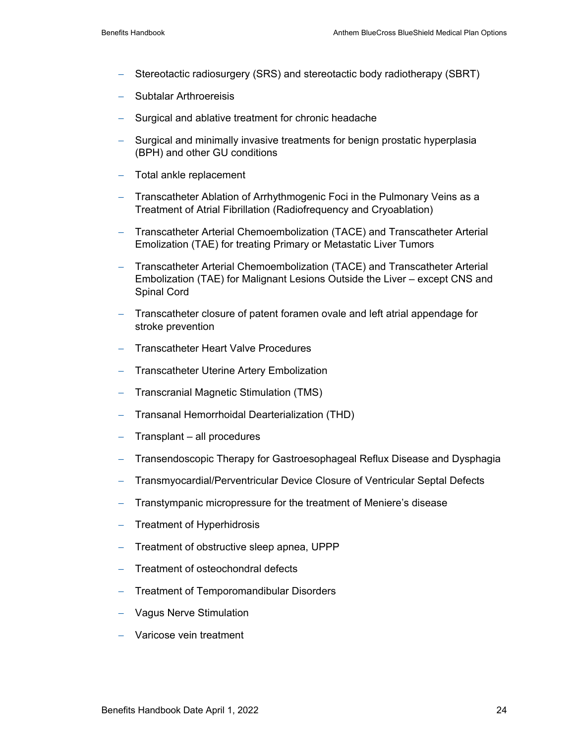- Stereotactic radiosurgery (SRS) and stereotactic body radiotherapy (SBRT)
- Subtalar Arthroereisis
- Surgical and ablative treatment for chronic headache
- Surgical and minimally invasive treatments for benign prostatic hyperplasia (BPH) and other GU conditions
- Total ankle replacement
- Transcatheter Ablation of Arrhythmogenic Foci in the Pulmonary Veins as a Treatment of Atrial Fibrillation (Radiofrequency and Cryoablation)
- Transcatheter Arterial Chemoembolization (TACE) and Transcatheter Arterial Emolization (TAE) for treating Primary or Metastatic Liver Tumors
- Transcatheter Arterial Chemoembolization (TACE) and Transcatheter Arterial Embolization (TAE) for Malignant Lesions Outside the Liver – except CNS and Spinal Cord
- Transcatheter closure of patent foramen ovale and left atrial appendage for stroke prevention
- Transcatheter Heart Valve Procedures
- Transcatheter Uterine Artery Embolization
- Transcranial Magnetic Stimulation (TMS)
- Transanal Hemorrhoidal Dearterialization (THD)
- Transplant – all procedures
- Transendoscopic Therapy for Gastroesophageal Reflux Disease and Dysphagia
- Transmyocardial/Perventricular Device Closure of Ventricular Septal Defects
- Transtympanic micropressure for the treatment of Meniere's disease
- Treatment of Hyperhidrosis
- Treatment of obstructive sleep apnea, UPPP
- Treatment of osteochondral defects
- Treatment of Temporomandibular Disorders
- Vagus Nerve Stimulation
- Varicose vein treatment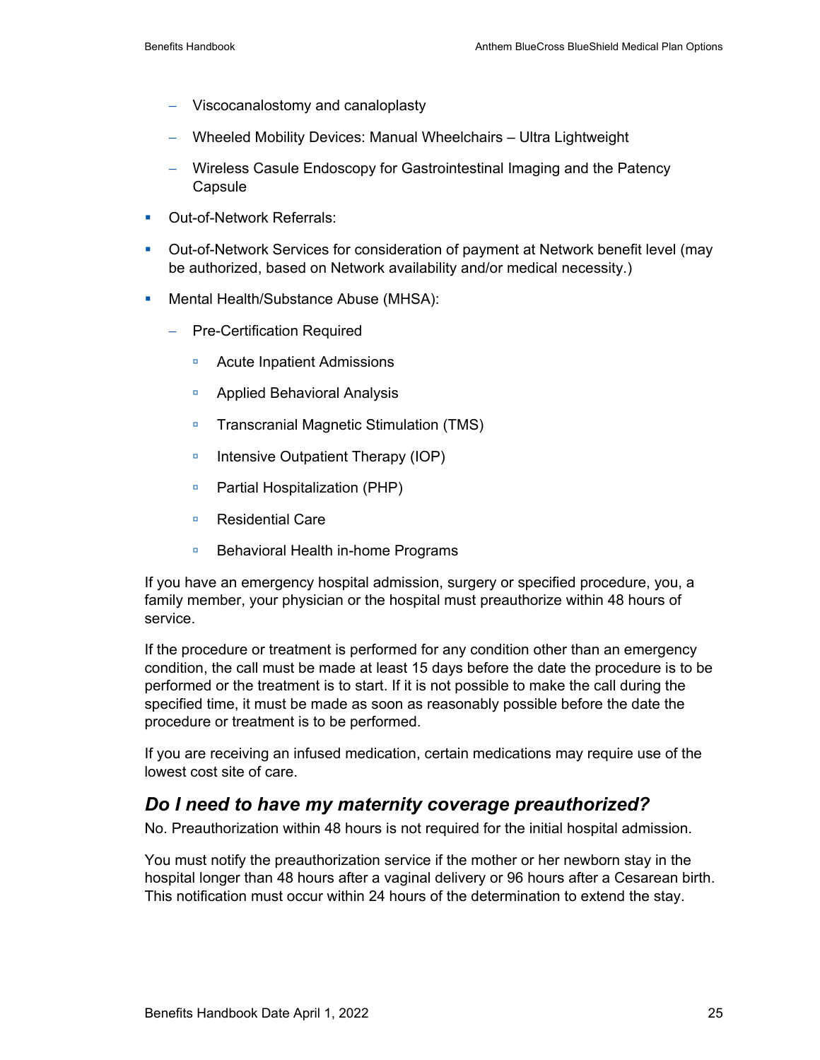- Viscocanalostomy and canaloplasty
  - Wheeled Mobility Devices: Manual Wheelchairs – Ultra Lightweight
  - Wireless Casule Endoscopy for Gastrointestinal Imaging and the Patency Capsule
- Out-of-Network Referrals:
- Out-of-Network Services for consideration of payment at Network benefit level (may be authorized, based on Network availability and/or medical necessity.)
- Mental Health/Substance Abuse (MHSA):
  - Pre-Certification Required
    - Acute Inpatient Admissions
    - Applied Behavioral Analysis
    - Transcranial Magnetic Stimulation (TMS)
    - Intensive Outpatient Therapy (IOP)
    - Partial Hospitalization (PHP)
    - Residential Care
    - Behavioral Health in-home Programs

If you have an emergency hospital admission, surgery or specified procedure, you, a family member, your physician or the hospital must preauthorize within 48 hours of service.

If the procedure or treatment is performed for any condition other than an emergency condition, the call must be made at least 15 days before the date the procedure is to be performed or the treatment is to start. If it is not possible to make the call during the specified time, it must be made as soon as reasonably possible before the date the procedure or treatment is to be performed.

If you are receiving an infused medication, certain medications may require use of the lowest cost site of care.

## *Do I need to have my maternity coverage preauthorized?*

No. Preauthorization within 48 hours is not required for the initial hospital admission.

You must notify the preauthorization service if the mother or her newborn stay in the hospital longer than 48 hours after a vaginal delivery or 96 hours after a Cesarean birth. This notification must occur within 24 hours of the determination to extend the stay.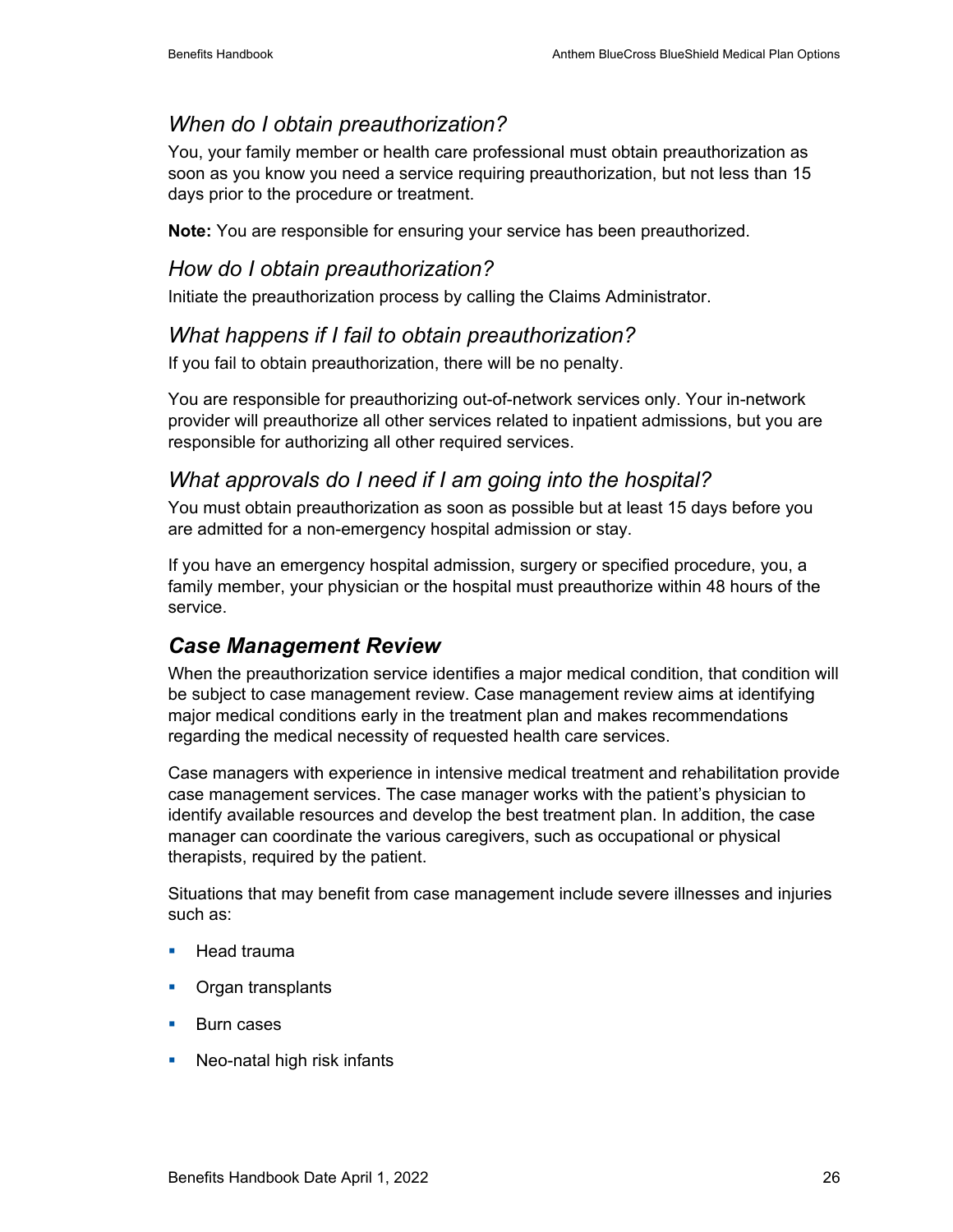### *When do I obtain preauthorization?*

You, your family member or health care professional must obtain preauthorization as soon as you know you need a service requiring preauthorization, but not less than 15 days prior to the procedure or treatment.

**Note:** You are responsible for ensuring your service has been preauthorized.

### *How do I obtain preauthorization?*

Initiate the preauthorization process by calling the Claims Administrator.

### *What happens if I fail to obtain preauthorization?*

If you fail to obtain preauthorization, there will be no penalty.

You are responsible for preauthorizing out-of-network services only. Your in-network provider will preauthorize all other services related to inpatient admissions, but you are responsible for authorizing all other required services.

### *What approvals do I need if I am going into the hospital?*

You must obtain preauthorization as soon as possible but at least 15 days before you are admitted for a non-emergency hospital admission or stay.

If you have an emergency hospital admission, surgery or specified procedure, you, a family member, your physician or the hospital must preauthorize within 48 hours of the service.

## ***Case Management Review***

When the preauthorization service identifies a major medical condition, that condition will be subject to case management review. Case management review aims at identifying major medical conditions early in the treatment plan and makes recommendations regarding the medical necessity of requested health care services.

Case managers with experience in intensive medical treatment and rehabilitation provide case management services. The case manager works with the patient's physician to identify available resources and develop the best treatment plan. In addition, the case manager can coordinate the various caregivers, such as occupational or physical therapists, required by the patient.

Situations that may benefit from case management include severe illnesses and injuries such as:

- Head trauma
- Organ transplants
- Burn cases
- Neo-natal high risk infants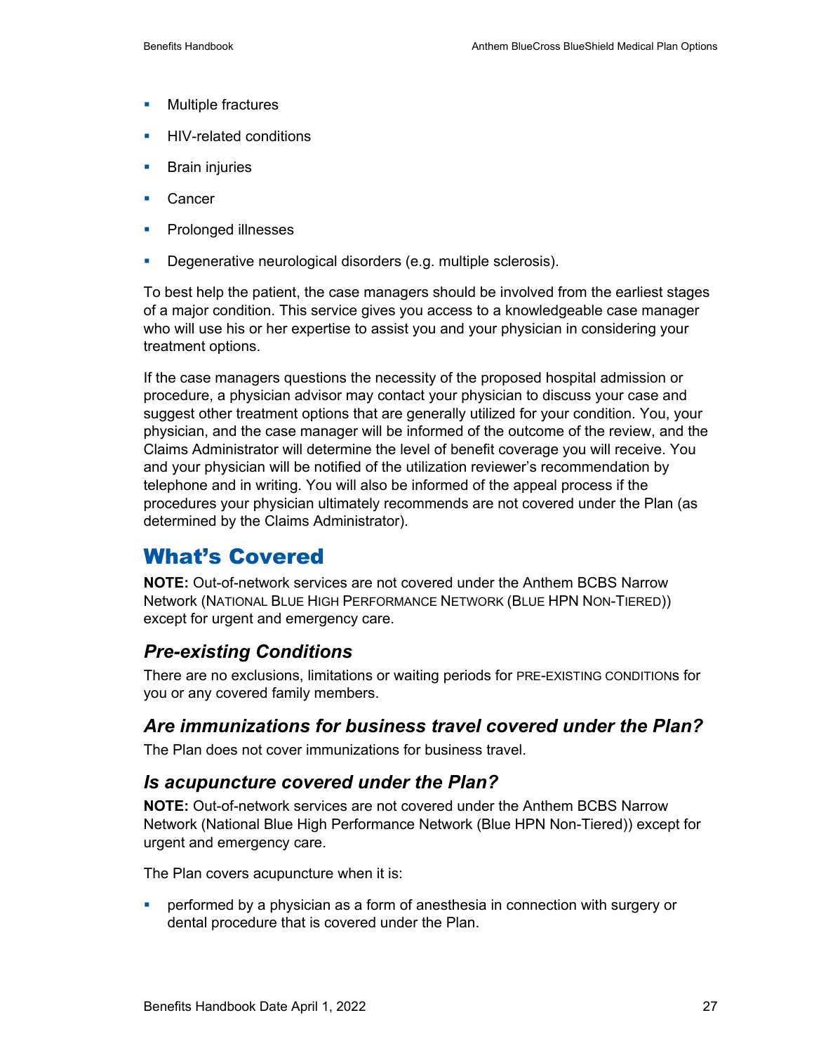- Multiple fractures
- HIV-related conditions
- Brain injuries
- Cancer
- Prolonged illnesses
- Degenerative neurological disorders (e.g. multiple sclerosis).

To best help the patient, the case managers should be involved from the earliest stages of a major condition. This service gives you access to a knowledgeable case manager who will use his or her expertise to assist you and your physician in considering your treatment options.

If the case managers questions the necessity of the proposed hospital admission or procedure, a physician advisor may contact your physician to discuss your case and suggest other treatment options that are generally utilized for your condition. You, your physician, and the case manager will be informed of the outcome of the review, and the Claims Administrator will determine the level of benefit coverage you will receive. You and your physician will be notified of the utilization reviewer's recommendation by telephone and in writing. You will also be informed of the appeal process if the procedures your physician ultimately recommends are not covered under the Plan (as determined by the Claims Administrator).

# What's Covered

**NOTE:** Out-of-network services are not covered under the Anthem BCBS Narrow Network (NATIONAL BLUE HIGH PERFORMANCE NETWORK (BLUE HPN NON-TIERED)) except for urgent and emergency care.

## *Pre-existing Conditions*

There are no exclusions, limitations or waiting periods for PRE-EXISTING CONDITIONs for you or any covered family members.

## *Are immunizations for business travel covered under the Plan?*

The Plan does not cover immunizations for business travel.

## *Is acupuncture covered under the Plan?*

**NOTE:** Out-of-network services are not covered under the Anthem BCBS Narrow Network (National Blue High Performance Network (Blue HPN Non-Tiered)) except for urgent and emergency care.

The Plan covers acupuncture when it is:

- performed by a physician as a form of anesthesia in connection with surgery or dental procedure that is covered under the Plan.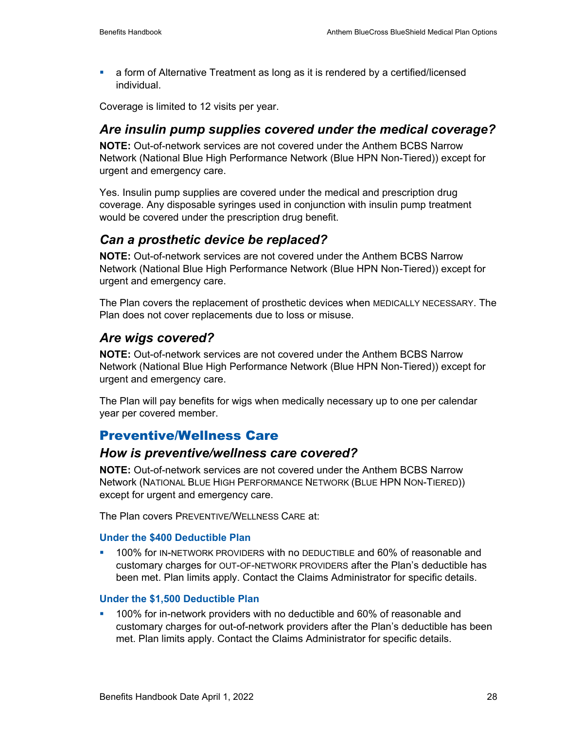- a form of Alternative Treatment as long as it is rendered by a certified/licensed individual.

Coverage is limited to 12 visits per year.

### *Are insulin pump supplies covered under the medical coverage?*

**NOTE:** Out-of-network services are not covered under the Anthem BCBS Narrow Network (National Blue High Performance Network (Blue HPN Non-Tiered)) except for urgent and emergency care.

Yes. Insulin pump supplies are covered under the medical and prescription drug coverage. Any disposable syringes used in conjunction with insulin pump treatment would be covered under the prescription drug benefit.

### *Can a prosthetic device be replaced?*

**NOTE:** Out-of-network services are not covered under the Anthem BCBS Narrow Network (National Blue High Performance Network (Blue HPN Non-Tiered)) except for urgent and emergency care.

The Plan covers the replacement of prosthetic devices when MEDICALLY NECESSARY. The Plan does not cover replacements due to loss or misuse.

### *Are wigs covered?*

**NOTE:** Out-of-network services are not covered under the Anthem BCBS Narrow Network (National Blue High Performance Network (Blue HPN Non-Tiered)) except for urgent and emergency care.

The Plan will pay benefits for wigs when medically necessary up to one per calendar year per covered member.

## Preventive/Wellness Care

### *How is preventive/wellness care covered?*

**NOTE:** Out-of-network services are not covered under the Anthem BCBS Narrow Network (NATIONAL BLUE HIGH PERFORMANCE NETWORK (BLUE HPN NON-TIERED)) except for urgent and emergency care.

The Plan covers PREVENTIVE/WELLNESS CARE at:

#### Under the $400 Deductible Plan

- 100% for IN-NETWORK PROVIDERS with no DEDUCTIBLE and 60% of reasonable and customary charges for OUT-OF-NETWORK PROVIDERS after the Plan's deductible has been met. Plan limits apply. Contact the Claims Administrator for specific details.

#### Under the $1,500 Deductible Plan

- 100% for in-network providers with no deductible and 60% of reasonable and customary charges for out-of-network providers after the Plan's deductible has been met. Plan limits apply. Contact the Claims Administrator for specific details.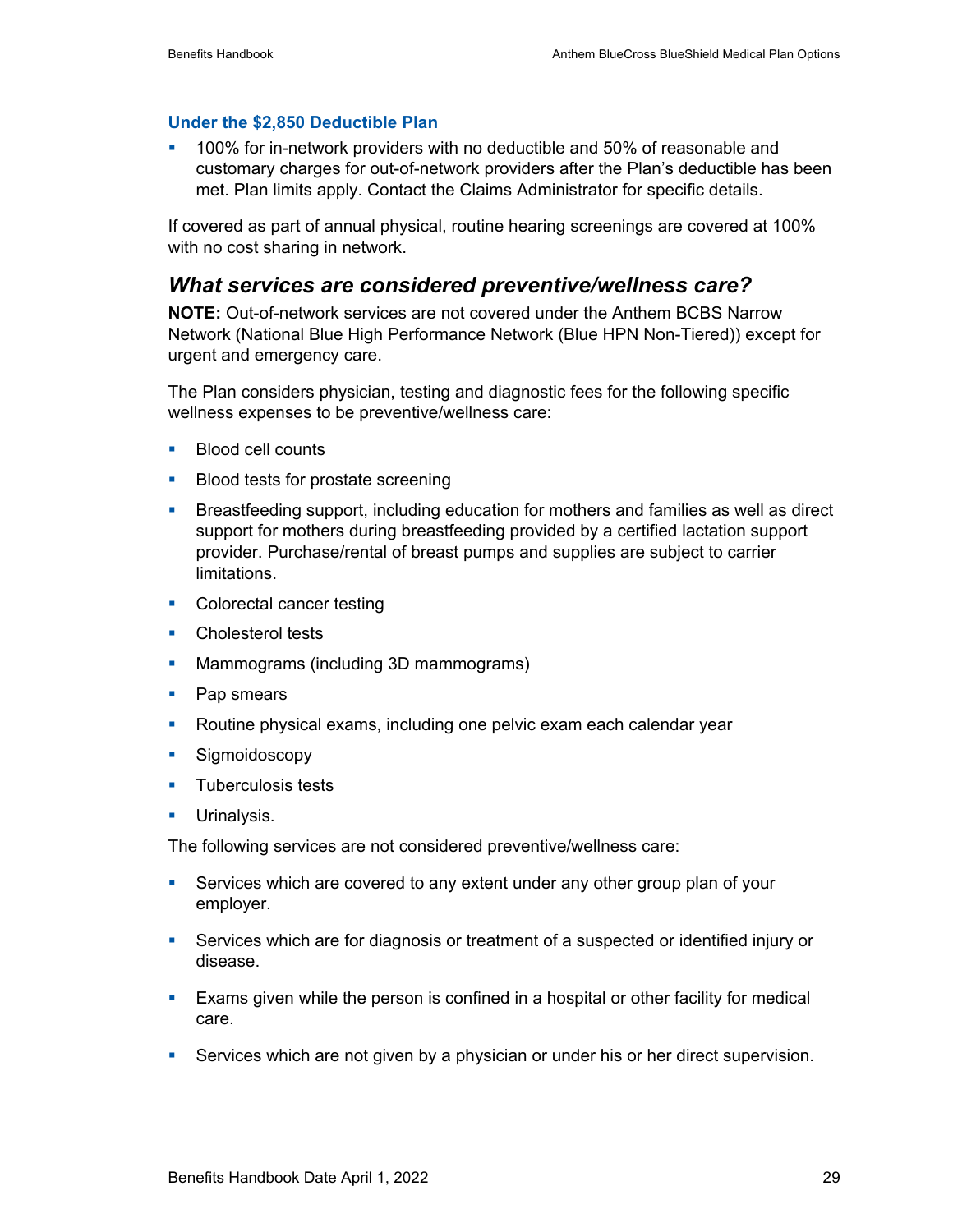### Under the $2,850 Deductible Plan

- 100% for in-network providers with no deductible and 50% of reasonable and customary charges for out-of-network providers after the Plan's deductible has been met. Plan limits apply. Contact the Claims Administrator for specific details.

If covered as part of annual physical, routine hearing screenings are covered at 100% with no cost sharing in network.

## *What services are considered preventive/wellness care?*

**NOTE:** Out-of-network services are not covered under the Anthem BCBS Narrow Network (National Blue High Performance Network (Blue HPN Non-Tiered)) except for urgent and emergency care.

The Plan considers physician, testing and diagnostic fees for the following specific wellness expenses to be preventive/wellness care:

- Blood cell counts
- Blood tests for prostate screening
- Breastfeeding support, including education for mothers and families as well as direct support for mothers during breastfeeding provided by a certified lactation support provider. Purchase/rental of breast pumps and supplies are subject to carrier limitations.
- Colorectal cancer testing
- Cholesterol tests
- Mammograms (including 3D mammograms)
- Pap smears
- Routine physical exams, including one pelvic exam each calendar year
- Sigmoidoscopy
- Tuberculosis tests
- Urinalysis.

The following services are not considered preventive/wellness care:

- Services which are covered to any extent under any other group plan of your employer.
- Services which are for diagnosis or treatment of a suspected or identified injury or disease.
- Exams given while the person is confined in a hospital or other facility for medical care.
- Services which are not given by a physician or under his or her direct supervision.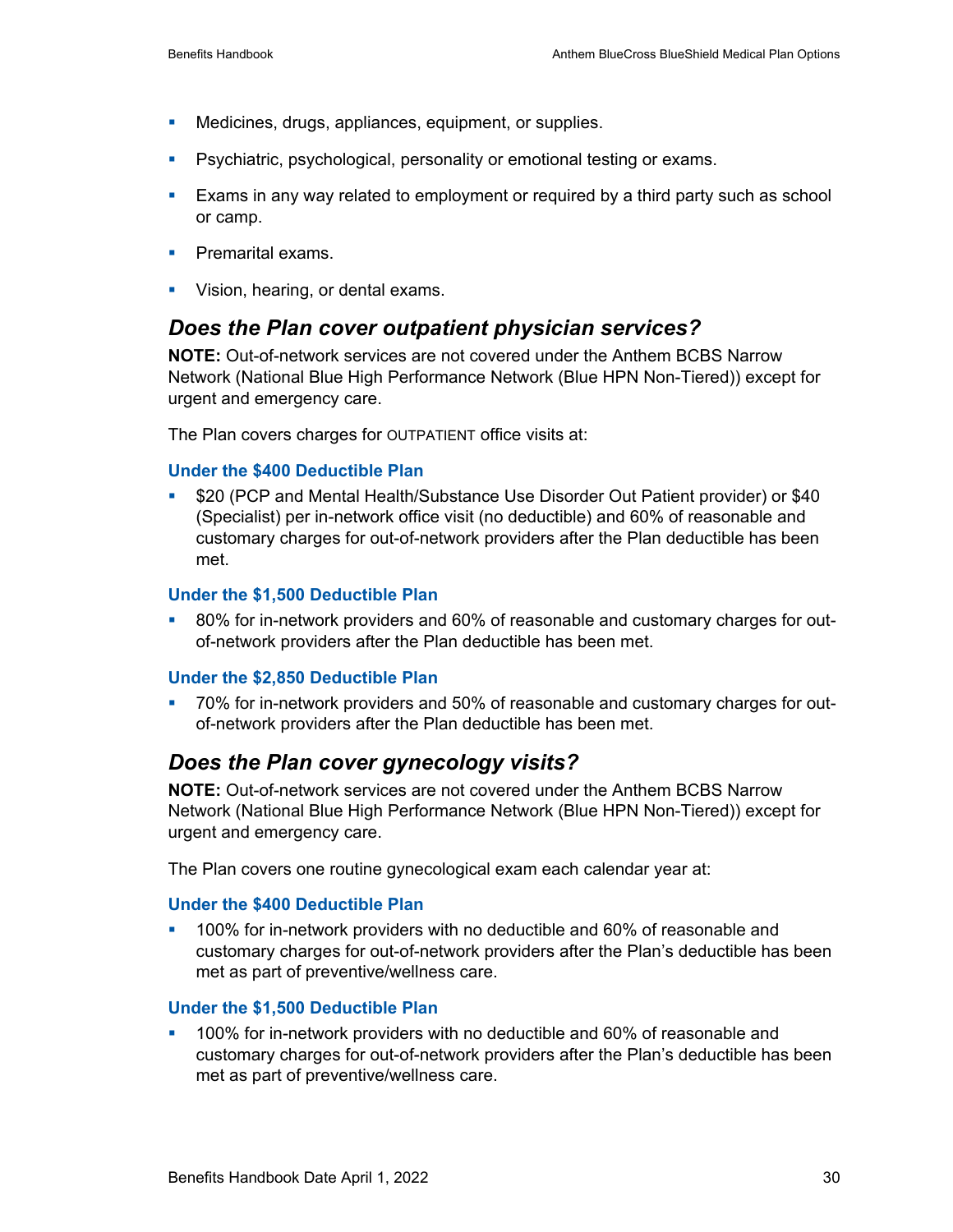- Medicines, drugs, appliances, equipment, or supplies.
- Psychiatric, psychological, personality or emotional testing or exams.
- Exams in any way related to employment or required by a third party such as school or camp.
- Premarital exams.
- Vision, hearing, or dental exams.

## *Does the Plan cover outpatient physician services?*

**NOTE:** Out-of-network services are not covered under the Anthem BCBS Narrow Network (National Blue High Performance Network (Blue HPN Non-Tiered)) except for urgent and emergency care.

The Plan covers charges for OUTPATIENT office visits at:

#### Under the $400 Deductible Plan

- $20 (PCP and Mental Health/Substance Use Disorder Out Patient provider) or $40 (Specialist) per in-network office visit (no deductible) and 60% of reasonable and customary charges for out-of-network providers after the Plan deductible has been met.

#### Under the $1,500 Deductible Plan

- 80% for in-network providers and 60% of reasonable and customary charges for out-of-network providers after the Plan deductible has been met.

#### Under the $2,850 Deductible Plan

- 70% for in-network providers and 50% of reasonable and customary charges for out-of-network providers after the Plan deductible has been met.

## *Does the Plan cover gynecology visits?*

**NOTE:** Out-of-network services are not covered under the Anthem BCBS Narrow Network (National Blue High Performance Network (Blue HPN Non-Tiered)) except for urgent and emergency care.

The Plan covers one routine gynecological exam each calendar year at:

#### Under the $400 Deductible Plan

- 100% for in-network providers with no deductible and 60% of reasonable and customary charges for out-of-network providers after the Plan's deductible has been met as part of preventive/wellness care.

#### Under the $1,500 Deductible Plan

- 100% for in-network providers with no deductible and 60% of reasonable and customary charges for out-of-network providers after the Plan's deductible has been met as part of preventive/wellness care.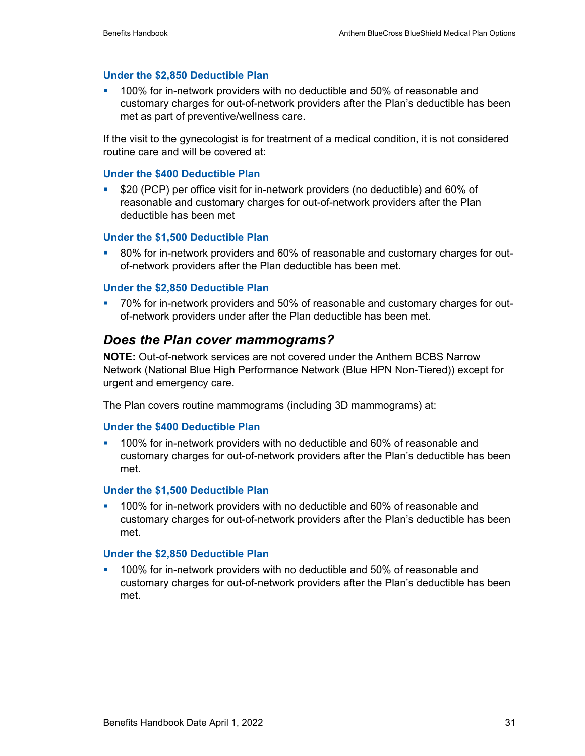#### Under the $2,850 Deductible Plan

- 100% for in-network providers with no deductible and 50% of reasonable and customary charges for out-of-network providers after the Plan's deductible has been met as part of preventive/wellness care.

If the visit to the gynecologist is for treatment of a medical condition, it is not considered routine care and will be covered at:

#### Under the $400 Deductible Plan

- $20 (PCP) per office visit for in-network providers (no deductible) and 60% of reasonable and customary charges for out-of-network providers after the Plan deductible has been met

#### Under the $1,500 Deductible Plan

- 80% for in-network providers and 60% of reasonable and customary charges for out-of-network providers after the Plan deductible has been met.

#### Under the $2,850 Deductible Plan

- 70% for in-network providers and 50% of reasonable and customary charges for out-of-network providers under after the Plan deductible has been met.

### *Does the Plan cover mammograms?*

**NOTE:** Out-of-network services are not covered under the Anthem BCBS Narrow Network (National Blue High Performance Network (Blue HPN Non-Tiered)) except for urgent and emergency care.

The Plan covers routine mammograms (including 3D mammograms) at:

#### Under the $400 Deductible Plan

- 100% for in-network providers with no deductible and 60% of reasonable and customary charges for out-of-network providers after the Plan's deductible has been met.

#### Under the $1,500 Deductible Plan

- 100% for in-network providers with no deductible and 60% of reasonable and customary charges for out-of-network providers after the Plan's deductible has been met.

#### Under the $2,850 Deductible Plan

- 100% for in-network providers with no deductible and 50% of reasonable and customary charges for out-of-network providers after the Plan's deductible has been met.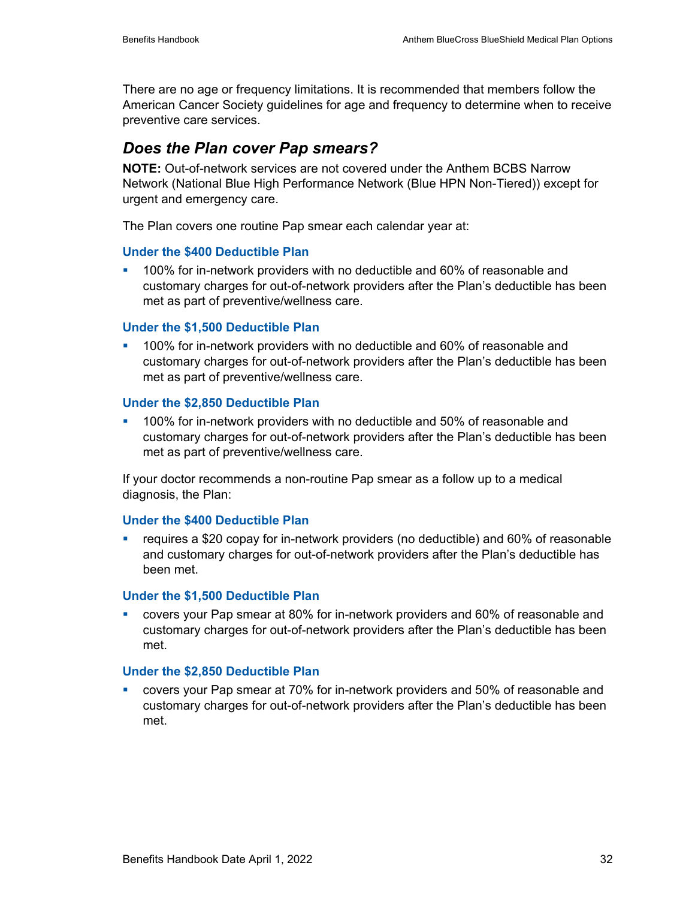There are no age or frequency limitations. It is recommended that members follow the American Cancer Society guidelines for age and frequency to determine when to receive preventive care services.

## *Does the Plan cover Pap smears?*

**NOTE:** Out-of-network services are not covered under the Anthem BCBS Narrow Network (National Blue High Performance Network (Blue HPN Non-Tiered)) except for urgent and emergency care.

The Plan covers one routine Pap smear each calendar year at:

#### Under the $400 Deductible Plan

- 100% for in-network providers with no deductible and 60% of reasonable and customary charges for out-of-network providers after the Plan's deductible has been met as part of preventive/wellness care.

#### Under the $1,500 Deductible Plan

- 100% for in-network providers with no deductible and 60% of reasonable and customary charges for out-of-network providers after the Plan's deductible has been met as part of preventive/wellness care.

#### Under the $2,850 Deductible Plan

- 100% for in-network providers with no deductible and 50% of reasonable and customary charges for out-of-network providers after the Plan's deductible has been met as part of preventive/wellness care.

If your doctor recommends a non-routine Pap smear as a follow up to a medical diagnosis, the Plan:

#### Under the $400 Deductible Plan

- requires a $20 copay for in-network providers (no deductible) and 60% of reasonable and customary charges for out-of-network providers after the Plan's deductible has been met.

#### Under the $1,500 Deductible Plan

- covers your Pap smear at 80% for in-network providers and 60% of reasonable and customary charges for out-of-network providers after the Plan's deductible has been met.

#### Under the $2,850 Deductible Plan

- covers your Pap smear at 70% for in-network providers and 50% of reasonable and customary charges for out-of-network providers after the Plan's deductible has been met.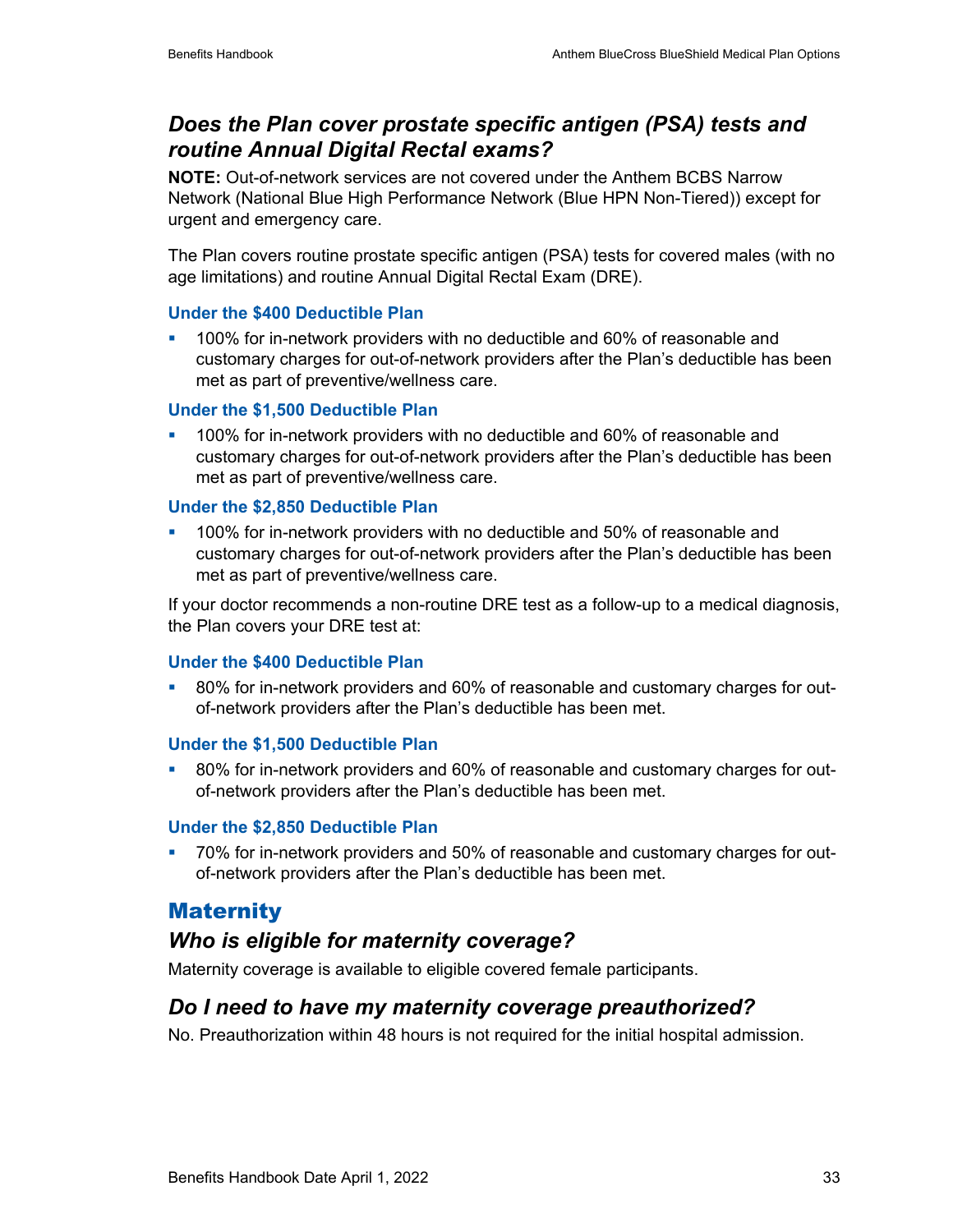### *Does the Plan cover prostate specific antigen (PSA) tests and routine Annual Digital Rectal exams?*

**NOTE:** Out-of-network services are not covered under the Anthem BCBS Narrow Network (National Blue High Performance Network (Blue HPN Non-Tiered)) except for urgent and emergency care.

The Plan covers routine prostate specific antigen (PSA) tests for covered males (with no age limitations) and routine Annual Digital Rectal Exam (DRE).

#### Under the $400 Deductible Plan

- 100% for in-network providers with no deductible and 60% of reasonable and customary charges for out-of-network providers after the Plan's deductible has been met as part of preventive/wellness care.

#### Under the $1,500 Deductible Plan

- 100% for in-network providers with no deductible and 60% of reasonable and customary charges for out-of-network providers after the Plan's deductible has been met as part of preventive/wellness care.

#### Under the $2,850 Deductible Plan

- 100% for in-network providers with no deductible and 50% of reasonable and customary charges for out-of-network providers after the Plan's deductible has been met as part of preventive/wellness care.

If your doctor recommends a non-routine DRE test as a follow-up to a medical diagnosis, the Plan covers your DRE test at:

#### Under the $400 Deductible Plan

- 80% for in-network providers and 60% of reasonable and customary charges for out-of-network providers after the Plan's deductible has been met.

#### Under the $1,500 Deductible Plan

- 80% for in-network providers and 60% of reasonable and customary charges for out-of-network providers after the Plan's deductible has been met.

#### Under the $2,850 Deductible Plan

- 70% for in-network providers and 50% of reasonable and customary charges for out-of-network providers after the Plan's deductible has been met.

## Maternity

### *Who is eligible for maternity coverage?*

Maternity coverage is available to eligible covered female participants.

### *Do I need to have my maternity coverage preauthorized?*

No. Preauthorization within 48 hours is not required for the initial hospital admission.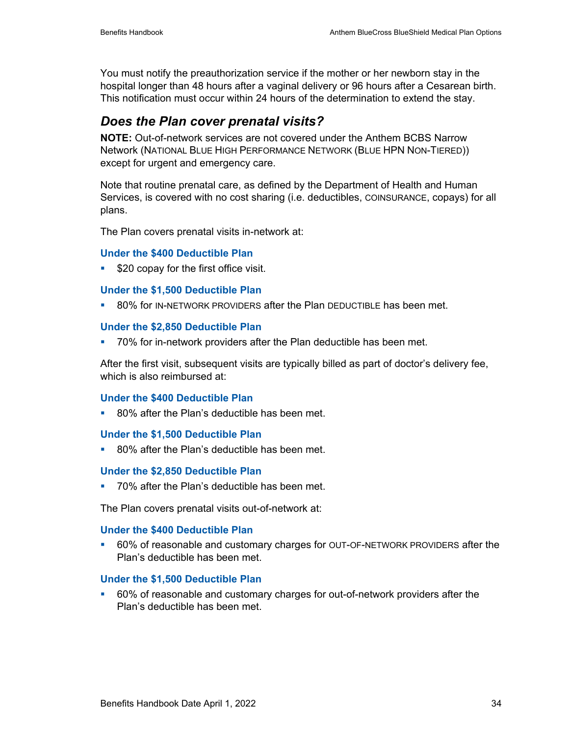You must notify the preauthorization service if the mother or her newborn stay in the hospital longer than 48 hours after a vaginal delivery or 96 hours after a Cesarean birth. This notification must occur within 24 hours of the determination to extend the stay.

## *Does the Plan cover prenatal visits?*

**NOTE:** Out-of-network services are not covered under the Anthem BCBS Narrow Network (NATIONAL BLUE HIGH PERFORMANCE NETWORK (BLUE HPN NON-TIERED)) except for urgent and emergency care.

Note that routine prenatal care, as defined by the Department of Health and Human Services, is covered with no cost sharing (i.e. deductibles, COINSURANCE, copays) for all plans.

The Plan covers prenatal visits in-network at:

#### Under the $400 Deductible Plan

- $20 copay for the first office visit.

#### Under the $1,500 Deductible Plan

- 80% for IN-NETWORK PROVIDERS after the Plan DEDUCTIBLE has been met.

#### Under the $2,850 Deductible Plan

- 70% for in-network providers after the Plan deductible has been met.

After the first visit, subsequent visits are typically billed as part of doctor's delivery fee, which is also reimbursed at:

#### Under the $400 Deductible Plan

- 80% after the Plan's deductible has been met.

#### Under the $1,500 Deductible Plan

- 80% after the Plan's deductible has been met.

#### Under the $2,850 Deductible Plan

- 70% after the Plan's deductible has been met.

The Plan covers prenatal visits out-of-network at:

#### Under the $400 Deductible Plan

- 60% of reasonable and customary charges for OUT-OF-NETWORK PROVIDERS after the Plan's deductible has been met.

#### Under the $1,500 Deductible Plan

- 60% of reasonable and customary charges for out-of-network providers after the Plan's deductible has been met.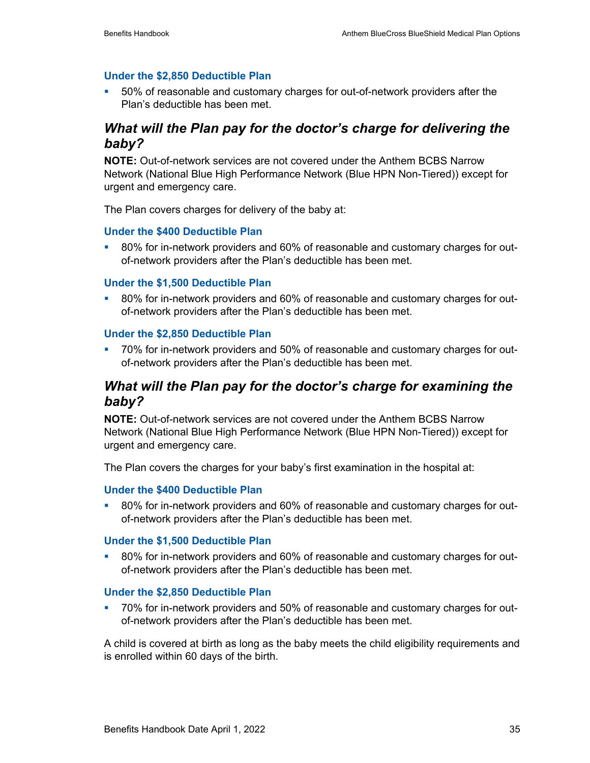#### Under the $2,850 Deductible Plan

- 50% of reasonable and customary charges for out-of-network providers after the Plan's deductible has been met.

### *What will the Plan pay for the doctor's charge for delivering the baby?*

**NOTE:** Out-of-network services are not covered under the Anthem BCBS Narrow Network (National Blue High Performance Network (Blue HPN Non-Tiered)) except for urgent and emergency care.

The Plan covers charges for delivery of the baby at:

#### Under the $400 Deductible Plan

- 80% for in-network providers and 60% of reasonable and customary charges for out-of-network providers after the Plan's deductible has been met.

#### Under the $1,500 Deductible Plan

- 80% for in-network providers and 60% of reasonable and customary charges for out-of-network providers after the Plan's deductible has been met.

#### Under the $2,850 Deductible Plan

- 70% for in-network providers and 50% of reasonable and customary charges for out-of-network providers after the Plan's deductible has been met.

### *What will the Plan pay for the doctor's charge for examining the baby?*

**NOTE:** Out-of-network services are not covered under the Anthem BCBS Narrow Network (National Blue High Performance Network (Blue HPN Non-Tiered)) except for urgent and emergency care.

The Plan covers the charges for your baby's first examination in the hospital at:

#### Under the $400 Deductible Plan

- 80% for in-network providers and 60% of reasonable and customary charges for out-of-network providers after the Plan's deductible has been met.

#### Under the $1,500 Deductible Plan

- 80% for in-network providers and 60% of reasonable and customary charges for out-of-network providers after the Plan's deductible has been met.

#### Under the $2,850 Deductible Plan

- 70% for in-network providers and 50% of reasonable and customary charges for out-of-network providers after the Plan's deductible has been met.

A child is covered at birth as long as the baby meets the child eligibility requirements and is enrolled within 60 days of the birth.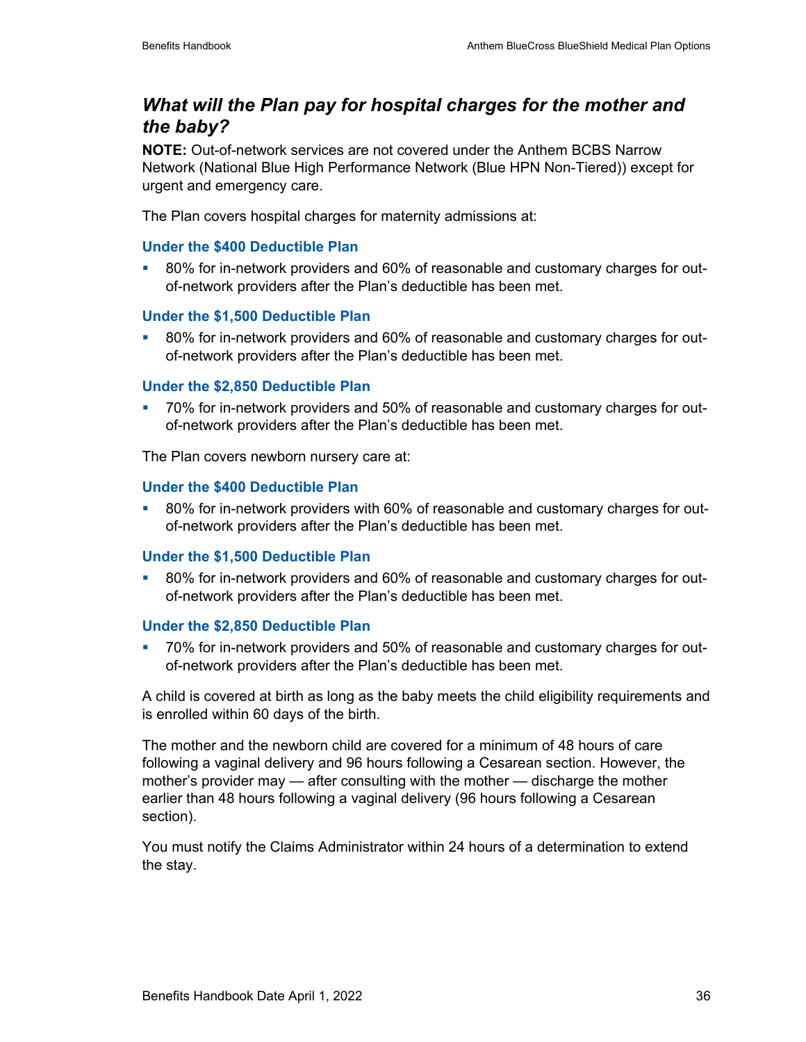## *What will the Plan pay for hospital charges for the mother and the baby?*

**NOTE:** Out-of-network services are not covered under the Anthem BCBS Narrow Network (National Blue High Performance Network (Blue HPN Non-Tiered)) except for urgent and emergency care.

The Plan covers hospital charges for maternity admissions at:

#### Under the $400 Deductible Plan

- 80% for in-network providers and 60% of reasonable and customary charges for out-of-network providers after the Plan's deductible has been met.

#### Under the $1,500 Deductible Plan

- 80% for in-network providers and 60% of reasonable and customary charges for out-of-network providers after the Plan's deductible has been met.

#### Under the $2,850 Deductible Plan

- 70% for in-network providers and 50% of reasonable and customary charges for out-of-network providers after the Plan's deductible has been met.

The Plan covers newborn nursery care at:

#### Under the $400 Deductible Plan

- 80% for in-network providers with 60% of reasonable and customary charges for out-of-network providers after the Plan's deductible has been met.

#### Under the $1,500 Deductible Plan

- 80% for in-network providers and 60% of reasonable and customary charges for out-of-network providers after the Plan's deductible has been met.

#### Under the $2,850 Deductible Plan

- 70% for in-network providers and 50% of reasonable and customary charges for out-of-network providers after the Plan's deductible has been met.

A child is covered at birth as long as the baby meets the child eligibility requirements and is enrolled within 60 days of the birth.

The mother and the newborn child are covered for a minimum of 48 hours of care following a vaginal delivery and 96 hours following a Cesarean section. However, the mother's provider may — after consulting with the mother — discharge the mother earlier than 48 hours following a vaginal delivery (96 hours following a Cesarean section).

You must notify the Claims Administrator within 24 hours of a determination to extend the stay.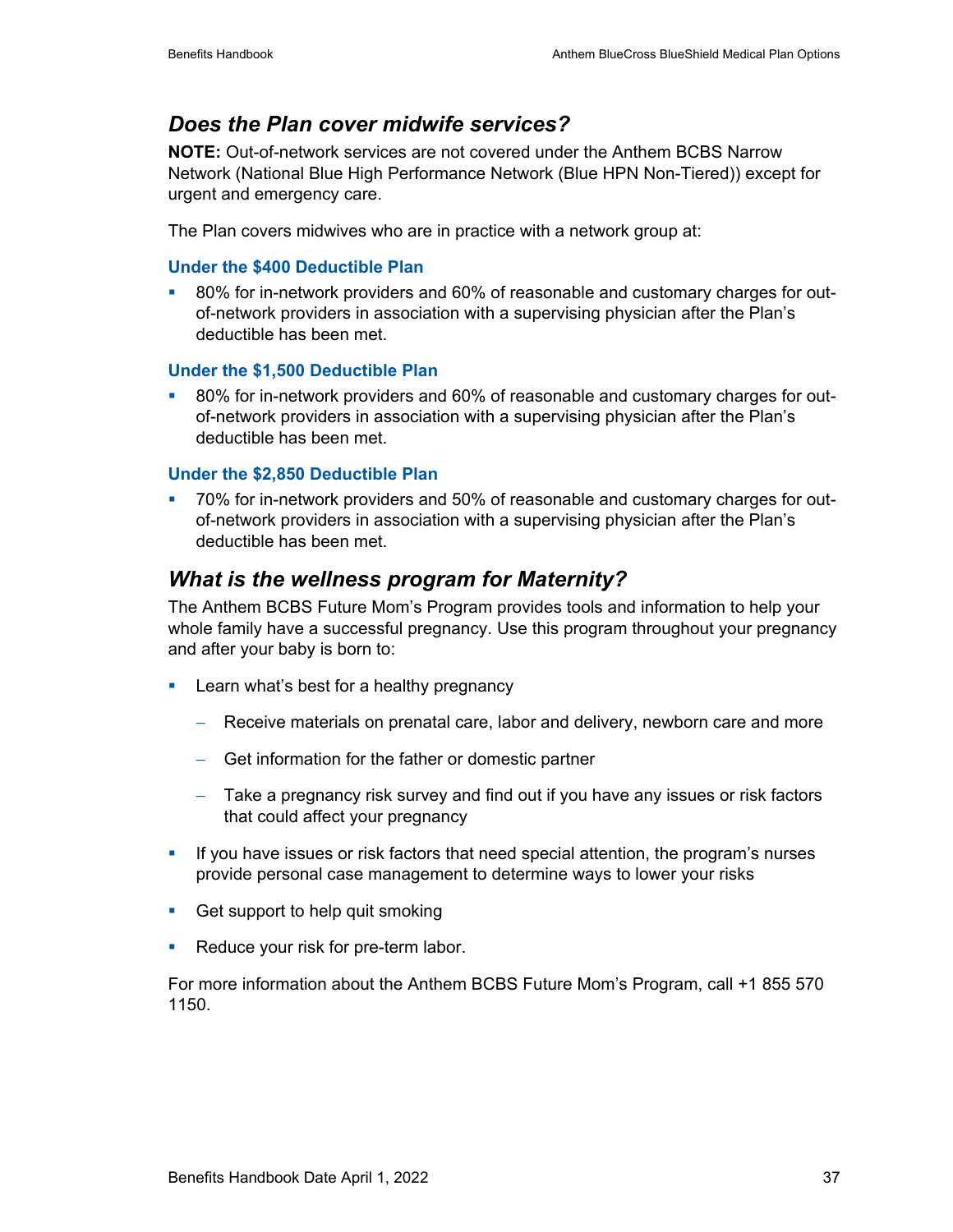## *Does the Plan cover midwife services?*

**NOTE:** Out-of-network services are not covered under the Anthem BCBS Narrow Network (National Blue High Performance Network (Blue HPN Non-Tiered)) except for urgent and emergency care.

The Plan covers midwives who are in practice with a network group at:

#### Under the $400 Deductible Plan

- 80% for in-network providers and 60% of reasonable and customary charges for out-of-network providers in association with a supervising physician after the Plan's deductible has been met.

#### Under the $1,500 Deductible Plan

- 80% for in-network providers and 60% of reasonable and customary charges for out-of-network providers in association with a supervising physician after the Plan's deductible has been met.

#### Under the $2,850 Deductible Plan

- 70% for in-network providers and 50% of reasonable and customary charges for out-of-network providers in association with a supervising physician after the Plan's deductible has been met.

## *What is the wellness program for Maternity?*

The Anthem BCBS Future Mom's Program provides tools and information to help your whole family have a successful pregnancy. Use this program throughout your pregnancy and after your baby is born to:

- Learn what's best for a healthy pregnancy
  - Receive materials on prenatal care, labor and delivery, newborn care and more
  - Get information for the father or domestic partner
  - Take a pregnancy risk survey and find out if you have any issues or risk factors that could affect your pregnancy
- If you have issues or risk factors that need special attention, the program's nurses provide personal case management to determine ways to lower your risks
- Get support to help quit smoking
- Reduce your risk for pre-term labor.

For more information about the Anthem BCBS Future Mom's Program, call +1 855 570 1150.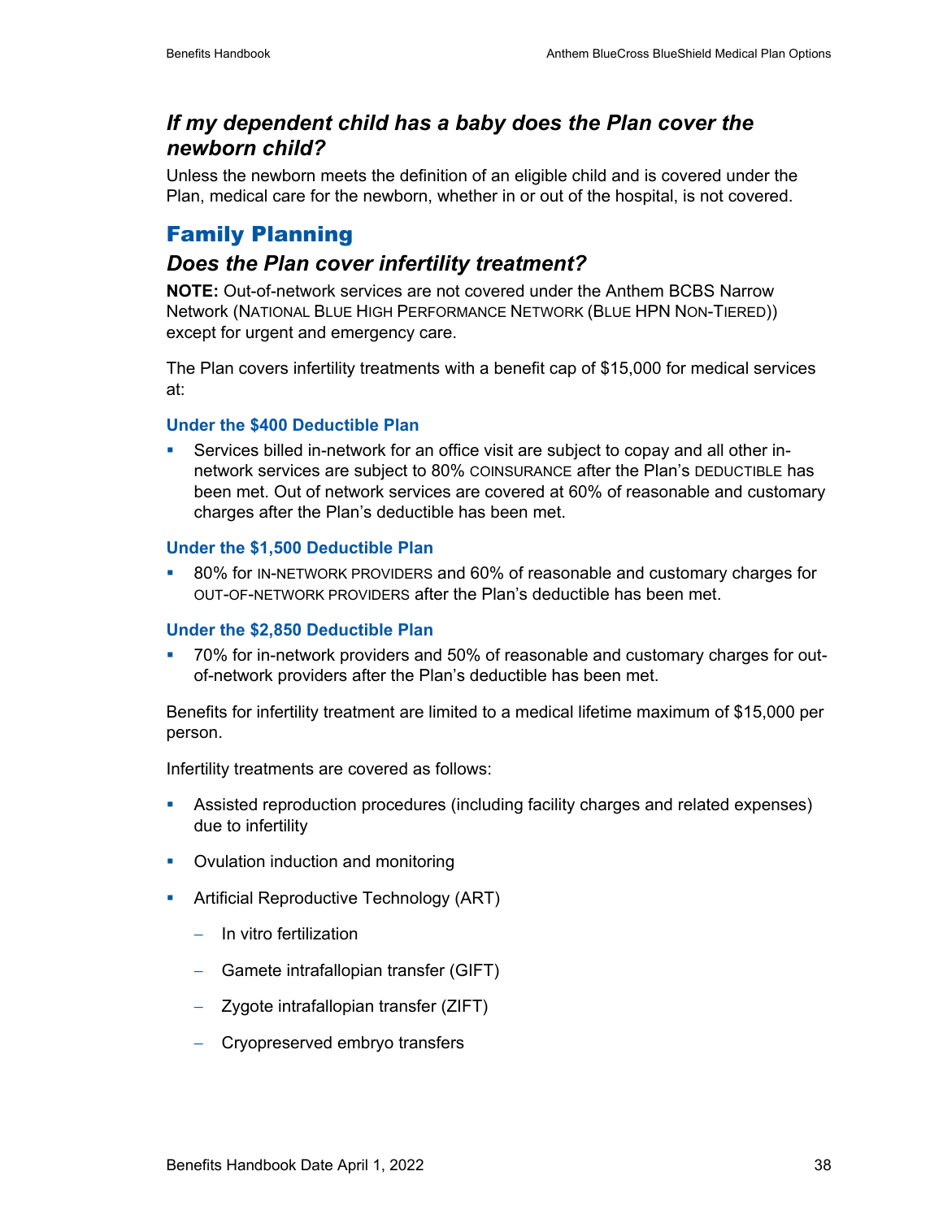### *If my dependent child has a baby does the Plan cover the newborn child?*

Unless the newborn meets the definition of an eligible child and is covered under the Plan, medical care for the newborn, whether in or out of the hospital, is not covered.

## Family Planning

### *Does the Plan cover infertility treatment?*

**NOTE:** Out-of-network services are not covered under the Anthem BCBS Narrow Network (NATIONAL BLUE HIGH PERFORMANCE NETWORK (BLUE HPN NON-TIERED)) except for urgent and emergency care.

The Plan covers infertility treatments with a benefit cap of $15,000 for medical services at:

#### Under the $400 Deductible Plan

- Services billed in-network for an office visit are subject to copay and all other in-network services are subject to 80% COINSURANCE after the Plan's DEDUCTIBLE has been met. Out of network services are covered at 60% of reasonable and customary charges after the Plan's deductible has been met.

#### Under the $1,500 Deductible Plan

- 80% for IN-NETWORK PROVIDERS and 60% of reasonable and customary charges for OUT-OF-NETWORK PROVIDERS after the Plan's deductible has been met.

#### Under the $2,850 Deductible Plan

- 70% for in-network providers and 50% of reasonable and customary charges for out-of-network providers after the Plan's deductible has been met.

Benefits for infertility treatment are limited to a medical lifetime maximum of $15,000 per person.

Infertility treatments are covered as follows:

- Assisted reproduction procedures (including facility charges and related expenses) due to infertility
- Ovulation induction and monitoring
- Artificial Reproductive Technology (ART)
  - In vitro fertilization
  - Gamete intrafallopian transfer (GIFT)
  - Zygote intrafallopian transfer (ZIFT)
  - Cryopreserved embryo transfers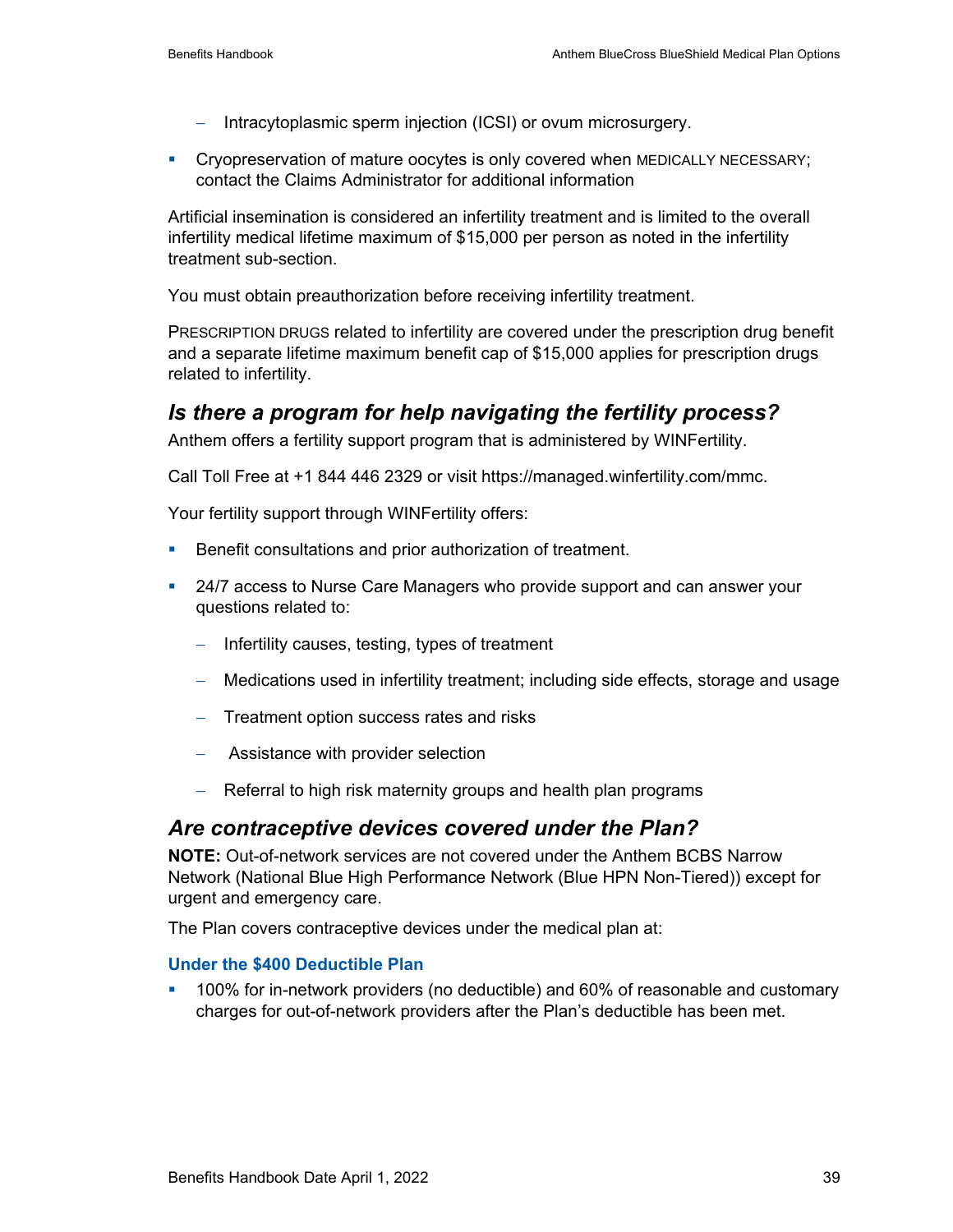- Intracytoplasmic sperm injection (ICSI) or ovum microsurgery.
- Cryopreservation of mature oocytes is only covered when MEDICALLY NECESSARY; contact the Claims Administrator for additional information

Artificial insemination is considered an infertility treatment and is limited to the overall infertility medical lifetime maximum of $15,000 per person as noted in the infertility treatment sub-section.

You must obtain preauthorization before receiving infertility treatment.

PRESCRIPTION DRUGS related to infertility are covered under the prescription drug benefit and a separate lifetime maximum benefit cap of $15,000 applies for prescription drugs related to infertility.

## *Is there a program for help navigating the fertility process?*

Anthem offers a fertility support program that is administered by WINFertility.

Call Toll Free at +1 844 446 2329 or visit https://managed.winfertility.com/mmc.

Your fertility support through WINFertility offers:

- Benefit consultations and prior authorization of treatment.
- 24/7 access to Nurse Care Managers who provide support and can answer your questions related to:
  - Infertility causes, testing, types of treatment
  - Medications used in infertility treatment; including side effects, storage and usage
  - Treatment option success rates and risks
  - Assistance with provider selection
  - Referral to high risk maternity groups and health plan programs

## *Are contraceptive devices covered under the Plan?*

**NOTE:** Out-of-network services are not covered under the Anthem BCBS Narrow Network (National Blue High Performance Network (Blue HPN Non-Tiered)) except for urgent and emergency care.

The Plan covers contraceptive devices under the medical plan at:

### Under the $400 Deductible Plan

- 100% for in-network providers (no deductible) and 60% of reasonable and customary charges for out-of-network providers after the Plan's deductible has been met.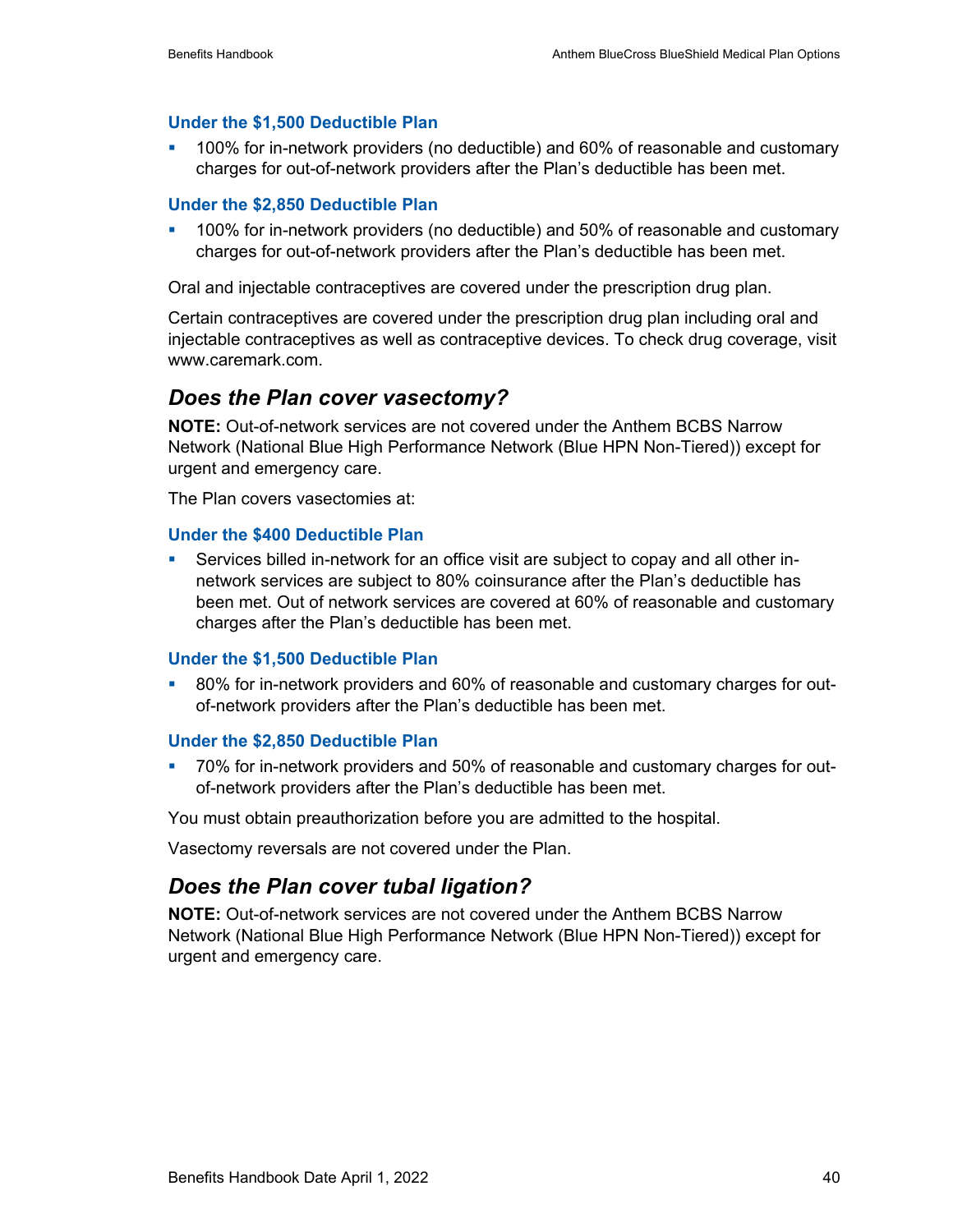### Under the $1,500 Deductible Plan

- 100% for in-network providers (no deductible) and 60% of reasonable and customary charges for out-of-network providers after the Plan's deductible has been met.

### Under the $2,850 Deductible Plan

- 100% for in-network providers (no deductible) and 50% of reasonable and customary charges for out-of-network providers after the Plan's deductible has been met.

Oral and injectable contraceptives are covered under the prescription drug plan.

Certain contraceptives are covered under the prescription drug plan including oral and injectable contraceptives as well as contraceptive devices. To check drug coverage, visit www.caremark.com.

## *Does the Plan cover vasectomy?*

**NOTE:** Out-of-network services are not covered under the Anthem BCBS Narrow Network (National Blue High Performance Network (Blue HPN Non-Tiered)) except for urgent and emergency care.

The Plan covers vasectomies at:

### Under the $400 Deductible Plan

- Services billed in-network for an office visit are subject to copay and all other in-network services are subject to 80% coinsurance after the Plan's deductible has been met. Out of network services are covered at 60% of reasonable and customary charges after the Plan's deductible has been met.

### Under the $1,500 Deductible Plan

- 80% for in-network providers and 60% of reasonable and customary charges for out-of-network providers after the Plan's deductible has been met.

### Under the $2,850 Deductible Plan

- 70% for in-network providers and 50% of reasonable and customary charges for out-of-network providers after the Plan's deductible has been met.

You must obtain preauthorization before you are admitted to the hospital.

Vasectomy reversals are not covered under the Plan.

## *Does the Plan cover tubal ligation?*

**NOTE:** Out-of-network services are not covered under the Anthem BCBS Narrow Network (National Blue High Performance Network (Blue HPN Non-Tiered)) except for urgent and emergency care.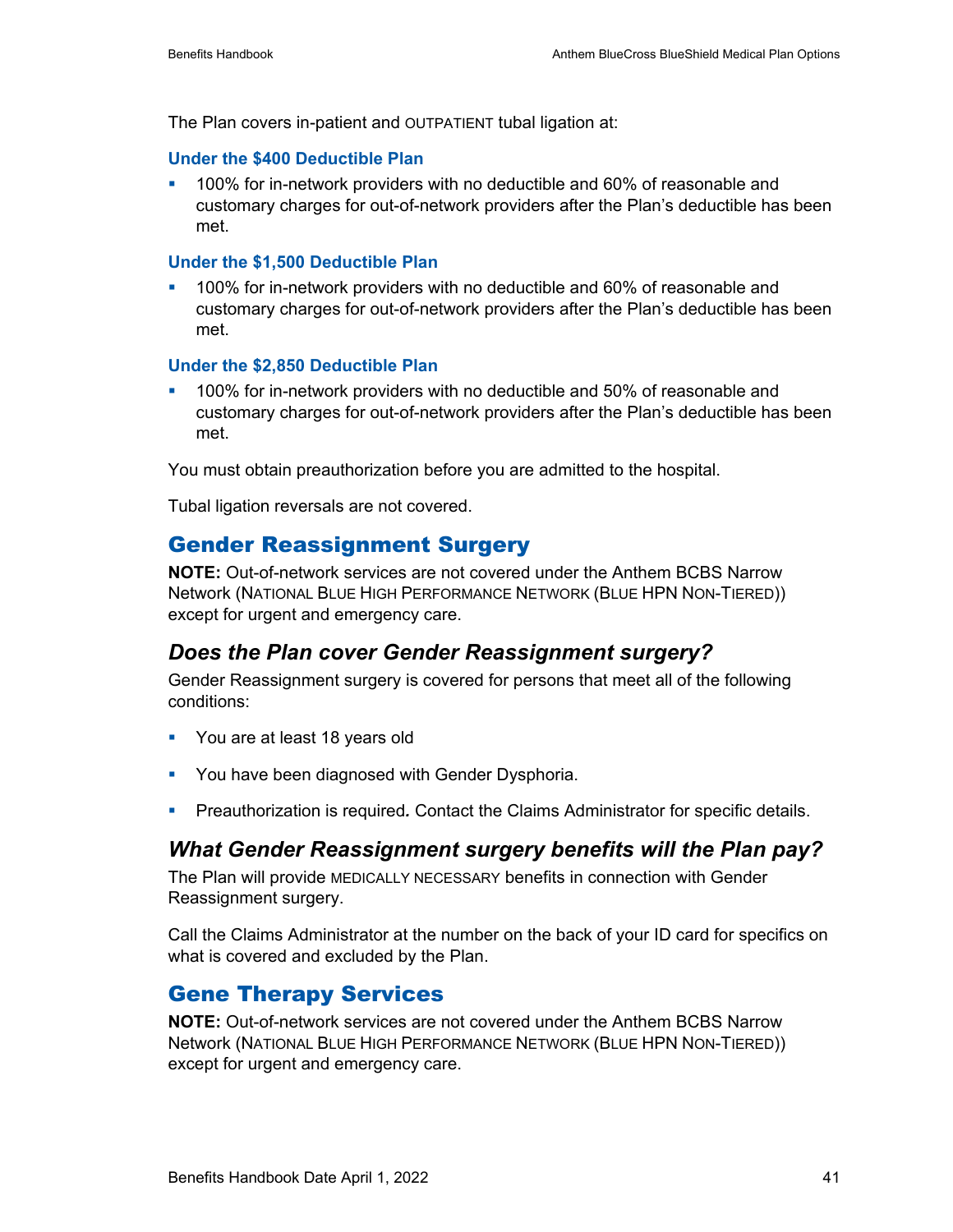The Plan covers in-patient and OUTPATIENT tubal ligation at:

### Under the $400 Deductible Plan

- 100% for in-network providers with no deductible and 60% of reasonable and customary charges for out-of-network providers after the Plan's deductible has been met.

### Under the $1,500 Deductible Plan

- 100% for in-network providers with no deductible and 60% of reasonable and customary charges for out-of-network providers after the Plan's deductible has been met.

### Under the $2,850 Deductible Plan

- 100% for in-network providers with no deductible and 50% of reasonable and customary charges for out-of-network providers after the Plan's deductible has been met.

You must obtain preauthorization before you are admitted to the hospital.

Tubal ligation reversals are not covered.

## Gender Reassignment Surgery

**NOTE:** Out-of-network services are not covered under the Anthem BCBS Narrow Network (NATIONAL BLUE HIGH PERFORMANCE NETWORK (BLUE HPN NON-TIERED)) except for urgent and emergency care.

### *Does the Plan cover Gender Reassignment surgery?*

Gender Reassignment surgery is covered for persons that meet all of the following conditions:

- You are at least 18 years old
- You have been diagnosed with Gender Dysphoria.
- Preauthorization is required*.* Contact the Claims Administrator for specific details.

### *What Gender Reassignment surgery benefits will the Plan pay?*

The Plan will provide MEDICALLY NECESSARY benefits in connection with Gender Reassignment surgery.

Call the Claims Administrator at the number on the back of your ID card for specifics on what is covered and excluded by the Plan.

## Gene Therapy Services

**NOTE:** Out-of-network services are not covered under the Anthem BCBS Narrow Network (NATIONAL BLUE HIGH PERFORMANCE NETWORK (BLUE HPN NON-TIERED)) except for urgent and emergency care.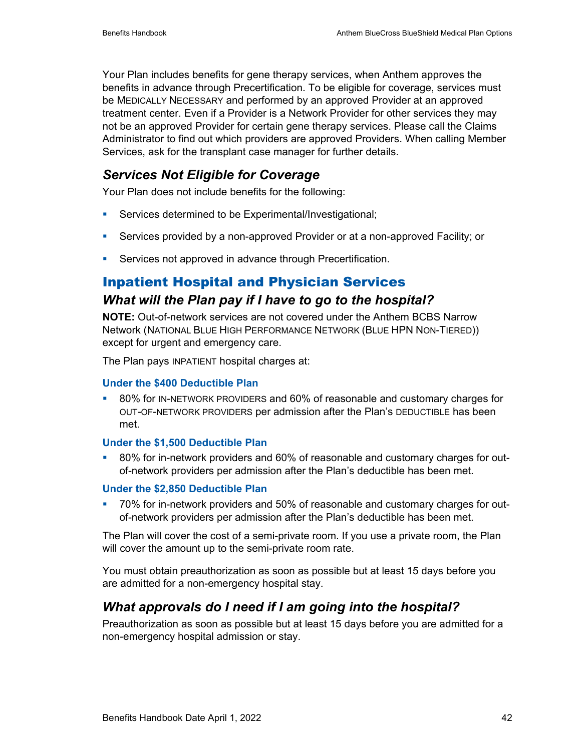Your Plan includes benefits for gene therapy services, when Anthem approves the benefits in advance through Precertification. To be eligible for coverage, services must be MEDICALLY NECESSARY and performed by an approved Provider at an approved treatment center. Even if a Provider is a Network Provider for other services they may not be an approved Provider for certain gene therapy services. Please call the Claims Administrator to find out which providers are approved Providers. When calling Member Services, ask for the transplant case manager for further details.

### *Services Not Eligible for Coverage*

Your Plan does not include benefits for the following:

- Services determined to be Experimental/Investigational;
- Services provided by a non-approved Provider or at a non-approved Facility; or
- Services not approved in advance through Precertification.

## Inpatient Hospital and Physician Services

### *What will the Plan pay if I have to go to the hospital?*

**NOTE:** Out-of-network services are not covered under the Anthem BCBS Narrow Network (NATIONAL BLUE HIGH PERFORMANCE NETWORK (BLUE HPN NON-TIERED)) except for urgent and emergency care.

The Plan pays INPATIENT hospital charges at:

#### Under the $400 Deductible Plan

- 80% for IN-NETWORK PROVIDERS and 60% of reasonable and customary charges for OUT-OF-NETWORK PROVIDERS per admission after the Plan's DEDUCTIBLE has been met.

#### Under the $1,500 Deductible Plan

- 80% for in-network providers and 60% of reasonable and customary charges for out-of-network providers per admission after the Plan's deductible has been met.

#### Under the $2,850 Deductible Plan

- 70% for in-network providers and 50% of reasonable and customary charges for out-of-network providers per admission after the Plan's deductible has been met.

The Plan will cover the cost of a semi-private room. If you use a private room, the Plan will cover the amount up to the semi-private room rate.

You must obtain preauthorization as soon as possible but at least 15 days before you are admitted for a non-emergency hospital stay.

### *What approvals do I need if I am going into the hospital?*

Preauthorization as soon as possible but at least 15 days before you are admitted for a non-emergency hospital admission or stay.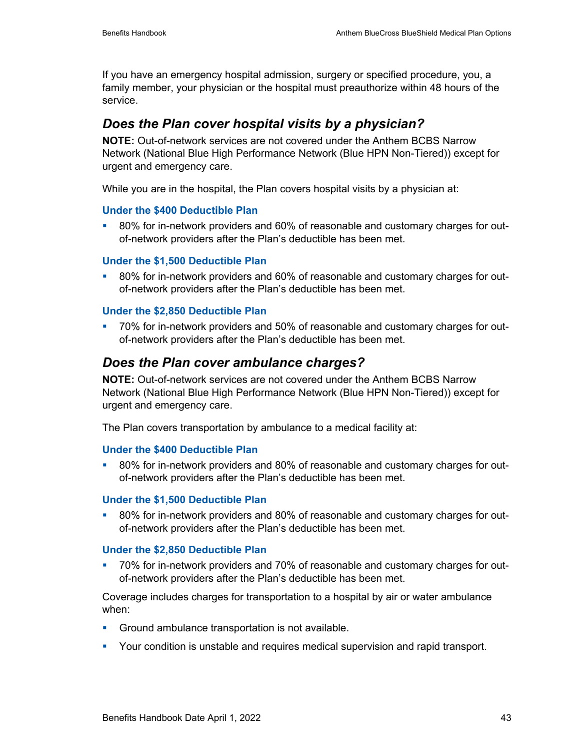If you have an emergency hospital admission, surgery or specified procedure, you, a family member, your physician or the hospital must preauthorize within 48 hours of the service.

## *Does the Plan cover hospital visits by a physician?*

**NOTE:** Out-of-network services are not covered under the Anthem BCBS Narrow Network (National Blue High Performance Network (Blue HPN Non-Tiered)) except for urgent and emergency care.

While you are in the hospital, the Plan covers hospital visits by a physician at:

### Under the $400 Deductible Plan

- 80% for in-network providers and 60% of reasonable and customary charges for out-of-network providers after the Plan's deductible has been met.

### Under the $1,500 Deductible Plan

- 80% for in-network providers and 60% of reasonable and customary charges for out-of-network providers after the Plan's deductible has been met.

### Under the $2,850 Deductible Plan

- 70% for in-network providers and 50% of reasonable and customary charges for out-of-network providers after the Plan's deductible has been met.

## *Does the Plan cover ambulance charges?*

**NOTE:** Out-of-network services are not covered under the Anthem BCBS Narrow Network (National Blue High Performance Network (Blue HPN Non-Tiered)) except for urgent and emergency care.

The Plan covers transportation by ambulance to a medical facility at:

### Under the $400 Deductible Plan

- 80% for in-network providers and 80% of reasonable and customary charges for out-of-network providers after the Plan's deductible has been met.

### Under the $1,500 Deductible Plan

- 80% for in-network providers and 80% of reasonable and customary charges for out-of-network providers after the Plan's deductible has been met.

### Under the $2,850 Deductible Plan

- 70% for in-network providers and 70% of reasonable and customary charges for out-of-network providers after the Plan's deductible has been met.

Coverage includes charges for transportation to a hospital by air or water ambulance when:

- Ground ambulance transportation is not available.
- Your condition is unstable and requires medical supervision and rapid transport.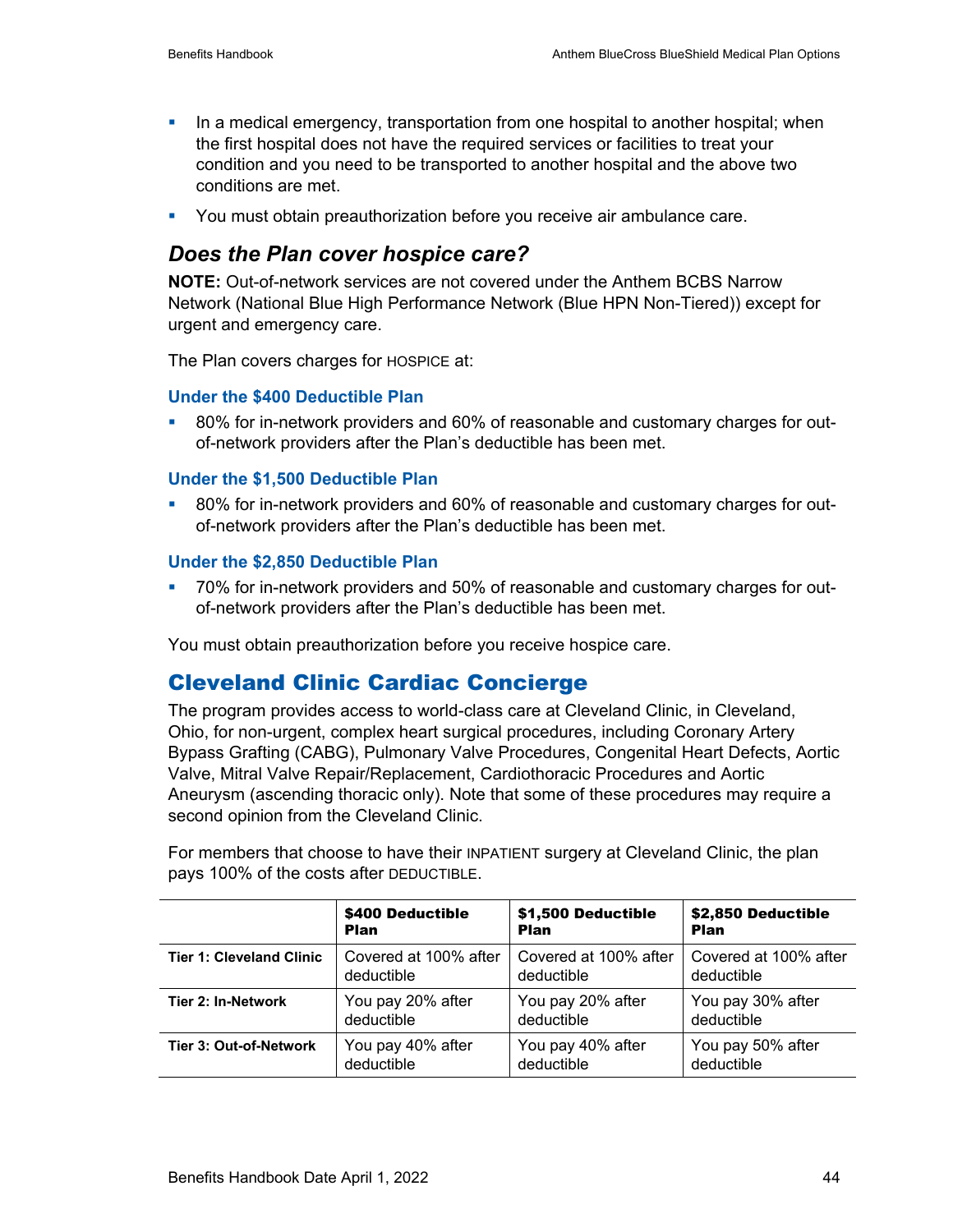- In a medical emergency, transportation from one hospital to another hospital; when the first hospital does not have the required services or facilities to treat your condition and you need to be transported to another hospital and the above two conditions are met.
- You must obtain preauthorization before you receive air ambulance care.

### *Does the Plan cover hospice care?*

**NOTE:** Out-of-network services are not covered under the Anthem BCBS Narrow Network (National Blue High Performance Network (Blue HPN Non-Tiered)) except for urgent and emergency care.

The Plan covers charges for HOSPICE at:

#### Under the $400 Deductible Plan

- 80% for in-network providers and 60% of reasonable and customary charges for out-of-network providers after the Plan's deductible has been met.

#### Under the $1,500 Deductible Plan

- 80% for in-network providers and 60% of reasonable and customary charges for out-of-network providers after the Plan's deductible has been met.

#### Under the $2,850 Deductible Plan

- 70% for in-network providers and 50% of reasonable and customary charges for out-of-network providers after the Plan's deductible has been met.

You must obtain preauthorization before you receive hospice care.

## Cleveland Clinic Cardiac Concierge

The program provides access to world-class care at Cleveland Clinic, in Cleveland, Ohio, for non-urgent, complex heart surgical procedures, including Coronary Artery Bypass Grafting (CABG), Pulmonary Valve Procedures, Congenital Heart Defects, Aortic Valve, Mitral Valve Repair/Replacement, Cardiothoracic Procedures and Aortic Aneurysm (ascending thoracic only). Note that some of these procedures may require a second opinion from the Cleveland Clinic.

For members that choose to have their INPATIENT surgery at Cleveland Clinic, the plan pays 100% of the costs after DEDUCTIBLE.

| | $400 Deductible Plan | $1,500 Deductible Plan | $2,850 Deductible Plan |
|---|---|---|---|
| **Tier 1: Cleveland Clinic** | Covered at 100% after deductible | Covered at 100% after deductible | Covered at 100% after deductible |
| **Tier 2: In-Network** | You pay 20% after deductible | You pay 20% after deductible | You pay 30% after deductible |
| **Tier 3: Out-of-Network** | You pay 40% after deductible | You pay 40% after deductible | You pay 50% after deductible |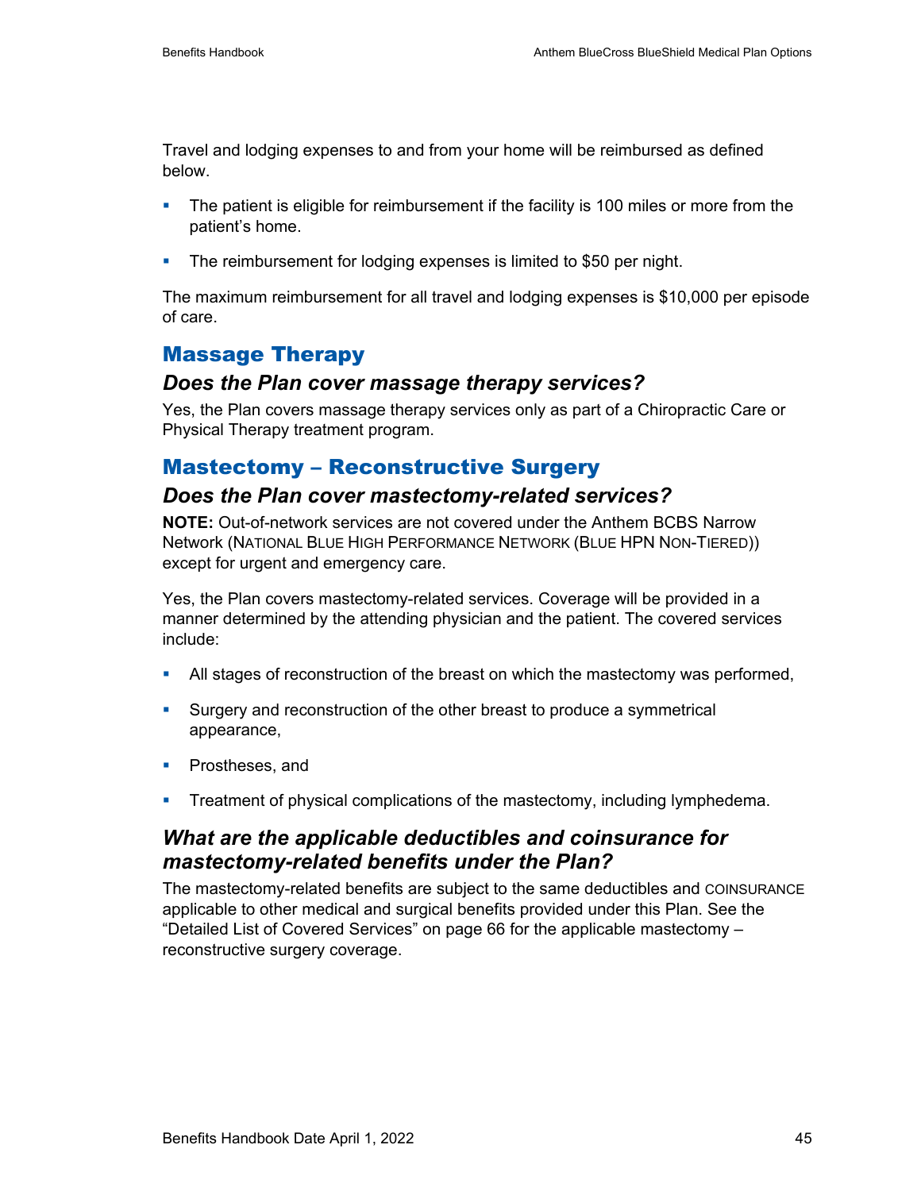Travel and lodging expenses to and from your home will be reimbursed as defined below.

- The patient is eligible for reimbursement if the facility is 100 miles or more from the patient's home.
- The reimbursement for lodging expenses is limited to $50 per night.

The maximum reimbursement for all travel and lodging expenses is $10,000 per episode of care.

## Massage Therapy

### *Does the Plan cover massage therapy services?*

Yes, the Plan covers massage therapy services only as part of a Chiropractic Care or Physical Therapy treatment program.

## Mastectomy – Reconstructive Surgery

### *Does the Plan cover mastectomy-related services?*

**NOTE:** Out-of-network services are not covered under the Anthem BCBS Narrow Network (NATIONAL BLUE HIGH PERFORMANCE NETWORK (BLUE HPN NON-TIERED)) except for urgent and emergency care.

Yes, the Plan covers mastectomy-related services. Coverage will be provided in a manner determined by the attending physician and the patient. The covered services include:

- All stages of reconstruction of the breast on which the mastectomy was performed,
- Surgery and reconstruction of the other breast to produce a symmetrical appearance,
- Prostheses, and
- Treatment of physical complications of the mastectomy, including lymphedema.

### *What are the applicable deductibles and coinsurance for mastectomy-related benefits under the Plan?*

The mastectomy-related benefits are subject to the same deductibles and COINSURANCE applicable to other medical and surgical benefits provided under this Plan. See the "Detailed List of Covered Services" on page 66 for the applicable mastectomy – reconstructive surgery coverage.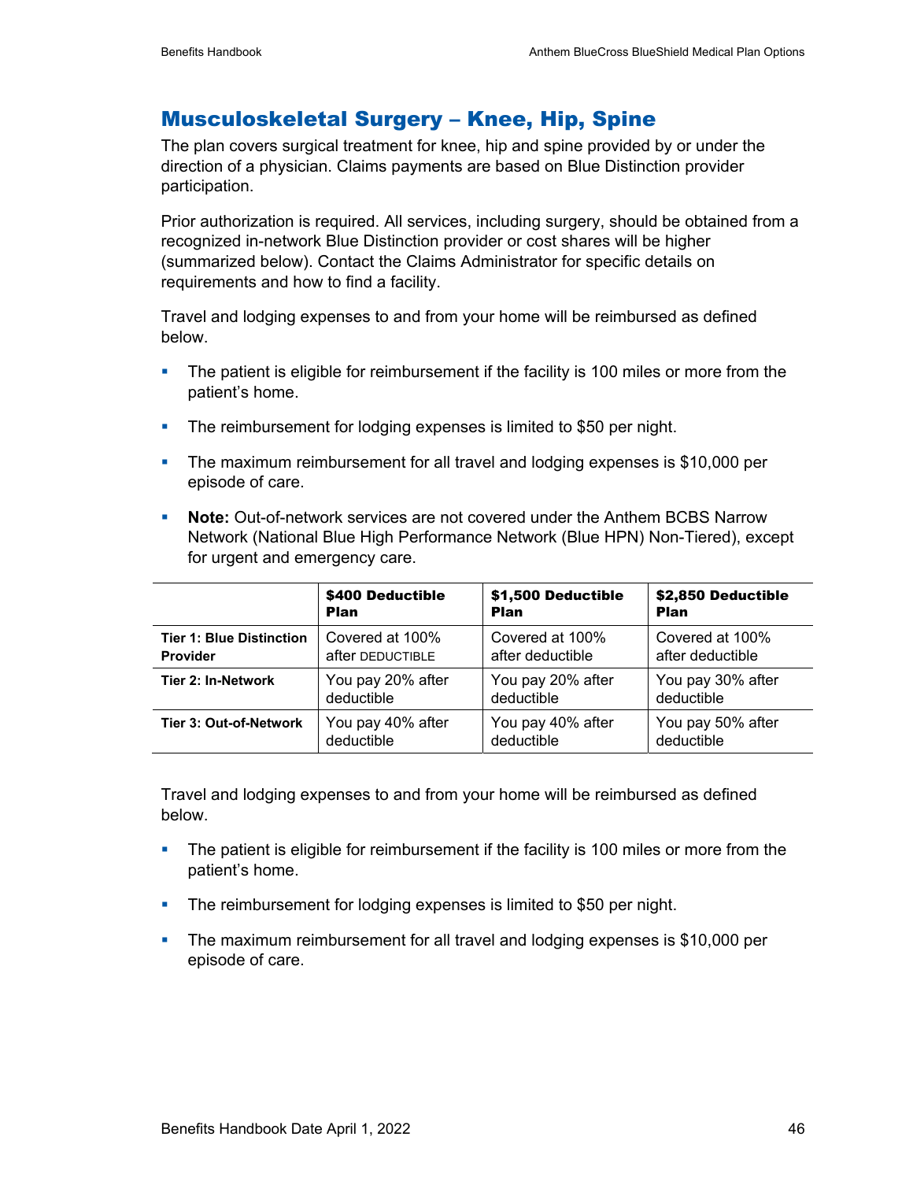## Musculoskeletal Surgery – Knee, Hip, Spine

The plan covers surgical treatment for knee, hip and spine provided by or under the direction of a physician. Claims payments are based on Blue Distinction provider participation.

Prior authorization is required. All services, including surgery, should be obtained from a recognized in-network Blue Distinction provider or cost shares will be higher (summarized below). Contact the Claims Administrator for specific details on requirements and how to find a facility.

Travel and lodging expenses to and from your home will be reimbursed as defined below.

- The patient is eligible for reimbursement if the facility is 100 miles or more from the patient's home.
- The reimbursement for lodging expenses is limited to $50 per night.
- The maximum reimbursement for all travel and lodging expenses is $10,000 per episode of care.
- **Note:** Out-of-network services are not covered under the Anthem BCBS Narrow Network (National Blue High Performance Network (Blue HPN) Non-Tiered), except for urgent and emergency care.

| | $400 Deductible Plan | $1,500 Deductible Plan | $2,850 Deductible Plan |
|---|---|---|---|
| **Tier 1: Blue Distinction Provider** | Covered at 100% after DEDUCTIBLE | Covered at 100% after deductible | Covered at 100% after deductible |
| **Tier 2: In-Network** | You pay 20% after deductible | You pay 20% after deductible | You pay 30% after deductible |
| **Tier 3: Out-of-Network** | You pay 40% after deductible | You pay 40% after deductible | You pay 50% after deductible |

Travel and lodging expenses to and from your home will be reimbursed as defined below.

- The patient is eligible for reimbursement if the facility is 100 miles or more from the patient's home.
- The reimbursement for lodging expenses is limited to $50 per night.
- The maximum reimbursement for all travel and lodging expenses is $10,000 per episode of care.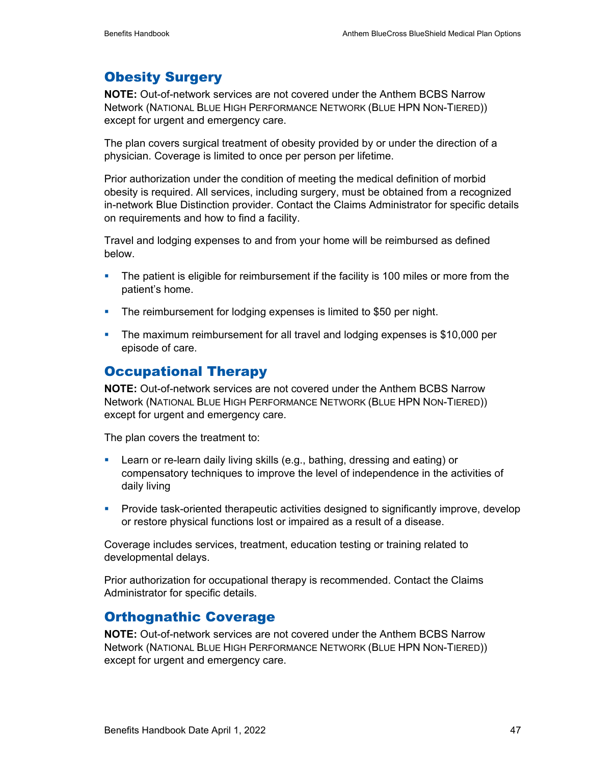## Obesity Surgery

**NOTE:** Out-of-network services are not covered under the Anthem BCBS Narrow Network (NATIONAL BLUE HIGH PERFORMANCE NETWORK (BLUE HPN NON-TIERED)) except for urgent and emergency care.

The plan covers surgical treatment of obesity provided by or under the direction of a physician. Coverage is limited to once per person per lifetime.

Prior authorization under the condition of meeting the medical definition of morbid obesity is required. All services, including surgery, must be obtained from a recognized in-network Blue Distinction provider. Contact the Claims Administrator for specific details on requirements and how to find a facility.

Travel and lodging expenses to and from your home will be reimbursed as defined below.

- The patient is eligible for reimbursement if the facility is 100 miles or more from the patient's home.
- The reimbursement for lodging expenses is limited to $50 per night.
- The maximum reimbursement for all travel and lodging expenses is $10,000 per episode of care.

## Occupational Therapy

**NOTE:** Out-of-network services are not covered under the Anthem BCBS Narrow Network (NATIONAL BLUE HIGH PERFORMANCE NETWORK (BLUE HPN NON-TIERED)) except for urgent and emergency care.

The plan covers the treatment to:

- Learn or re-learn daily living skills (e.g., bathing, dressing and eating) or compensatory techniques to improve the level of independence in the activities of daily living
- Provide task-oriented therapeutic activities designed to significantly improve, develop or restore physical functions lost or impaired as a result of a disease.

Coverage includes services, treatment, education testing or training related to developmental delays.

Prior authorization for occupational therapy is recommended. Contact the Claims Administrator for specific details.

## Orthognathic Coverage

**NOTE:** Out-of-network services are not covered under the Anthem BCBS Narrow Network (NATIONAL BLUE HIGH PERFORMANCE NETWORK (BLUE HPN NON-TIERED)) except for urgent and emergency care.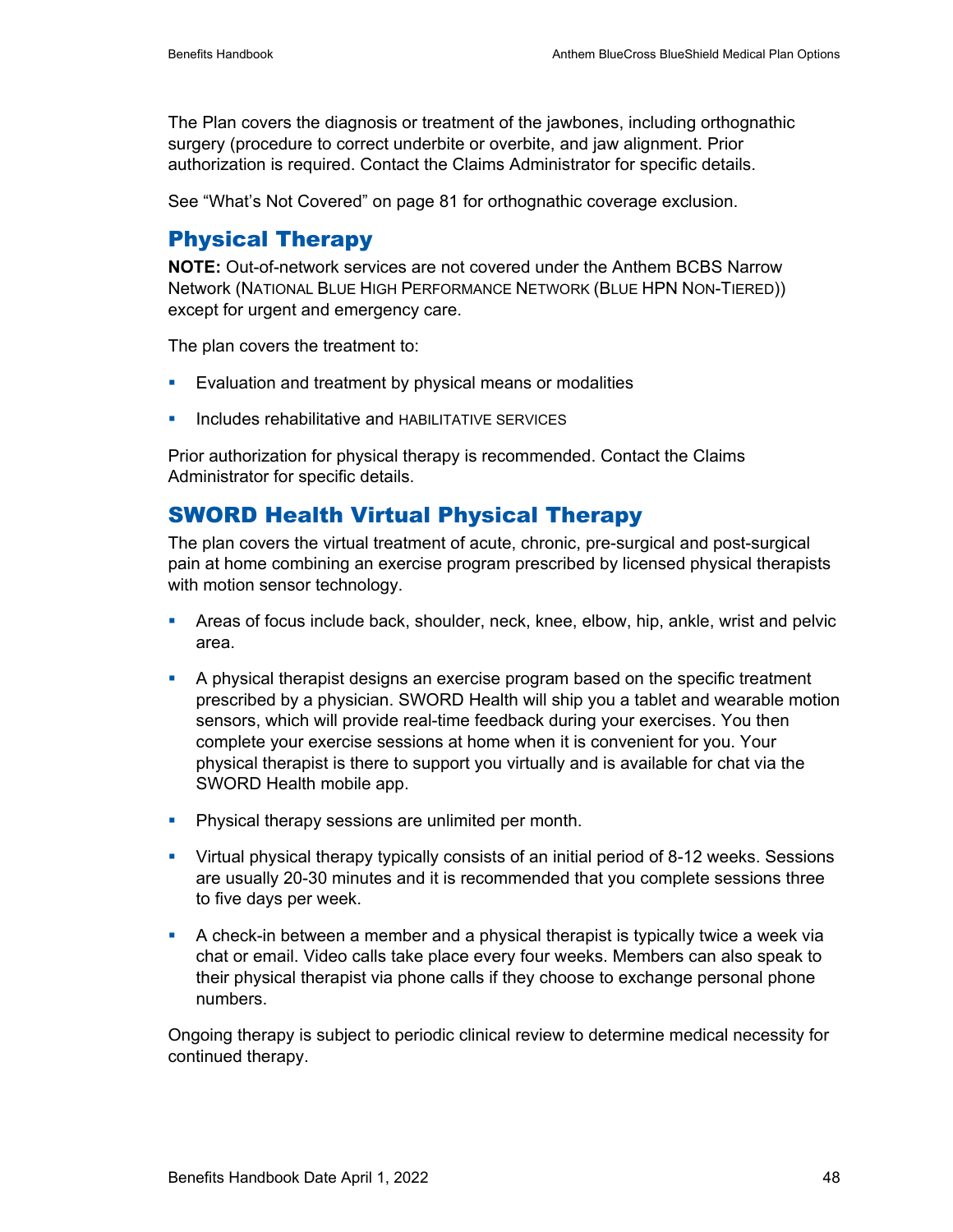The Plan covers the diagnosis or treatment of the jawbones, including orthognathic surgery (procedure to correct underbite or overbite, and jaw alignment. Prior authorization is required. Contact the Claims Administrator for specific details.

See "What's Not Covered" on page 81 for orthognathic coverage exclusion.

## Physical Therapy

**NOTE:** Out-of-network services are not covered under the Anthem BCBS Narrow Network (NATIONAL BLUE HIGH PERFORMANCE NETWORK (BLUE HPN NON-TIERED)) except for urgent and emergency care.

The plan covers the treatment to:

- Evaluation and treatment by physical means or modalities
- Includes rehabilitative and HABILITATIVE SERVICES

Prior authorization for physical therapy is recommended. Contact the Claims Administrator for specific details.

## SWORD Health Virtual Physical Therapy

The plan covers the virtual treatment of acute, chronic, pre-surgical and post-surgical pain at home combining an exercise program prescribed by licensed physical therapists with motion sensor technology.

- Areas of focus include back, shoulder, neck, knee, elbow, hip, ankle, wrist and pelvic area.
- A physical therapist designs an exercise program based on the specific treatment prescribed by a physician. SWORD Health will ship you a tablet and wearable motion sensors, which will provide real-time feedback during your exercises. You then complete your exercise sessions at home when it is convenient for you. Your physical therapist is there to support you virtually and is available for chat via the SWORD Health mobile app.
- Physical therapy sessions are unlimited per month.
- Virtual physical therapy typically consists of an initial period of 8-12 weeks. Sessions are usually 20-30 minutes and it is recommended that you complete sessions three to five days per week.
- A check-in between a member and a physical therapist is typically twice a week via chat or email. Video calls take place every four weeks. Members can also speak to their physical therapist via phone calls if they choose to exchange personal phone numbers.

Ongoing therapy is subject to periodic clinical review to determine medical necessity for continued therapy.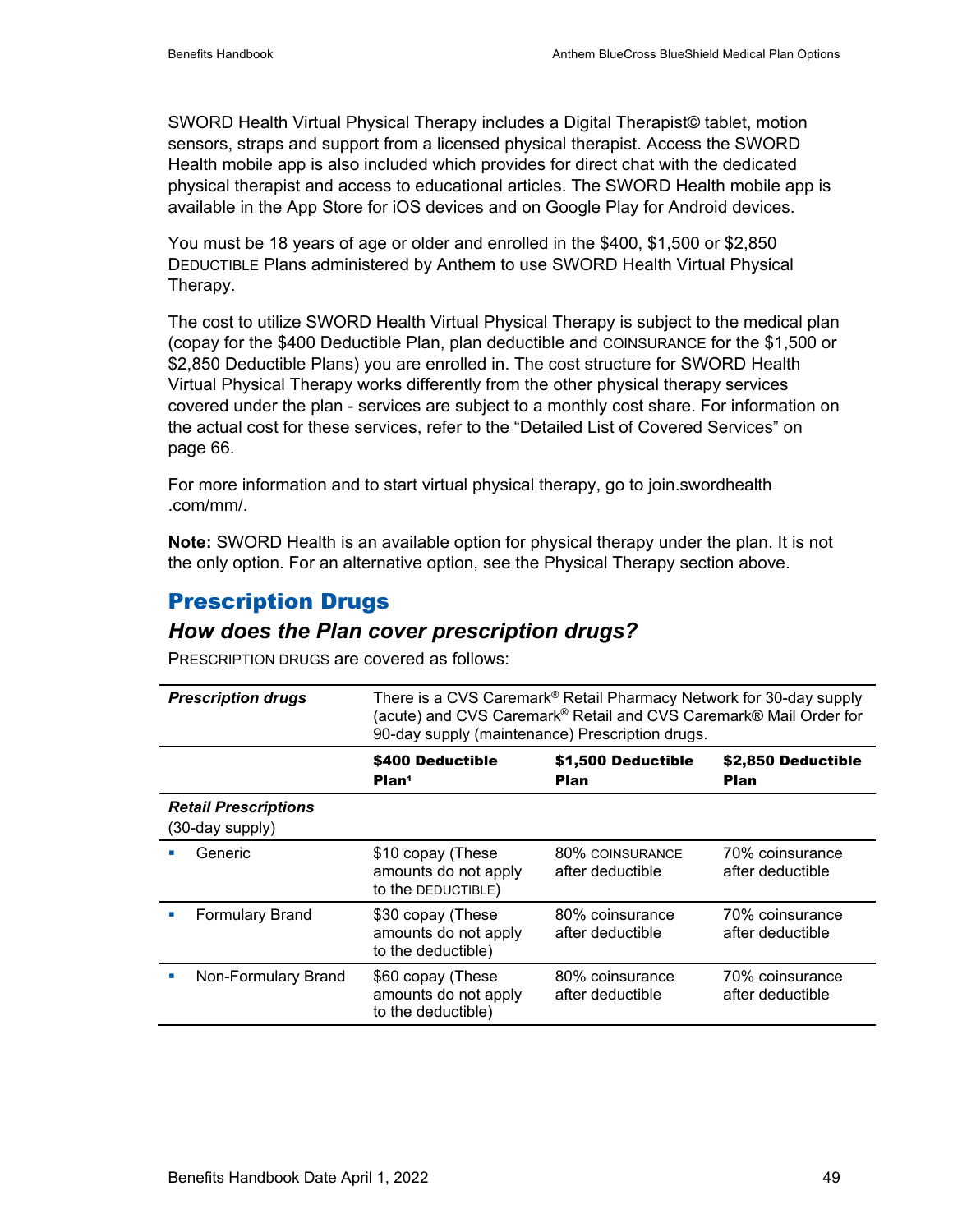SWORD Health Virtual Physical Therapy includes a Digital Therapist© tablet, motion sensors, straps and support from a licensed physical therapist. Access the SWORD Health mobile app is also included which provides for direct chat with the dedicated physical therapist and access to educational articles. The SWORD Health mobile app is available in the App Store for iOS devices and on Google Play for Android devices.

You must be 18 years of age or older and enrolled in the $400, $1,500 or $2,850 DEDUCTIBLE Plans administered by Anthem to use SWORD Health Virtual Physical Therapy.

The cost to utilize SWORD Health Virtual Physical Therapy is subject to the medical plan (copay for the $400 Deductible Plan, plan deductible and COINSURANCE for the $1,500 or $2,850 Deductible Plans) you are enrolled in. The cost structure for SWORD Health Virtual Physical Therapy works differently from the other physical therapy services covered under the plan - services are subject to a monthly cost share. For information on the actual cost for these services, refer to the “Detailed List of Covered Services” on page 66.

For more information and to start virtual physical therapy, go to join.swordhealth .com/mm/.

**Note:** SWORD Health is an available option for physical therapy under the plan. It is not the only option. For an alternative option, see the Physical Therapy section above.

## Prescription Drugs

### *How does the Plan cover prescription drugs?*

PRESCRIPTION DRUGS are covered as follows:

| ***Prescription drugs*** | There is a CVS Caremark® Retail Pharmacy Network for 30-day supply (acute) and CVS Caremark® Retail and CVS Caremark® Mail Order for 90-day supply (maintenance) Prescription drugs. | | |
|---|---|---|---|
| | **$400 Deductible Plan[1]** | **$1,500 Deductible Plan** | **$2,850 Deductible Plan** |
| ***Retail Prescriptions*** (30-day supply) | | | |
| ▪ Generic | $10 copay (These amounts do not apply to the DEDUCTIBLE) | 80% COINSURANCE after deductible | 70% coinsurance after deductible |
| ▪ Formulary Brand | $30 copay (These amounts do not apply to the deductible) | 80% coinsurance after deductible | 70% coinsurance after deductible |
| ▪ Non-Formulary Brand | $60 copay (These amounts do not apply to the deductible) | 80% coinsurance after deductible | 70% coinsurance after deductible |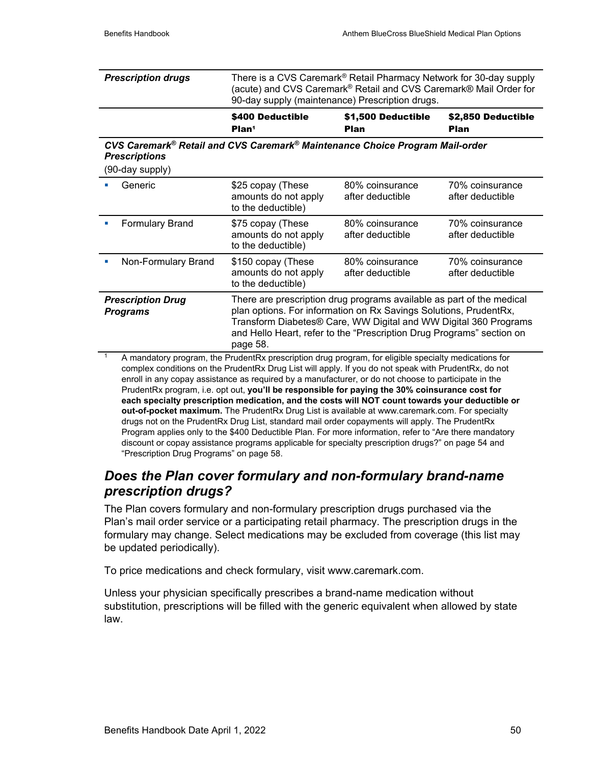| *Prescription drugs* | There is a CVS Caremark® Retail Pharmacy Network for 30-day supply (acute) and CVS Caremark® Retail and CVS Caremark® Mail Order for 90-day supply (maintenance) Prescription drugs. | | |
|---|---|---|---|
| | **$400 Deductible Plan[1]** | **$1,500 Deductible Plan** | **$2,850 Deductible Plan** |
| ***CVS Caremark® Retail and CVS Caremark® Maintenance Choice Program Mail-order Prescriptions*** (90-day supply) | | | |
| ▪ Generic | $25 copay (These amounts do not apply to the deductible) | 80% coinsurance after deductible | 70% coinsurance after deductible |
| ▪ Formulary Brand | $75 copay (These amounts do not apply to the deductible) | 80% coinsurance after deductible | 70% coinsurance after deductible |
| ▪ Non-Formulary Brand | $150 copay (These amounts do not apply to the deductible) | 80% coinsurance after deductible | 70% coinsurance after deductible |
| ***Prescription Drug Programs*** | There are prescription drug programs available as part of the medical plan options. For information on Rx Savings Solutions, PrudentRx, Transform Diabetes® Care, WW Digital and WW Digital 360 Programs and Hello Heart, refer to the "Prescription Drug Programs" section on page 58. | | |

[1] A mandatory program, the PrudentRx prescription drug program, for eligible specialty medications for complex conditions on the PrudentRx Drug List will apply. If you do not speak with PrudentRx, do not enroll in any copay assistance as required by a manufacturer, or do not choose to participate in the PrudentRx program, i.e. opt out, **you'll be responsible for paying the 30% coinsurance cost for each specialty prescription medication, and the costs will NOT count towards your deductible or out-of-pocket maximum.** The PrudentRx Drug List is available at www.caremark.com. For specialty drugs not on the PrudentRx Drug List, standard mail order copayments will apply. The PrudentRx Program applies only to the $400 Deductible Plan. For more information, refer to "Are there mandatory discount or copay assistance programs applicable for specialty prescription drugs?" on page 54 and "Prescription Drug Programs" on page 58.

## *Does the Plan cover formulary and non-formulary brand-name prescription drugs?*

The Plan covers formulary and non-formulary prescription drugs purchased via the Plan's mail order service or a participating retail pharmacy. The prescription drugs in the formulary may change. Select medications may be excluded from coverage (this list may be updated periodically).

To price medications and check formulary, visit www.caremark.com.

Unless your physician specifically prescribes a brand-name medication without substitution, prescriptions will be filled with the generic equivalent when allowed by state law.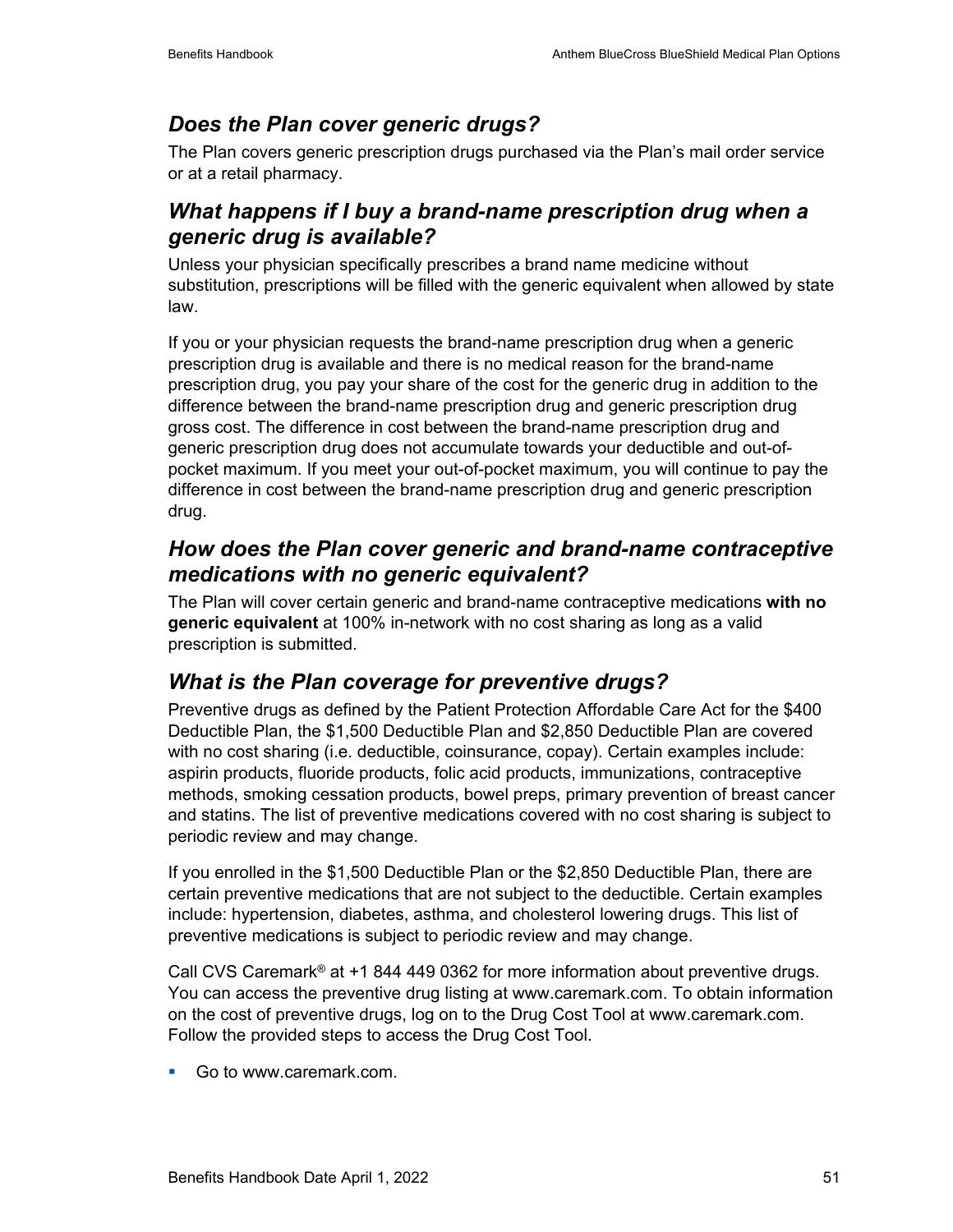## *Does the Plan cover generic drugs?*

The Plan covers generic prescription drugs purchased via the Plan's mail order service or at a retail pharmacy.

## *What happens if I buy a brand-name prescription drug when a generic drug is available?*

Unless your physician specifically prescribes a brand name medicine without substitution, prescriptions will be filled with the generic equivalent when allowed by state law.

If you or your physician requests the brand-name prescription drug when a generic prescription drug is available and there is no medical reason for the brand-name prescription drug, you pay your share of the cost for the generic drug in addition to the difference between the brand-name prescription drug and generic prescription drug gross cost. The difference in cost between the brand-name prescription drug and generic prescription drug does not accumulate towards your deductible and out-of-pocket maximum. If you meet your out-of-pocket maximum, you will continue to pay the difference in cost between the brand-name prescription drug and generic prescription drug.

## *How does the Plan cover generic and brand-name contraceptive medications with no generic equivalent?*

The Plan will cover certain generic and brand-name contraceptive medications **with no generic equivalent** at 100% in-network with no cost sharing as long as a valid prescription is submitted.

## *What is the Plan coverage for preventive drugs?*

Preventive drugs as defined by the Patient Protection Affordable Care Act for the $400 Deductible Plan, the $1,500 Deductible Plan and $2,850 Deductible Plan are covered with no cost sharing (i.e. deductible, coinsurance, copay). Certain examples include: aspirin products, fluoride products, folic acid products, immunizations, contraceptive methods, smoking cessation products, bowel preps, primary prevention of breast cancer and statins. The list of preventive medications covered with no cost sharing is subject to periodic review and may change.

If you enrolled in the $1,500 Deductible Plan or the $2,850 Deductible Plan, there are certain preventive medications that are not subject to the deductible. Certain examples include: hypertension, diabetes, asthma, and cholesterol lowering drugs. This list of preventive medications is subject to periodic review and may change.

Call CVS Caremark® at +1 844 449 0362 for more information about preventive drugs. You can access the preventive drug listing at www.caremark.com. To obtain information on the cost of preventive drugs, log on to the Drug Cost Tool at www.caremark.com. Follow the provided steps to access the Drug Cost Tool.

- Go to www.caremark.com.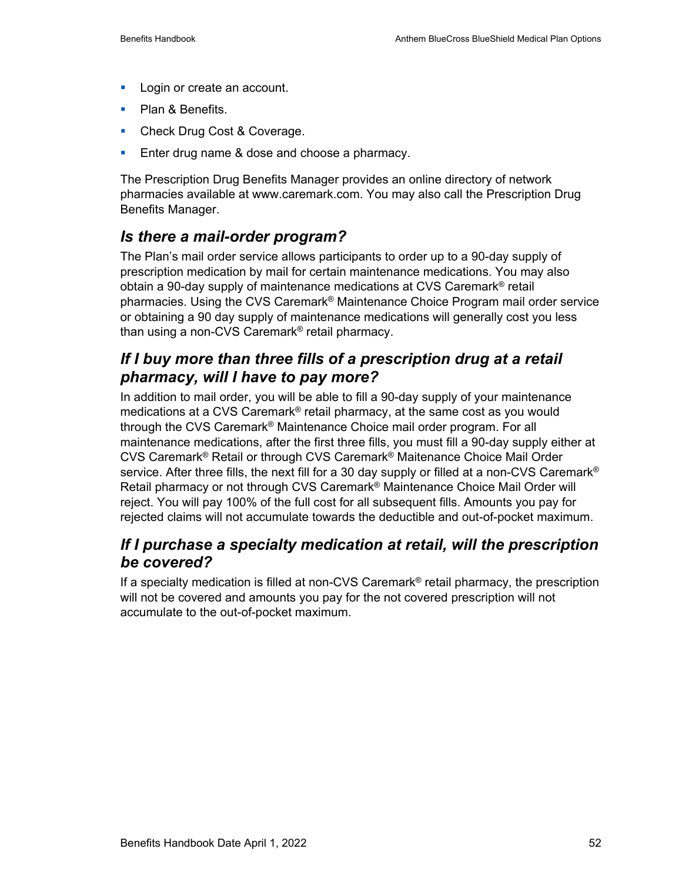- Login or create an account.
- Plan & Benefits.
- Check Drug Cost & Coverage.
- Enter drug name & dose and choose a pharmacy.

The Prescription Drug Benefits Manager provides an online directory of network pharmacies available at www.caremark.com. You may also call the Prescription Drug Benefits Manager.

### *Is there a mail-order program?*

The Plan's mail order service allows participants to order up to a 90-day supply of prescription medication by mail for certain maintenance medications. You may also obtain a 90-day supply of maintenance medications at CVS Caremark® retail pharmacies. Using the CVS Caremark® Maintenance Choice Program mail order service or obtaining a 90 day supply of maintenance medications will generally cost you less than using a non-CVS Caremark® retail pharmacy.

### *If I buy more than three fills of a prescription drug at a retail pharmacy, will I have to pay more?*

In addition to mail order, you will be able to fill a 90-day supply of your maintenance medications at a CVS Caremark® retail pharmacy, at the same cost as you would through the CVS Caremark® Maintenance Choice mail order program. For all maintenance medications, after the first three fills, you must fill a 90-day supply either at CVS Caremark® Retail or through CVS Caremark® Maitenance Choice Mail Order service. After three fills, the next fill for a 30 day supply or filled at a non-CVS Caremark® Retail pharmacy or not through CVS Caremark® Maintenance Choice Mail Order will reject. You will pay 100% of the full cost for all subsequent fills. Amounts you pay for rejected claims will not accumulate towards the deductible and out-of-pocket maximum.

### *If I purchase a specialty medication at retail, will the prescription be covered?*

If a specialty medication is filled at non-CVS Caremark® retail pharmacy, the prescription will not be covered and amounts you pay for the not covered prescription will not accumulate to the out-of-pocket maximum.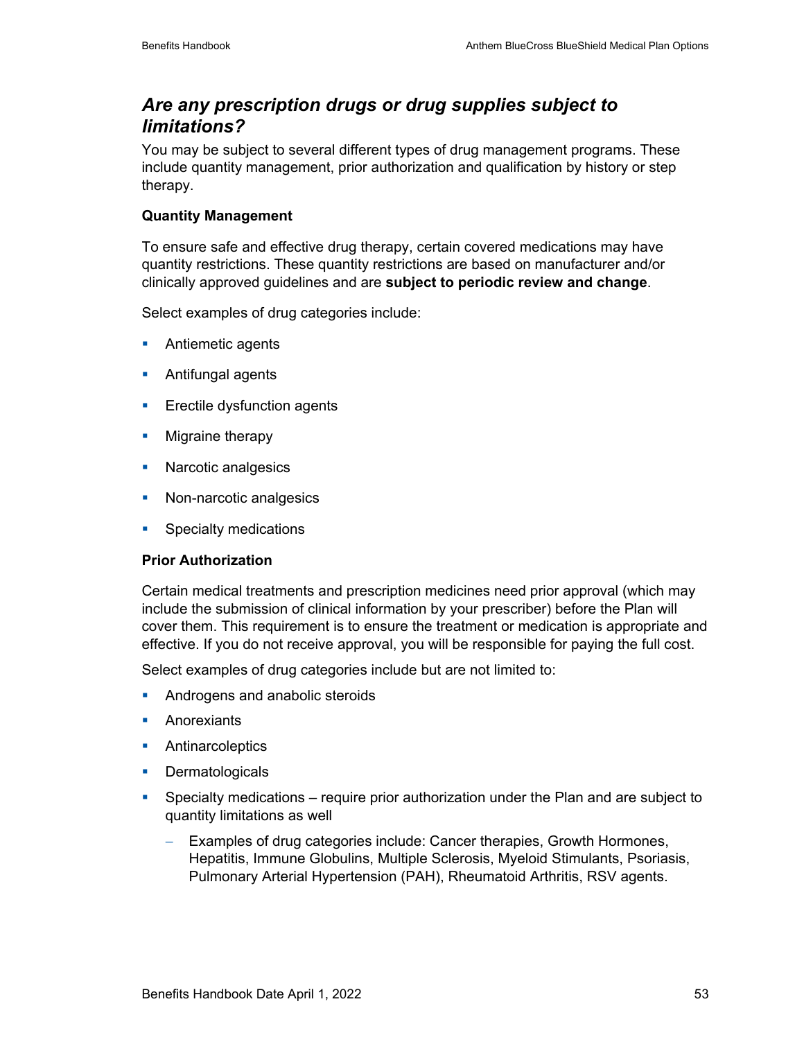## *Are any prescription drugs or drug supplies subject to limitations?*

You may be subject to several different types of drug management programs. These include quantity management, prior authorization and qualification by history or step therapy.

**Quantity Management**

To ensure safe and effective drug therapy, certain covered medications may have quantity restrictions. These quantity restrictions are based on manufacturer and/or clinically approved guidelines and are **subject to periodic review and change**.

Select examples of drug categories include:

- Antiemetic agents
- Antifungal agents
- Erectile dysfunction agents
- Migraine therapy
- Narcotic analgesics
- Non-narcotic analgesics
- Specialty medications

**Prior Authorization**

Certain medical treatments and prescription medicines need prior approval (which may include the submission of clinical information by your prescriber) before the Plan will cover them. This requirement is to ensure the treatment or medication is appropriate and effective. If you do not receive approval, you will be responsible for paying the full cost.

Select examples of drug categories include but are not limited to:

- Androgens and anabolic steroids
- Anorexiants
- Antinarcoleptics
- Dermatologicals
- Specialty medications – require prior authorization under the Plan and are subject to quantity limitations as well
  - Examples of drug categories include: Cancer therapies, Growth Hormones, Hepatitis, Immune Globulins, Multiple Sclerosis, Myeloid Stimulants, Psoriasis, Pulmonary Arterial Hypertension (PAH), Rheumatoid Arthritis, RSV agents.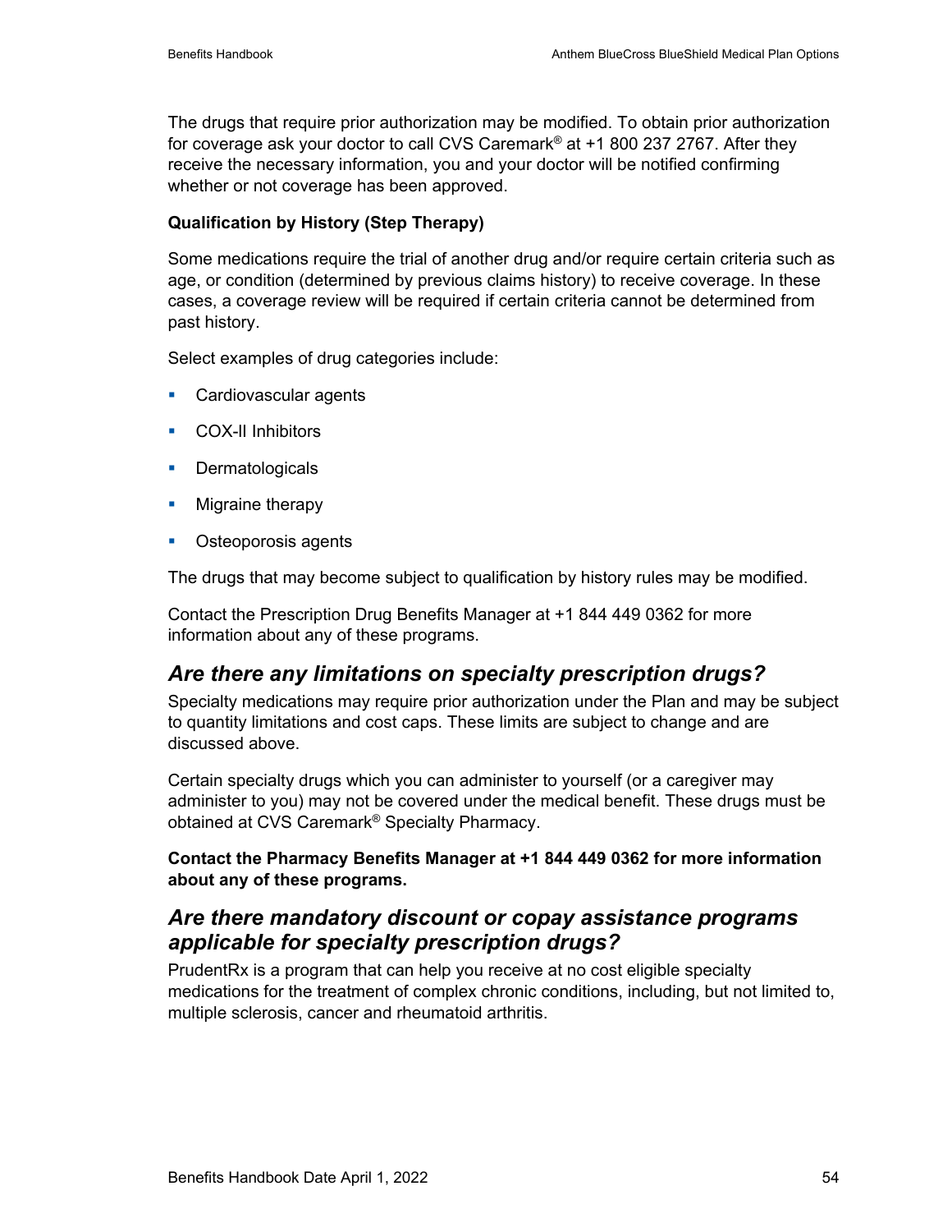The drugs that require prior authorization may be modified. To obtain prior authorization for coverage ask your doctor to call CVS Caremark® at +1 800 237 2767. After they receive the necessary information, you and your doctor will be notified confirming whether or not coverage has been approved.

**Qualification by History (Step Therapy)**

Some medications require the trial of another drug and/or require certain criteria such as age, or condition (determined by previous claims history) to receive coverage. In these cases, a coverage review will be required if certain criteria cannot be determined from past history.

Select examples of drug categories include:

- Cardiovascular agents
- COX-II Inhibitors
- Dermatologicals
- Migraine therapy
- Osteoporosis agents

The drugs that may become subject to qualification by history rules may be modified.

Contact the Prescription Drug Benefits Manager at +1 844 449 0362 for more information about any of these programs.

## *Are there any limitations on specialty prescription drugs?*

Specialty medications may require prior authorization under the Plan and may be subject to quantity limitations and cost caps. These limits are subject to change and are discussed above.

Certain specialty drugs which you can administer to yourself (or a caregiver may administer to you) may not be covered under the medical benefit. These drugs must be obtained at CVS Caremark® Specialty Pharmacy.

**Contact the Pharmacy Benefits Manager at +1 844 449 0362 for more information about any of these programs.**

## *Are there mandatory discount or copay assistance programs applicable for specialty prescription drugs?*

PrudentRx is a program that can help you receive at no cost eligible specialty medications for the treatment of complex chronic conditions, including, but not limited to, multiple sclerosis, cancer and rheumatoid arthritis.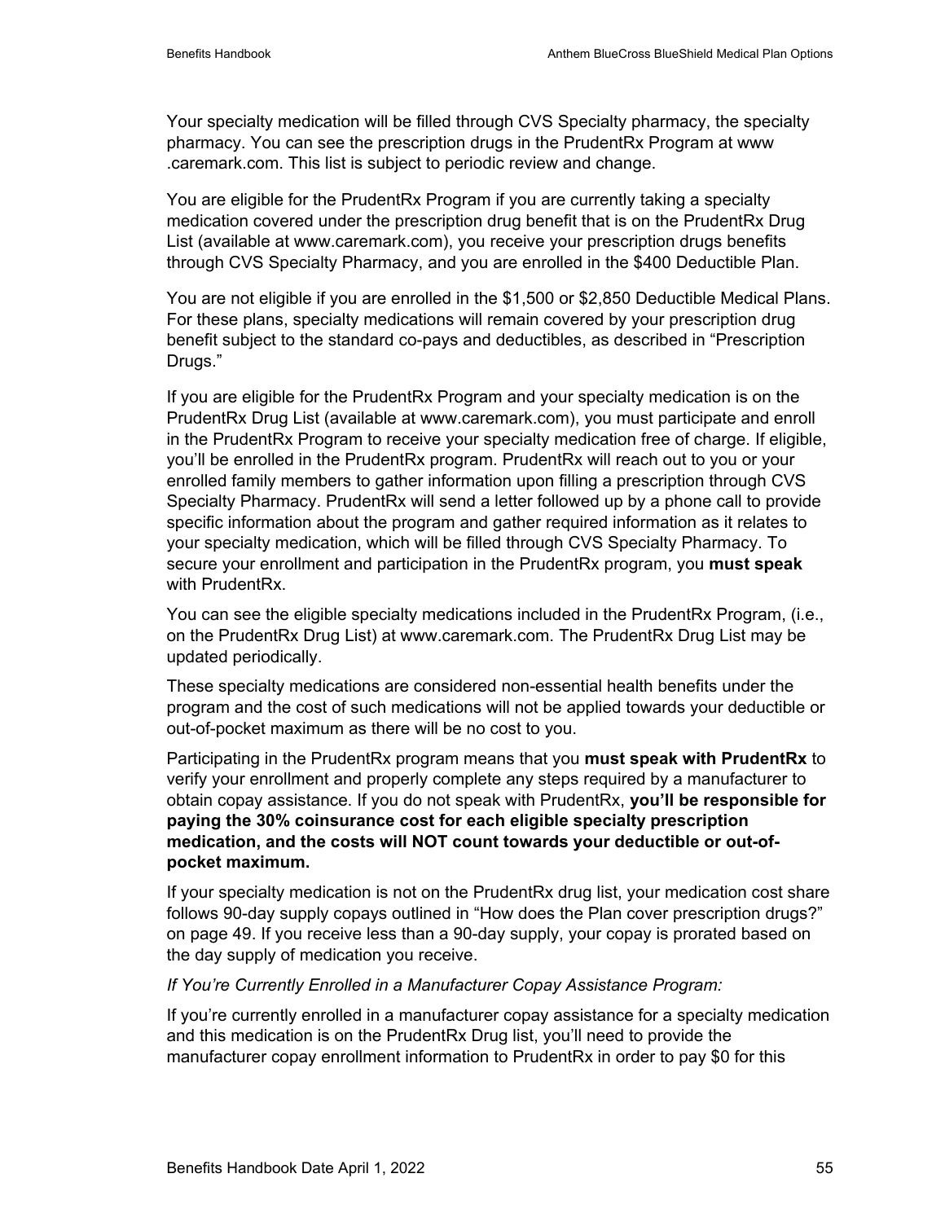Your specialty medication will be filled through CVS Specialty pharmacy, the specialty pharmacy. You can see the prescription drugs in the PrudentRx Program at www .caremark.com. This list is subject to periodic review and change.

You are eligible for the PrudentRx Program if you are currently taking a specialty medication covered under the prescription drug benefit that is on the PrudentRx Drug List (available at www.caremark.com), you receive your prescription drugs benefits through CVS Specialty Pharmacy, and you are enrolled in the $400 Deductible Plan.

You are not eligible if you are enrolled in the $1,500 or $2,850 Deductible Medical Plans. For these plans, specialty medications will remain covered by your prescription drug benefit subject to the standard co-pays and deductibles, as described in “Prescription Drugs.”

If you are eligible for the PrudentRx Program and your specialty medication is on the PrudentRx Drug List (available at www.caremark.com), you must participate and enroll in the PrudentRx Program to receive your specialty medication free of charge. If eligible, you’ll be enrolled in the PrudentRx program. PrudentRx will reach out to you or your enrolled family members to gather information upon filling a prescription through CVS Specialty Pharmacy. PrudentRx will send a letter followed up by a phone call to provide specific information about the program and gather required information as it relates to your specialty medication, which will be filled through CVS Specialty Pharmacy. To secure your enrollment and participation in the PrudentRx program, you **must speak** with PrudentRx.

You can see the eligible specialty medications included in the PrudentRx Program, (i.e., on the PrudentRx Drug List) at www.caremark.com. The PrudentRx Drug List may be updated periodically.

These specialty medications are considered non-essential health benefits under the program and the cost of such medications will not be applied towards your deductible or out-of-pocket maximum as there will be no cost to you.

Participating in the PrudentRx program means that you **must speak with PrudentRx** to verify your enrollment and properly complete any steps required by a manufacturer to obtain copay assistance. If you do not speak with PrudentRx, **you’ll be responsible for paying the 30% coinsurance cost for each eligible specialty prescription medication, and the costs will NOT count towards your deductible or out-of-pocket maximum.**

If your specialty medication is not on the PrudentRx drug list, your medication cost share follows 90-day supply copays outlined in “How does the Plan cover prescription drugs?” on page 49. If you receive less than a 90-day supply, your copay is prorated based on the day supply of medication you receive.

*If You’re Currently Enrolled in a Manufacturer Copay Assistance Program:*

If you’re currently enrolled in a manufacturer copay assistance for a specialty medication and this medication is on the PrudentRx Drug list, you’ll need to provide the manufacturer copay enrollment information to PrudentRx in order to pay $0 for this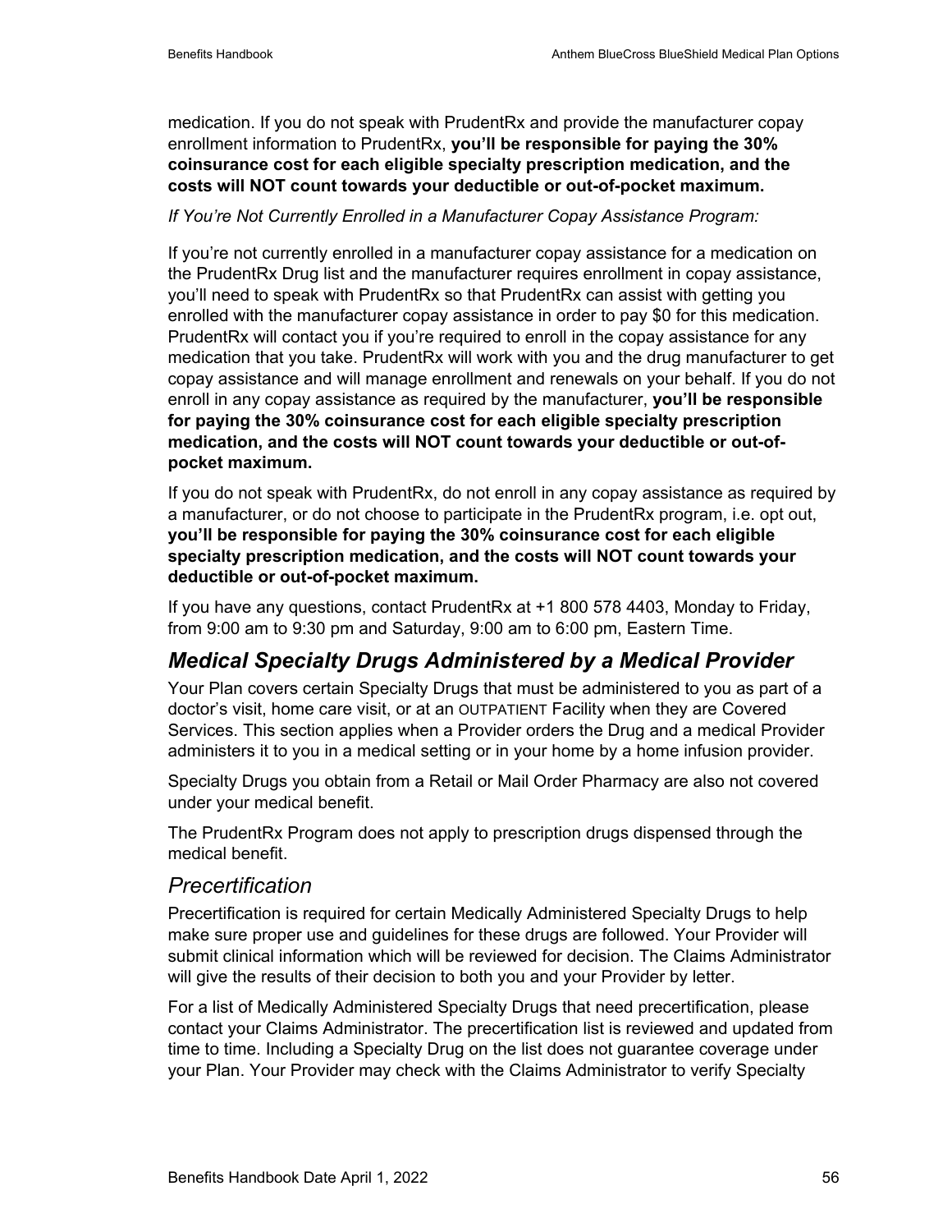medication. If you do not speak with PrudentRx and provide the manufacturer copay enrollment information to PrudentRx, **you'll be responsible for paying the 30% coinsurance cost for each eligible specialty prescription medication, and the costs will NOT count towards your deductible or out-of-pocket maximum.**

*If You're Not Currently Enrolled in a Manufacturer Copay Assistance Program:*

If you're not currently enrolled in a manufacturer copay assistance for a medication on the PrudentRx Drug list and the manufacturer requires enrollment in copay assistance, you'll need to speak with PrudentRx so that PrudentRx can assist with getting you enrolled with the manufacturer copay assistance in order to pay $0 for this medication. PrudentRx will contact you if you're required to enroll in the copay assistance for any medication that you take. PrudentRx will work with you and the drug manufacturer to get copay assistance and will manage enrollment and renewals on your behalf. If you do not enroll in any copay assistance as required by the manufacturer, **you'll be responsible for paying the 30% coinsurance cost for each eligible specialty prescription medication, and the costs will NOT count towards your deductible or out-of-pocket maximum.**

If you do not speak with PrudentRx, do not enroll in any copay assistance as required by a manufacturer, or do not choose to participate in the PrudentRx program, i.e. opt out, **you'll be responsible for paying the 30% coinsurance cost for each eligible specialty prescription medication, and the costs will NOT count towards your deductible or out-of-pocket maximum.**

If you have any questions, contact PrudentRx at +1 800 578 4403, Monday to Friday, from 9:00 am to 9:30 pm and Saturday, 9:00 am to 6:00 pm, Eastern Time.

## *Medical Specialty Drugs Administered by a Medical Provider*

Your Plan covers certain Specialty Drugs that must be administered to you as part of a doctor's visit, home care visit, or at an OUTPATIENT Facility when they are Covered Services. This section applies when a Provider orders the Drug and a medical Provider administers it to you in a medical setting or in your home by a home infusion provider.

Specialty Drugs you obtain from a Retail or Mail Order Pharmacy are also not covered under your medical benefit.

The PrudentRx Program does not apply to prescription drugs dispensed through the medical benefit.

### *Precertification*

Precertification is required for certain Medically Administered Specialty Drugs to help make sure proper use and guidelines for these drugs are followed. Your Provider will submit clinical information which will be reviewed for decision. The Claims Administrator will give the results of their decision to both you and your Provider by letter.

For a list of Medically Administered Specialty Drugs that need precertification, please contact your Claims Administrator. The precertification list is reviewed and updated from time to time. Including a Specialty Drug on the list does not guarantee coverage under your Plan. Your Provider may check with the Claims Administrator to verify Specialty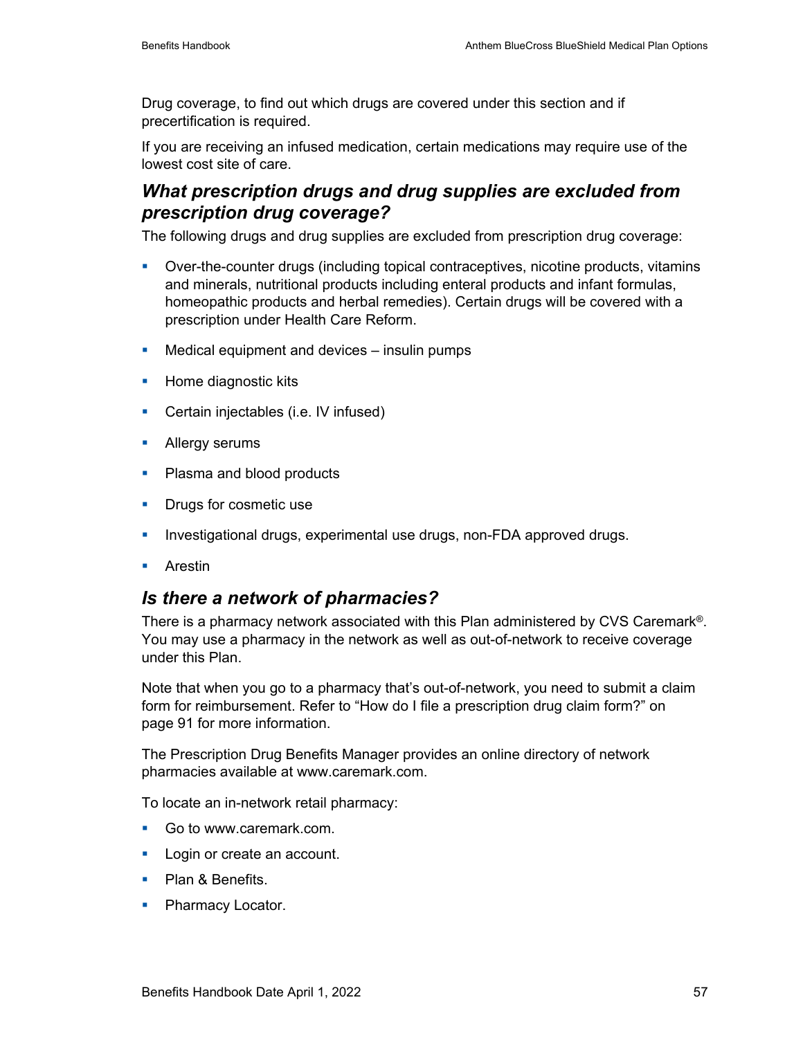Drug coverage, to find out which drugs are covered under this section and if precertification is required.

If you are receiving an infused medication, certain medications may require use of the lowest cost site of care.

### *What prescription drugs and drug supplies are excluded from prescription drug coverage?*

The following drugs and drug supplies are excluded from prescription drug coverage:

- Over-the-counter drugs (including topical contraceptives, nicotine products, vitamins and minerals, nutritional products including enteral products and infant formulas, homeopathic products and herbal remedies). Certain drugs will be covered with a prescription under Health Care Reform.
- Medical equipment and devices – insulin pumps
- Home diagnostic kits
- Certain injectables (i.e. IV infused)
- Allergy serums
- Plasma and blood products
- Drugs for cosmetic use
- Investigational drugs, experimental use drugs, non-FDA approved drugs.
- Arestin

### *Is there a network of pharmacies?*

There is a pharmacy network associated with this Plan administered by CVS Caremark®. You may use a pharmacy in the network as well as out-of-network to receive coverage under this Plan.

Note that when you go to a pharmacy that's out-of-network, you need to submit a claim form for reimbursement. Refer to "How do I file a prescription drug claim form?" on page 91 for more information.

The Prescription Drug Benefits Manager provides an online directory of network pharmacies available at www.caremark.com.

To locate an in-network retail pharmacy:

- Go to www.caremark.com.
- Login or create an account.
- Plan & Benefits.
- Pharmacy Locator.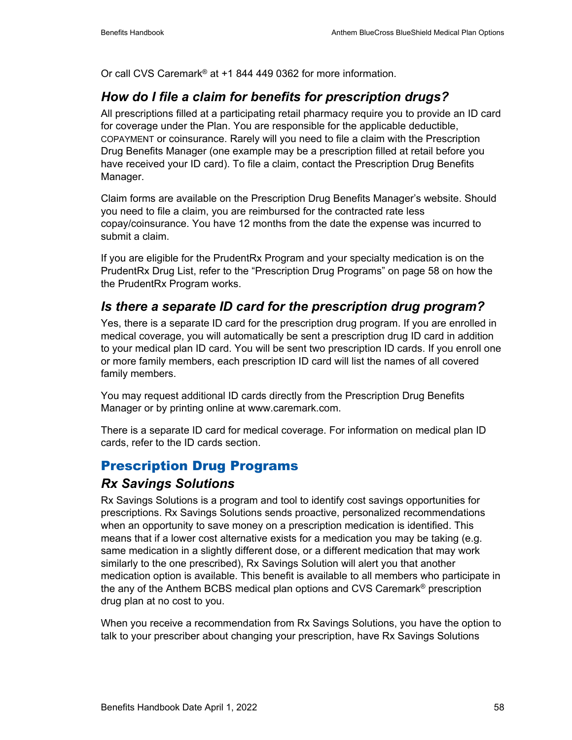Or call CVS Caremark® at +1 844 449 0362 for more information.

### *How do I file a claim for benefits for prescription drugs?*

All prescriptions filled at a participating retail pharmacy require you to provide an ID card for coverage under the Plan. You are responsible for the applicable deductible, COPAYMENT or coinsurance. Rarely will you need to file a claim with the Prescription Drug Benefits Manager (one example may be a prescription filled at retail before you have received your ID card). To file a claim, contact the Prescription Drug Benefits Manager.

Claim forms are available on the Prescription Drug Benefits Manager's website. Should you need to file a claim, you are reimbursed for the contracted rate less copay/coinsurance. You have 12 months from the date the expense was incurred to submit a claim.

If you are eligible for the PrudentRx Program and your specialty medication is on the PrudentRx Drug List, refer to the "Prescription Drug Programs" on page 58 on how the the PrudentRx Program works.

### *Is there a separate ID card for the prescription drug program?*

Yes, there is a separate ID card for the prescription drug program. If you are enrolled in medical coverage, you will automatically be sent a prescription drug ID card in addition to your medical plan ID card. You will be sent two prescription ID cards. If you enroll one or more family members, each prescription ID card will list the names of all covered family members.

You may request additional ID cards directly from the Prescription Drug Benefits Manager or by printing online at www.caremark.com.

There is a separate ID card for medical coverage. For information on medical plan ID cards, refer to the ID cards section.

## Prescription Drug Programs

### *Rx Savings Solutions*

Rx Savings Solutions is a program and tool to identify cost savings opportunities for prescriptions. Rx Savings Solutions sends proactive, personalized recommendations when an opportunity to save money on a prescription medication is identified. This means that if a lower cost alternative exists for a medication you may be taking (e.g. same medication in a slightly different dose, or a different medication that may work similarly to the one prescribed), Rx Savings Solution will alert you that another medication option is available. This benefit is available to all members who participate in the any of the Anthem BCBS medical plan options and CVS Caremark® prescription drug plan at no cost to you.

When you receive a recommendation from Rx Savings Solutions, you have the option to talk to your prescriber about changing your prescription, have Rx Savings Solutions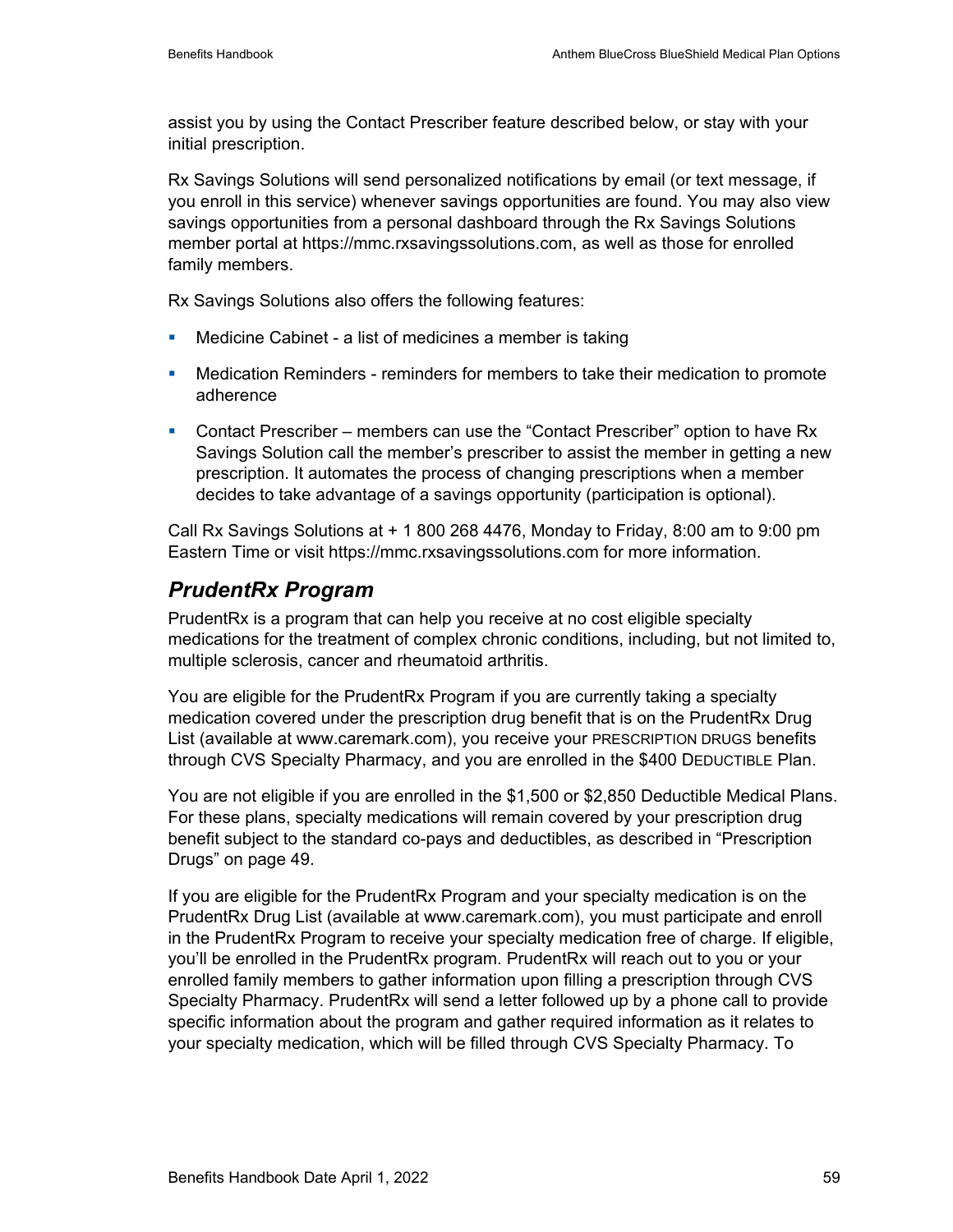assist you by using the Contact Prescriber feature described below, or stay with your initial prescription.

Rx Savings Solutions will send personalized notifications by email (or text message, if you enroll in this service) whenever savings opportunities are found. You may also view savings opportunities from a personal dashboard through the Rx Savings Solutions member portal at https://mmc.rxsavingssolutions.com, as well as those for enrolled family members.

Rx Savings Solutions also offers the following features:

- Medicine Cabinet - a list of medicines a member is taking
- Medication Reminders - reminders for members to take their medication to promote adherence
- Contact Prescriber – members can use the "Contact Prescriber" option to have Rx Savings Solution call the member's prescriber to assist the member in getting a new prescription. It automates the process of changing prescriptions when a member decides to take advantage of a savings opportunity (participation is optional).

Call Rx Savings Solutions at + 1 800 268 4476, Monday to Friday, 8:00 am to 9:00 pm Eastern Time or visit https://mmc.rxsavingssolutions.com for more information.

## *PrudentRx Program*

PrudentRx is a program that can help you receive at no cost eligible specialty medications for the treatment of complex chronic conditions, including, but not limited to, multiple sclerosis, cancer and rheumatoid arthritis.

You are eligible for the PrudentRx Program if you are currently taking a specialty medication covered under the prescription drug benefit that is on the PrudentRx Drug List (available at www.caremark.com), you receive your PRESCRIPTION DRUGS benefits through CVS Specialty Pharmacy, and you are enrolled in the $400 DEDUCTIBLE Plan.

You are not eligible if you are enrolled in the $1,500 or $2,850 Deductible Medical Plans. For these plans, specialty medications will remain covered by your prescription drug benefit subject to the standard co-pays and deductibles, as described in "Prescription Drugs" on page 49.

If you are eligible for the PrudentRx Program and your specialty medication is on the PrudentRx Drug List (available at www.caremark.com), you must participate and enroll in the PrudentRx Program to receive your specialty medication free of charge. If eligible, you'll be enrolled in the PrudentRx program. PrudentRx will reach out to you or your enrolled family members to gather information upon filling a prescription through CVS Specialty Pharmacy. PrudentRx will send a letter followed up by a phone call to provide specific information about the program and gather required information as it relates to your specialty medication, which will be filled through CVS Specialty Pharmacy. To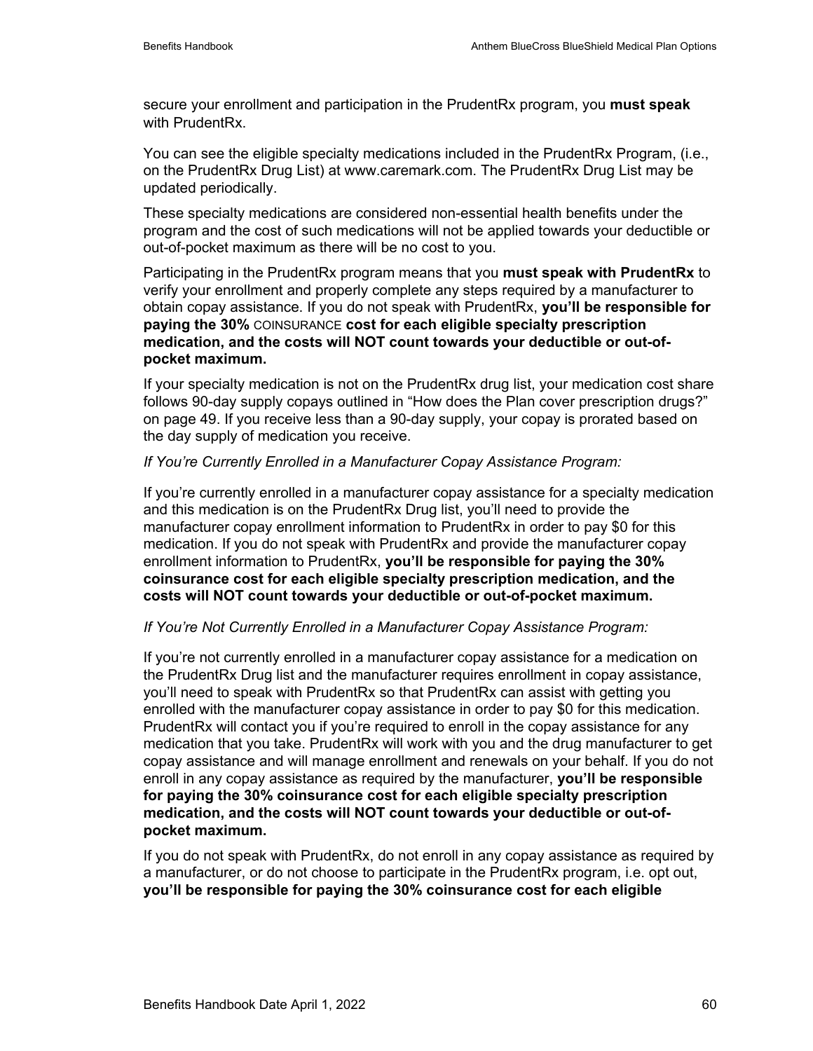secure your enrollment and participation in the PrudentRx program, you **must speak** with PrudentRx.

You can see the eligible specialty medications included in the PrudentRx Program, (i.e., on the PrudentRx Drug List) at www.caremark.com. The PrudentRx Drug List may be updated periodically.

These specialty medications are considered non-essential health benefits under the program and the cost of such medications will not be applied towards your deductible or out-of-pocket maximum as there will be no cost to you.

Participating in the PrudentRx program means that you **must speak with PrudentRx** to verify your enrollment and properly complete any steps required by a manufacturer to obtain copay assistance. If you do not speak with PrudentRx, **you'll be responsible for paying the 30%** COINSURANCE **cost for each eligible specialty prescription medication, and the costs will NOT count towards your deductible or out-of-pocket maximum.**

If your specialty medication is not on the PrudentRx drug list, your medication cost share follows 90-day supply copays outlined in "How does the Plan cover prescription drugs?" on page 49. If you receive less than a 90-day supply, your copay is prorated based on the day supply of medication you receive.

*If You're Currently Enrolled in a Manufacturer Copay Assistance Program:*

If you're currently enrolled in a manufacturer copay assistance for a specialty medication and this medication is on the PrudentRx Drug list, you'll need to provide the manufacturer copay enrollment information to PrudentRx in order to pay $0 for this medication. If you do not speak with PrudentRx and provide the manufacturer copay enrollment information to PrudentRx, **you'll be responsible for paying the 30% coinsurance cost for each eligible specialty prescription medication, and the costs will NOT count towards your deductible or out-of-pocket maximum.**

*If You're Not Currently Enrolled in a Manufacturer Copay Assistance Program:*

If you're not currently enrolled in a manufacturer copay assistance for a medication on the PrudentRx Drug list and the manufacturer requires enrollment in copay assistance, you'll need to speak with PrudentRx so that PrudentRx can assist with getting you enrolled with the manufacturer copay assistance in order to pay $0 for this medication. PrudentRx will contact you if you're required to enroll in the copay assistance for any medication that you take. PrudentRx will work with you and the drug manufacturer to get copay assistance and will manage enrollment and renewals on your behalf. If you do not enroll in any copay assistance as required by the manufacturer, **you'll be responsible for paying the 30% coinsurance cost for each eligible specialty prescription medication, and the costs will NOT count towards your deductible or out-of-pocket maximum.**

If you do not speak with PrudentRx, do not enroll in any copay assistance as required by a manufacturer, or do not choose to participate in the PrudentRx program, i.e. opt out, **you'll be responsible for paying the 30% coinsurance cost for each eligible**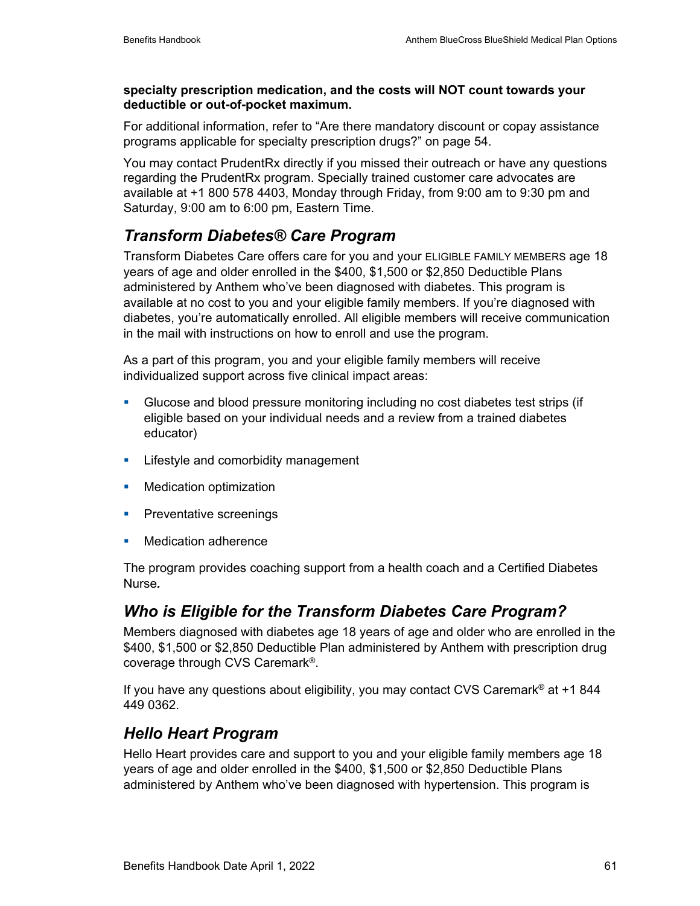**specialty prescription medication, and the costs will NOT count towards your deductible or out-of-pocket maximum.**

For additional information, refer to “Are there mandatory discount or copay assistance programs applicable for specialty prescription drugs?” on page 54.

You may contact PrudentRx directly if you missed their outreach or have any questions regarding the PrudentRx program. Specially trained customer care advocates are available at +1 800 578 4403, Monday through Friday, from 9:00 am to 9:30 pm and Saturday, 9:00 am to 6:00 pm, Eastern Time.

## *Transform Diabetes® Care Program*

Transform Diabetes Care offers care for you and your ELIGIBLE FAMILY MEMBERS age 18 years of age and older enrolled in the $400, $1,500 or $2,850 Deductible Plans administered by Anthem who’ve been diagnosed with diabetes. This program is available at no cost to you and your eligible family members. If you’re diagnosed with diabetes, you’re automatically enrolled. All eligible members will receive communication in the mail with instructions on how to enroll and use the program.

As a part of this program, you and your eligible family members will receive individualized support across five clinical impact areas:

- Glucose and blood pressure monitoring including no cost diabetes test strips (if eligible based on your individual needs and a review from a trained diabetes educator)
- Lifestyle and comorbidity management
- Medication optimization
- Preventative screenings
- Medication adherence

The program provides coaching support from a health coach and a Certified Diabetes Nurse***.***

## *Who is Eligible for the Transform Diabetes Care Program?*

Members diagnosed with diabetes age 18 years of age and older who are enrolled in the $400, $1,500 or $2,850 Deductible Plan administered by Anthem with prescription drug coverage through CVS Caremark®.

If you have any questions about eligibility, you may contact CVS Caremark® at +1 844 449 0362.

## *Hello Heart Program*

Hello Heart provides care and support to you and your eligible family members age 18 years of age and older enrolled in the $400, $1,500 or $2,850 Deductible Plans administered by Anthem who’ve been diagnosed with hypertension. This program is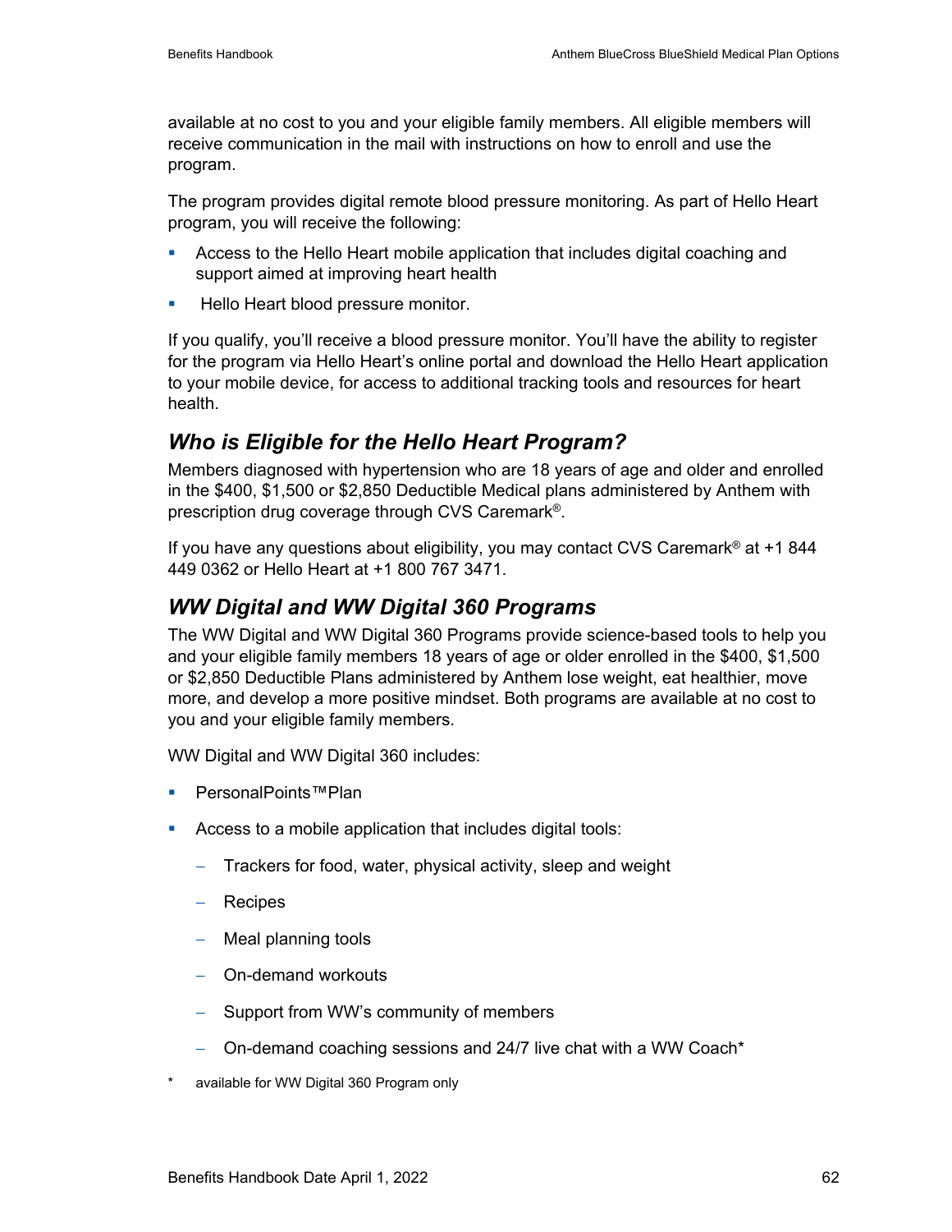available at no cost to you and your eligible family members. All eligible members will receive communication in the mail with instructions on how to enroll and use the program.

The program provides digital remote blood pressure monitoring. As part of Hello Heart program, you will receive the following:

- Access to the Hello Heart mobile application that includes digital coaching and support aimed at improving heart health
- Hello Heart blood pressure monitor.

If you qualify, you'll receive a blood pressure monitor. You'll have the ability to register for the program via Hello Heart's online portal and download the Hello Heart application to your mobile device, for access to additional tracking tools and resources for heart health.

### *Who is Eligible for the Hello Heart Program?*

Members diagnosed with hypertension who are 18 years of age and older and enrolled in the $400, $1,500 or $2,850 Deductible Medical plans administered by Anthem with prescription drug coverage through CVS Caremark®.

If you have any questions about eligibility, you may contact CVS Caremark® at +1 844 449 0362 or Hello Heart at +1 800 767 3471.

### *WW Digital and WW Digital 360 Programs*

The WW Digital and WW Digital 360 Programs provide science-based tools to help you and your eligible family members 18 years of age or older enrolled in the $400, $1,500 or $2,850 Deductible Plans administered by Anthem lose weight, eat healthier, move more, and develop a more positive mindset. Both programs are available at no cost to you and your eligible family members.

WW Digital and WW Digital 360 includes:

- PersonalPoints™Plan
- Access to a mobile application that includes digital tools:
  - Trackers for food, water, physical activity, sleep and weight
  - Recipes
  - Meal planning tools
  - On-demand workouts
  - Support from WW's community of members
  - On-demand coaching sessions and 24/7 live chat with a WW Coach*

\* available for WW Digital 360 Program only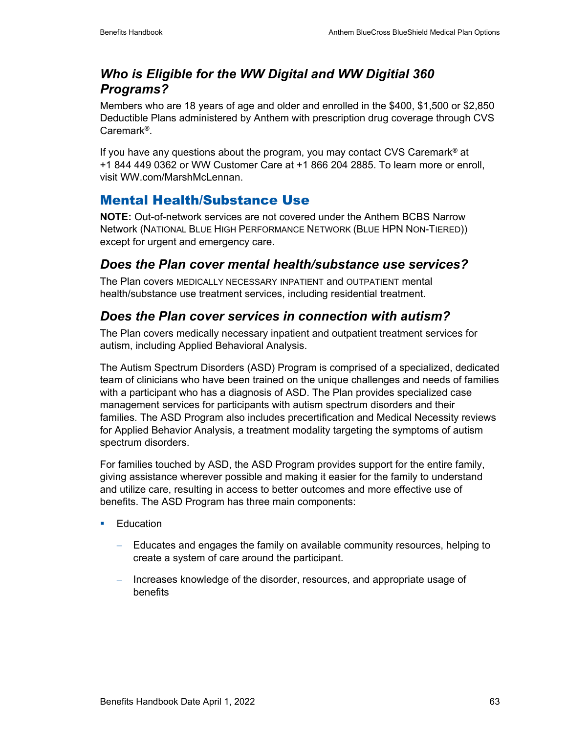### *Who is Eligible for the WW Digital and WW Digitial 360 Programs?*

Members who are 18 years of age and older and enrolled in the $400, $1,500 or $2,850 Deductible Plans administered by Anthem with prescription drug coverage through CVS Caremark®.

If you have any questions about the program, you may contact CVS Caremark® at +1 844 449 0362 or WW Customer Care at +1 866 204 2885. To learn more or enroll, visit WW.com/MarshMcLennan.

## Mental Health/Substance Use

**NOTE:** Out-of-network services are not covered under the Anthem BCBS Narrow Network (NATIONAL BLUE HIGH PERFORMANCE NETWORK (BLUE HPN NON-TIERED)) except for urgent and emergency care.

### *Does the Plan cover mental health/substance use services?*

The Plan covers MEDICALLY NECESSARY INPATIENT and OUTPATIENT mental health/substance use treatment services, including residential treatment.

### *Does the Plan cover services in connection with autism?*

The Plan covers medically necessary inpatient and outpatient treatment services for autism, including Applied Behavioral Analysis.

The Autism Spectrum Disorders (ASD) Program is comprised of a specialized, dedicated team of clinicians who have been trained on the unique challenges and needs of families with a participant who has a diagnosis of ASD. The Plan provides specialized case management services for participants with autism spectrum disorders and their families. The ASD Program also includes precertification and Medical Necessity reviews for Applied Behavior Analysis, a treatment modality targeting the symptoms of autism spectrum disorders.

For families touched by ASD, the ASD Program provides support for the entire family, giving assistance wherever possible and making it easier for the family to understand and utilize care, resulting in access to better outcomes and more effective use of benefits. The ASD Program has three main components:

- Education
  - Educates and engages the family on available community resources, helping to create a system of care around the participant.
  - Increases knowledge of the disorder, resources, and appropriate usage of benefits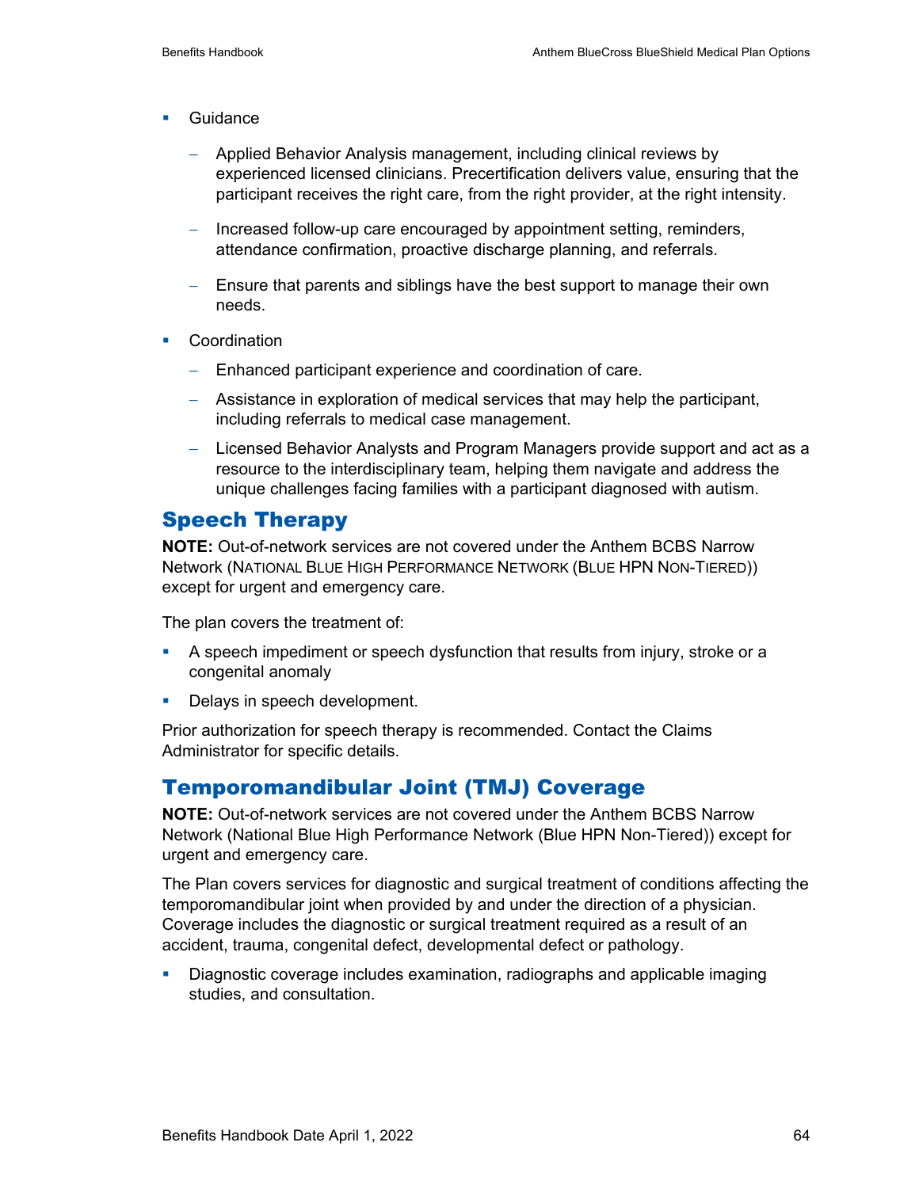- Guidance
  - Applied Behavior Analysis management, including clinical reviews by experienced licensed clinicians. Precertification delivers value, ensuring that the participant receives the right care, from the right provider, at the right intensity.
  - Increased follow-up care encouraged by appointment setting, reminders, attendance confirmation, proactive discharge planning, and referrals.
  - Ensure that parents and siblings have the best support to manage their own needs.
- Coordination
  - Enhanced participant experience and coordination of care.
  - Assistance in exploration of medical services that may help the participant, including referrals to medical case management.
  - Licensed Behavior Analysts and Program Managers provide support and act as a resource to the interdisciplinary team, helping them navigate and address the unique challenges facing families with a participant diagnosed with autism.

## Speech Therapy

**NOTE:** Out-of-network services are not covered under the Anthem BCBS Narrow Network (National Blue High Performance Network (Blue HPN Non-Tiered)) except for urgent and emergency care.

The plan covers the treatment of:

- A speech impediment or speech dysfunction that results from injury, stroke or a congenital anomaly
- Delays in speech development.

Prior authorization for speech therapy is recommended. Contact the Claims Administrator for specific details.

## Temporomandibular Joint (TMJ) Coverage

**NOTE:** Out-of-network services are not covered under the Anthem BCBS Narrow Network (National Blue High Performance Network (Blue HPN Non-Tiered)) except for urgent and emergency care.

The Plan covers services for diagnostic and surgical treatment of conditions affecting the temporomandibular joint when provided by and under the direction of a physician. Coverage includes the diagnostic or surgical treatment required as a result of an accident, trauma, congenital defect, developmental defect or pathology.

- Diagnostic coverage includes examination, radiographs and applicable imaging studies, and consultation.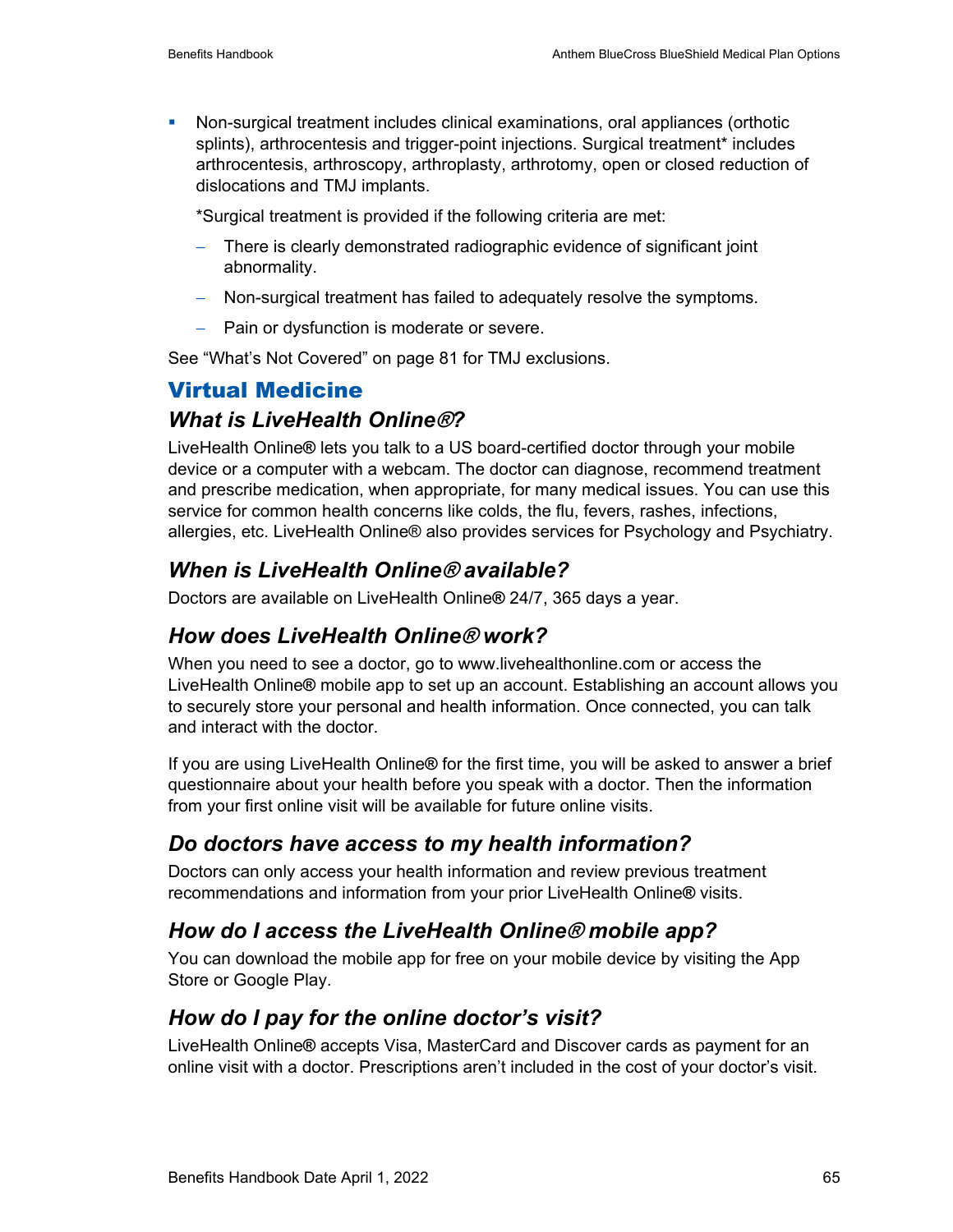- Non-surgical treatment includes clinical examinations, oral appliances (orthotic splints), arthrocentesis and trigger-point injections. Surgical treatment* includes arthrocentesis, arthroscopy, arthroplasty, arthrotomy, open or closed reduction of dislocations and TMJ implants.

  *Surgical treatment is provided if the following criteria are met:

  - There is clearly demonstrated radiographic evidence of significant joint abnormality.
  - Non-surgical treatment has failed to adequately resolve the symptoms.
  - Pain or dysfunction is moderate or severe.

See "What's Not Covered" on page 81 for TMJ exclusions.

## Virtual Medicine

### *What is LiveHealth Online®?*

LiveHealth Online**®** lets you talk to a US board-certified doctor through your mobile device or a computer with a webcam. The doctor can diagnose, recommend treatment and prescribe medication, when appropriate, for many medical issues. You can use this service for common health concerns like colds, the flu, fevers, rashes, infections, allergies, etc. LiveHealth Online® also provides services for Psychology and Psychiatry.

### *When is LiveHealth Online® available?*

Doctors are available on LiveHealth Online**®** 24/7, 365 days a year.

### *How does LiveHealth Online® work?*

When you need to see a doctor, go to www.livehealthonline.com or access the LiveHealth Online**®** mobile app to set up an account. Establishing an account allows you to securely store your personal and health information. Once connected, you can talk and interact with the doctor.

If you are using LiveHealth Online**®** for the first time, you will be asked to answer a brief questionnaire about your health before you speak with a doctor. Then the information from your first online visit will be available for future online visits.

### *Do doctors have access to my health information?*

Doctors can only access your health information and review previous treatment recommendations and information from your prior LiveHealth Online**®** visits.

### *How do I access the LiveHealth Online® mobile app?*

You can download the mobile app for free on your mobile device by visiting the App Store or Google Play.

### *How do I pay for the online doctor's visit?*

LiveHealth Online**®** accepts Visa, MasterCard and Discover cards as payment for an online visit with a doctor. Prescriptions aren't included in the cost of your doctor's visit.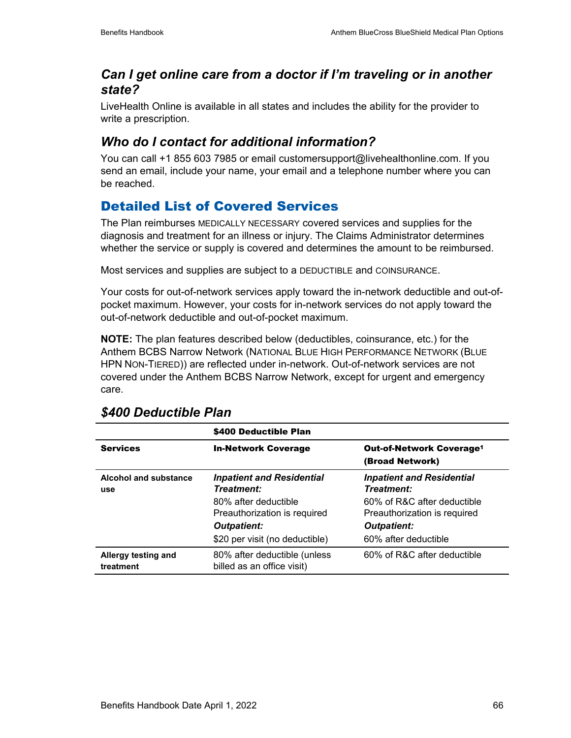### *Can I get online care from a doctor if I'm traveling or in another state?*

LiveHealth Online is available in all states and includes the ability for the provider to write a prescription.

### *Who do I contact for additional information?*

You can call +1 855 603 7985 or email customersupport@livehealthonline.com. If you send an email, include your name, your email and a telephone number where you can be reached.

## Detailed List of Covered Services

The Plan reimburses MEDICALLY NECESSARY covered services and supplies for the diagnosis and treatment for an illness or injury. The Claims Administrator determines whether the service or supply is covered and determines the amount to be reimbursed.

Most services and supplies are subject to a DEDUCTIBLE and COINSURANCE.

Your costs for out-of-network services apply toward the in-network deductible and out-of-pocket maximum. However, your costs for in-network services do not apply toward the out-of-network deductible and out-of-pocket maximum.

**NOTE:** The plan features described below (deductibles, coinsurance, etc.) for the Anthem BCBS Narrow Network (NATIONAL BLUE HIGH PERFORMANCE NETWORK (BLUE HPN NON-TIERED)) are reflected under in-network. Out-of-network services are not covered under the Anthem BCBS Narrow Network, except for urgent and emergency care.

### *$400 Deductible Plan*

| | **$400 Deductible Plan** | |
|---|---|---|
| **Services** | **In-Network Coverage** | **Out-of-Network Coverage[1] (Broad Network)** |
| **Alcohol and substance use** | ***Inpatient and Residential Treatment:*** 80% after deductible Preauthorization is required ***Outpatient:*** $20 per visit (no deductible) | ***Inpatient and Residential Treatment:*** 60% of R&C after deductible Preauthorization is required ***Outpatient:*** 60% after deductible |
| **Allergy testing and treatment** | 80% after deductible (unless billed as an office visit) | 60% of R&C after deductible |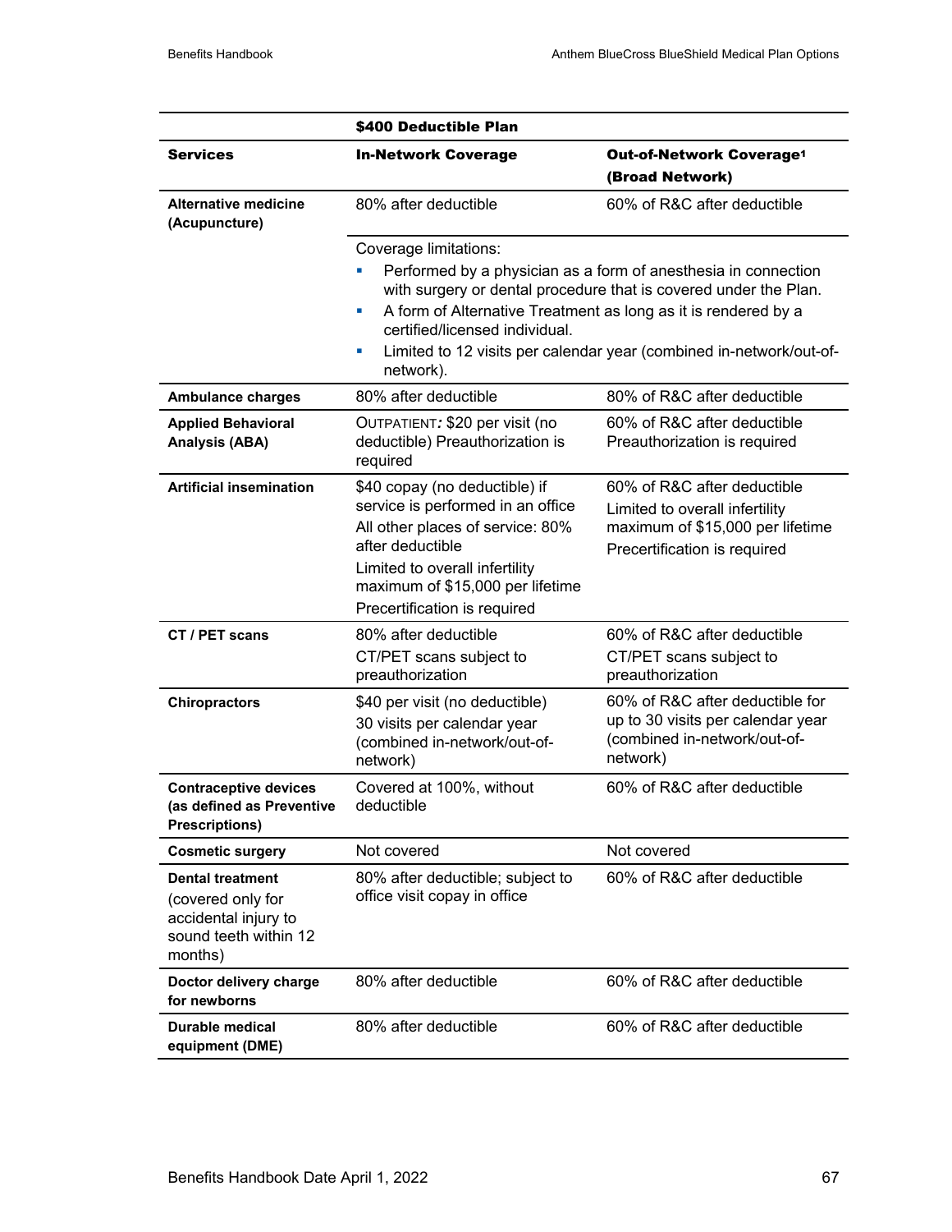| | $400 Deductible Plan | |
|---|---|---|
| **Services** | **In-Network Coverage** | **Out-of-Network Coverage[1] (Broad Network)** |
| **Alternative medicine (Acupuncture)** | 80% after deductible | 60% of R&C after deductible |
| | Coverage limitations:<br>▪ Performed by a physician as a form of anesthesia in connection with surgery or dental procedure that is covered under the Plan.<br>▪ A form of Alternative Treatment as long as it is rendered by a certified/licensed individual.<br>▪ Limited to 12 visits per calendar year (combined in-network/out-of-network). | |
| **Ambulance charges** | 80% after deductible | 80% of R&C after deductible |
| **Applied Behavioral Analysis (ABA)** | OUTPATIENT*:* $20 per visit (no deductible) Preauthorization is required | 60% of R&C after deductible Preauthorization is required |
| **Artificial insemination** | $40 copay (no deductible) if service is performed in an office<br>All other places of service: 80% after deductible<br>Limited to overall infertility maximum of $15,000 per lifetime<br>Precertification is required | 60% of R&C after deductible<br>Limited to overall infertility maximum of $15,000 per lifetime<br>Precertification is required |
| **CT / PET scans** | 80% after deductible<br>CT/PET scans subject to preauthorization | 60% of R&C after deductible<br>CT/PET scans subject to preauthorization |
| **Chiropractors** | $40 per visit (no deductible)<br>30 visits per calendar year (combined in-network/out-of-network) | 60% of R&C after deductible for up to 30 visits per calendar year (combined in-network/out-of-network) |
| **Contraceptive devices (as defined as Preventive Prescriptions)** | Covered at 100%, without deductible | 60% of R&C after deductible |
| **Cosmetic surgery** | Not covered | Not covered |
| **Dental treatment** (covered only for accidental injury to sound teeth within 12 months) | 80% after deductible; subject to office visit copay in office | 60% of R&C after deductible |
| **Doctor delivery charge for newborns** | 80% after deductible | 60% of R&C after deductible |
| **Durable medical equipment (DME)** | 80% after deductible | 60% of R&C after deductible |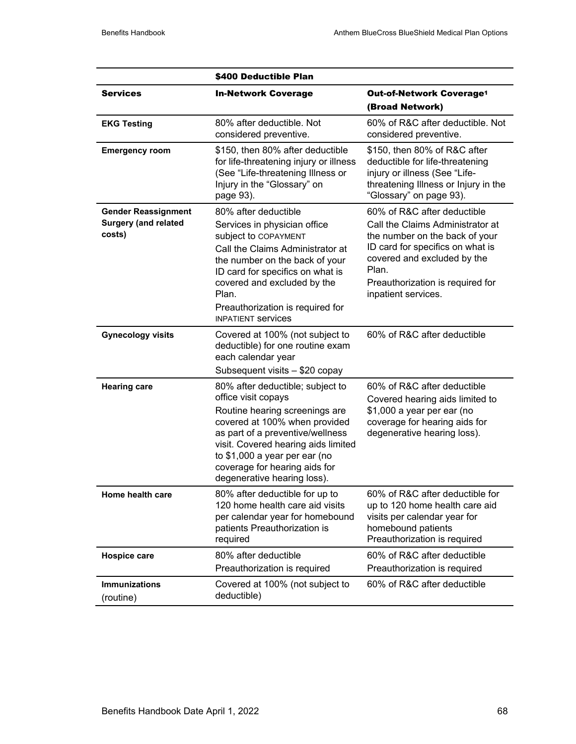| | $400 Deductible Plan | |
|---|---|---|
| **Services** | **In-Network Coverage** | **Out-of-Network Coverage[1] (Broad Network)** |
| **EKG Testing** | 80% after deductible. Not considered preventive. | 60% of R&C after deductible. Not considered preventive. |
| **Emergency room** | $150, then 80% after deductible for life-threatening injury or illness (See "Life-threatening Illness or Injury in the "Glossary" on page 93). | $150, then 80% of R&C after deductible for life-threatening injury or illness (See "Life-threatening Illness or Injury in the "Glossary" on page 93). |
| **Gender Reassignment Surgery (and related costs)** | 80% after deductible<br>Services in physician office subject to COPAYMENT<br>Call the Claims Administrator at the number on the back of your ID card for specifics on what is covered and excluded by the Plan.<br>Preauthorization is required for INPATIENT services | 60% of R&C after deductible<br>Call the Claims Administrator at the number on the back of your ID card for specifics on what is covered and excluded by the Plan.<br>Preauthorization is required for inpatient services. |
| **Gynecology visits** | Covered at 100% (not subject to deductible) for one routine exam each calendar year<br>Subsequent visits – $20 copay | 60% of R&C after deductible |
| **Hearing care** | 80% after deductible; subject to office visit copays<br>Routine hearing screenings are covered at 100% when provided as part of a preventive/wellness visit. Covered hearing aids limited to $1,000 a year per ear (no coverage for hearing aids for degenerative hearing loss). | 60% of R&C after deductible<br>Covered hearing aids limited to $1,000 a year per ear (no coverage for hearing aids for degenerative hearing loss). |
| **Home health care** | 80% after deductible for up to 120 home health care aid visits per calendar year for homebound patients Preauthorization is required | 60% of R&C after deductible for up to 120 home health care aid visits per calendar year for homebound patients Preauthorization is required |
| **Hospice care** | 80% after deductible<br>Preauthorization is required | 60% of R&C after deductible<br>Preauthorization is required |
| **Immunizations** (routine) | Covered at 100% (not subject to deductible) | 60% of R&C after deductible |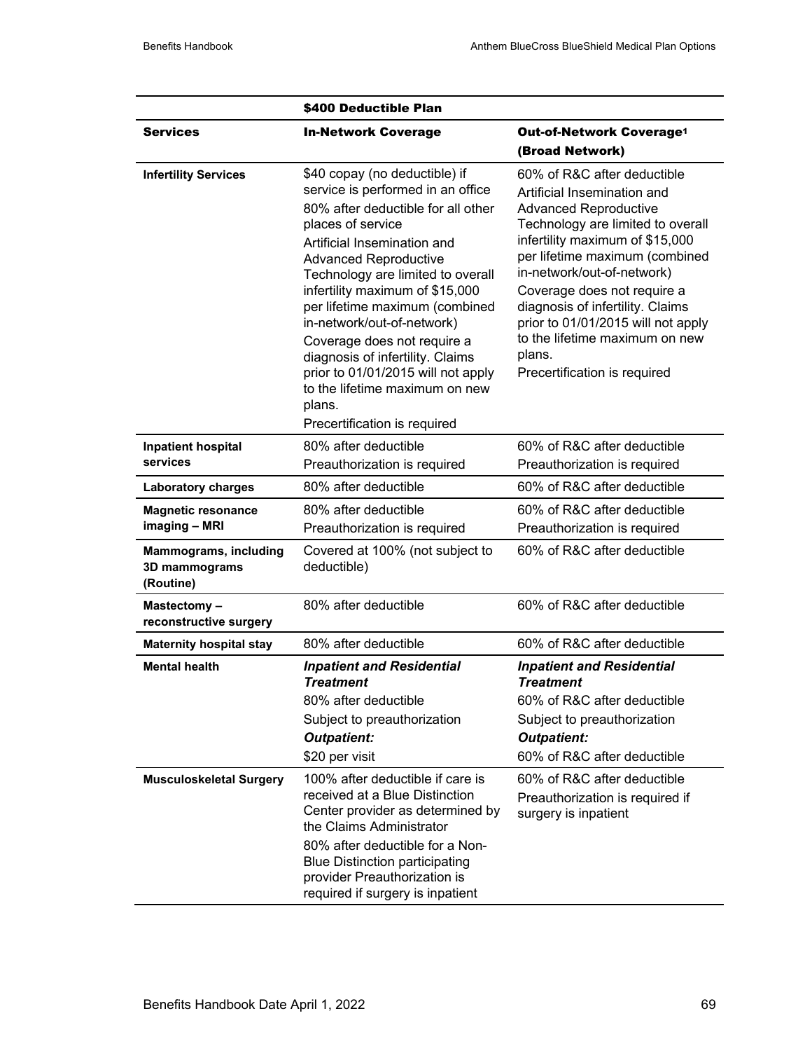| | $400 Deductible Plan | |
|---|---|---|
| **Services** | **In-Network Coverage** | **Out-of-Network Coverage[1] (Broad Network)** |
| **Infertility Services** | $40 copay (no deductible) if service is performed in an office<br>80% after deductible for all other places of service<br>Artificial Insemination and Advanced Reproductive Technology are limited to overall infertility maximum of $15,000 per lifetime maximum (combined in-network/out-of-network)<br>Coverage does not require a diagnosis of infertility. Claims prior to 01/01/2015 will not apply to the lifetime maximum on new plans.<br>Precertification is required | 60% of R&C after deductible<br>Artificial Insemination and Advanced Reproductive Technology are limited to overall infertility maximum of $15,000 per lifetime maximum (combined in-network/out-of-network)<br>Coverage does not require a diagnosis of infertility. Claims prior to 01/01/2015 will not apply to the lifetime maximum on new plans.<br>Precertification is required |
| **Inpatient hospital services** | 80% after deductible<br>Preauthorization is required | 60% of R&C after deductible<br>Preauthorization is required |
| **Laboratory charges** | 80% after deductible | 60% of R&C after deductible |
| **Magnetic resonance imaging – MRI** | 80% after deductible<br>Preauthorization is required | 60% of R&C after deductible<br>Preauthorization is required |
| **Mammograms, including 3D mammograms (Routine)** | Covered at 100% (not subject to deductible) | 60% of R&C after deductible |
| **Mastectomy – reconstructive surgery** | 80% after deductible | 60% of R&C after deductible |
| **Maternity hospital stay** | 80% after deductible | 60% of R&C after deductible |
| **Mental health** | ***Inpatient and Residential Treatment***<br>80% after deductible<br>Subject to preauthorization<br>***Outpatient:***<br>$20 per visit | ***Inpatient and Residential Treatment***<br>60% of R&C after deductible<br>Subject to preauthorization<br>***Outpatient:***<br>60% of R&C after deductible |
| **Musculoskeletal Surgery** | 100% after deductible if care is received at a Blue Distinction Center provider as determined by the Claims Administrator<br>80% after deductible for a Non-Blue Distinction participating provider Preauthorization is required if surgery is inpatient | 60% of R&C after deductible<br>Preauthorization is required if surgery is inpatient |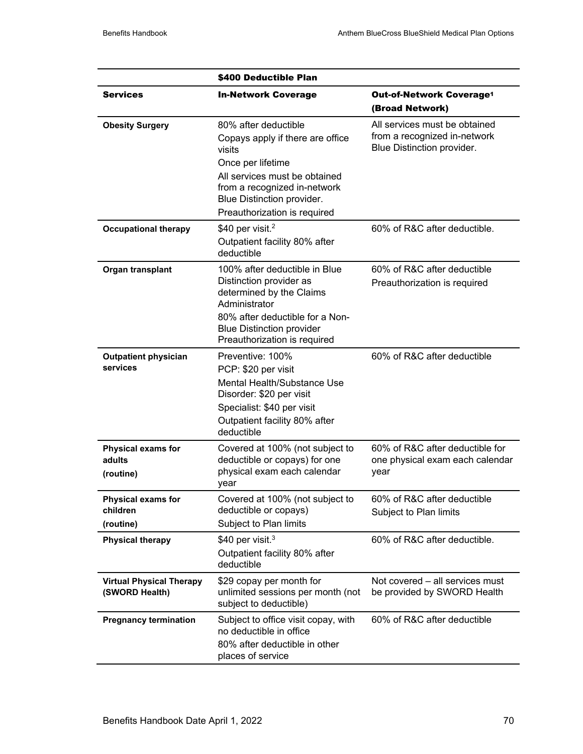| | $400 Deductible Plan | |
|---|---|---|
| **Services** | **In-Network Coverage** | **Out-of-Network Coverage[1] (Broad Network)** |
| **Obesity Surgery** | 80% after deductible<br>Copays apply if there are office visits<br>Once per lifetime<br>All services must be obtained from a recognized in-network Blue Distinction provider.<br>Preauthorization is required | All services must be obtained from a recognized in-network Blue Distinction provider. |
| **Occupational therapy** | $40 per visit.[2]<br>Outpatient facility 80% after deductible | 60% of R&C after deductible. |
| **Organ transplant** | 100% after deductible in Blue Distinction provider as determined by the Claims Administrator<br>80% after deductible for a Non-Blue Distinction provider<br>Preauthorization is required | 60% of R&C after deductible<br>Preauthorization is required |
| **Outpatient physician services** | Preventive: 100%<br>PCP: $20 per visit<br>Mental Health/Substance Use Disorder: $20 per visit<br>Specialist: $40 per visit<br>Outpatient facility 80% after deductible | 60% of R&C after deductible |
| **Physical exams for adults (routine)** | Covered at 100% (not subject to deductible or copays) for one physical exam each calendar year | 60% of R&C after deductible for one physical exam each calendar year |
| **Physical exams for children (routine)** | Covered at 100% (not subject to deductible or copays)<br>Subject to Plan limits | 60% of R&C after deductible<br>Subject to Plan limits |
| **Physical therapy** | $40 per visit.[3]<br>Outpatient facility 80% after deductible | 60% of R&C after deductible. |
| **Virtual Physical Therapy (SWORD Health)** | $29 copay per month for unlimited sessions per month (not subject to deductible) | Not covered – all services must be provided by SWORD Health |
| **Pregnancy termination** | Subject to office visit copay, with no deductible in office<br>80% after deductible in other places of service | 60% of R&C after deductible |

Benefits Handbook Date April 1, 2022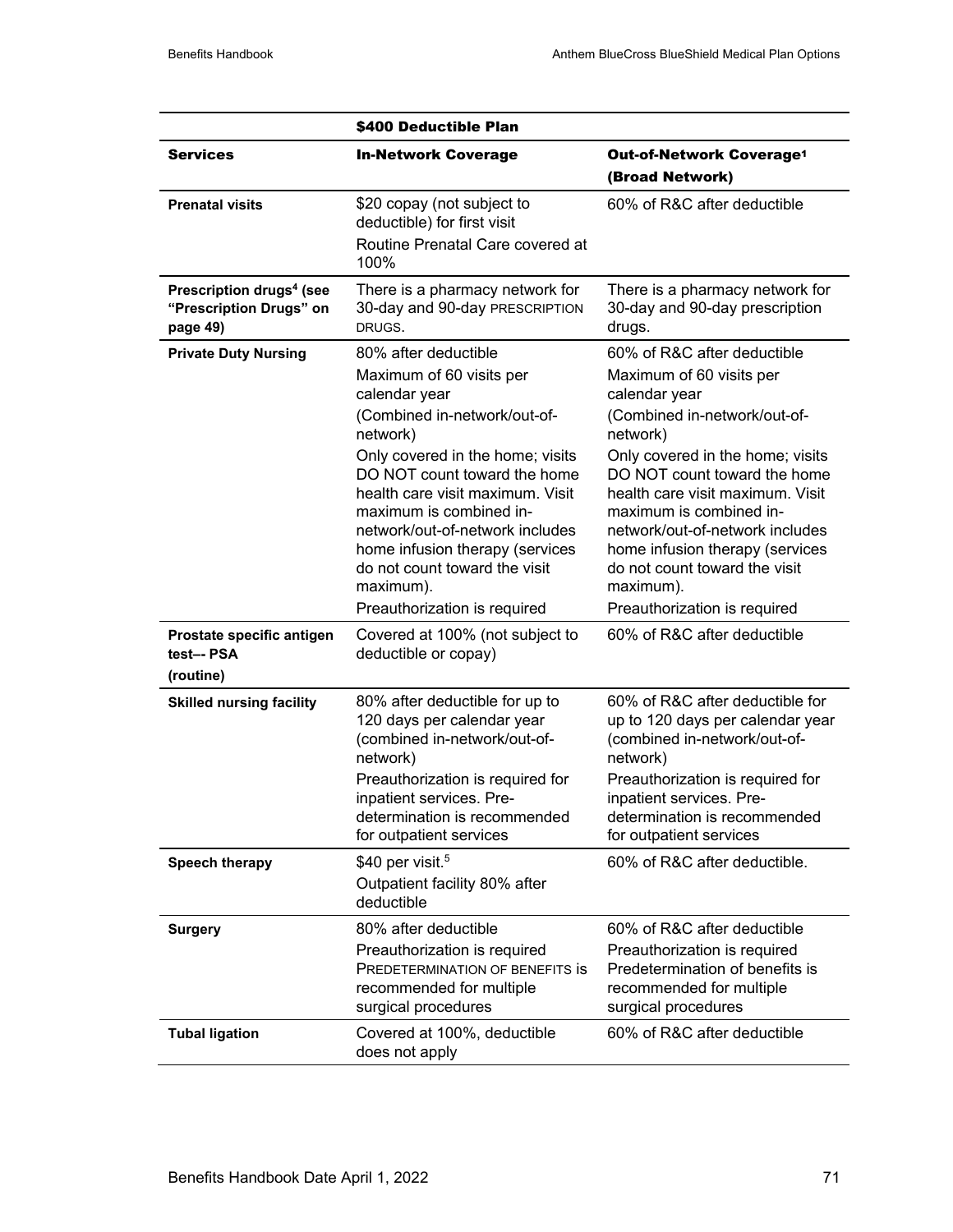| | $400 Deductible Plan | |
|---|---|---|
| **Services** | **In-Network Coverage** | **Out-of-Network Coverage[1] (Broad Network)** |
| **Prenatal visits** | $20 copay (not subject to deductible) for first visit<br>Routine Prenatal Care covered at 100% | 60% of R&C after deductible |
| **Prescription drugs[4] (see "Prescription Drugs" on page 49)** | There is a pharmacy network for 30-day and 90-day PRESCRIPTION DRUGS. | There is a pharmacy network for 30-day and 90-day prescription drugs. |
| **Private Duty Nursing** | 80% after deductible<br>Maximum of 60 visits per calendar year<br>(Combined in-network/out-of-network)<br>Only covered in the home; visits DO NOT count toward the home health care visit maximum. Visit maximum is combined in-network/out-of-network includes home infusion therapy (services do not count toward the visit maximum).<br>Preauthorization is required | 60% of R&C after deductible<br>Maximum of 60 visits per calendar year<br>(Combined in-network/out-of-network)<br>Only covered in the home; visits DO NOT count toward the home health care visit maximum. Visit maximum is combined in-network/out-of-network includes home infusion therapy (services do not count toward the visit maximum).<br>Preauthorization is required |
| **Prostate specific antigen test–- PSA (routine)** | Covered at 100% (not subject to deductible or copay) | 60% of R&C after deductible |
| **Skilled nursing facility** | 80% after deductible for up to 120 days per calendar year (combined in-network/out-of-network)<br>Preauthorization is required for inpatient services. Pre-determination is recommended for outpatient services | 60% of R&C after deductible for up to 120 days per calendar year (combined in-network/out-of-network)<br>Preauthorization is required for inpatient services. Pre-determination is recommended for outpatient services |
| **Speech therapy** | $40 per visit.[5]<br>Outpatient facility 80% after deductible | 60% of R&C after deductible. |
| **Surgery** | 80% after deductible<br>Preauthorization is required<br>PREDETERMINATION OF BENEFITS is recommended for multiple surgical procedures | 60% of R&C after deductible<br>Preauthorization is required<br>Predetermination of benefits is recommended for multiple surgical procedures |
| **Tubal ligation** | Covered at 100%, deductible does not apply | 60% of R&C after deductible |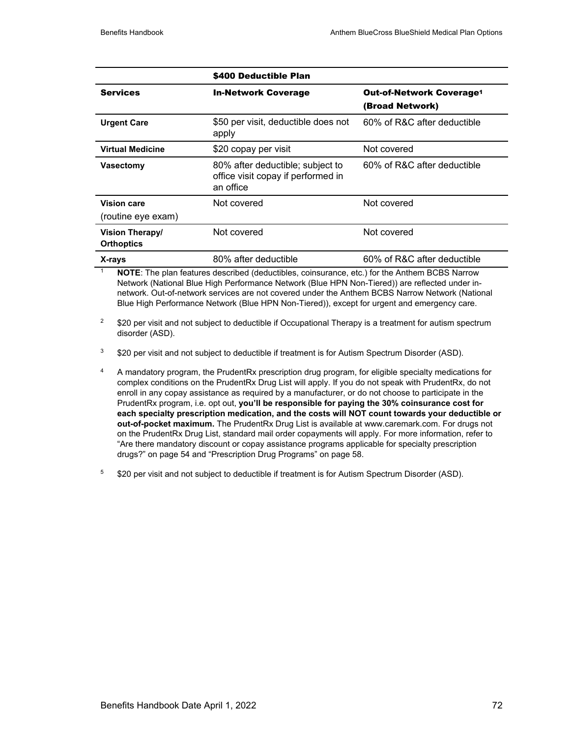| | $400 Deductible Plan | |
|---|---|---|
| **Services** | **In-Network Coverage** | **Out-of-Network Coverage[1] (Broad Network)** |
| **Urgent Care** | $50 per visit, deductible does not apply | 60% of R&C after deductible |
| **Virtual Medicine** | $20 copay per visit | Not covered |
| **Vasectomy** | 80% after deductible; subject to office visit copay if performed in an office | 60% of R&C after deductible |
| **Vision care** (routine eye exam) | Not covered | Not covered |
| **Vision Therapy/ Orthoptics** | Not covered | Not covered |
| **X-rays** | 80% after deductible | 60% of R&C after deductible |

[1] **NOTE**: The plan features described (deductibles, coinsurance, etc.) for the Anthem BCBS Narrow Network (National Blue High Performance Network (Blue HPN Non-Tiered)) are reflected under in-network. Out-of-network services are not covered under the Anthem BCBS Narrow Network (National Blue High Performance Network (Blue HPN Non-Tiered)), except for urgent and emergency care.

[2] $20 per visit and not subject to deductible if Occupational Therapy is a treatment for autism spectrum disorder (ASD).

[3] $20 per visit and not subject to deductible if treatment is for Autism Spectrum Disorder (ASD).

[4] A mandatory program, the PrudentRx prescription drug program, for eligible specialty medications for complex conditions on the PrudentRx Drug List will apply. If you do not speak with PrudentRx, do not enroll in any copay assistance as required by a manufacturer, or do not choose to participate in the PrudentRx program, i.e. opt out, **you'll be responsible for paying the 30% coinsurance cost for each specialty prescription medication, and the costs will NOT count towards your deductible or out-of-pocket maximum.** The PrudentRx Drug List is available at www.caremark.com. For drugs not on the PrudentRx Drug List, standard mail order copayments will apply. For more information, refer to "Are there mandatory discount or copay assistance programs applicable for specialty prescription drugs?" on page 54 and "Prescription Drug Programs" on page 58.

[5] $20 per visit and not subject to deductible if treatment is for Autism Spectrum Disorder (ASD).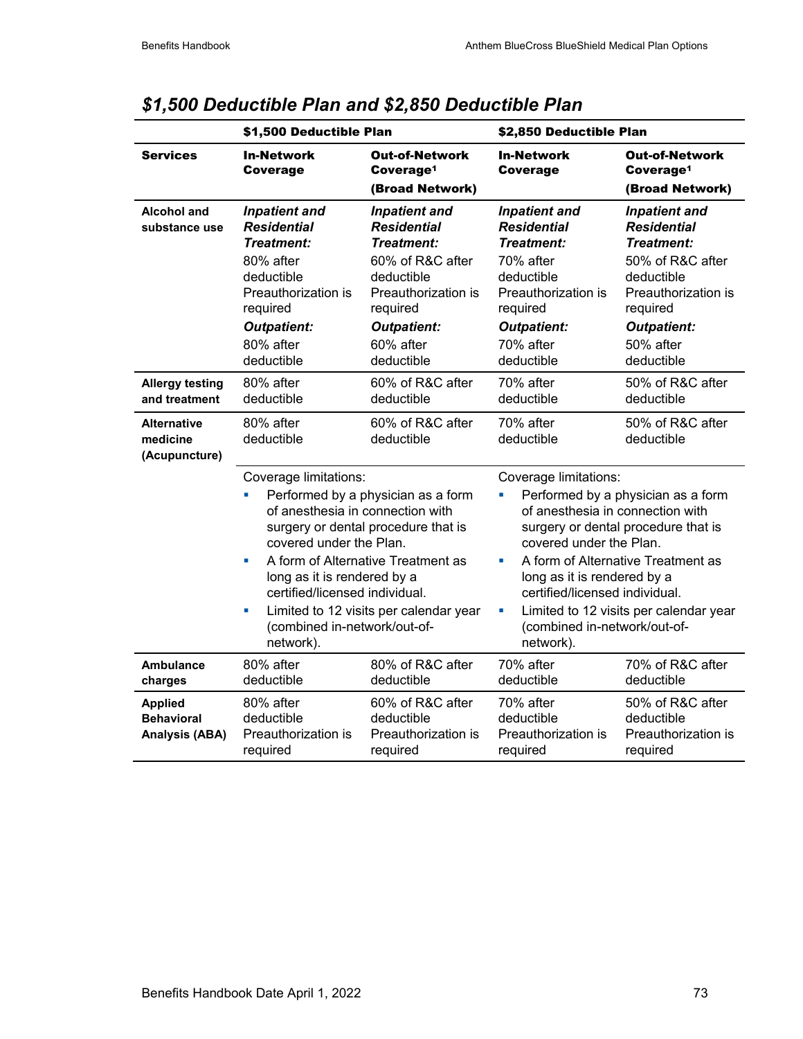## *$1,500 Deductible Plan and $2,850 Deductible Plan*

| | $1,500 Deductible Plan | | $2,850 Deductible Plan | |
|---|---|---|---|---|
| **Services** | **In-Network Coverage** | **Out-of-Network Coverage[1] (Broad Network)** | **In-Network Coverage** | **Out-of-Network Coverage[1] (Broad Network)** |
| **Alcohol and substance use** | ***Inpatient and Residential Treatment:*** 80% after deductible Preauthorization is required ***Outpatient:*** 80% after deductible | ***Inpatient and Residential Treatment:*** 60% of R&C after deductible Preauthorization is required ***Outpatient:*** 60% after deductible | ***Inpatient and Residential Treatment:*** 70% after deductible Preauthorization is required ***Outpatient:*** 70% after deductible | ***Inpatient and Residential Treatment:*** 50% of R&C after deductible Preauthorization is required ***Outpatient:*** 50% after deductible |
| **Allergy testing and treatment** | 80% after deductible | 60% of R&C after deductible | 70% after deductible | 50% of R&C after deductible |
| **Alternative medicine (Acupuncture)** | 80% after deductible | 60% of R&C after deductible | 70% after deductible | 50% of R&C after deductible |
| | Coverage limitations:<br>▪ Performed by a physician as a form of anesthesia in connection with surgery or dental procedure that is covered under the Plan.<br>▪ A form of Alternative Treatment as long as it is rendered by a certified/licensed individual.<br>▪ Limited to 12 visits per calendar year (combined in-network/out-of-network). | | Coverage limitations:<br>▪ Performed by a physician as a form of anesthesia in connection with surgery or dental procedure that is covered under the Plan.<br>▪ A form of Alternative Treatment as long as it is rendered by a certified/licensed individual.<br>▪ Limited to 12 visits per calendar year (combined in-network/out-of-network). | |
| **Ambulance charges** | 80% after deductible | 80% of R&C after deductible | 70% after deductible | 70% of R&C after deductible |
| **Applied Behavioral Analysis (ABA)** | 80% after deductible Preauthorization is required | 60% of R&C after deductible Preauthorization is required | 70% after deductible Preauthorization is required | 50% of R&C after deductible Preauthorization is required |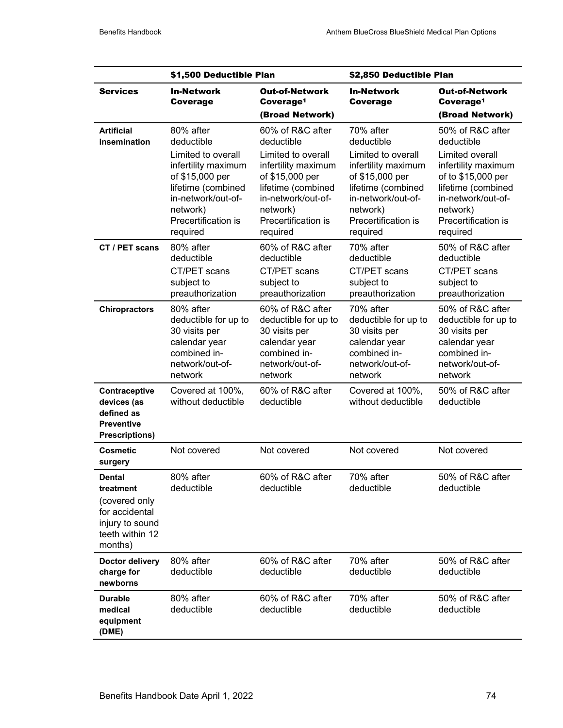| | $1,500 Deductible Plan | | $2,850 Deductible Plan | |
|---|---|---|---|---|
| **Services** | **In-Network Coverage** | **Out-of-Network Coverage[1] (Broad Network)** | **In-Network Coverage** | **Out-of-Network Coverage[1] (Broad Network)** |
| **Artificial insemination** | 80% after deductible<br>Limited to overall infertility maximum of $15,000 per lifetime (combined in-network/out-of-network) Precertification is required | 60% of R&C after deductible<br>Limited to overall infertility maximum of $15,000 per lifetime (combined in-network/out-of-network) Precertification is required | 70% after deductible<br>Limited to overall infertility maximum of $15,000 per lifetime (combined in-network/out-of-network) Precertification is required | 50% of R&C after deductible<br>Limited overall infertility maximum of to $15,000 per lifetime (combined in-network/out-of-network) Precertification is required |
| **CT / PET scans** | 80% after deductible<br>CT/PET scans subject to preauthorization | 60% of R&C after deductible<br>CT/PET scans subject to preauthorization | 70% after deductible<br>CT/PET scans subject to preauthorization | 50% of R&C after deductible<br>CT/PET scans subject to preauthorization |
| **Chiropractors** | 80% after deductible for up to 30 visits per calendar year combined in-network/out-of-network | 60% of R&C after deductible for up to 30 visits per calendar year combined in-network/out-of-network | 70% after deductible for up to 30 visits per calendar year combined in-network/out-of-network | 50% of R&C after deductible for up to 30 visits per calendar year combined in-network/out-of-network |
| **Contraceptive devices (as defined as Preventive Prescriptions)** | Covered at 100%, without deductible | 60% of R&C after deductible | Covered at 100%, without deductible | 50% of R&C after deductible |
| **Cosmetic surgery** | Not covered | Not covered | Not covered | Not covered |
| **Dental treatment** (covered only for accidental injury to sound teeth within 12 months) | 80% after deductible | 60% of R&C after deductible | 70% after deductible | 50% of R&C after deductible |
| **Doctor delivery charge for newborns** | 80% after deductible | 60% of R&C after deductible | 70% after deductible | 50% of R&C after deductible |
| **Durable medical equipment (DME)** | 80% after deductible | 60% of R&C after deductible | 70% after deductible | 50% of R&C after deductible |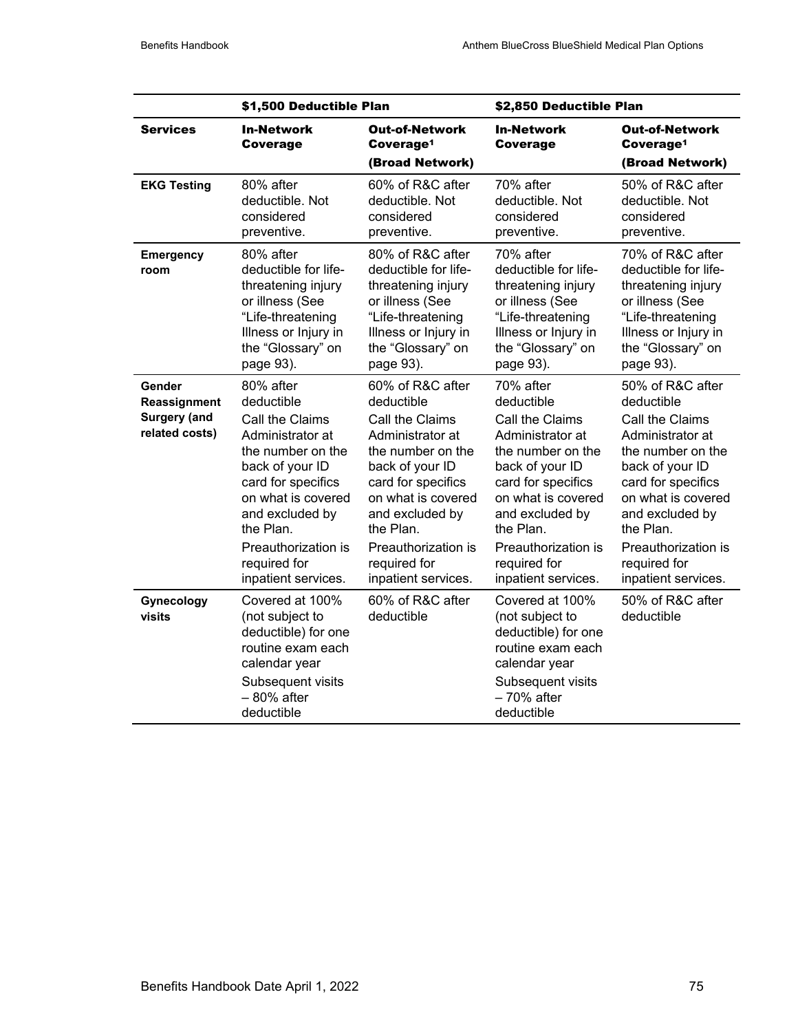| | $1,500 Deductible Plan | | $2,850 Deductible Plan | |
|---|---|---|---|---|
| **Services** | **In-Network Coverage** | **Out-of-Network Coverage[1] (Broad Network)** | **In-Network Coverage** | **Out-of-Network Coverage[1] (Broad Network)** |
| **EKG Testing** | 80% after deductible. Not considered preventive. | 60% of R&C after deductible. Not considered preventive. | 70% after deductible. Not considered preventive. | 50% of R&C after deductible. Not considered preventive. |
| **Emergency room** | 80% after deductible for life-threatening injury or illness (See "Life-threatening Illness or Injury in the "Glossary" on page 93). | 80% of R&C after deductible for life-threatening injury or illness (See "Life-threatening Illness or Injury in the "Glossary" on page 93). | 70% after deductible for life-threatening injury or illness (See "Life-threatening Illness or Injury in the "Glossary" on page 93). | 70% of R&C after deductible for life-threatening injury or illness (See "Life-threatening Illness or Injury in the "Glossary" on page 93). |
| **Gender Reassignment Surgery (and related costs)** | 80% after deductible<br>Call the Claims Administrator at the number on the back of your ID card for specifics on what is covered and excluded by the Plan.<br>Preauthorization is required for inpatient services. | 60% of R&C after deductible<br>Call the Claims Administrator at the number on the back of your ID card for specifics on what is covered and excluded by the Plan.<br>Preauthorization is required for inpatient services. | 70% after deductible<br>Call the Claims Administrator at the number on the back of your ID card for specifics on what is covered and excluded by the Plan.<br>Preauthorization is required for inpatient services. | 50% of R&C after deductible<br>Call the Claims Administrator at the number on the back of your ID card for specifics on what is covered and excluded by the Plan.<br>Preauthorization is required for inpatient services. |
| **Gynecology visits** | Covered at 100% (not subject to deductible) for one routine exam each calendar year<br>Subsequent visits – 80% after deductible | 60% of R&C after deductible | Covered at 100% (not subject to deductible) for one routine exam each calendar year<br>Subsequent visits – 70% after deductible | 50% of R&C after deductible |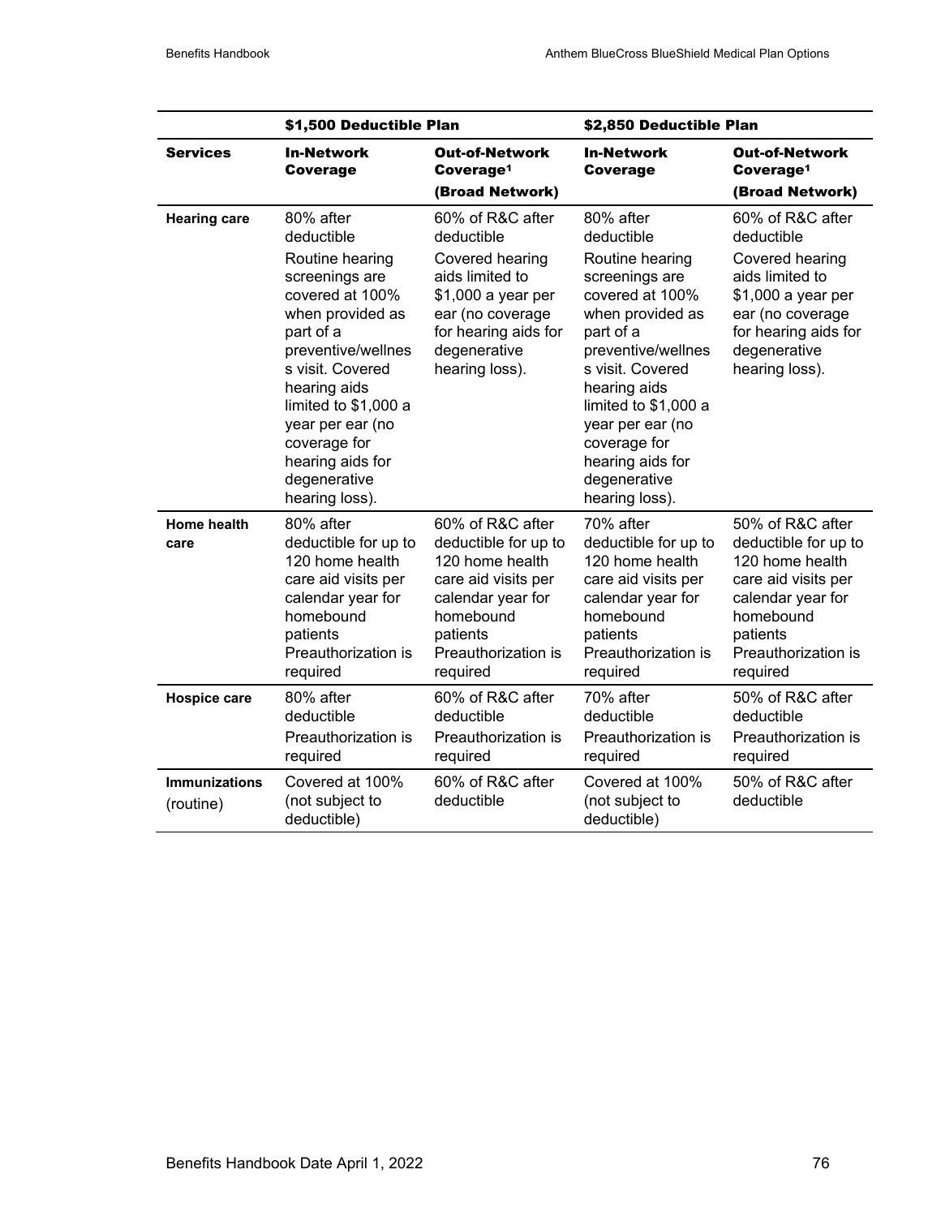| | $1,500 Deductible Plan | | $2,850 Deductible Plan | |
|---|---|---|---|---|
| **Services** | **In-Network Coverage** | **Out-of-Network Coverage[1] (Broad Network)** | **In-Network Coverage** | **Out-of-Network Coverage[1] (Broad Network)** |
| **Hearing care** | 80% after deductible<br>Routine hearing screenings are covered at 100% when provided as part of a preventive/wellness visit. Covered hearing aids limited to $1,000 a year per ear (no coverage for hearing aids for degenerative hearing loss). | 60% of R&C after deductible<br>Covered hearing aids limited to $1,000 a year per ear (no coverage for hearing aids for degenerative hearing loss). | 80% after deductible<br>Routine hearing screenings are covered at 100% when provided as part of a preventive/wellness visit. Covered hearing aids limited to $1,000 a year per ear (no coverage for hearing aids for degenerative hearing loss). | 60% of R&C after deductible<br>Covered hearing aids limited to $1,000 a year per ear (no coverage for hearing aids for degenerative hearing loss). |
| **Home health care** | 80% after deductible for up to 120 home health care aid visits per calendar year for homebound patients Preauthorization is required | 60% of R&C after deductible for up to 120 home health care aid visits per calendar year for homebound patients Preauthorization is required | 70% after deductible for up to 120 home health care aid visits per calendar year for homebound patients Preauthorization is required | 50% of R&C after deductible for up to 120 home health care aid visits per calendar year for homebound patients Preauthorization is required |
| **Hospice care** | 80% after deductible<br>Preauthorization is required | 60% of R&C after deductible<br>Preauthorization is required | 70% after deductible<br>Preauthorization is required | 50% of R&C after deductible<br>Preauthorization is required |
| **Immunizations** (routine) | Covered at 100% (not subject to deductible) | 60% of R&C after deductible | Covered at 100% (not subject to deductible) | 50% of R&C after deductible |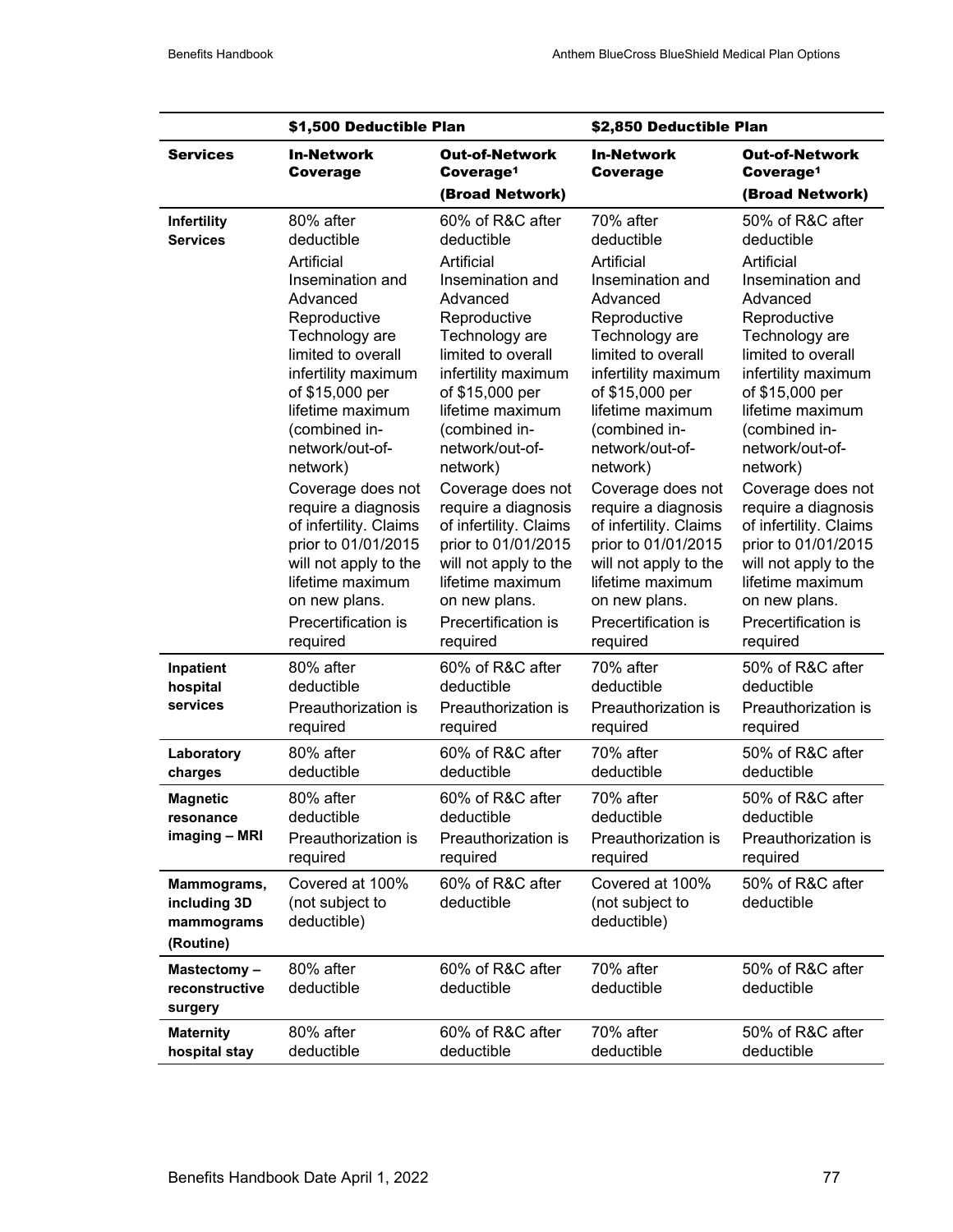| | $1,500 Deductible Plan | | $2,850 Deductible Plan | |
|---|---|---|---|---|
| **Services** | **In-Network Coverage** | **Out-of-Network Coverage[1] (Broad Network)** | **In-Network Coverage** | **Out-of-Network Coverage[1] (Broad Network)** |
| **Infertility Services** | 80% after deductible<br>Artificial Insemination and Advanced Reproductive Technology are limited to overall infertility maximum of $15,000 per lifetime maximum (combined in-network/out-of-network)<br>Coverage does not require a diagnosis of infertility. Claims prior to 01/01/2015 will not apply to the lifetime maximum on new plans.<br>Precertification is required | 60% of R&C after deductible<br>Artificial Insemination and Advanced Reproductive Technology are limited to overall infertility maximum of $15,000 per lifetime maximum (combined in-network/out-of-network)<br>Coverage does not require a diagnosis of infertility. Claims prior to 01/01/2015 will not apply to the lifetime maximum on new plans.<br>Precertification is required | 70% after deductible<br>Artificial Insemination and Advanced Reproductive Technology are limited to overall infertility maximum of $15,000 per lifetime maximum (combined in-network/out-of-network)<br>Coverage does not require a diagnosis of infertility. Claims prior to 01/01/2015 will not apply to the lifetime maximum on new plans.<br>Precertification is required | 50% of R&C after deductible<br>Artificial Insemination and Advanced Reproductive Technology are limited to overall infertility maximum of $15,000 per lifetime maximum (combined in-network/out-of-network)<br>Coverage does not require a diagnosis of infertility. Claims prior to 01/01/2015 will not apply to the lifetime maximum on new plans.<br>Precertification is required |
| **Inpatient hospital services** | 80% after deductible<br>Preauthorization is required | 60% of R&C after deductible<br>Preauthorization is required | 70% after deductible<br>Preauthorization is required | 50% of R&C after deductible<br>Preauthorization is required |
| **Laboratory charges** | 80% after deductible | 60% of R&C after deductible | 70% after deductible | 50% of R&C after deductible |
| **Magnetic resonance imaging – MRI** | 80% after deductible<br>Preauthorization is required | 60% of R&C after deductible<br>Preauthorization is required | 70% after deductible<br>Preauthorization is required | 50% of R&C after deductible<br>Preauthorization is required |
| **Mammograms, including 3D mammograms (Routine)** | Covered at 100% (not subject to deductible) | 60% of R&C after deductible | Covered at 100% (not subject to deductible) | 50% of R&C after deductible |
| **Mastectomy – reconstructive surgery** | 80% after deductible | 60% of R&C after deductible | 70% after deductible | 50% of R&C after deductible |
| **Maternity hospital stay** | 80% after deductible | 60% of R&C after deductible | 70% after deductible | 50% of R&C after deductible |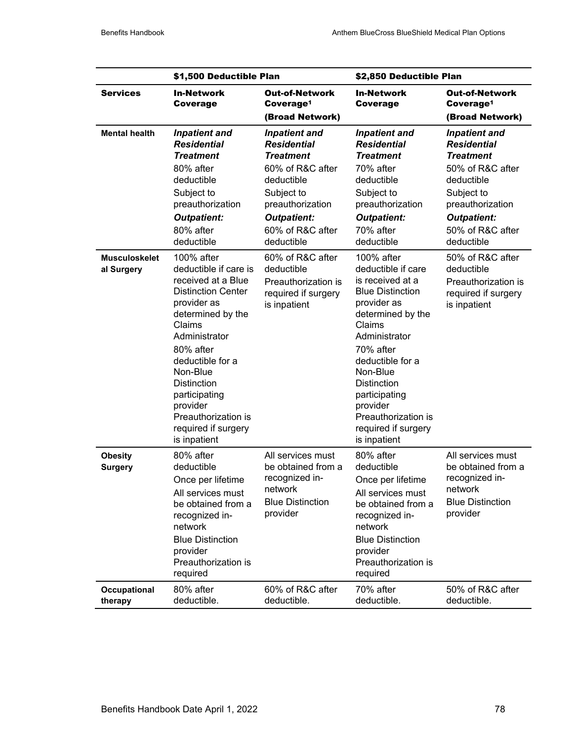| | $1,500 Deductible Plan | | $2,850 Deductible Plan | |
|---|---|---|---|---|
| **Services** | **In-Network Coverage** | **Out-of-Network Coverage[1] (Broad Network)** | **In-Network Coverage** | **Out-of-Network Coverage[1] (Broad Network)** |
| **Mental health** | ***Inpatient and Residential Treatment*** 80% after deductible Subject to preauthorization ***Outpatient:*** 80% after deductible | ***Inpatient and Residential Treatment*** 60% of R&C after deductible Subject to preauthorization ***Outpatient:*** 60% of R&C after deductible | ***Inpatient and Residential Treatment*** 70% after deductible Subject to preauthorization ***Outpatient:*** 70% after deductible | ***Inpatient and Residential Treatment*** 50% of R&C after deductible Subject to preauthorization ***Outpatient:*** 50% of R&C after deductible |
| **Musculoskeletal Surgery** | 100% after deductible if care is received at a Blue Distinction Center provider as determined by the Claims Administrator 80% after deductible for a Non-Blue Distinction participating provider Preauthorization is required if surgery is inpatient | 60% of R&C after deductible Preauthorization is required if surgery is inpatient | 100% after deductible if care is received at a Blue Distinction provider as determined by the Claims Administrator 70% after deductible for a Non-Blue Distinction participating provider Preauthorization is required if surgery is inpatient | 50% of R&C after deductible Preauthorization is required if surgery is inpatient |
| **Obesity Surgery** | 80% after deductible Once per lifetime All services must be obtained from a recognized in-network Blue Distinction provider Preauthorization is required | All services must be obtained from a recognized in-network Blue Distinction provider | 80% after deductible Once per lifetime All services must be obtained from a recognized in-network Blue Distinction provider Preauthorization is required | All services must be obtained from a recognized in-network Blue Distinction provider |
| **Occupational therapy** | 80% after deductible. | 60% of R&C after deductible. | 70% after deductible. | 50% of R&C after deductible. |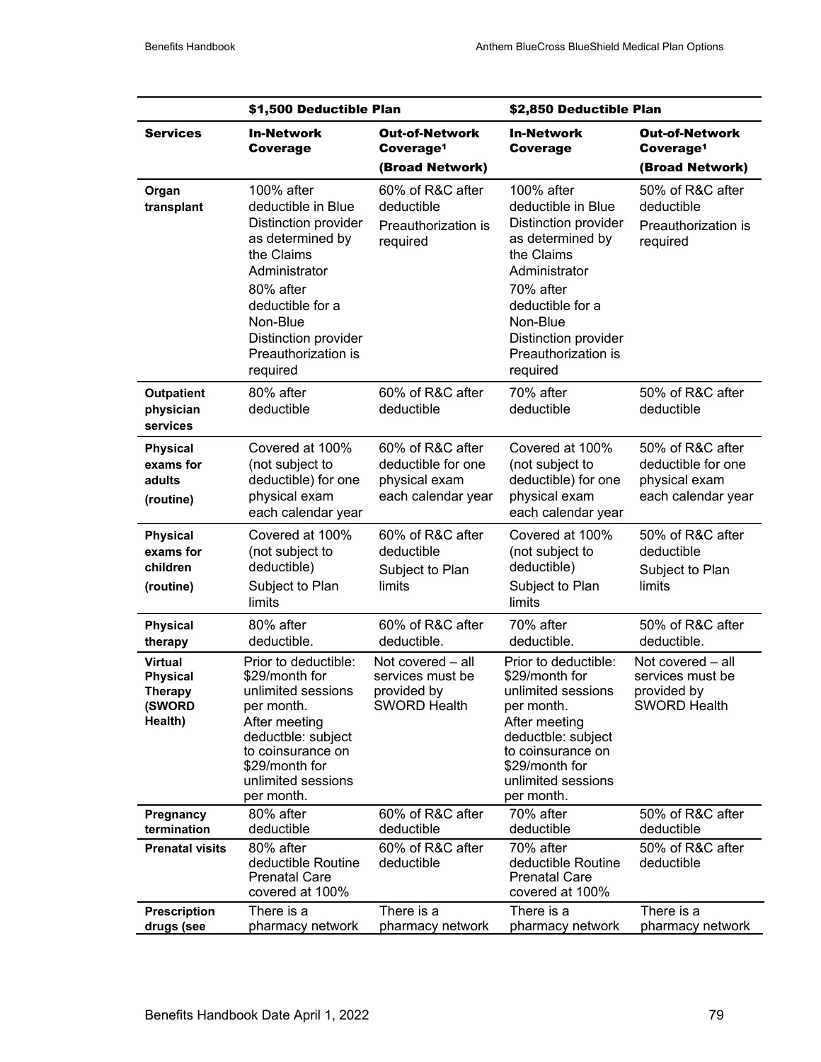| | $1,500 Deductible Plan | | $2,850 Deductible Plan | |
|---|---|---|---|---|
| **Services** | **In-Network Coverage** | **Out-of-Network Coverage[1] (Broad Network)** | **In-Network Coverage** | **Out-of-Network Coverage[1] (Broad Network)** |
| **Organ transplant** | 100% after deductible in Blue Distinction provider as determined by the Claims Administrator<br>80% after deductible for a Non-Blue Distinction provider Preauthorization is required | 60% of R&C after deductible<br>Preauthorization is required | 100% after deductible in Blue Distinction provider as determined by the Claims Administrator<br>70% after deductible for a Non-Blue Distinction provider Preauthorization is required | 50% of R&C after deductible<br>Preauthorization is required |
| **Outpatient physician services** | 80% after deductible | 60% of R&C after deductible | 70% after deductible | 50% of R&C after deductible |
| **Physical exams for adults (routine)** | Covered at 100% (not subject to deductible) for one physical exam each calendar year | 60% of R&C after deductible for one physical exam each calendar year | Covered at 100% (not subject to deductible) for one physical exam each calendar year | 50% of R&C after deductible for one physical exam each calendar year |
| **Physical exams for children (routine)** | Covered at 100% (not subject to deductible)<br>Subject to Plan limits | 60% of R&C after deductible<br>Subject to Plan limits | Covered at 100% (not subject to deductible)<br>Subject to Plan limits | 50% of R&C after deductible<br>Subject to Plan limits |
| **Physical therapy** | 80% after deductible. | 60% of R&C after deductible. | 70% after deductible. | 50% of R&C after deductible. |
| **Virtual Physical Therapy (SWORD Health)** | Prior to deductible: $29/month for unlimited sessions per month.<br>After meeting deductble: subject to coinsurance on $29/month for unlimited sessions per month. | Not covered – all services must be provided by SWORD Health | Prior to deductible: $29/month for unlimited sessions per month.<br>After meeting deductble: subject to coinsurance on $29/month for unlimited sessions per month. | Not covered – all services must be provided by SWORD Health |
| **Pregnancy termination** | 80% after deductible | 60% of R&C after deductible | 70% after deductible | 50% of R&C after deductible |
| **Prenatal visits** | 80% after deductible Routine Prenatal Care covered at 100% | 60% of R&C after deductible | 70% after deductible Routine Prenatal Care covered at 100% | 50% of R&C after deductible |
| **Prescription drugs (see** | There is a pharmacy network | There is a pharmacy network | There is a pharmacy network | There is a pharmacy network |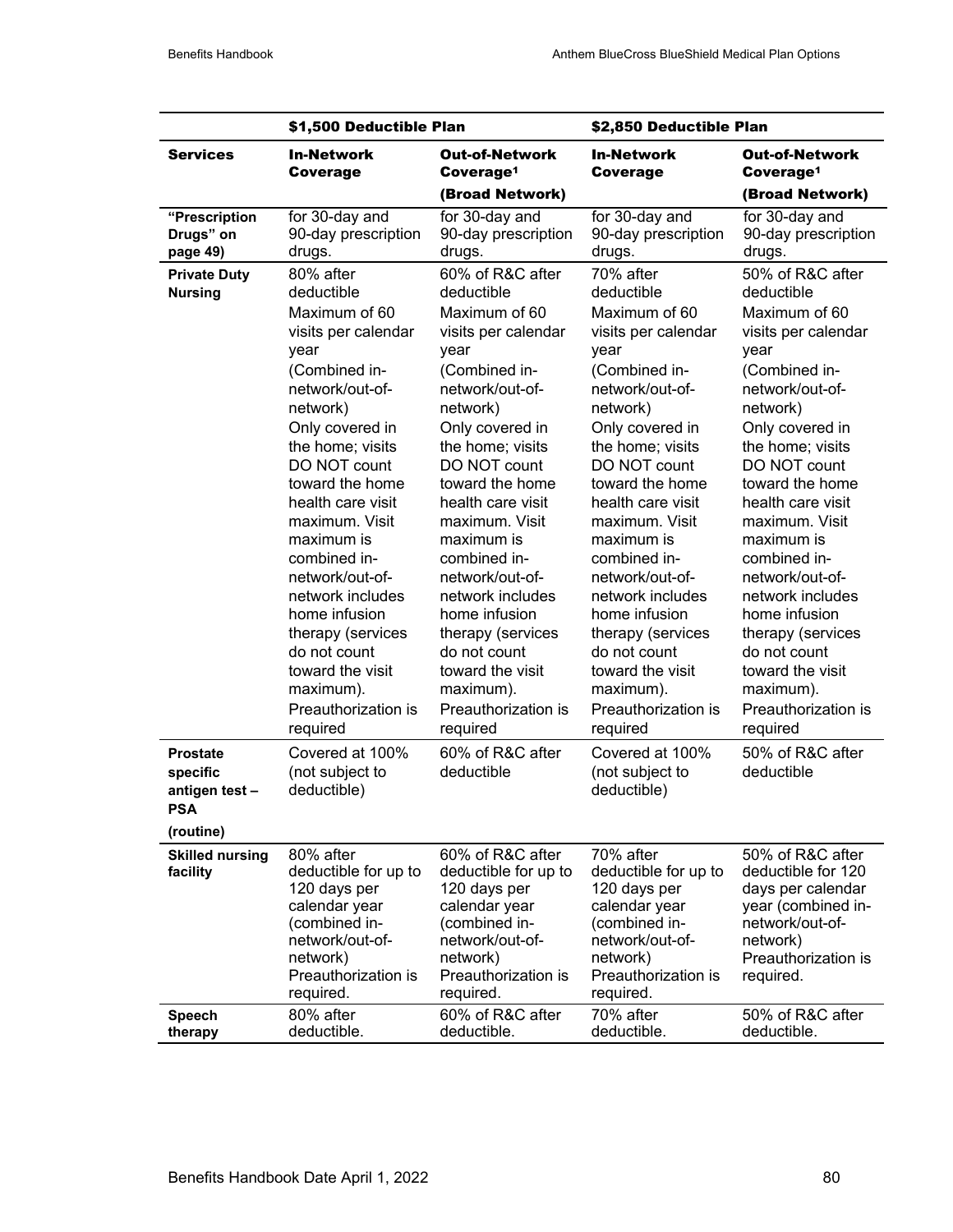| | $1,500 Deductible Plan | | $2,850 Deductible Plan | |
|---|---|---|---|---|
| **Services** | **In-Network Coverage** | **Out-of-Network Coverage[1] (Broad Network)** | **In-Network Coverage** | **Out-of-Network Coverage[1] (Broad Network)** |
| **"Prescription Drugs" on page 49)** | for 30-day and 90-day prescription drugs. | for 30-day and 90-day prescription drugs. | for 30-day and 90-day prescription drugs. | for 30-day and 90-day prescription drugs. |
| **Private Duty Nursing** | 80% after deductible<br>Maximum of 60 visits per calendar year<br>(Combined in-network/out-of-network)<br>Only covered in the home; visits DO NOT count toward the home health care visit maximum. Visit maximum is combined in-network/out-of-network includes home infusion therapy (services do not count toward the visit maximum).<br>Preauthorization is required | 60% of R&C after deductible<br>Maximum of 60 visits per calendar year<br>(Combined in-network/out-of-network)<br>Only covered in the home; visits DO NOT count toward the home health care visit maximum. Visit maximum is combined in-network/out-of-network includes home infusion therapy (services do not count toward the visit maximum).<br>Preauthorization is required | 70% after deductible<br>Maximum of 60 visits per calendar year<br>(Combined in-network/out-of-network)<br>Only covered in the home; visits DO NOT count toward the home health care visit maximum. Visit maximum is combined in-network/out-of-network includes home infusion therapy (services do not count toward the visit maximum).<br>Preauthorization is required | 50% of R&C after deductible<br>Maximum of 60 visits per calendar year<br>(Combined in-network/out-of-network)<br>Only covered in the home; visits DO NOT count toward the home health care visit maximum. Visit maximum is combined in-network/out-of-network includes home infusion therapy (services do not count toward the visit maximum).<br>Preauthorization is required |
| **Prostate specific antigen test – PSA (routine)** | Covered at 100% (not subject to deductible) | 60% of R&C after deductible | Covered at 100% (not subject to deductible) | 50% of R&C after deductible |
| **Skilled nursing facility** | 80% after deductible for up to 120 days per calendar year (combined in-network/out-of-network)<br>Preauthorization is required. | 60% of R&C after deductible for up to 120 days per calendar year (combined in-network/out-of-network)<br>Preauthorization is required. | 70% after deductible for up to 120 days per calendar year (combined in-network/out-of-network)<br>Preauthorization is required. | 50% of R&C after deductible for 120 days per calendar year (combined in-network/out-of-network)<br>Preauthorization is required. |
| **Speech therapy** | 80% after deductible. | 60% of R&C after deductible. | 70% after deductible. | 50% of R&C after deductible. |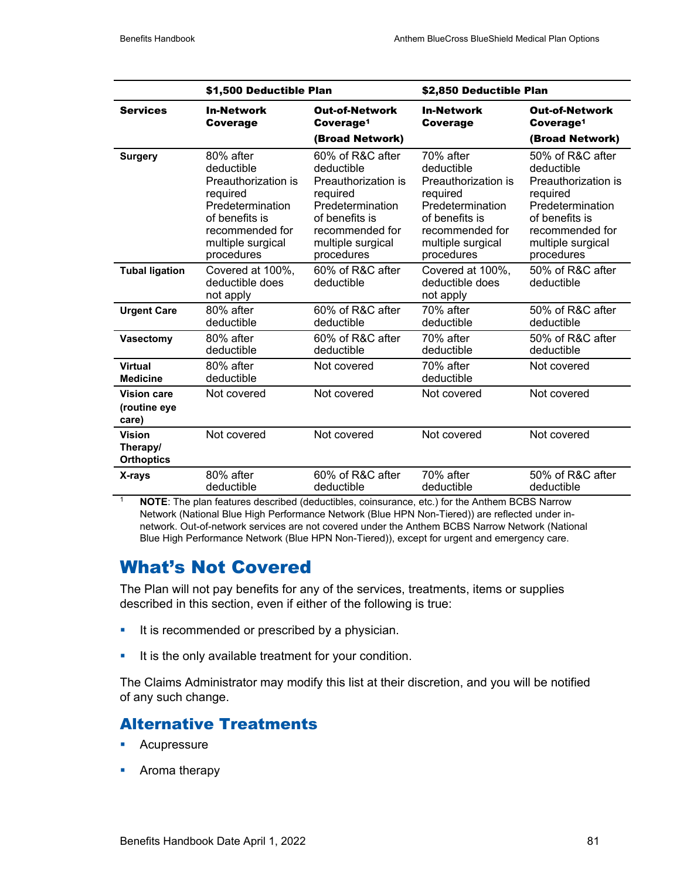| | $1,500 Deductible Plan | | $2,850 Deductible Plan | |
|---|---|---|---|---|
| **Services** | **In-Network Coverage** | **Out-of-Network Coverage[1] (Broad Network)** | **In-Network Coverage** | **Out-of-Network Coverage[1] (Broad Network)** |
| **Surgery** | 80% after deductible Preauthorization is required Predetermination of benefits is recommended for multiple surgical procedures | 60% of R&C after deductible Preauthorization is required Predetermination of benefits is recommended for multiple surgical procedures | 70% after deductible Preauthorization is required Predetermination of benefits is recommended for multiple surgical procedures | 50% of R&C after deductible Preauthorization is required Predetermination of benefits is recommended for multiple surgical procedures |
| **Tubal ligation** | Covered at 100%, deductible does not apply | 60% of R&C after deductible | Covered at 100%, deductible does not apply | 50% of R&C after deductible |
| **Urgent Care** | 80% after deductible | 60% of R&C after deductible | 70% after deductible | 50% of R&C after deductible |
| **Vasectomy** | 80% after deductible | 60% of R&C after deductible | 70% after deductible | 50% of R&C after deductible |
| **Virtual Medicine** | 80% after deductible | Not covered | 70% after deductible | Not covered |
| **Vision care (routine eye care)** | Not covered | Not covered | Not covered | Not covered |
| **Vision Therapy/ Orthoptics** | Not covered | Not covered | Not covered | Not covered |
| **X-rays** | 80% after deductible | 60% of R&C after deductible | 70% after deductible | 50% of R&C after deductible |

[1] **NOTE**: The plan features described (deductibles, coinsurance, etc.) for the Anthem BCBS Narrow Network (National Blue High Performance Network (Blue HPN Non-Tiered)) are reflected under in-network. Out-of-network services are not covered under the Anthem BCBS Narrow Network (National Blue High Performance Network (Blue HPN Non-Tiered)), except for urgent and emergency care.

# What's Not Covered

The Plan will not pay benefits for any of the services, treatments, items or supplies described in this section, even if either of the following is true:

- It is recommended or prescribed by a physician.
- It is the only available treatment for your condition.

The Claims Administrator may modify this list at their discretion, and you will be notified of any such change.

## Alternative Treatments

- Acupressure
- Aroma therapy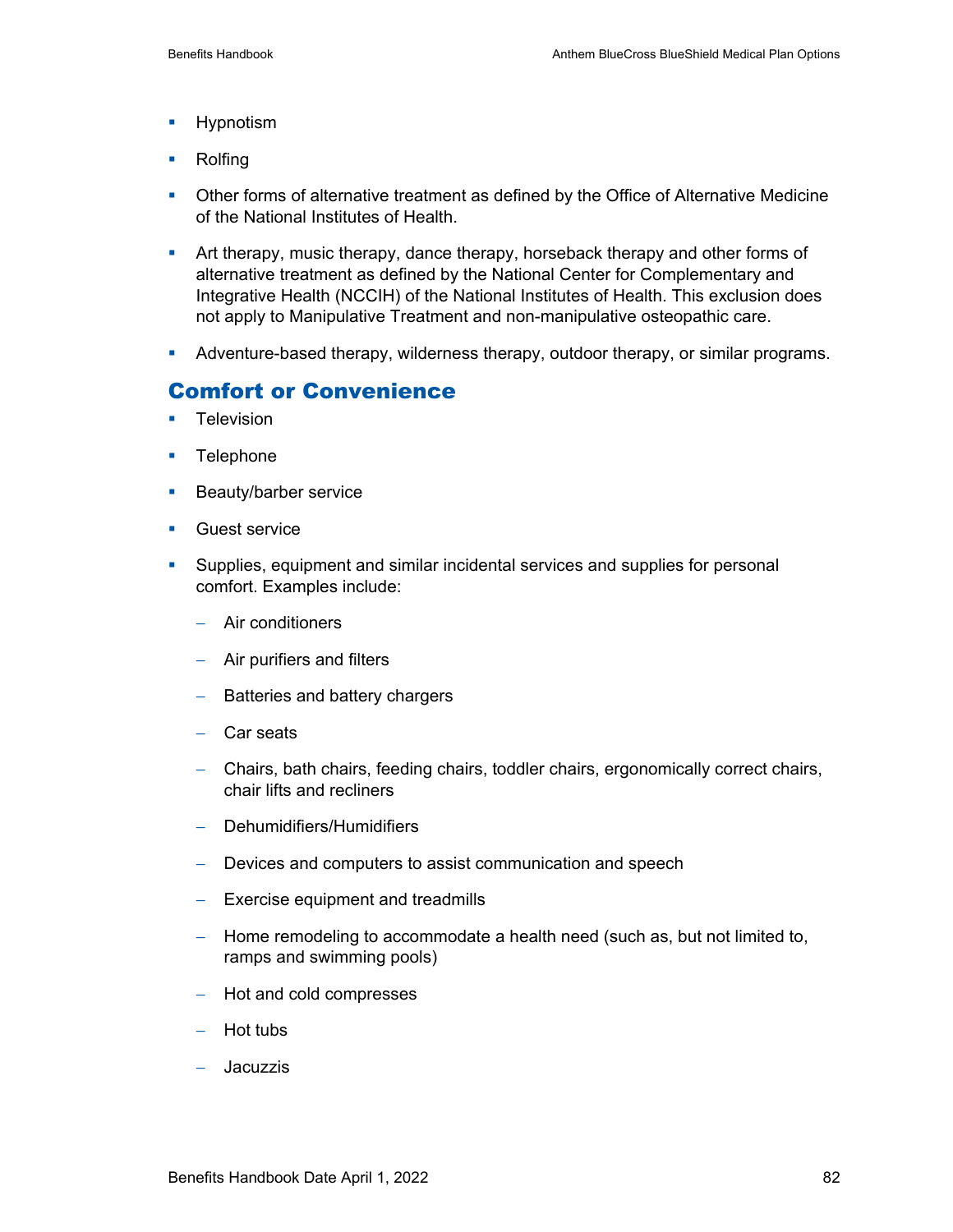- Hypnotism
- Rolfing
- Other forms of alternative treatment as defined by the Office of Alternative Medicine of the National Institutes of Health.
- Art therapy, music therapy, dance therapy, horseback therapy and other forms of alternative treatment as defined by the National Center for Complementary and Integrative Health (NCCIH) of the National Institutes of Health. This exclusion does not apply to Manipulative Treatment and non-manipulative osteopathic care.
- Adventure-based therapy, wilderness therapy, outdoor therapy, or similar programs.

## Comfort or Convenience

- Television
- Telephone
- Beauty/barber service
- Guest service
- Supplies, equipment and similar incidental services and supplies for personal comfort. Examples include:
  - Air conditioners
  - Air purifiers and filters
  - Batteries and battery chargers
  - Car seats
  - Chairs, bath chairs, feeding chairs, toddler chairs, ergonomically correct chairs, chair lifts and recliners
  - Dehumidifiers/Humidifiers
  - Devices and computers to assist communication and speech
  - Exercise equipment and treadmills
  - Home remodeling to accommodate a health need (such as, but not limited to, ramps and swimming pools)
  - Hot and cold compresses
  - Hot tubs
  - Jacuzzis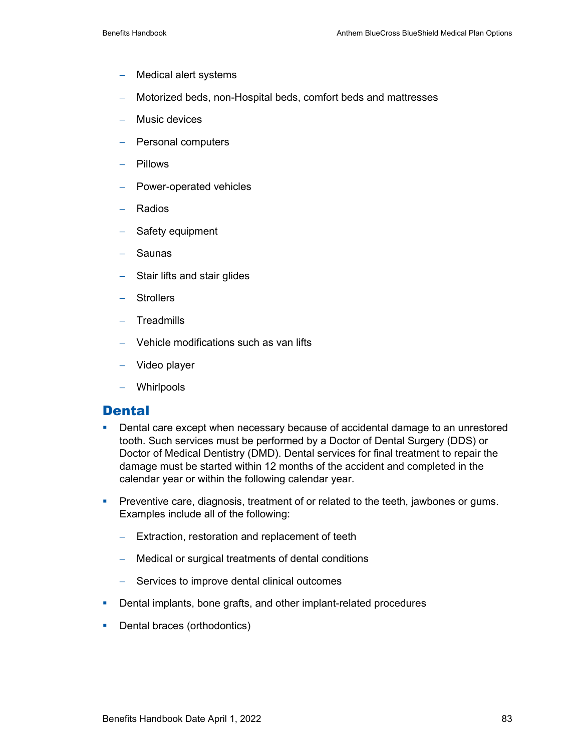- Medical alert systems
  - Motorized beds, non-Hospital beds, comfort beds and mattresses
  - Music devices
  - Personal computers
  - Pillows
  - Power-operated vehicles
  - Radios
  - Safety equipment
  - Saunas
  - Stair lifts and stair glides
  - Strollers
  - Treadmills
  - Vehicle modifications such as van lifts
  - Video player
  - Whirlpools

## Dental

- Dental care except when necessary because of accidental damage to an unrestored tooth. Such services must be performed by a Doctor of Dental Surgery (DDS) or Doctor of Medical Dentistry (DMD). Dental services for final treatment to repair the damage must be started within 12 months of the accident and completed in the calendar year or within the following calendar year.
- Preventive care, diagnosis, treatment of or related to the teeth, jawbones or gums. Examples include all of the following:
  - Extraction, restoration and replacement of teeth
  - Medical or surgical treatments of dental conditions
  - Services to improve dental clinical outcomes
- Dental implants, bone grafts, and other implant-related procedures
- Dental braces (orthodontics)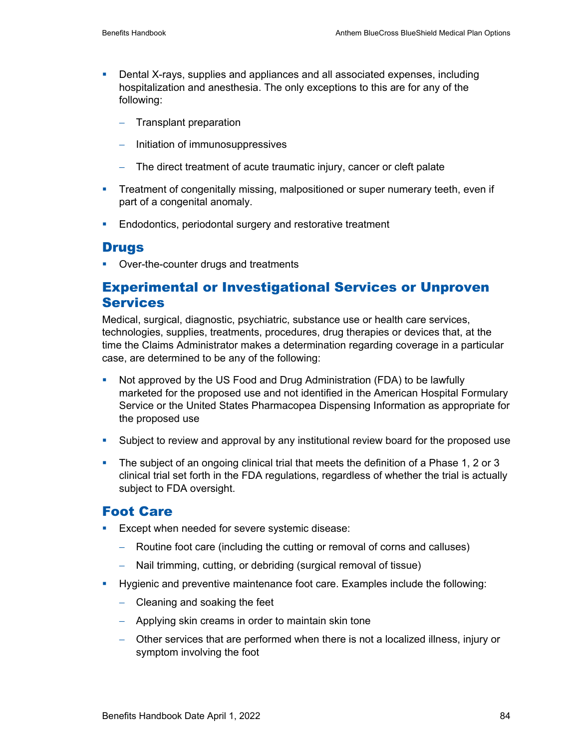- Dental X-rays, supplies and appliances and all associated expenses, including hospitalization and anesthesia. The only exceptions to this are for any of the following:
  - Transplant preparation
  - Initiation of immunosuppressives
  - The direct treatment of acute traumatic injury, cancer or cleft palate
- Treatment of congenitally missing, malpositioned or super numerary teeth, even if part of a congenital anomaly.
- Endodontics, periodontal surgery and restorative treatment

## Drugs

- Over-the-counter drugs and treatments

## Experimental or Investigational Services or Unproven Services

Medical, surgical, diagnostic, psychiatric, substance use or health care services, technologies, supplies, treatments, procedures, drug therapies or devices that, at the time the Claims Administrator makes a determination regarding coverage in a particular case, are determined to be any of the following:

- Not approved by the US Food and Drug Administration (FDA) to be lawfully marketed for the proposed use and not identified in the American Hospital Formulary Service or the United States Pharmacopea Dispensing Information as appropriate for the proposed use
- Subject to review and approval by any institutional review board for the proposed use
- The subject of an ongoing clinical trial that meets the definition of a Phase 1, 2 or 3 clinical trial set forth in the FDA regulations, regardless of whether the trial is actually subject to FDA oversight.

## Foot Care

- Except when needed for severe systemic disease:
  - Routine foot care (including the cutting or removal of corns and calluses)
  - Nail trimming, cutting, or debriding (surgical removal of tissue)
- Hygienic and preventive maintenance foot care. Examples include the following:
  - Cleaning and soaking the feet
  - Applying skin creams in order to maintain skin tone
  - Other services that are performed when there is not a localized illness, injury or symptom involving the foot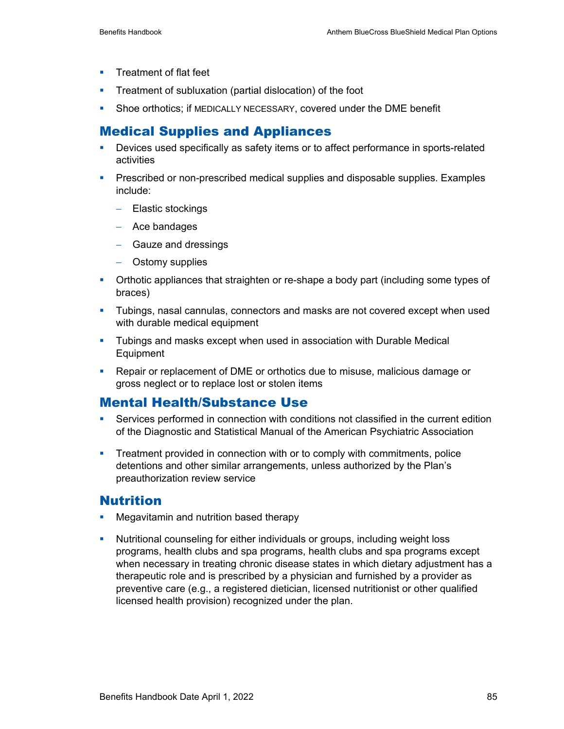- Treatment of flat feet
- Treatment of subluxation (partial dislocation) of the foot
- Shoe orthotics; if MEDICALLY NECESSARY, covered under the DME benefit

## Medical Supplies and Appliances

- Devices used specifically as safety items or to affect performance in sports-related activities
- Prescribed or non-prescribed medical supplies and disposable supplies. Examples include:
  - Elastic stockings
  - Ace bandages
  - Gauze and dressings
  - Ostomy supplies
- Orthotic appliances that straighten or re-shape a body part (including some types of braces)
- Tubings, nasal cannulas, connectors and masks are not covered except when used with durable medical equipment
- Tubings and masks except when used in association with Durable Medical Equipment
- Repair or replacement of DME or orthotics due to misuse, malicious damage or gross neglect or to replace lost or stolen items

## Mental Health/Substance Use

- Services performed in connection with conditions not classified in the current edition of the Diagnostic and Statistical Manual of the American Psychiatric Association
- Treatment provided in connection with or to comply with commitments, police detentions and other similar arrangements, unless authorized by the Plan's preauthorization review service

## Nutrition

- Megavitamin and nutrition based therapy
- Nutritional counseling for either individuals or groups, including weight loss programs, health clubs and spa programs, health clubs and spa programs except when necessary in treating chronic disease states in which dietary adjustment has a therapeutic role and is prescribed by a physician and furnished by a provider as preventive care (e.g., a registered dietician, licensed nutritionist or other qualified licensed health provision) recognized under the plan.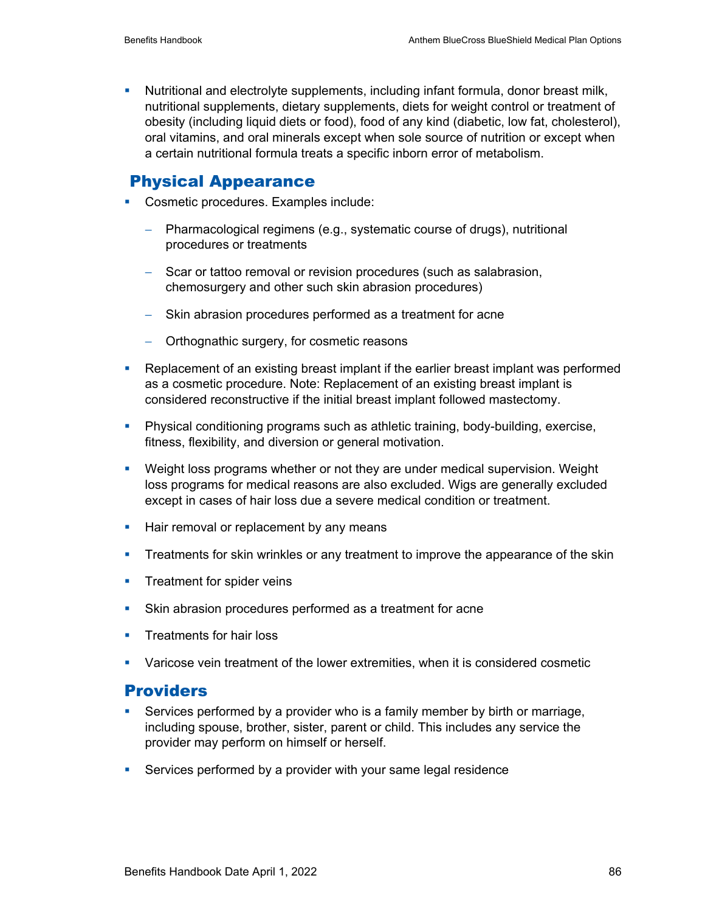- Nutritional and electrolyte supplements, including infant formula, donor breast milk, nutritional supplements, dietary supplements, diets for weight control or treatment of obesity (including liquid diets or food), food of any kind (diabetic, low fat, cholesterol), oral vitamins, and oral minerals except when sole source of nutrition or except when a certain nutritional formula treats a specific inborn error of metabolism.

## Physical Appearance

- Cosmetic procedures. Examples include:
  - Pharmacological regimens (e.g., systematic course of drugs), nutritional procedures or treatments
  - Scar or tattoo removal or revision procedures (such as salabrasion, chemosurgery and other such skin abrasion procedures)
  - Skin abrasion procedures performed as a treatment for acne
  - Orthognathic surgery, for cosmetic reasons
- Replacement of an existing breast implant if the earlier breast implant was performed as a cosmetic procedure. Note: Replacement of an existing breast implant is considered reconstructive if the initial breast implant followed mastectomy.
- Physical conditioning programs such as athletic training, body-building, exercise, fitness, flexibility, and diversion or general motivation.
- Weight loss programs whether or not they are under medical supervision. Weight loss programs for medical reasons are also excluded. Wigs are generally excluded except in cases of hair loss due a severe medical condition or treatment.
- Hair removal or replacement by any means
- Treatments for skin wrinkles or any treatment to improve the appearance of the skin
- Treatment for spider veins
- Skin abrasion procedures performed as a treatment for acne
- Treatments for hair loss
- Varicose vein treatment of the lower extremities, when it is considered cosmetic

## Providers

- Services performed by a provider who is a family member by birth or marriage, including spouse, brother, sister, parent or child. This includes any service the provider may perform on himself or herself.
- Services performed by a provider with your same legal residence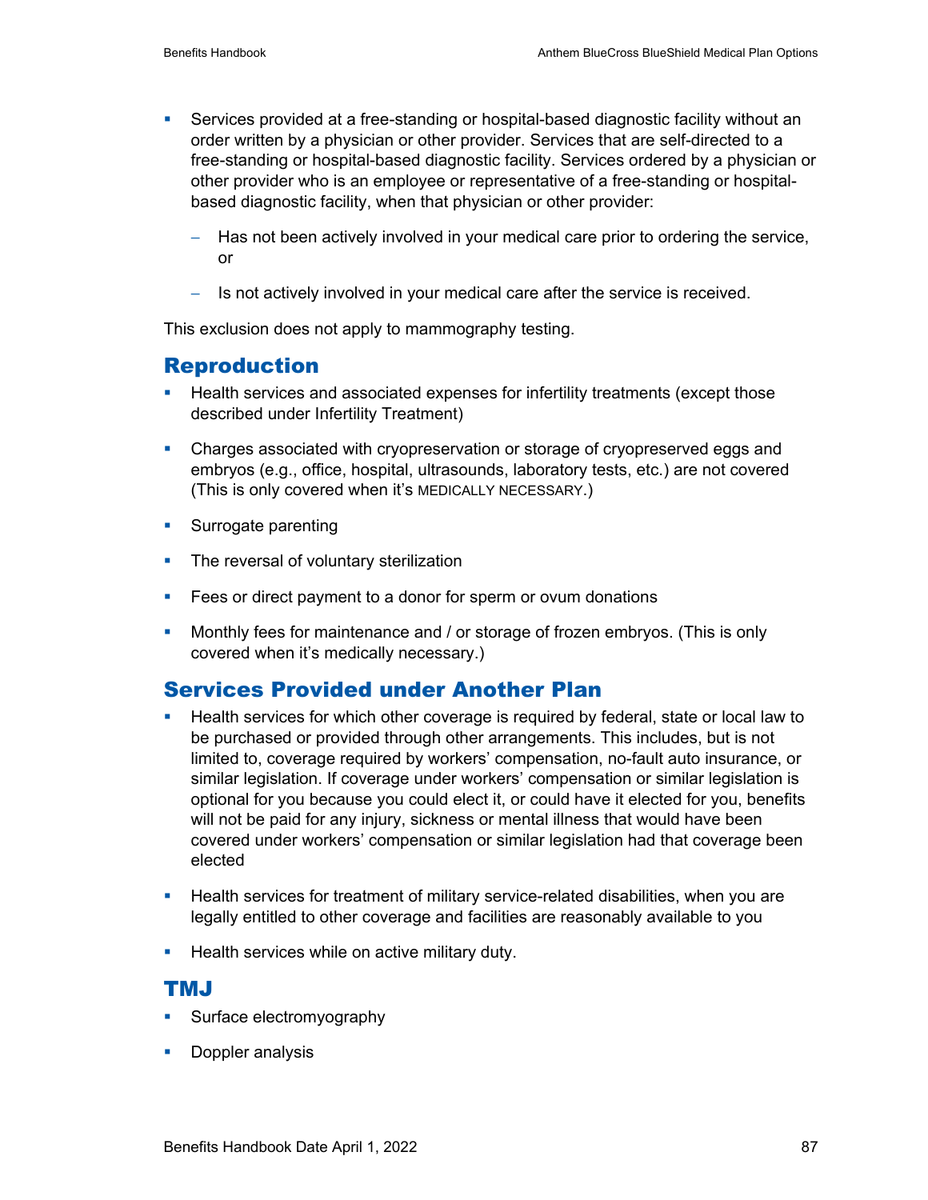- Services provided at a free-standing or hospital-based diagnostic facility without an order written by a physician or other provider. Services that are self-directed to a free-standing or hospital-based diagnostic facility. Services ordered by a physician or other provider who is an employee or representative of a free-standing or hospital-based diagnostic facility, when that physician or other provider:
  - Has not been actively involved in your medical care prior to ordering the service, or
  - Is not actively involved in your medical care after the service is received.

This exclusion does not apply to mammography testing.

## Reproduction

- Health services and associated expenses for infertility treatments (except those described under Infertility Treatment)
- Charges associated with cryopreservation or storage of cryopreserved eggs and embryos (e.g., office, hospital, ultrasounds, laboratory tests, etc.) are not covered (This is only covered when it's MEDICALLY NECESSARY.)
- Surrogate parenting
- The reversal of voluntary sterilization
- Fees or direct payment to a donor for sperm or ovum donations
- Monthly fees for maintenance and / or storage of frozen embryos. (This is only covered when it's medically necessary.)

## Services Provided under Another Plan

- Health services for which other coverage is required by federal, state or local law to be purchased or provided through other arrangements. This includes, but is not limited to, coverage required by workers' compensation, no-fault auto insurance, or similar legislation. If coverage under workers' compensation or similar legislation is optional for you because you could elect it, or could have it elected for you, benefits will not be paid for any injury, sickness or mental illness that would have been covered under workers' compensation or similar legislation had that coverage been elected
- Health services for treatment of military service-related disabilities, when you are legally entitled to other coverage and facilities are reasonably available to you
- Health services while on active military duty.

## TMJ

- Surface electromyography
- Doppler analysis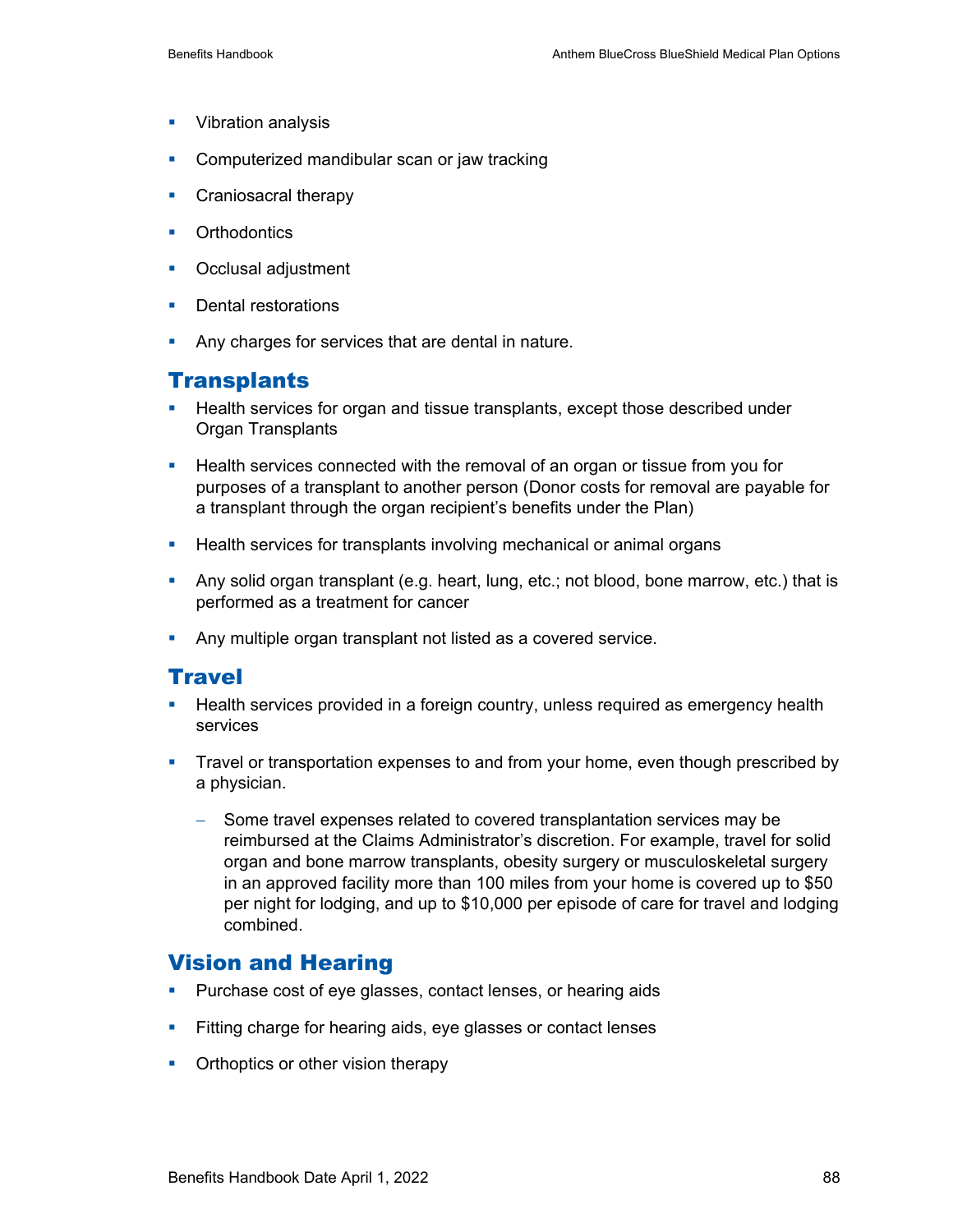- Vibration analysis
- Computerized mandibular scan or jaw tracking
- Craniosacral therapy
- Orthodontics
- Occlusal adjustment
- Dental restorations
- Any charges for services that are dental in nature.

## Transplants

- Health services for organ and tissue transplants, except those described under Organ Transplants
- Health services connected with the removal of an organ or tissue from you for purposes of a transplant to another person (Donor costs for removal are payable for a transplant through the organ recipient's benefits under the Plan)
- Health services for transplants involving mechanical or animal organs
- Any solid organ transplant (e.g. heart, lung, etc.; not blood, bone marrow, etc.) that is performed as a treatment for cancer
- Any multiple organ transplant not listed as a covered service.

## Travel

- Health services provided in a foreign country, unless required as emergency health services
- Travel or transportation expenses to and from your home, even though prescribed by a physician.
  - Some travel expenses related to covered transplantation services may be reimbursed at the Claims Administrator's discretion. For example, travel for solid organ and bone marrow transplants, obesity surgery or musculoskeletal surgery in an approved facility more than 100 miles from your home is covered up to $50 per night for lodging, and up to $10,000 per episode of care for travel and lodging combined.

## Vision and Hearing

- Purchase cost of eye glasses, contact lenses, or hearing aids
- Fitting charge for hearing aids, eye glasses or contact lenses
- Orthoptics or other vision therapy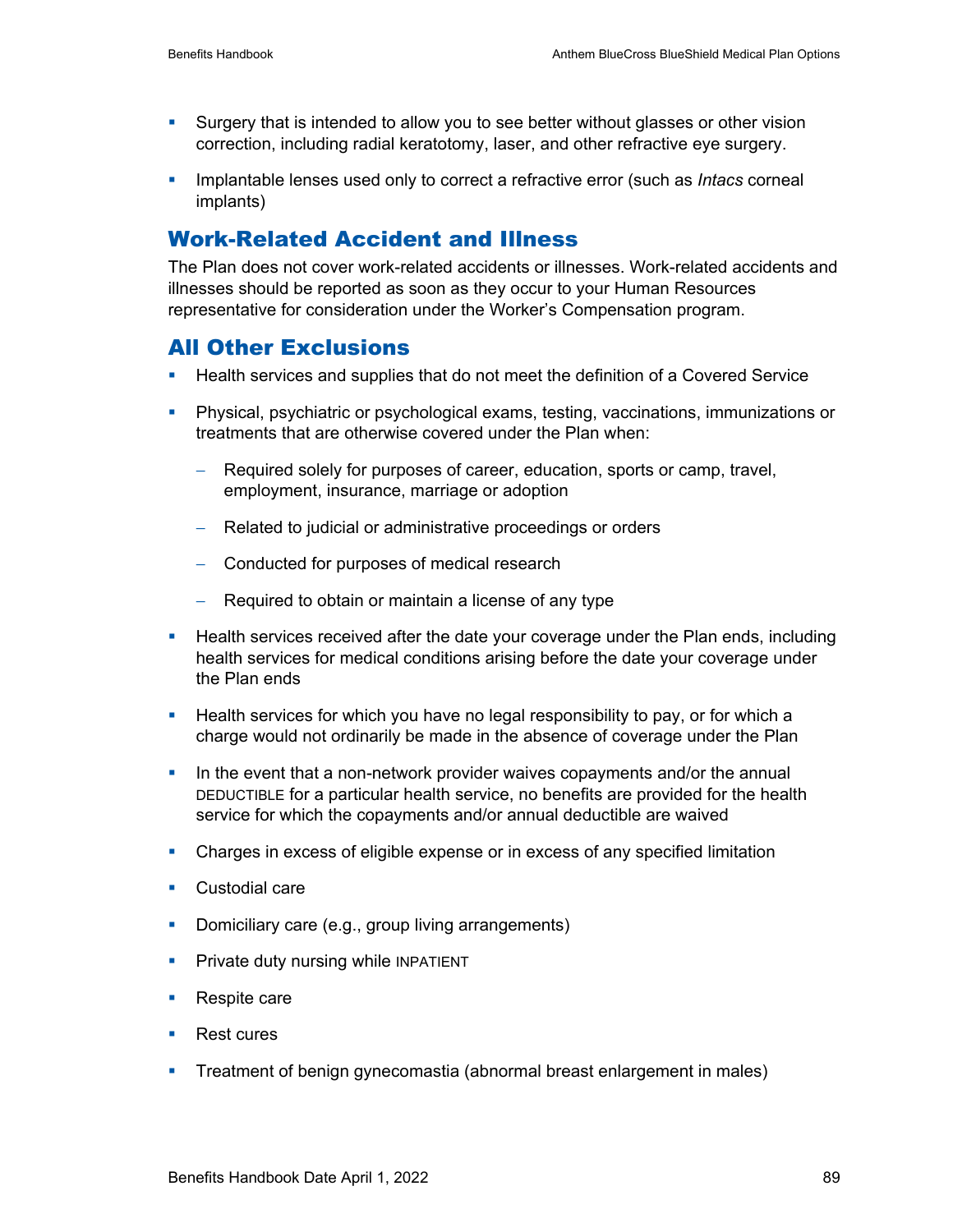- Surgery that is intended to allow you to see better without glasses or other vision correction, including radial keratotomy, laser, and other refractive eye surgery.
- Implantable lenses used only to correct a refractive error (such as *Intacs* corneal implants)

## Work-Related Accident and Illness

The Plan does not cover work-related accidents or illnesses. Work-related accidents and illnesses should be reported as soon as they occur to your Human Resources representative for consideration under the Worker's Compensation program.

## All Other Exclusions

- Health services and supplies that do not meet the definition of a Covered Service
- Physical, psychiatric or psychological exams, testing, vaccinations, immunizations or treatments that are otherwise covered under the Plan when:
  - Required solely for purposes of career, education, sports or camp, travel, employment, insurance, marriage or adoption
  - Related to judicial or administrative proceedings or orders
  - Conducted for purposes of medical research
  - Required to obtain or maintain a license of any type
- Health services received after the date your coverage under the Plan ends, including health services for medical conditions arising before the date your coverage under the Plan ends
- Health services for which you have no legal responsibility to pay, or for which a charge would not ordinarily be made in the absence of coverage under the Plan
- In the event that a non-network provider waives copayments and/or the annual DEDUCTIBLE for a particular health service, no benefits are provided for the health service for which the copayments and/or annual deductible are waived
- Charges in excess of eligible expense or in excess of any specified limitation
- Custodial care
- Domiciliary care (e.g., group living arrangements)
- Private duty nursing while INPATIENT
- Respite care
- Rest cures
- Treatment of benign gynecomastia (abnormal breast enlargement in males)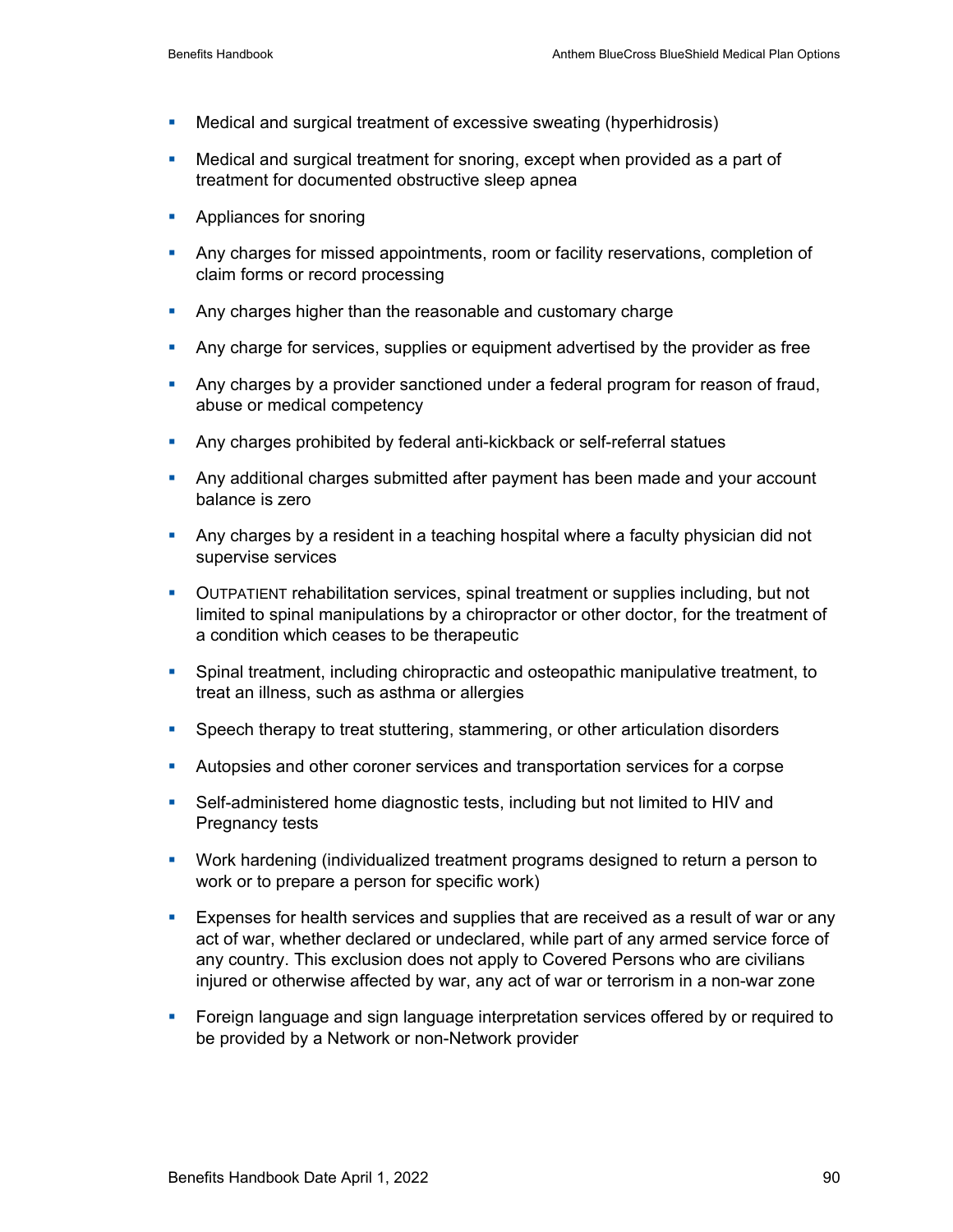- Medical and surgical treatment of excessive sweating (hyperhidrosis)
- Medical and surgical treatment for snoring, except when provided as a part of treatment for documented obstructive sleep apnea
- Appliances for snoring
- Any charges for missed appointments, room or facility reservations, completion of claim forms or record processing
- Any charges higher than the reasonable and customary charge
- Any charge for services, supplies or equipment advertised by the provider as free
- Any charges by a provider sanctioned under a federal program for reason of fraud, abuse or medical competency
- Any charges prohibited by federal anti-kickback or self-referral statues
- Any additional charges submitted after payment has been made and your account balance is zero
- Any charges by a resident in a teaching hospital where a faculty physician did not supervise services
- OUTPATIENT rehabilitation services, spinal treatment or supplies including, but not limited to spinal manipulations by a chiropractor or other doctor, for the treatment of a condition which ceases to be therapeutic
- Spinal treatment, including chiropractic and osteopathic manipulative treatment, to treat an illness, such as asthma or allergies
- Speech therapy to treat stuttering, stammering, or other articulation disorders
- Autopsies and other coroner services and transportation services for a corpse
- Self-administered home diagnostic tests, including but not limited to HIV and Pregnancy tests
- Work hardening (individualized treatment programs designed to return a person to work or to prepare a person for specific work)
- Expenses for health services and supplies that are received as a result of war or any act of war, whether declared or undeclared, while part of any armed service force of any country. This exclusion does not apply to Covered Persons who are civilians injured or otherwise affected by war, any act of war or terrorism in a non-war zone
- Foreign language and sign language interpretation services offered by or required to be provided by a Network or non-Network provider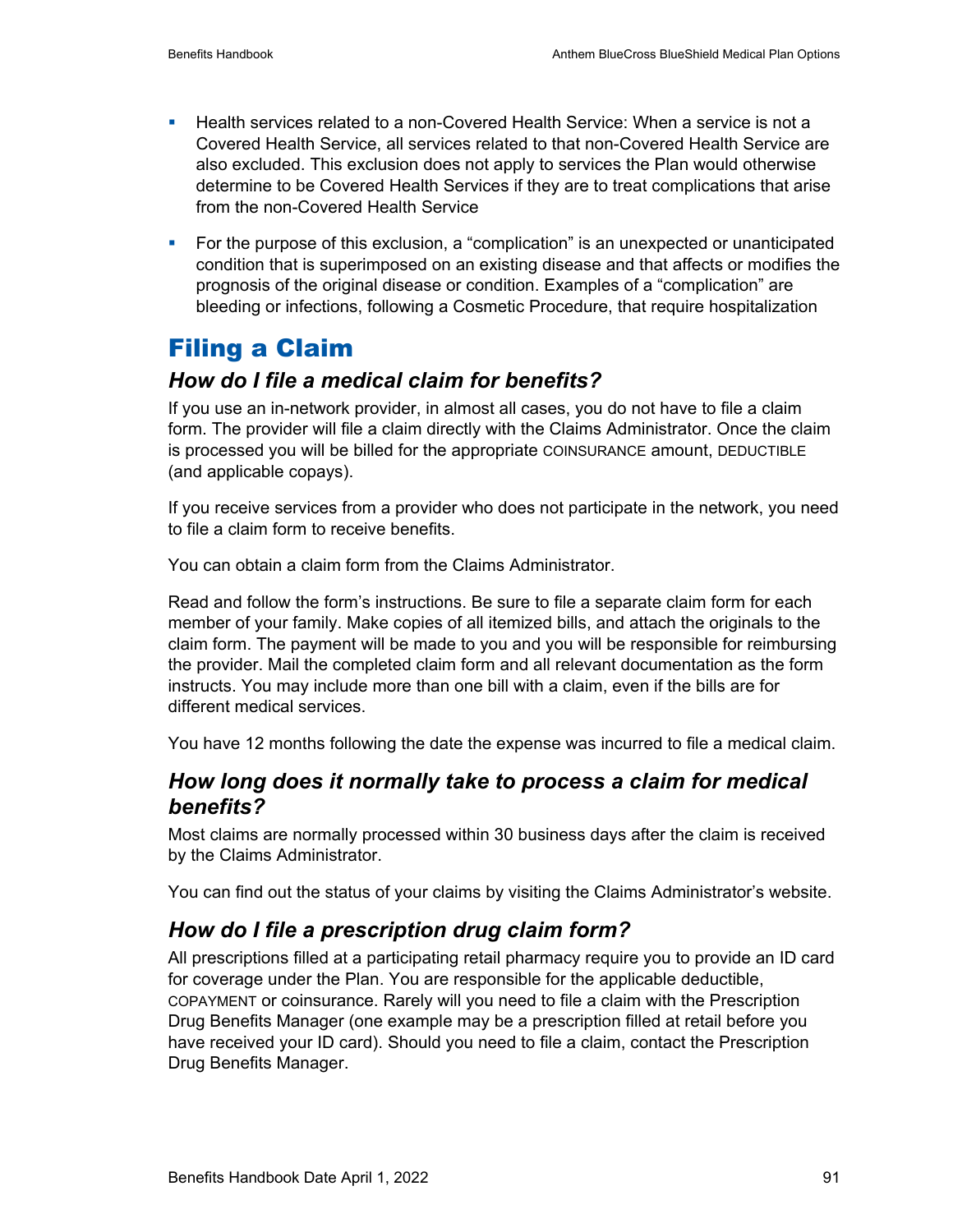- Health services related to a non-Covered Health Service: When a service is not a Covered Health Service, all services related to that non-Covered Health Service are also excluded. This exclusion does not apply to services the Plan would otherwise determine to be Covered Health Services if they are to treat complications that arise from the non-Covered Health Service
- For the purpose of this exclusion, a "complication" is an unexpected or unanticipated condition that is superimposed on an existing disease and that affects or modifies the prognosis of the original disease or condition. Examples of a "complication" are bleeding or infections, following a Cosmetic Procedure, that require hospitalization

# Filing a Claim

### *How do I file a medical claim for benefits?*

If you use an in-network provider, in almost all cases, you do not have to file a claim form. The provider will file a claim directly with the Claims Administrator. Once the claim is processed you will be billed for the appropriate COINSURANCE amount, DEDUCTIBLE (and applicable copays).

If you receive services from a provider who does not participate in the network, you need to file a claim form to receive benefits.

You can obtain a claim form from the Claims Administrator.

Read and follow the form's instructions. Be sure to file a separate claim form for each member of your family. Make copies of all itemized bills, and attach the originals to the claim form. The payment will be made to you and you will be responsible for reimbursing the provider. Mail the completed claim form and all relevant documentation as the form instructs. You may include more than one bill with a claim, even if the bills are for different medical services.

You have 12 months following the date the expense was incurred to file a medical claim.

### *How long does it normally take to process a claim for medical benefits?*

Most claims are normally processed within 30 business days after the claim is received by the Claims Administrator.

You can find out the status of your claims by visiting the Claims Administrator's website.

### *How do I file a prescription drug claim form?*

All prescriptions filled at a participating retail pharmacy require you to provide an ID card for coverage under the Plan. You are responsible for the applicable deductible, COPAYMENT or coinsurance. Rarely will you need to file a claim with the Prescription Drug Benefits Manager (one example may be a prescription filled at retail before you have received your ID card). Should you need to file a claim, contact the Prescription Drug Benefits Manager.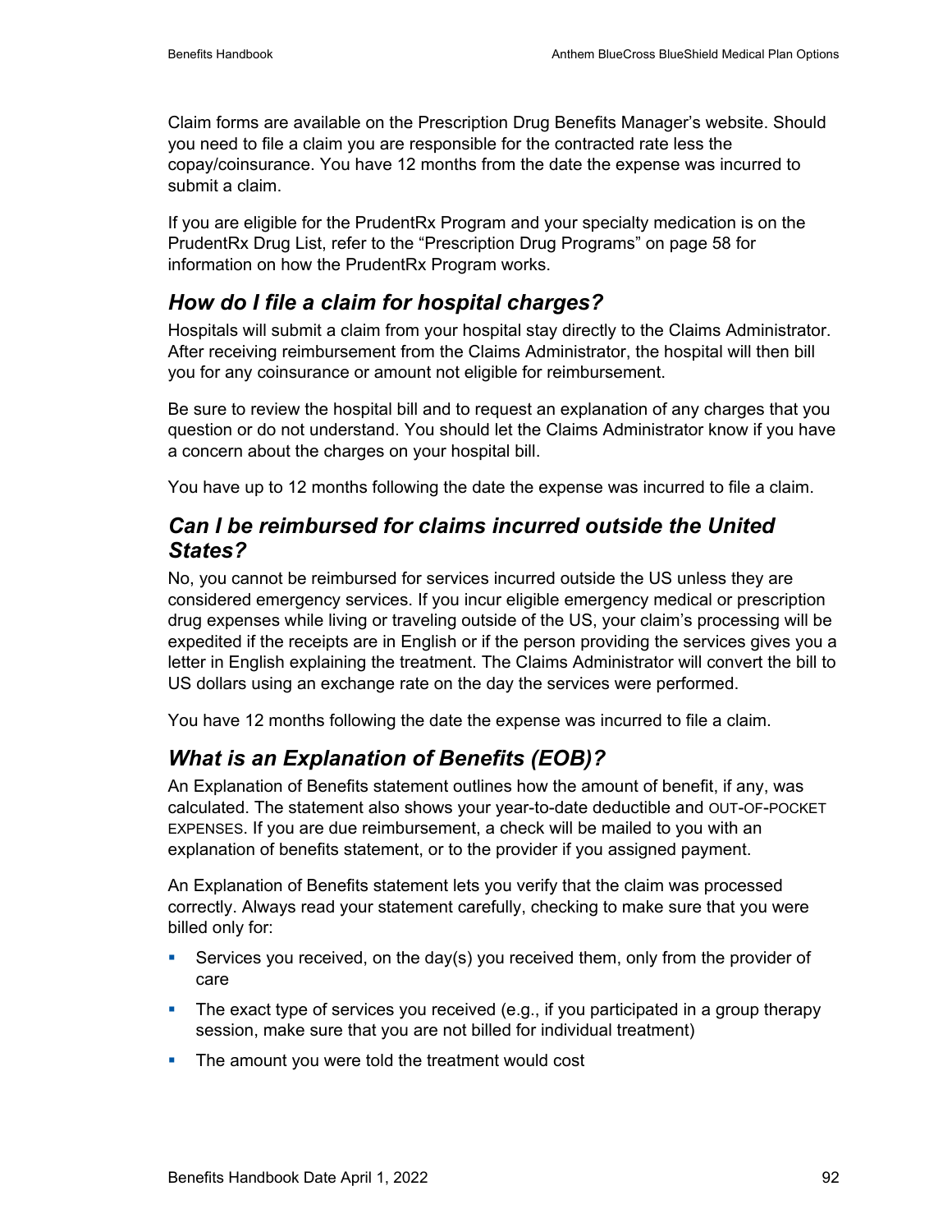Claim forms are available on the Prescription Drug Benefits Manager's website. Should you need to file a claim you are responsible for the contracted rate less the copay/coinsurance. You have 12 months from the date the expense was incurred to submit a claim.

If you are eligible for the PrudentRx Program and your specialty medication is on the PrudentRx Drug List, refer to the "Prescription Drug Programs" on page 58 for information on how the PrudentRx Program works.

## *How do I file a claim for hospital charges?*

Hospitals will submit a claim from your hospital stay directly to the Claims Administrator. After receiving reimbursement from the Claims Administrator, the hospital will then bill you for any coinsurance or amount not eligible for reimbursement.

Be sure to review the hospital bill and to request an explanation of any charges that you question or do not understand. You should let the Claims Administrator know if you have a concern about the charges on your hospital bill.

You have up to 12 months following the date the expense was incurred to file a claim.

## *Can I be reimbursed for claims incurred outside the United States?*

No, you cannot be reimbursed for services incurred outside the US unless they are considered emergency services. If you incur eligible emergency medical or prescription drug expenses while living or traveling outside of the US, your claim's processing will be expedited if the receipts are in English or if the person providing the services gives you a letter in English explaining the treatment. The Claims Administrator will convert the bill to US dollars using an exchange rate on the day the services were performed.

You have 12 months following the date the expense was incurred to file a claim.

## *What is an Explanation of Benefits (EOB)?*

An Explanation of Benefits statement outlines how the amount of benefit, if any, was calculated. The statement also shows your year-to-date deductible and OUT-OF-POCKET EXPENSES. If you are due reimbursement, a check will be mailed to you with an explanation of benefits statement, or to the provider if you assigned payment.

An Explanation of Benefits statement lets you verify that the claim was processed correctly. Always read your statement carefully, checking to make sure that you were billed only for:

- Services you received, on the day(s) you received them, only from the provider of care
- The exact type of services you received (e.g., if you participated in a group therapy session, make sure that you are not billed for individual treatment)
- The amount you were told the treatment would cost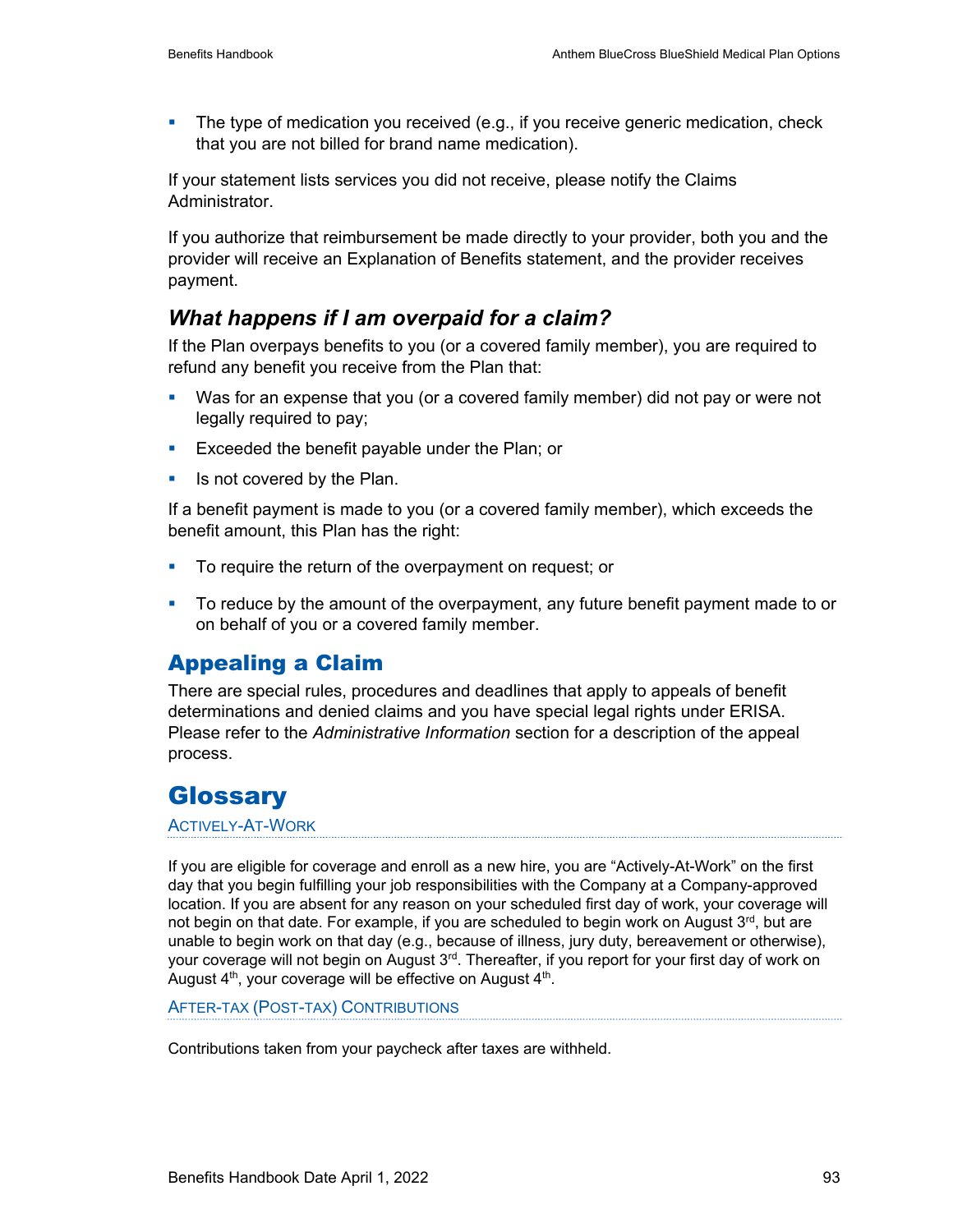- The type of medication you received (e.g., if you receive generic medication, check that you are not billed for brand name medication).

If your statement lists services you did not receive, please notify the Claims Administrator.

If you authorize that reimbursement be made directly to your provider, both you and the provider will receive an Explanation of Benefits statement, and the provider receives payment.

### *What happens if I am overpaid for a claim?*

If the Plan overpays benefits to you (or a covered family member), you are required to refund any benefit you receive from the Plan that:

- Was for an expense that you (or a covered family member) did not pay or were not legally required to pay;
- Exceeded the benefit payable under the Plan; or
- Is not covered by the Plan.

If a benefit payment is made to you (or a covered family member), which exceeds the benefit amount, this Plan has the right:

- To require the return of the overpayment on request; or
- To reduce by the amount of the overpayment, any future benefit payment made to or on behalf of you or a covered family member.

## Appealing a Claim

There are special rules, procedures and deadlines that apply to appeals of benefit determinations and denied claims and you have special legal rights under ERISA. Please refer to the *Administrative Information* section for a description of the appeal process.

# Glossary

#### ACTIVELY-AT-WORK

If you are eligible for coverage and enroll as a new hire, you are "Actively-At-Work" on the first day that you begin fulfilling your job responsibilities with the Company at a Company-approved location. If you are absent for any reason on your scheduled first day of work, your coverage will not begin on that date. For example, if you are scheduled to begin work on August 3rd, but are unable to begin work on that day (e.g., because of illness, jury duty, bereavement or otherwise), your coverage will not begin on August 3rd. Thereafter, if you report for your first day of work on August 4th, your coverage will be effective on August 4th.

#### AFTER-TAX (POST-TAX) CONTRIBUTIONS

Contributions taken from your paycheck after taxes are withheld.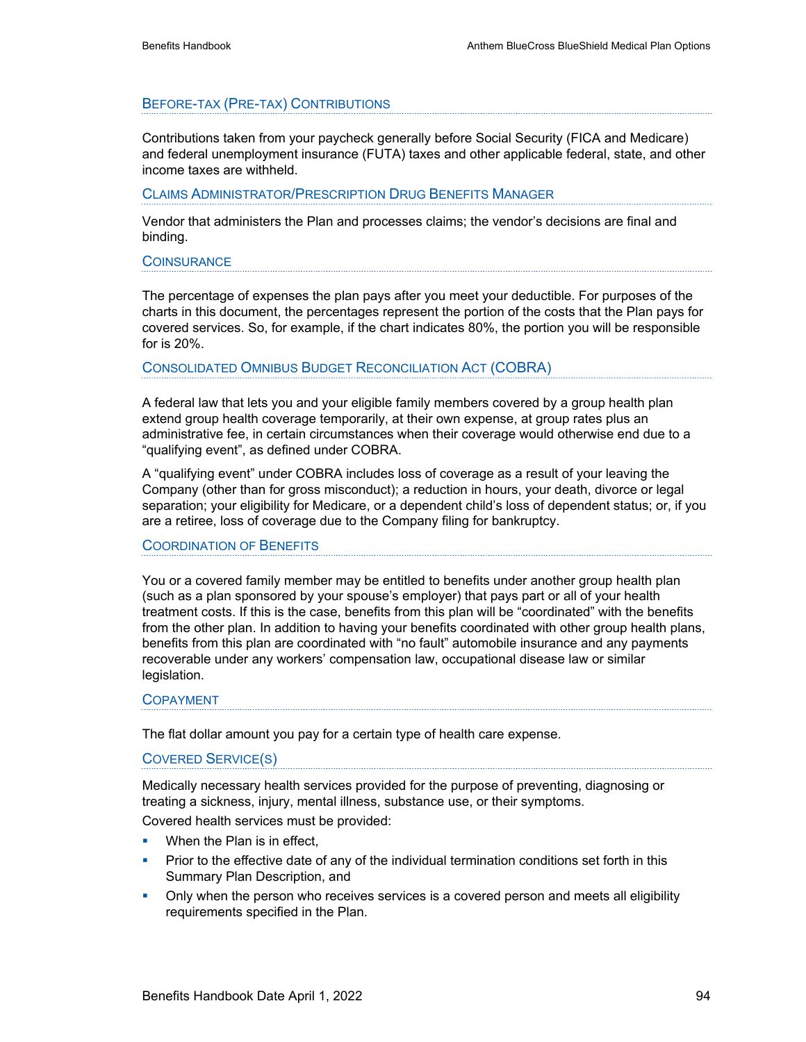### Before-tax (Pre-tax) Contributions

Contributions taken from your paycheck generally before Social Security (FICA and Medicare) and federal unemployment insurance (FUTA) taxes and other applicable federal, state, and other income taxes are withheld.

### Claims Administrator/Prescription Drug Benefits Manager

Vendor that administers the Plan and processes claims; the vendor's decisions are final and binding.

### Coinsurance

The percentage of expenses the plan pays after you meet your deductible. For purposes of the charts in this document, the percentages represent the portion of the costs that the Plan pays for covered services. So, for example, if the chart indicates 80%, the portion you will be responsible for is 20%.

### Consolidated Omnibus Budget Reconciliation Act (COBRA)

A federal law that lets you and your eligible family members covered by a group health plan extend group health coverage temporarily, at their own expense, at group rates plus an administrative fee, in certain circumstances when their coverage would otherwise end due to a "qualifying event", as defined under COBRA.

A "qualifying event" under COBRA includes loss of coverage as a result of your leaving the Company (other than for gross misconduct); a reduction in hours, your death, divorce or legal separation; your eligibility for Medicare, or a dependent child's loss of dependent status; or, if you are a retiree, loss of coverage due to the Company filing for bankruptcy.

### Coordination of Benefits

You or a covered family member may be entitled to benefits under another group health plan (such as a plan sponsored by your spouse's employer) that pays part or all of your health treatment costs. If this is the case, benefits from this plan will be "coordinated" with the benefits from the other plan. In addition to having your benefits coordinated with other group health plans, benefits from this plan are coordinated with "no fault" automobile insurance and any payments recoverable under any workers' compensation law, occupational disease law or similar legislation.

### Copayment

The flat dollar amount you pay for a certain type of health care expense.

### Covered Service(s)

Medically necessary health services provided for the purpose of preventing, diagnosing or treating a sickness, injury, mental illness, substance use, or their symptoms.

Covered health services must be provided:

- When the Plan is in effect,
- Prior to the effective date of any of the individual termination conditions set forth in this Summary Plan Description, and
- Only when the person who receives services is a covered person and meets all eligibility requirements specified in the Plan.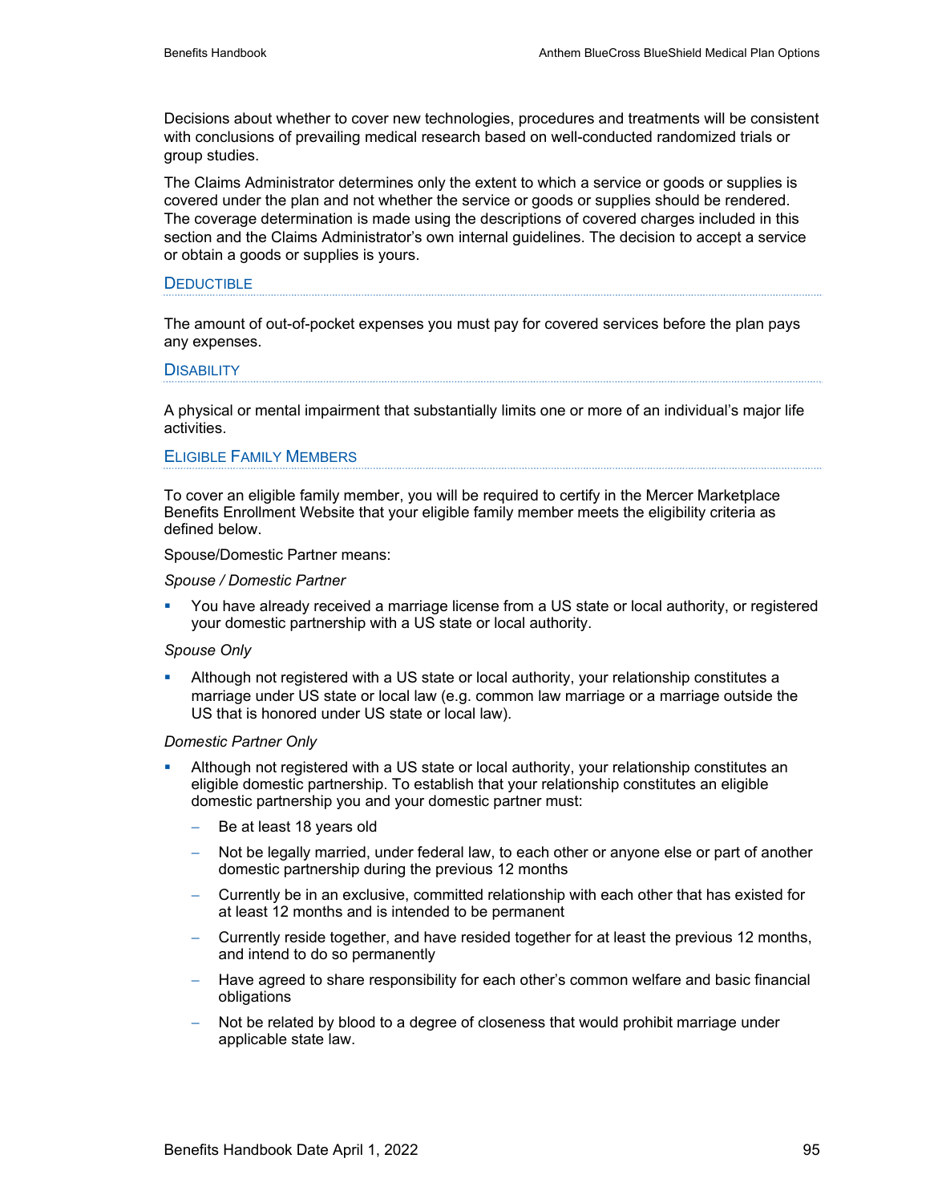Decisions about whether to cover new technologies, procedures and treatments will be consistent with conclusions of prevailing medical research based on well-conducted randomized trials or group studies.

The Claims Administrator determines only the extent to which a service or goods or supplies is covered under the plan and not whether the service or goods or supplies should be rendered. The coverage determination is made using the descriptions of covered charges included in this section and the Claims Administrator's own internal guidelines. The decision to accept a service or obtain a goods or supplies is yours.

### Deductible

The amount of out-of-pocket expenses you must pay for covered services before the plan pays any expenses.

### Disability

A physical or mental impairment that substantially limits one or more of an individual's major life activities.

### Eligible Family Members

To cover an eligible family member, you will be required to certify in the Mercer Marketplace Benefits Enrollment Website that your eligible family member meets the eligibility criteria as defined below.

Spouse/Domestic Partner means:

*Spouse / Domestic Partner*

- You have already received a marriage license from a US state or local authority, or registered your domestic partnership with a US state or local authority.

*Spouse Only*

- Although not registered with a US state or local authority, your relationship constitutes a marriage under US state or local law (e.g. common law marriage or a marriage outside the US that is honored under US state or local law).

*Domestic Partner Only*

- Although not registered with a US state or local authority, your relationship constitutes an eligible domestic partnership. To establish that your relationship constitutes an eligible domestic partnership you and your domestic partner must:
  - Be at least 18 years old
  - Not be legally married, under federal law, to each other or anyone else or part of another domestic partnership during the previous 12 months
  - Currently be in an exclusive, committed relationship with each other that has existed for at least 12 months and is intended to be permanent
  - Currently reside together, and have resided together for at least the previous 12 months, and intend to do so permanently
  - Have agreed to share responsibility for each other's common welfare and basic financial obligations
  - Not be related by blood to a degree of closeness that would prohibit marriage under applicable state law.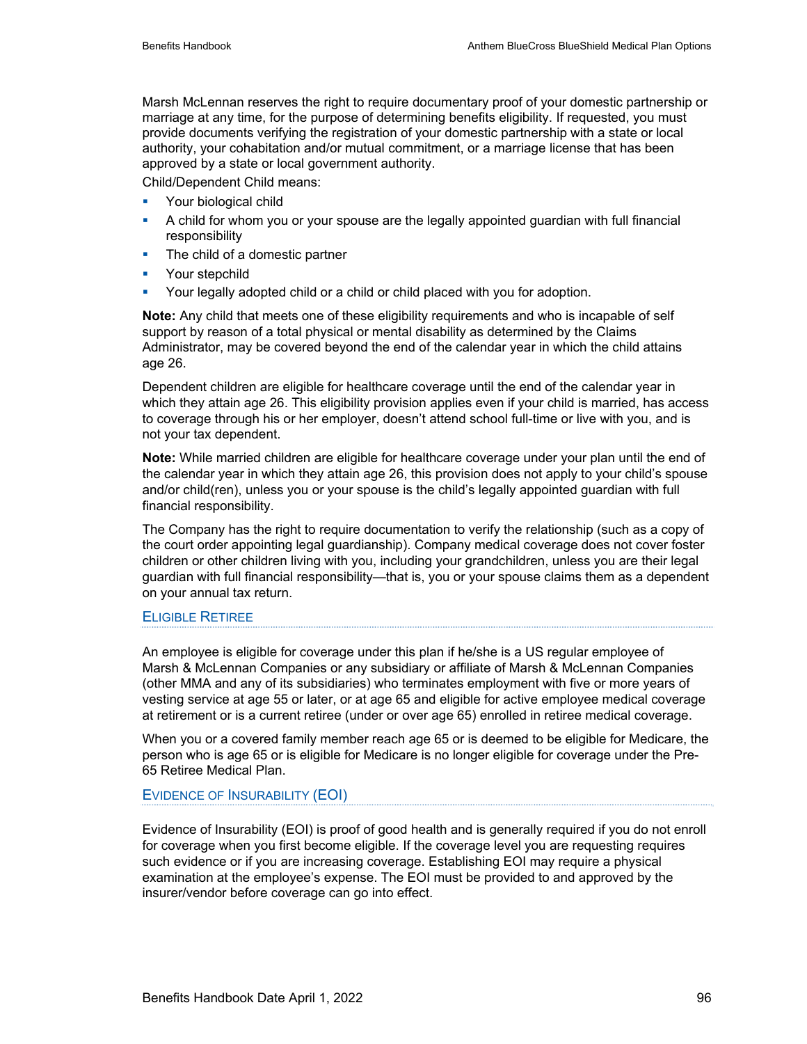Marsh McLennan reserves the right to require documentary proof of your domestic partnership or marriage at any time, for the purpose of determining benefits eligibility. If requested, you must provide documents verifying the registration of your domestic partnership with a state or local authority, your cohabitation and/or mutual commitment, or a marriage license that has been approved by a state or local government authority.

Child/Dependent Child means:

- Your biological child
- A child for whom you or your spouse are the legally appointed guardian with full financial responsibility
- The child of a domestic partner
- Your stepchild
- Your legally adopted child or a child or child placed with you for adoption.

**Note:** Any child that meets one of these eligibility requirements and who is incapable of self support by reason of a total physical or mental disability as determined by the Claims Administrator, may be covered beyond the end of the calendar year in which the child attains age 26.

Dependent children are eligible for healthcare coverage until the end of the calendar year in which they attain age 26. This eligibility provision applies even if your child is married, has access to coverage through his or her employer, doesn't attend school full-time or live with you, and is not your tax dependent.

**Note:** While married children are eligible for healthcare coverage under your plan until the end of the calendar year in which they attain age 26, this provision does not apply to your child's spouse and/or child(ren), unless you or your spouse is the child's legally appointed guardian with full financial responsibility.

The Company has the right to require documentation to verify the relationship (such as a copy of the court order appointing legal guardianship). Company medical coverage does not cover foster children or other children living with you, including your grandchildren, unless you are their legal guardian with full financial responsibility—that is, you or your spouse claims them as a dependent on your annual tax return.

### Eligible Retiree

An employee is eligible for coverage under this plan if he/she is a US regular employee of Marsh & McLennan Companies or any subsidiary or affiliate of Marsh & McLennan Companies (other MMA and any of its subsidiaries) who terminates employment with five or more years of vesting service at age 55 or later, or at age 65 and eligible for active employee medical coverage at retirement or is a current retiree (under or over age 65) enrolled in retiree medical coverage.

When you or a covered family member reach age 65 or is deemed to be eligible for Medicare, the person who is age 65 or is eligible for Medicare is no longer eligible for coverage under the Pre-65 Retiree Medical Plan.

### Evidence of Insurability (EOI)

Evidence of Insurability (EOI) is proof of good health and is generally required if you do not enroll for coverage when you first become eligible. If the coverage level you are requesting requires such evidence or if you are increasing coverage. Establishing EOI may require a physical examination at the employee's expense. The EOI must be provided to and approved by the insurer/vendor before coverage can go into effect.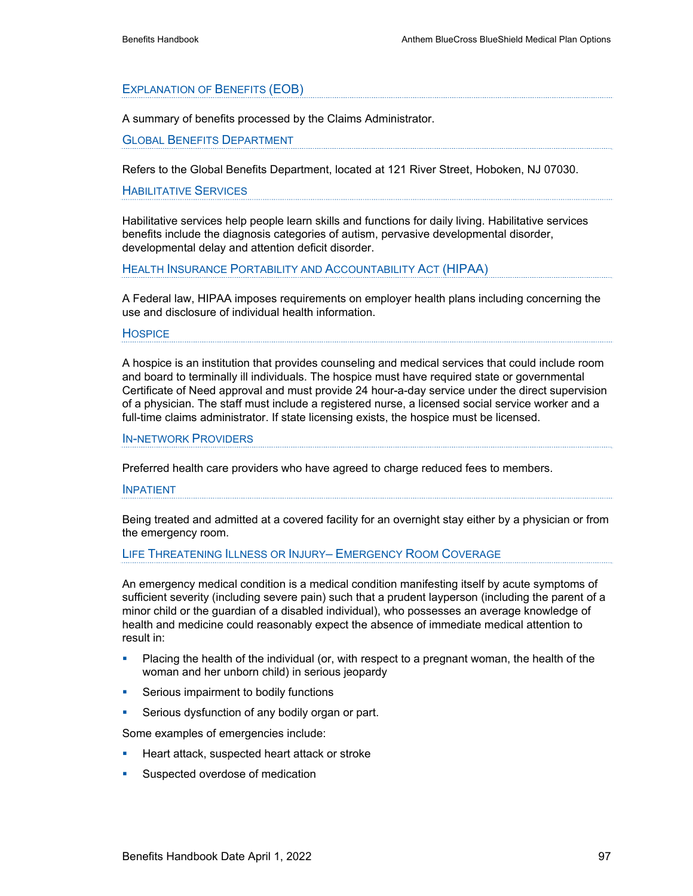### Explanation of Benefits (EOB)

A summary of benefits processed by the Claims Administrator.

### Global Benefits Department

Refers to the Global Benefits Department, located at 121 River Street, Hoboken, NJ 07030.

### Habilitative Services

Habilitative services help people learn skills and functions for daily living. Habilitative services benefits include the diagnosis categories of autism, pervasive developmental disorder, developmental delay and attention deficit disorder.

### Health Insurance Portability and Accountability Act (HIPAA)

A Federal law, HIPAA imposes requirements on employer health plans including concerning the use and disclosure of individual health information.

### Hospice

A hospice is an institution that provides counseling and medical services that could include room and board to terminally ill individuals. The hospice must have required state or governmental Certificate of Need approval and must provide 24 hour-a-day service under the direct supervision of a physician. The staff must include a registered nurse, a licensed social service worker and a full-time claims administrator. If state licensing exists, the hospice must be licensed.

### In-network Providers

Preferred health care providers who have agreed to charge reduced fees to members.

### Inpatient

Being treated and admitted at a covered facility for an overnight stay either by a physician or from the emergency room.

### Life Threatening Illness or Injury– Emergency Room Coverage

An emergency medical condition is a medical condition manifesting itself by acute symptoms of sufficient severity (including severe pain) such that a prudent layperson (including the parent of a minor child or the guardian of a disabled individual), who possesses an average knowledge of health and medicine could reasonably expect the absence of immediate medical attention to result in:

- Placing the health of the individual (or, with respect to a pregnant woman, the health of the woman and her unborn child) in serious jeopardy
- Serious impairment to bodily functions
- Serious dysfunction of any bodily organ or part.

Some examples of emergencies include:

- Heart attack, suspected heart attack or stroke
- Suspected overdose of medication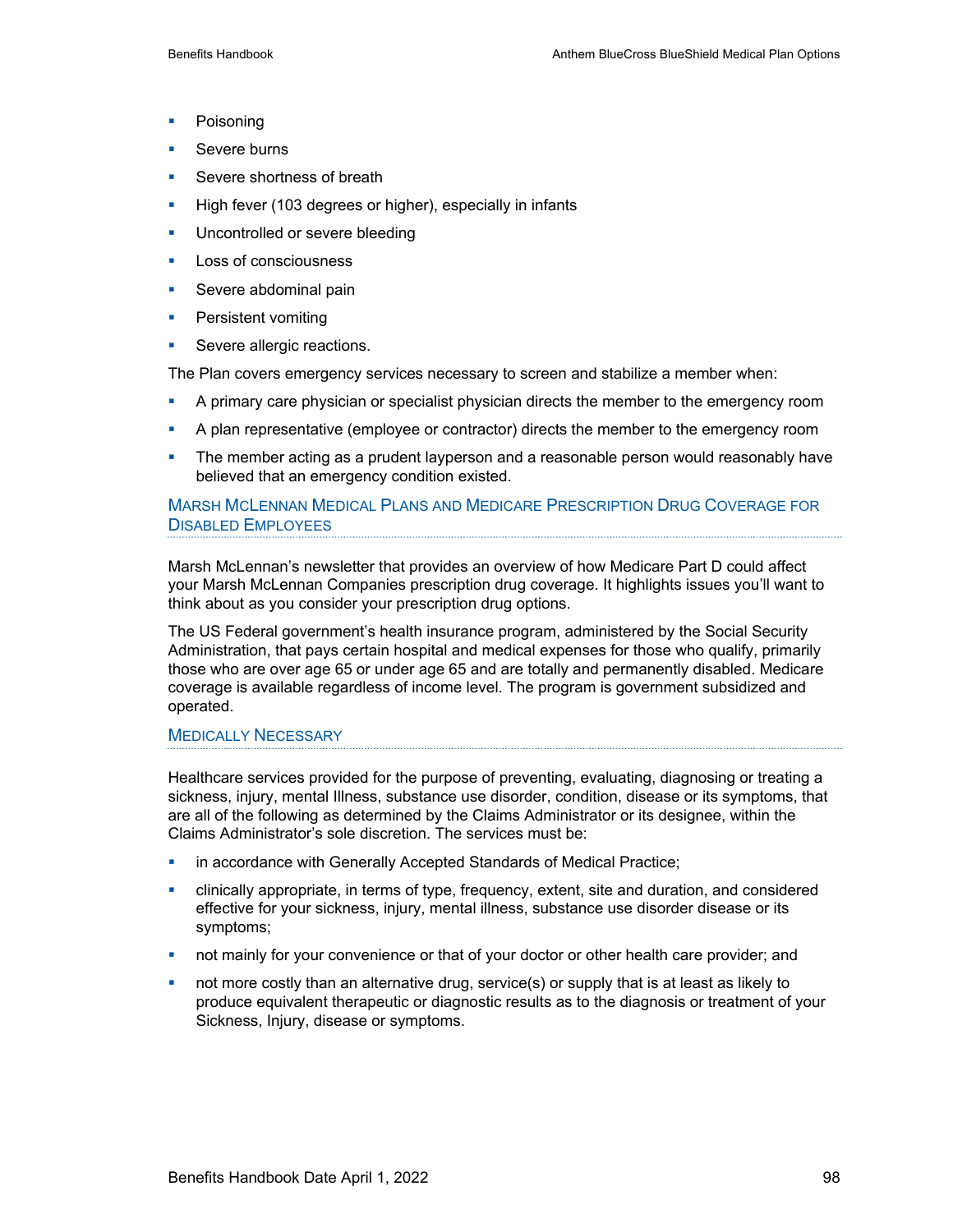- Poisoning
- Severe burns
- Severe shortness of breath
- High fever (103 degrees or higher), especially in infants
- Uncontrolled or severe bleeding
- Loss of consciousness
- Severe abdominal pain
- Persistent vomiting
- Severe allergic reactions.

The Plan covers emergency services necessary to screen and stabilize a member when:

- A primary care physician or specialist physician directs the member to the emergency room
- A plan representative (employee or contractor) directs the member to the emergency room
- The member acting as a prudent layperson and a reasonable person would reasonably have believed that an emergency condition existed.

### Marsh McLennan Medical Plans and Medicare Prescription Drug Coverage for Disabled Employees

Marsh McLennan's newsletter that provides an overview of how Medicare Part D could affect your Marsh McLennan Companies prescription drug coverage. It highlights issues you'll want to think about as you consider your prescription drug options.

The US Federal government's health insurance program, administered by the Social Security Administration, that pays certain hospital and medical expenses for those who qualify, primarily those who are over age 65 or under age 65 and are totally and permanently disabled. Medicare coverage is available regardless of income level. The program is government subsidized and operated.

### Medically Necessary

Healthcare services provided for the purpose of preventing, evaluating, diagnosing or treating a sickness, injury, mental Illness, substance use disorder, condition, disease or its symptoms, that are all of the following as determined by the Claims Administrator or its designee, within the Claims Administrator's sole discretion. The services must be:

- in accordance with Generally Accepted Standards of Medical Practice;
- clinically appropriate, in terms of type, frequency, extent, site and duration, and considered effective for your sickness, injury, mental illness, substance use disorder disease or its symptoms;
- not mainly for your convenience or that of your doctor or other health care provider; and
- not more costly than an alternative drug, service(s) or supply that is at least as likely to produce equivalent therapeutic or diagnostic results as to the diagnosis or treatment of your Sickness, Injury, disease or symptoms.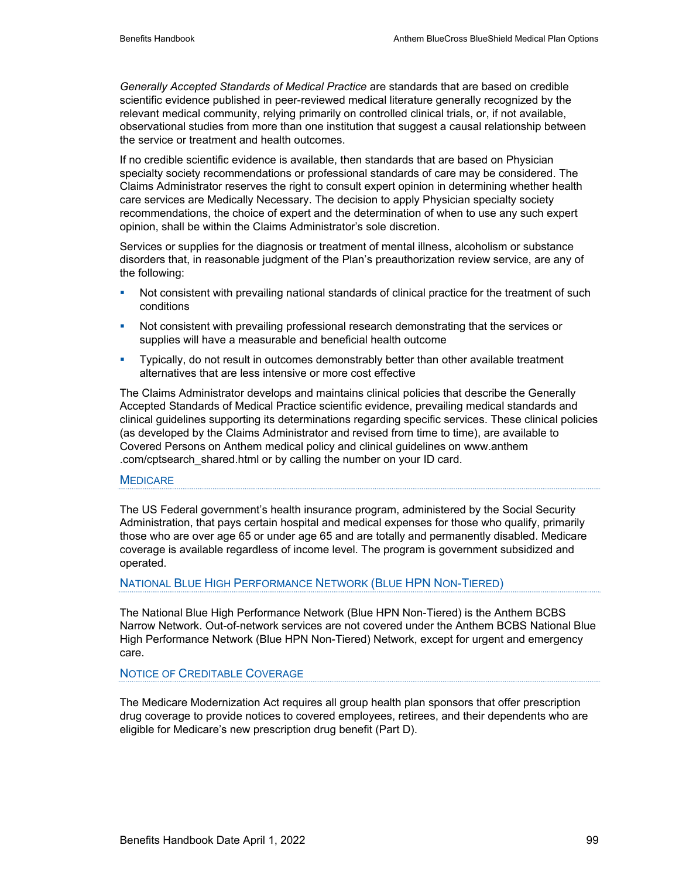*Generally Accepted Standards of Medical Practice* are standards that are based on credible scientific evidence published in peer-reviewed medical literature generally recognized by the relevant medical community, relying primarily on controlled clinical trials, or, if not available, observational studies from more than one institution that suggest a causal relationship between the service or treatment and health outcomes.

If no credible scientific evidence is available, then standards that are based on Physician specialty society recommendations or professional standards of care may be considered. The Claims Administrator reserves the right to consult expert opinion in determining whether health care services are Medically Necessary. The decision to apply Physician specialty society recommendations, the choice of expert and the determination of when to use any such expert opinion, shall be within the Claims Administrator's sole discretion.

Services or supplies for the diagnosis or treatment of mental illness, alcoholism or substance disorders that, in reasonable judgment of the Plan's preauthorization review service, are any of the following:

- Not consistent with prevailing national standards of clinical practice for the treatment of such conditions
- Not consistent with prevailing professional research demonstrating that the services or supplies will have a measurable and beneficial health outcome
- Typically, do not result in outcomes demonstrably better than other available treatment alternatives that are less intensive or more cost effective

The Claims Administrator develops and maintains clinical policies that describe the Generally Accepted Standards of Medical Practice scientific evidence, prevailing medical standards and clinical guidelines supporting its determinations regarding specific services. These clinical policies (as developed by the Claims Administrator and revised from time to time), are available to Covered Persons on Anthem medical policy and clinical guidelines on www.anthem.com/cptsearch_shared.html or by calling the number on your ID card.

### Medicare

The US Federal government's health insurance program, administered by the Social Security Administration, that pays certain hospital and medical expenses for those who qualify, primarily those who are over age 65 or under age 65 and are totally and permanently disabled. Medicare coverage is available regardless of income level. The program is government subsidized and operated.

### National Blue High Performance Network (Blue HPN Non-Tiered)

The National Blue High Performance Network (Blue HPN Non-Tiered) is the Anthem BCBS Narrow Network. Out-of-network services are not covered under the Anthem BCBS National Blue High Performance Network (Blue HPN Non-Tiered) Network, except for urgent and emergency care.

### Notice of Creditable Coverage

The Medicare Modernization Act requires all group health plan sponsors that offer prescription drug coverage to provide notices to covered employees, retirees, and their dependents who are eligible for Medicare's new prescription drug benefit (Part D).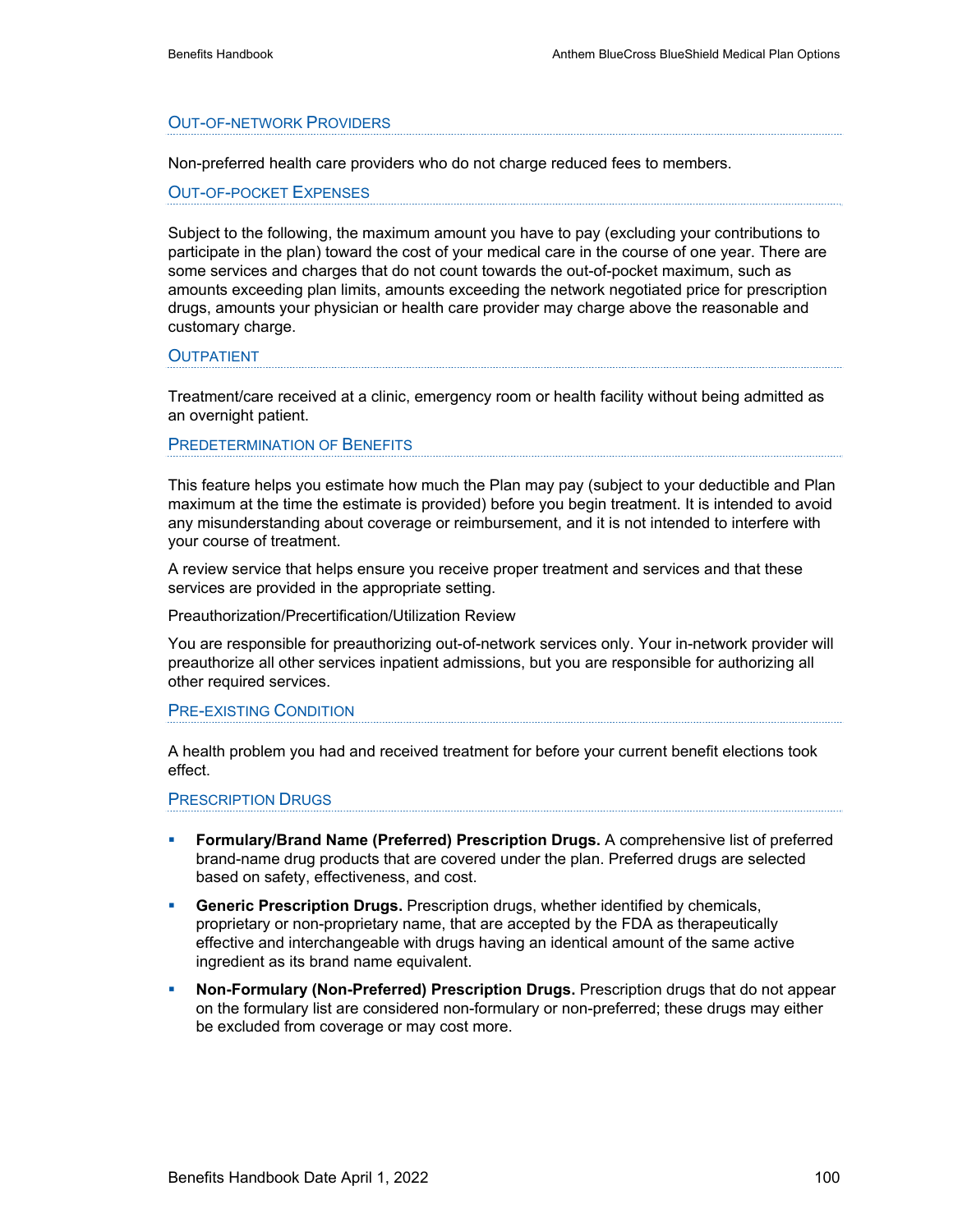### Out-of-network Providers

Non-preferred health care providers who do not charge reduced fees to members.

### Out-of-pocket Expenses

Subject to the following, the maximum amount you have to pay (excluding your contributions to participate in the plan) toward the cost of your medical care in the course of one year. There are some services and charges that do not count towards the out-of-pocket maximum, such as amounts exceeding plan limits, amounts exceeding the network negotiated price for prescription drugs, amounts your physician or health care provider may charge above the reasonable and customary charge.

### Outpatient

Treatment/care received at a clinic, emergency room or health facility without being admitted as an overnight patient.

### Predetermination of Benefits

This feature helps you estimate how much the Plan may pay (subject to your deductible and Plan maximum at the time the estimate is provided) before you begin treatment. It is intended to avoid any misunderstanding about coverage or reimbursement, and it is not intended to interfere with your course of treatment.

A review service that helps ensure you receive proper treatment and services and that these services are provided in the appropriate setting.

Preauthorization/Precertification/Utilization Review

You are responsible for preauthorizing out-of-network services only. Your in-network provider will preauthorize all other services inpatient admissions, but you are responsible for authorizing all other required services.

### Pre-existing Condition

A health problem you had and received treatment for before your current benefit elections took effect.

### Prescription Drugs

- **Formulary/Brand Name (Preferred) Prescription Drugs.** A comprehensive list of preferred brand-name drug products that are covered under the plan. Preferred drugs are selected based on safety, effectiveness, and cost.
- **Generic Prescription Drugs.** Prescription drugs, whether identified by chemicals, proprietary or non-proprietary name, that are accepted by the FDA as therapeutically effective and interchangeable with drugs having an identical amount of the same active ingredient as its brand name equivalent.
- **Non-Formulary (Non-Preferred) Prescription Drugs.** Prescription drugs that do not appear on the formulary list are considered non-formulary or non-preferred; these drugs may either be excluded from coverage or may cost more.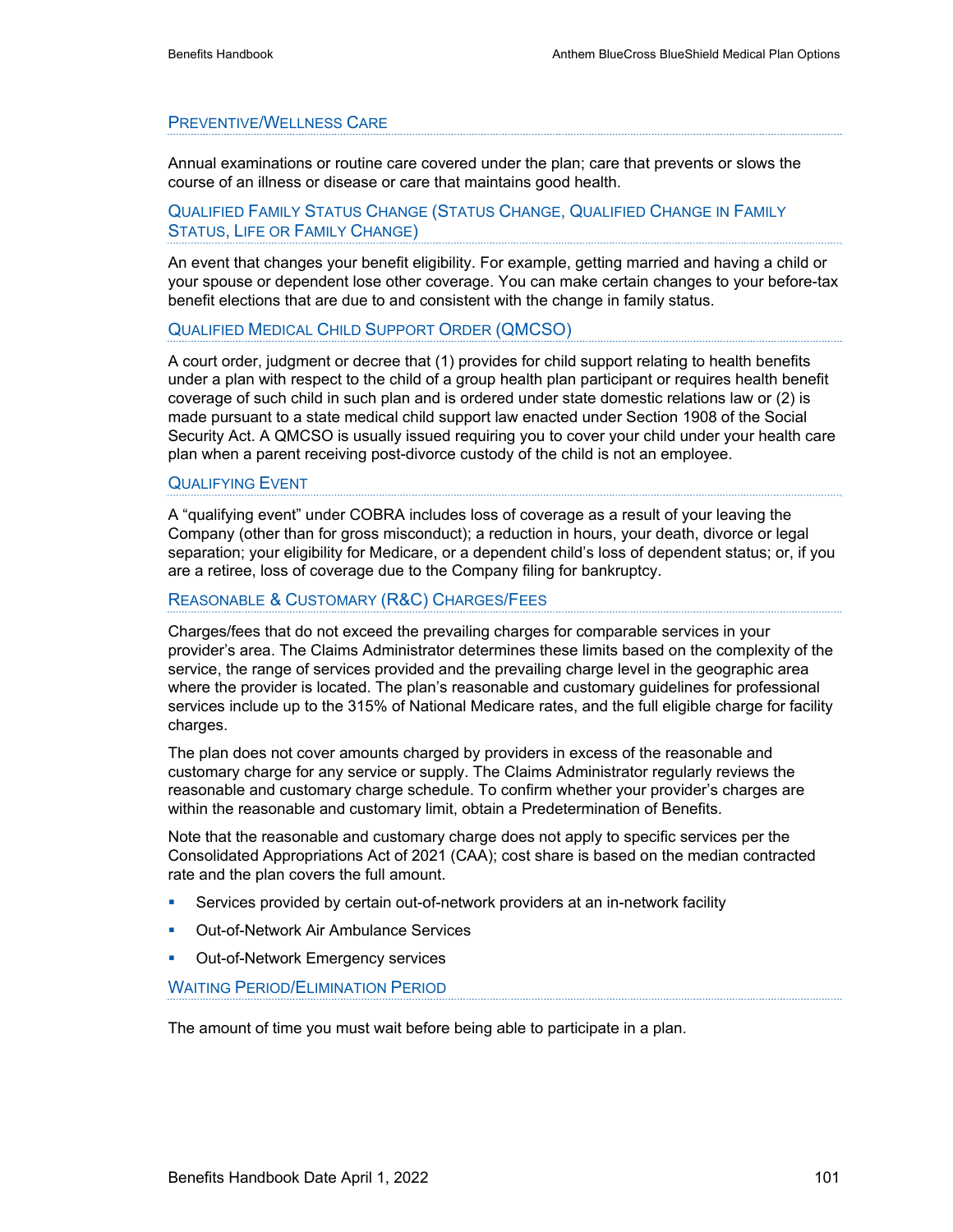### Preventive/Wellness Care

Annual examinations or routine care covered under the plan; care that prevents or slows the course of an illness or disease or care that maintains good health.

### Qualified Family Status Change (Status Change, Qualified Change in Family Status, Life or Family Change)

An event that changes your benefit eligibility. For example, getting married and having a child or your spouse or dependent lose other coverage. You can make certain changes to your before-tax benefit elections that are due to and consistent with the change in family status.

### Qualified Medical Child Support Order (QMCSO)

A court order, judgment or decree that (1) provides for child support relating to health benefits under a plan with respect to the child of a group health plan participant or requires health benefit coverage of such child in such plan and is ordered under state domestic relations law or (2) is made pursuant to a state medical child support law enacted under Section 1908 of the Social Security Act. A QMCSO is usually issued requiring you to cover your child under your health care plan when a parent receiving post-divorce custody of the child is not an employee.

### Qualifying Event

A "qualifying event" under COBRA includes loss of coverage as a result of your leaving the Company (other than for gross misconduct); a reduction in hours, your death, divorce or legal separation; your eligibility for Medicare, or a dependent child's loss of dependent status; or, if you are a retiree, loss of coverage due to the Company filing for bankruptcy.

### Reasonable & Customary (R&C) Charges/Fees

Charges/fees that do not exceed the prevailing charges for comparable services in your provider's area. The Claims Administrator determines these limits based on the complexity of the service, the range of services provided and the prevailing charge level in the geographic area where the provider is located. The plan's reasonable and customary guidelines for professional services include up to the 315% of National Medicare rates, and the full eligible charge for facility charges.

The plan does not cover amounts charged by providers in excess of the reasonable and customary charge for any service or supply. The Claims Administrator regularly reviews the reasonable and customary charge schedule. To confirm whether your provider's charges are within the reasonable and customary limit, obtain a Predetermination of Benefits.

Note that the reasonable and customary charge does not apply to specific services per the Consolidated Appropriations Act of 2021 (CAA); cost share is based on the median contracted rate and the plan covers the full amount.

- Services provided by certain out-of-network providers at an in-network facility
- Out-of-Network Air Ambulance Services
- Out-of-Network Emergency services

### Waiting Period/Elimination Period

The amount of time you must wait before being able to participate in a plan.